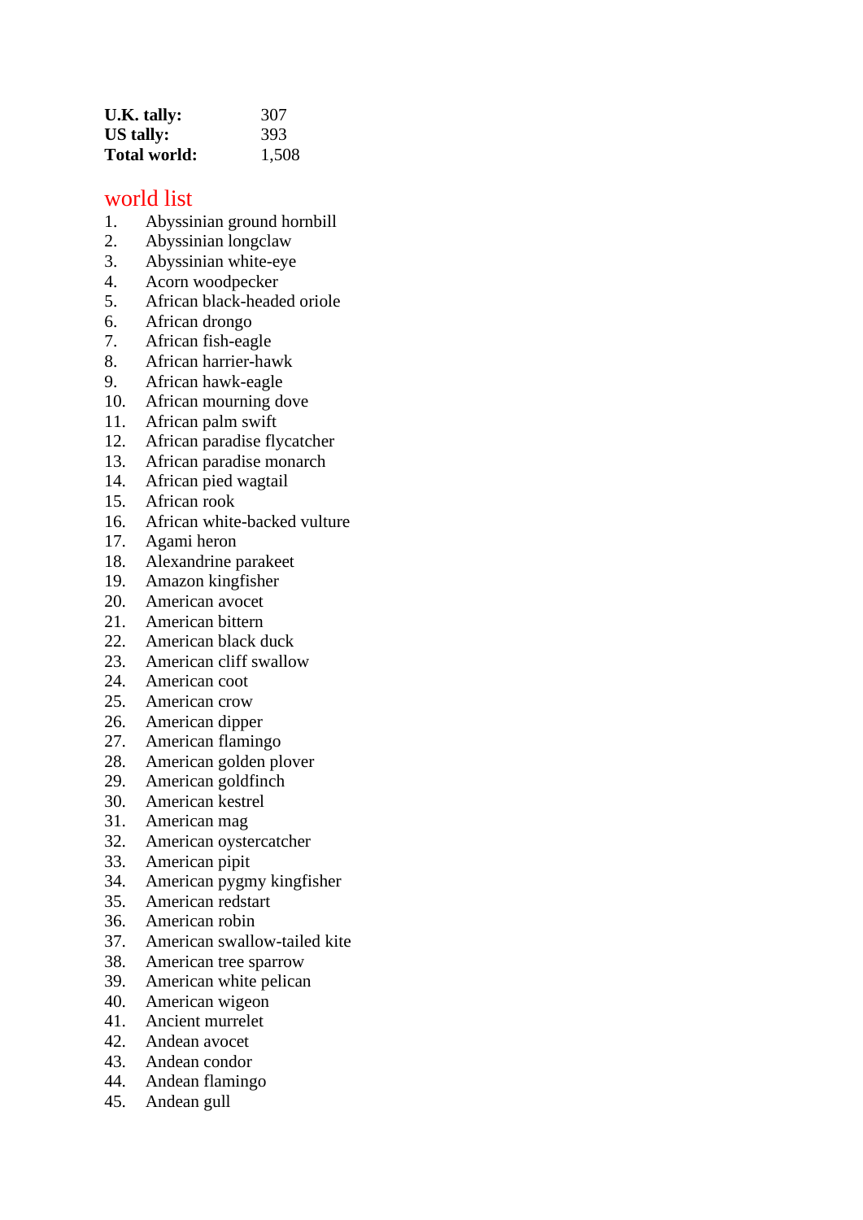**U.K. tally:** 307
**US tally:** 393
**Total world:** 1,508

## world list

1. Abyssinian ground hornbill
2. Abyssinian longclaw
3. Abyssinian white-eye
4. Acorn woodpecker
5. African black-headed oriole
6. African drongo
7. African fish-eagle
8. African harrier-hawk
9. African hawk-eagle
10. African mourning dove
11. African palm swift
12. African paradise flycatcher
13. African paradise monarch
14. African pied wagtail
15. African rook
16. African white-backed vulture
17. Agami heron
18. Alexandrine parakeet
19. Amazon kingfisher
20. American avocet
21. American bittern
22. American black duck
23. American cliff swallow
24. American coot
25. American crow
26. American dipper
27. American flamingo
28. American golden plover
29. American goldfinch
30. American kestrel
31. American mag
32. American oystercatcher
33. American pipit
34. American pygmy kingfisher
35. American redstart
36. American robin
37. American swallow-tailed kite
38. American tree sparrow
39. American white pelican
40. American wigeon
41. Ancient murrelet
42. Andean avocet
43. Andean condor
44. Andean flamingo
45. Andean gull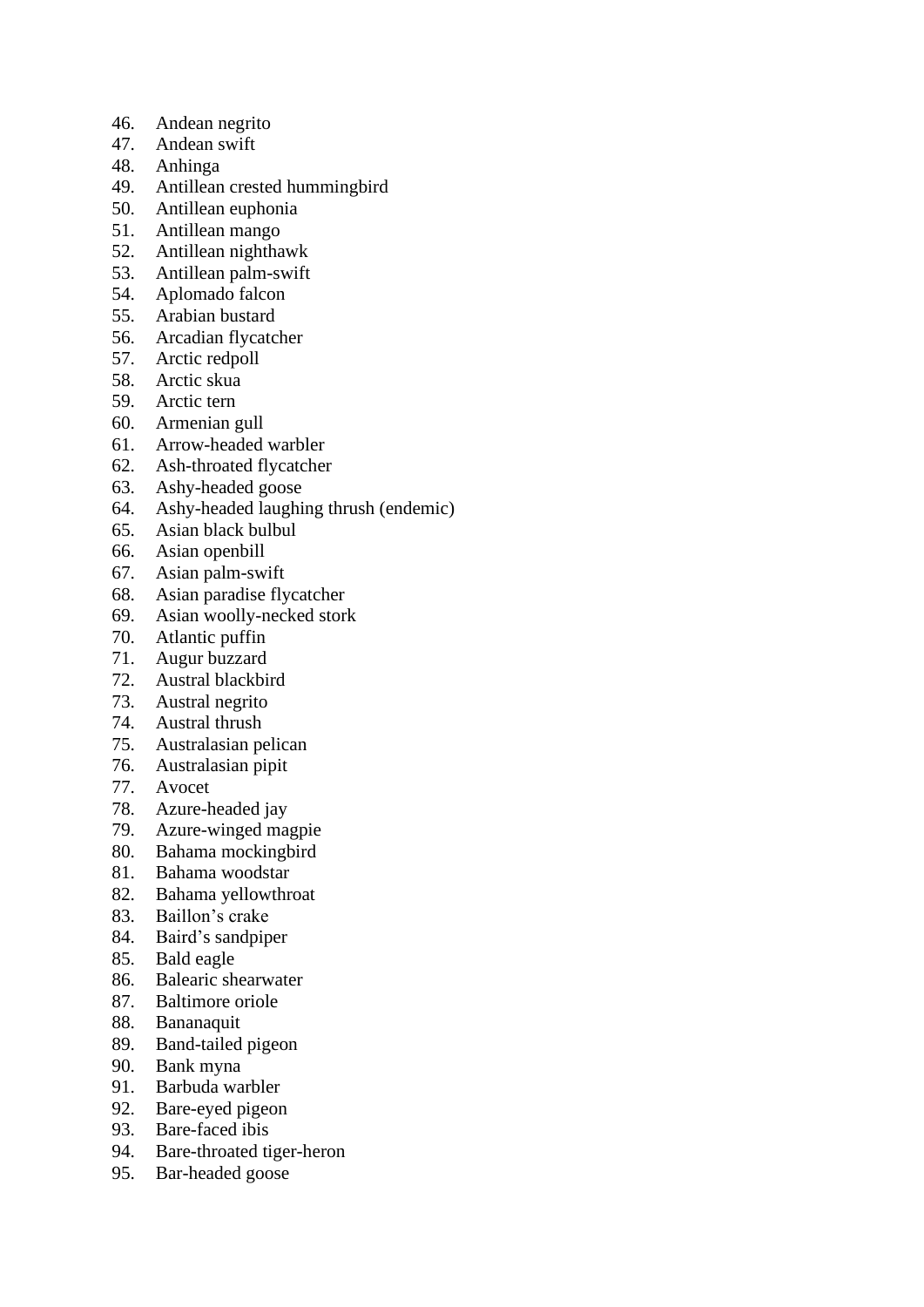46. Andean negrito
47. Andean swift
48. Anhinga
49. Antillean crested hummingbird
50. Antillean euphonia
51. Antillean mango
52. Antillean nighthawk
53. Antillean palm-swift
54. Aplomado falcon
55. Arabian bustard
56. Arcadian flycatcher
57. Arctic redpoll
58. Arctic skua
59. Arctic tern
60. Armenian gull
61. Arrow-headed warbler
62. Ash-throated flycatcher
63. Ashy-headed goose
64. Ashy-headed laughing thrush (endemic)
65. Asian black bulbul
66. Asian openbill
67. Asian palm-swift
68. Asian paradise flycatcher
69. Asian woolly-necked stork
70. Atlantic puffin
71. Augur buzzard
72. Austral blackbird
73. Austral negrito
74. Austral thrush
75. Australasian pelican
76. Australasian pipit
77. Avocet
78. Azure-headed jay
79. Azure-winged magpie
80. Bahama mockingbird
81. Bahama woodstar
82. Bahama yellowthroat
83. Baillon's crake
84. Baird's sandpiper
85. Bald eagle
86. Balearic shearwater
87. Baltimore oriole
88. Bananaquit
89. Band-tailed pigeon
90. Bank myna
91. Barbuda warbler
92. Bare-eyed pigeon
93. Bare-faced ibis
94. Bare-throated tiger-heron
95. Bar-headed goose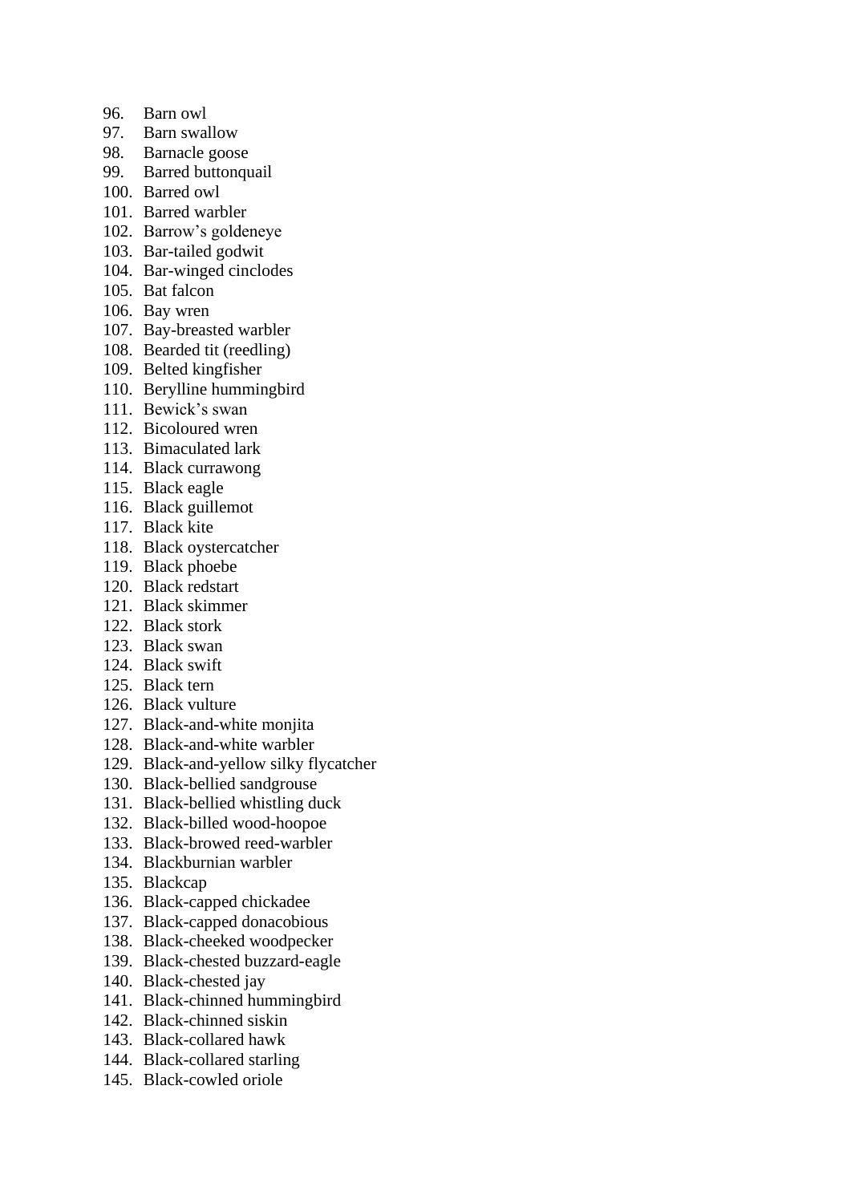96. Barn owl
97. Barn swallow
98. Barnacle goose
99. Barred buttonquail
100. Barred owl
101. Barred warbler
102. Barrow's goldeneye
103. Bar-tailed godwit
104. Bar-winged cinclodes
105. Bat falcon
106. Bay wren
107. Bay-breasted warbler
108. Bearded tit (reedling)
109. Belted kingfisher
110. Berylline hummingbird
111. Bewick's swan
112. Bicoloured wren
113. Bimaculated lark
114. Black currawong
115. Black eagle
116. Black guillemot
117. Black kite
118. Black oystercatcher
119. Black phoebe
120. Black redstart
121. Black skimmer
122. Black stork
123. Black swan
124. Black swift
125. Black tern
126. Black vulture
127. Black-and-white monjita
128. Black-and-white warbler
129. Black-and-yellow silky flycatcher
130. Black-bellied sandgrouse
131. Black-bellied whistling duck
132. Black-billed wood-hoopoe
133. Black-browed reed-warbler
134. Blackburnian warbler
135. Blackcap
136. Black-capped chickadee
137. Black-capped donacobious
138. Black-cheeked woodpecker
139. Black-chested buzzard-eagle
140. Black-chested jay
141. Black-chinned hummingbird
142. Black-chinned siskin
143. Black-collared hawk
144. Black-collared starling
145. Black-cowled oriole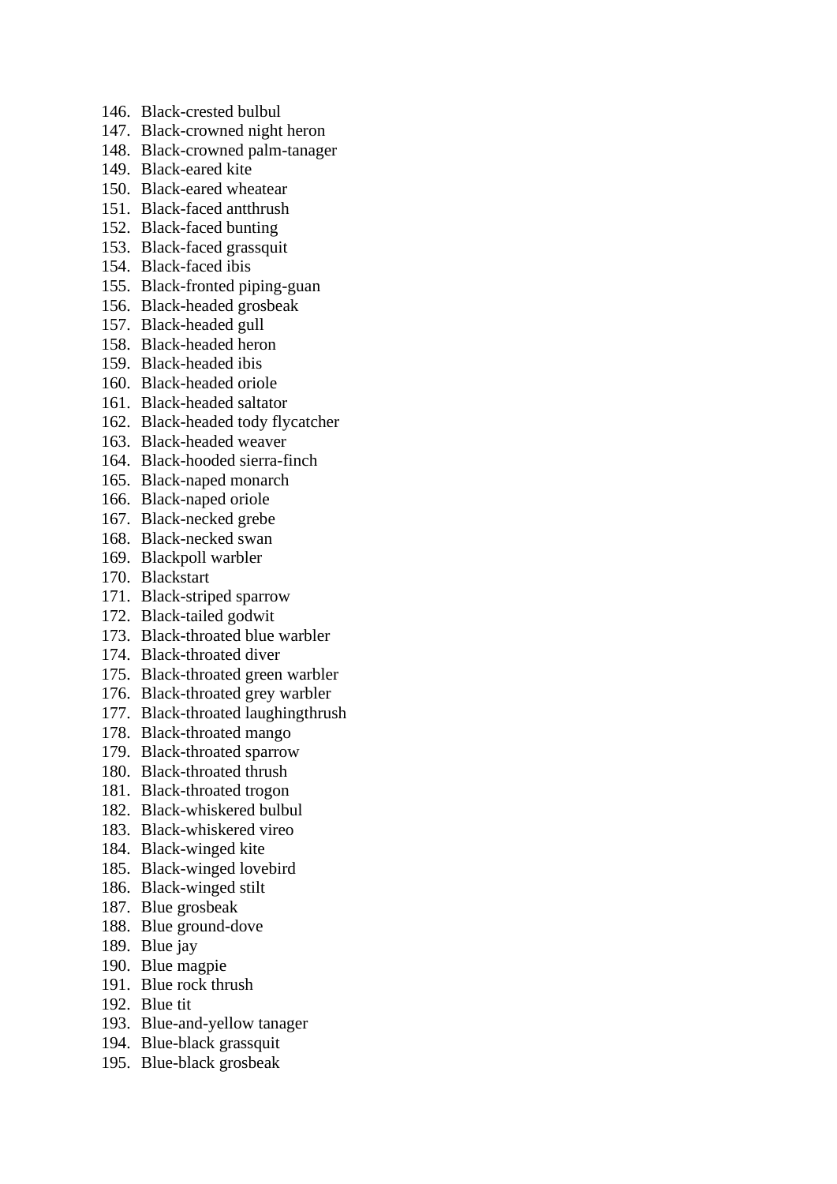146. Black-crested bulbul
147. Black-crowned night heron
148. Black-crowned palm-tanager
149. Black-eared kite
150. Black-eared wheatear
151. Black-faced antthrush
152. Black-faced bunting
153. Black-faced grassquit
154. Black-faced ibis
155. Black-fronted piping-guan
156. Black-headed grosbeak
157. Black-headed gull
158. Black-headed heron
159. Black-headed ibis
160. Black-headed oriole
161. Black-headed saltator
162. Black-headed tody flycatcher
163. Black-headed weaver
164. Black-hooded sierra-finch
165. Black-naped monarch
166. Black-naped oriole
167. Black-necked grebe
168. Black-necked swan
169. Blackpoll warbler
170. Blackstart
171. Black-striped sparrow
172. Black-tailed godwit
173. Black-throated blue warbler
174. Black-throated diver
175. Black-throated green warbler
176. Black-throated grey warbler
177. Black-throated laughingthrush
178. Black-throated mango
179. Black-throated sparrow
180. Black-throated thrush
181. Black-throated trogon
182. Black-whiskered bulbul
183. Black-whiskered vireo
184. Black-winged kite
185. Black-winged lovebird
186. Black-winged stilt
187. Blue grosbeak
188. Blue ground-dove
189. Blue jay
190. Blue magpie
191. Blue rock thrush
192. Blue tit
193. Blue-and-yellow tanager
194. Blue-black grassquit
195. Blue-black grosbeak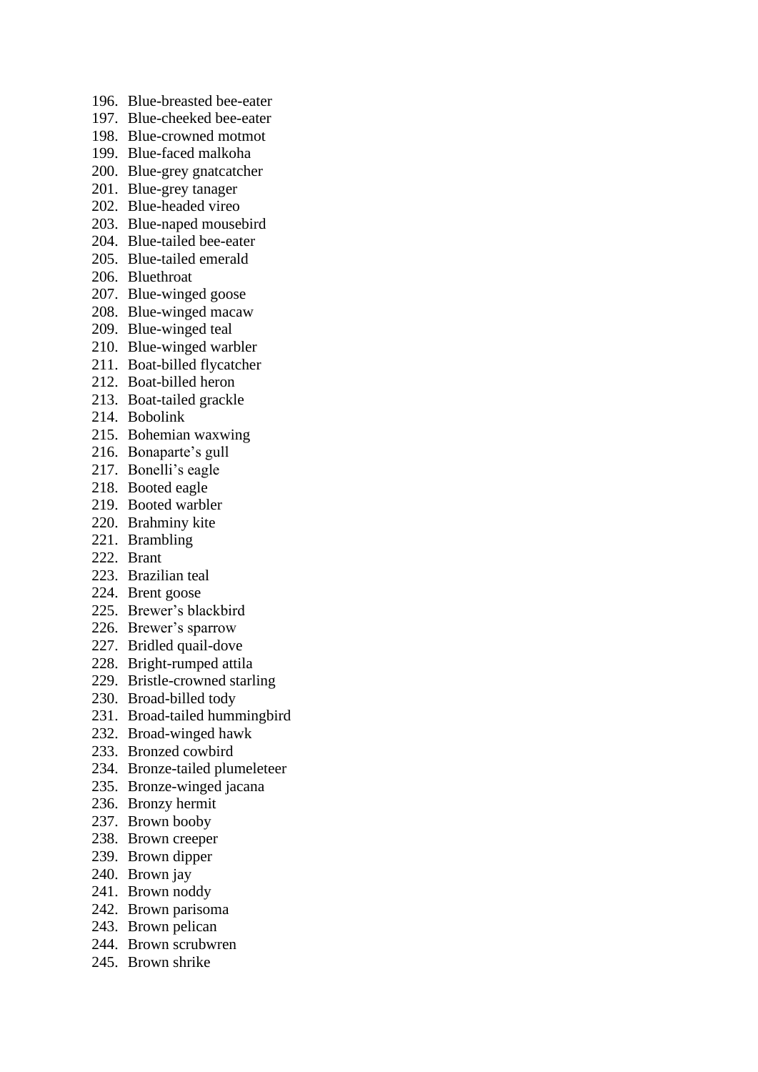196. Blue-breasted bee-eater
197. Blue-cheeked bee-eater
198. Blue-crowned motmot
199. Blue-faced malkoha
200. Blue-grey gnatcatcher
201. Blue-grey tanager
202. Blue-headed vireo
203. Blue-naped mousebird
204. Blue-tailed bee-eater
205. Blue-tailed emerald
206. Bluethroat
207. Blue-winged goose
208. Blue-winged macaw
209. Blue-winged teal
210. Blue-winged warbler
211. Boat-billed flycatcher
212. Boat-billed heron
213. Boat-tailed grackle
214. Bobolink
215. Bohemian waxwing
216. Bonaparte’s gull
217. Bonelli’s eagle
218. Booted eagle
219. Booted warbler
220. Brahminy kite
221. Brambling
222. Brant
223. Brazilian teal
224. Brent goose
225. Brewer’s blackbird
226. Brewer’s sparrow
227. Bridled quail-dove
228. Bright-rumped attila
229. Bristle-crowned starling
230. Broad-billed tody
231. Broad-tailed hummingbird
232. Broad-winged hawk
233. Bronzed cowbird
234. Bronze-tailed plumeleteer
235. Bronze-winged jacana
236. Bronzy hermit
237. Brown booby
238. Brown creeper
239. Brown dipper
240. Brown jay
241. Brown noddy
242. Brown parisoma
243. Brown pelican
244. Brown scrubwren
245. Brown shrike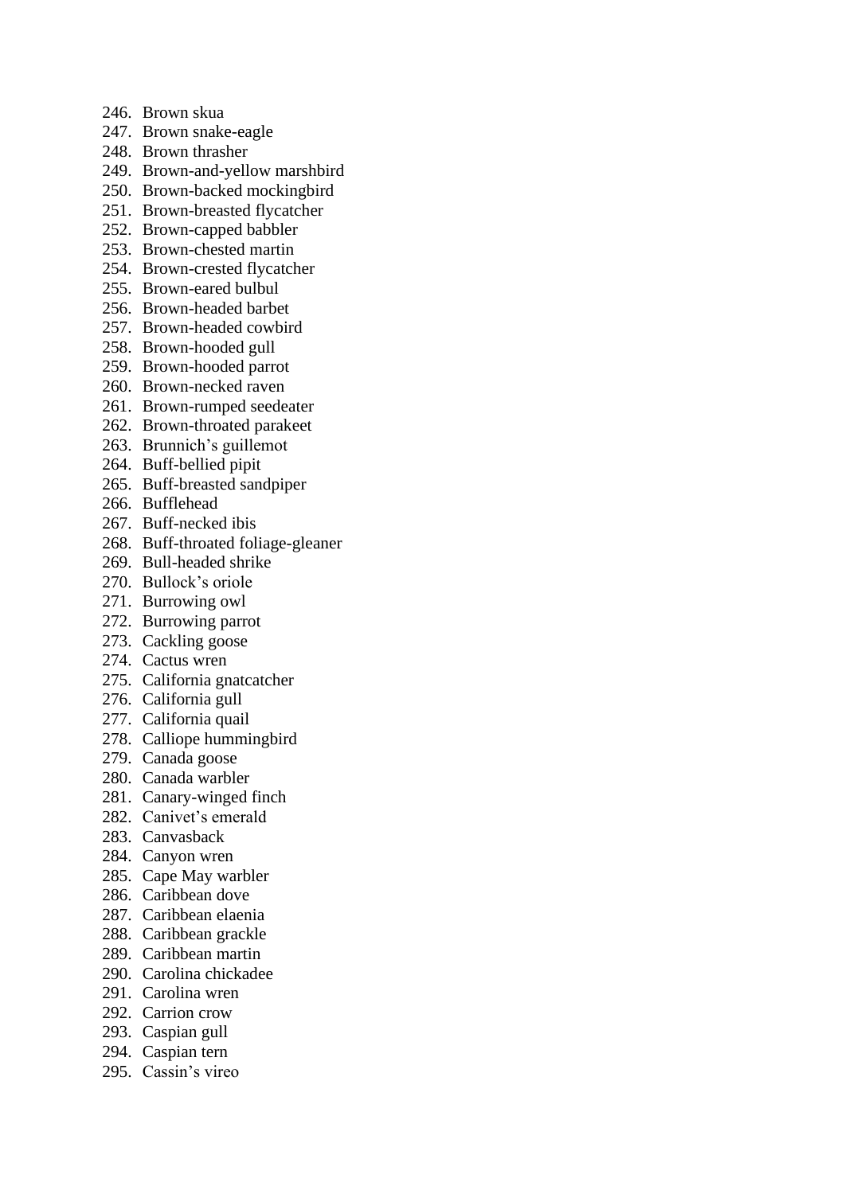246. Brown skua
247. Brown snake-eagle
248. Brown thrasher
249. Brown-and-yellow marshbird
250. Brown-backed mockingbird
251. Brown-breasted flycatcher
252. Brown-capped babbler
253. Brown-chested martin
254. Brown-crested flycatcher
255. Brown-eared bulbul
256. Brown-headed barbet
257. Brown-headed cowbird
258. Brown-hooded gull
259. Brown-hooded parrot
260. Brown-necked raven
261. Brown-rumped seedeater
262. Brown-throated parakeet
263. Brunnich's guillemot
264. Buff-bellied pipit
265. Buff-breasted sandpiper
266. Bufflehead
267. Buff-necked ibis
268. Buff-throated foliage-gleaner
269. Bull-headed shrike
270. Bullock's oriole
271. Burrowing owl
272. Burrowing parrot
273. Cackling goose
274. Cactus wren
275. California gnatcatcher
276. California gull
277. California quail
278. Calliope hummingbird
279. Canada goose
280. Canada warbler
281. Canary-winged finch
282. Canivet's emerald
283. Canvasback
284. Canyon wren
285. Cape May warbler
286. Caribbean dove
287. Caribbean elaenia
288. Caribbean grackle
289. Caribbean martin
290. Carolina chickadee
291. Carolina wren
292. Carrion crow
293. Caspian gull
294. Caspian tern
295. Cassin's vireo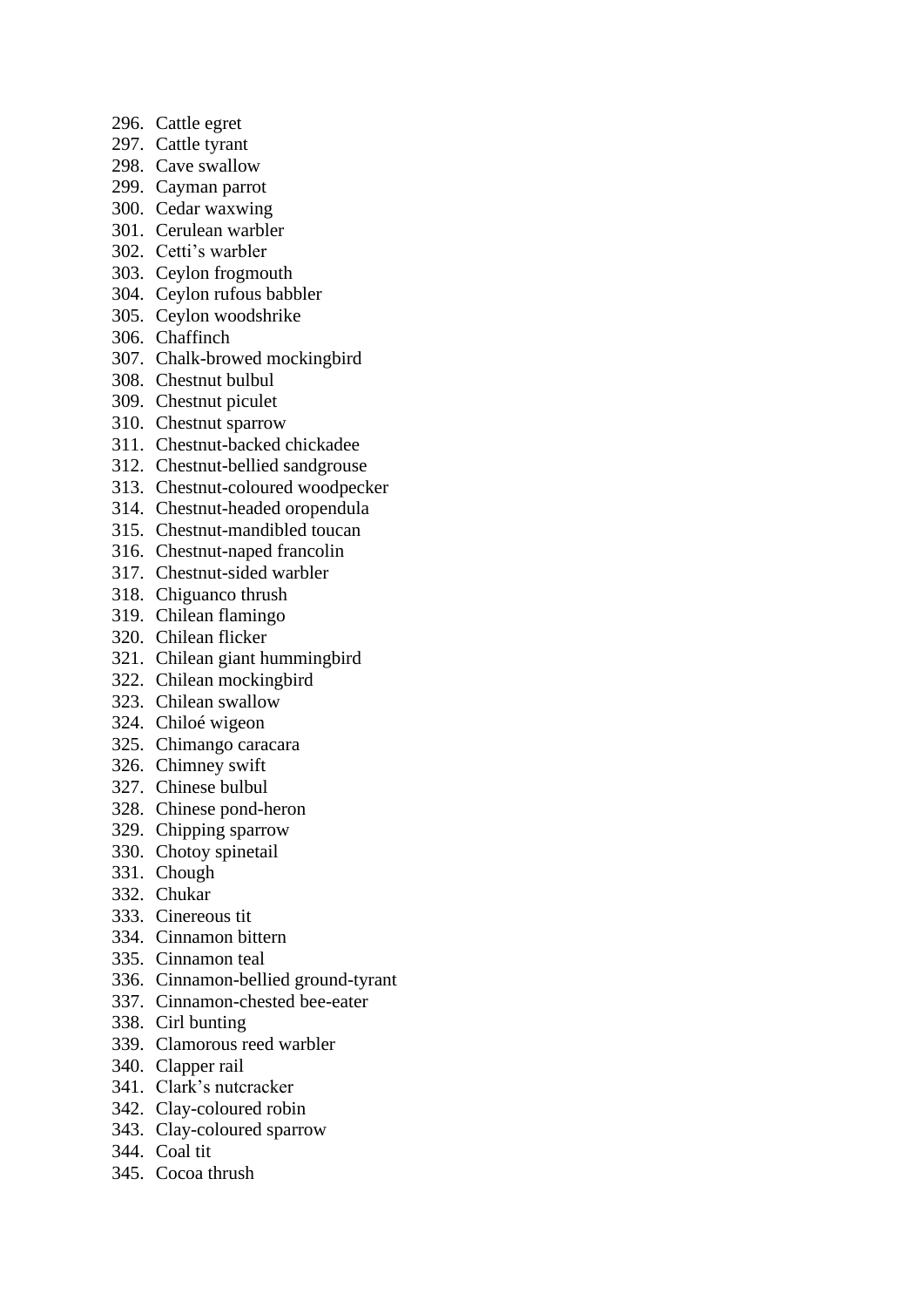296. Cattle egret
297. Cattle tyrant
298. Cave swallow
299. Cayman parrot
300. Cedar waxwing
301. Cerulean warbler
302. Cetti’s warbler
303. Ceylon frogmouth
304. Ceylon rufous babbler
305. Ceylon woodshrike
306. Chaffinch
307. Chalk-browed mockingbird
308. Chestnut bulbul
309. Chestnut piculet
310. Chestnut sparrow
311. Chestnut-backed chickadee
312. Chestnut-bellied sandgrouse
313. Chestnut-coloured woodpecker
314. Chestnut-headed oropendula
315. Chestnut-mandibled toucan
316. Chestnut-naped francolin
317. Chestnut-sided warbler
318. Chiguanco thrush
319. Chilean flamingo
320. Chilean flicker
321. Chilean giant hummingbird
322. Chilean mockingbird
323. Chilean swallow
324. Chiloé wigeon
325. Chimango caracara
326. Chimney swift
327. Chinese bulbul
328. Chinese pond-heron
329. Chipping sparrow
330. Chotoy spinetail
331. Chough
332. Chukar
333. Cinereous tit
334. Cinnamon bittern
335. Cinnamon teal
336. Cinnamon-bellied ground-tyrant
337. Cinnamon-chested bee-eater
338. Cirl bunting
339. Clamorous reed warbler
340. Clapper rail
341. Clark’s nutcracker
342. Clay-coloured robin
343. Clay-coloured sparrow
344. Coal tit
345. Cocoa thrush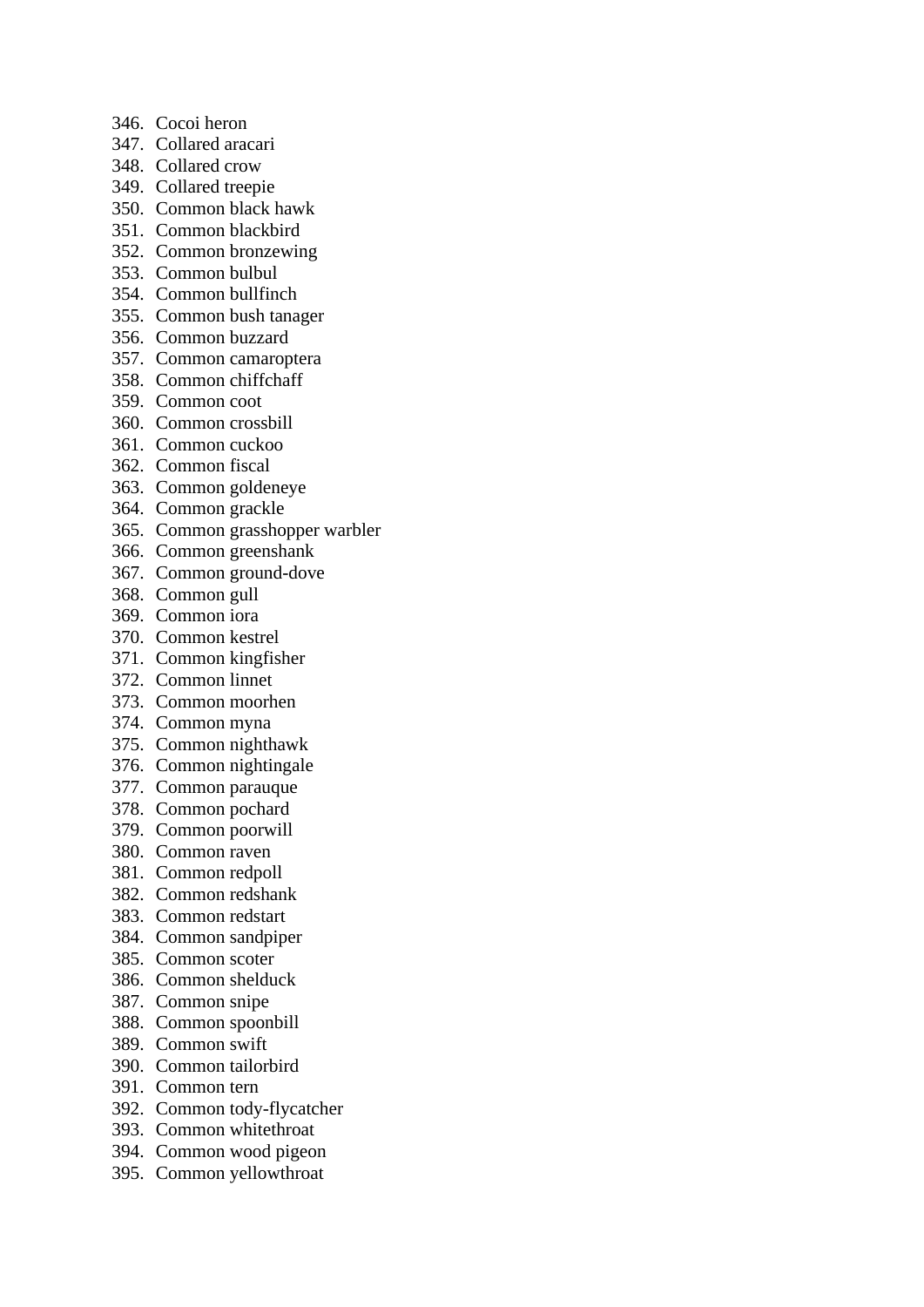346. Cocoi heron
347. Collared aracari
348. Collared crow
349. Collared treepie
350. Common black hawk
351. Common blackbird
352. Common bronzewing
353. Common bulbul
354. Common bullfinch
355. Common bush tanager
356. Common buzzard
357. Common camaroptera
358. Common chiffchaff
359. Common coot
360. Common crossbill
361. Common cuckoo
362. Common fiscal
363. Common goldeneye
364. Common grackle
365. Common grasshopper warbler
366. Common greenshank
367. Common ground-dove
368. Common gull
369. Common iora
370. Common kestrel
371. Common kingfisher
372. Common linnet
373. Common moorhen
374. Common myna
375. Common nighthawk
376. Common nightingale
377. Common parauque
378. Common pochard
379. Common poorwill
380. Common raven
381. Common redpoll
382. Common redshank
383. Common redstart
384. Common sandpiper
385. Common scoter
386. Common shelduck
387. Common snipe
388. Common spoonbill
389. Common swift
390. Common tailorbird
391. Common tern
392. Common tody-flycatcher
393. Common whitethroat
394. Common wood pigeon
395. Common yellowthroat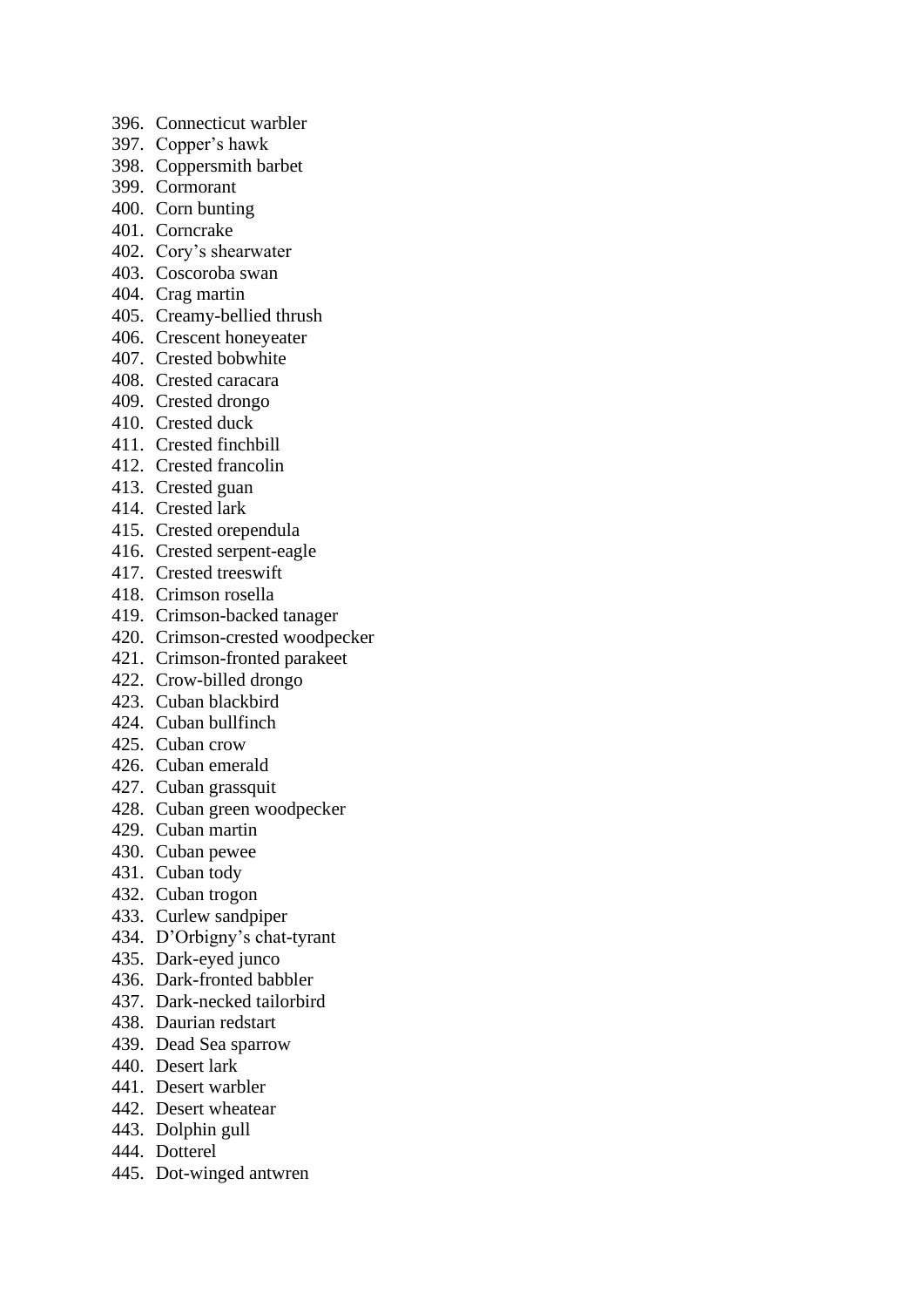396. Connecticut warbler
397. Copper's hawk
398. Coppersmith barbet
399. Cormorant
400. Corn bunting
401. Corncrake
402. Cory's shearwater
403. Coscoroba swan
404. Crag martin
405. Creamy-bellied thrush
406. Crescent honeyeater
407. Crested bobwhite
408. Crested caracara
409. Crested drongo
410. Crested duck
411. Crested finchbill
412. Crested francolin
413. Crested guan
414. Crested lark
415. Crested orependula
416. Crested serpent-eagle
417. Crested treeswift
418. Crimson rosella
419. Crimson-backed tanager
420. Crimson-crested woodpecker
421. Crimson-fronted parakeet
422. Crow-billed drongo
423. Cuban blackbird
424. Cuban bullfinch
425. Cuban crow
426. Cuban emerald
427. Cuban grassquit
428. Cuban green woodpecker
429. Cuban martin
430. Cuban pewee
431. Cuban tody
432. Cuban trogon
433. Curlew sandpiper
434. D'Orbigny's chat-tyrant
435. Dark-eyed junco
436. Dark-fronted babbler
437. Dark-necked tailorbird
438. Daurian redstart
439. Dead Sea sparrow
440. Desert lark
441. Desert warbler
442. Desert wheatear
443. Dolphin gull
444. Dotterel
445. Dot-winged antwren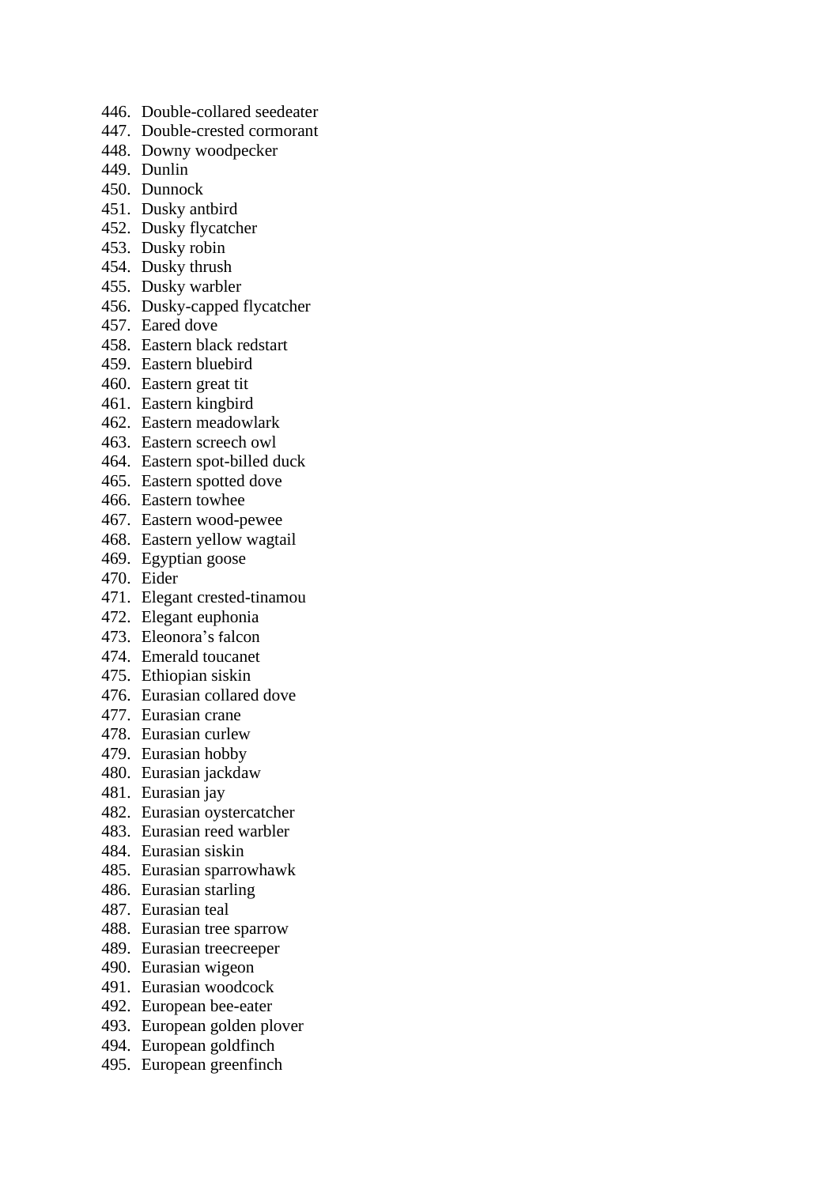446. Double-collared seedeater
447. Double-crested cormorant
448. Downy woodpecker
449. Dunlin
450. Dunnock
451. Dusky antbird
452. Dusky flycatcher
453. Dusky robin
454. Dusky thrush
455. Dusky warbler
456. Dusky-capped flycatcher
457. Eared dove
458. Eastern black redstart
459. Eastern bluebird
460. Eastern great tit
461. Eastern kingbird
462. Eastern meadowlark
463. Eastern screech owl
464. Eastern spot-billed duck
465. Eastern spotted dove
466. Eastern towhee
467. Eastern wood-pewee
468. Eastern yellow wagtail
469. Egyptian goose
470. Eider
471. Elegant crested-tinamou
472. Elegant euphonia
473. Eleonora’s falcon
474. Emerald toucanet
475. Ethiopian siskin
476. Eurasian collared dove
477. Eurasian crane
478. Eurasian curlew
479. Eurasian hobby
480. Eurasian jackdaw
481. Eurasian jay
482. Eurasian oystercatcher
483. Eurasian reed warbler
484. Eurasian siskin
485. Eurasian sparrowhawk
486. Eurasian starling
487. Eurasian teal
488. Eurasian tree sparrow
489. Eurasian treecreeper
490. Eurasian wigeon
491. Eurasian woodcock
492. European bee-eater
493. European golden plover
494. European goldfinch
495. European greenfinch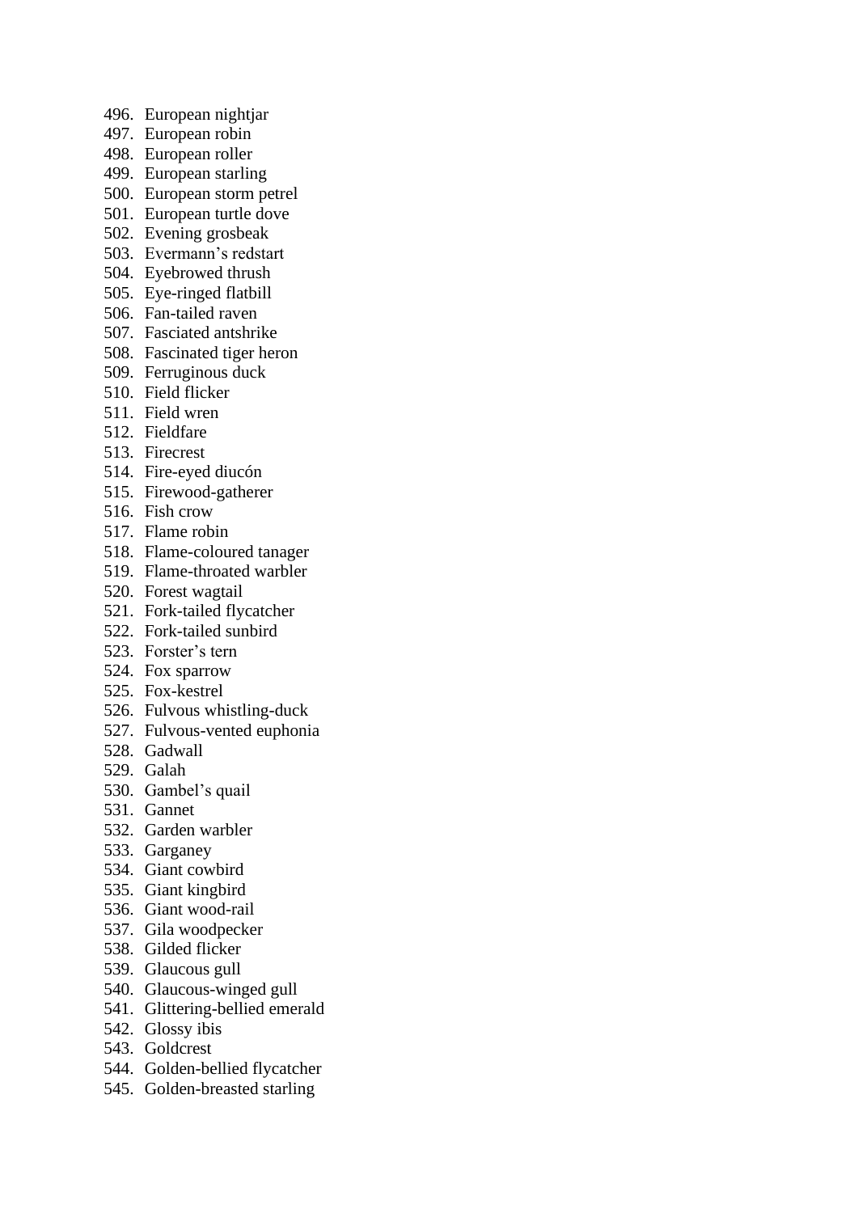496. European nightjar
497. European robin
498. European roller
499. European starling
500. European storm petrel
501. European turtle dove
502. Evening grosbeak
503. Evermann’s redstart
504. Eyebrowed thrush
505. Eye-ringed flatbill
506. Fan-tailed raven
507. Fasciated antshrike
508. Fascinated tiger heron
509. Ferruginous duck
510. Field flicker
511. Field wren
512. Fieldfare
513. Firecrest
514. Fire-eyed diucón
515. Firewood-gatherer
516. Fish crow
517. Flame robin
518. Flame-coloured tanager
519. Flame-throated warbler
520. Forest wagtail
521. Fork-tailed flycatcher
522. Fork-tailed sunbird
523. Forster’s tern
524. Fox sparrow
525. Fox-kestrel
526. Fulvous whistling-duck
527. Fulvous-vented euphonia
528. Gadwall
529. Galah
530. Gambel’s quail
531. Gannet
532. Garden warbler
533. Garganey
534. Giant cowbird
535. Giant kingbird
536. Giant wood-rail
537. Gila woodpecker
538. Gilded flicker
539. Glaucous gull
540. Glaucous-winged gull
541. Glittering-bellied emerald
542. Glossy ibis
543. Goldcrest
544. Golden-bellied flycatcher
545. Golden-breasted starling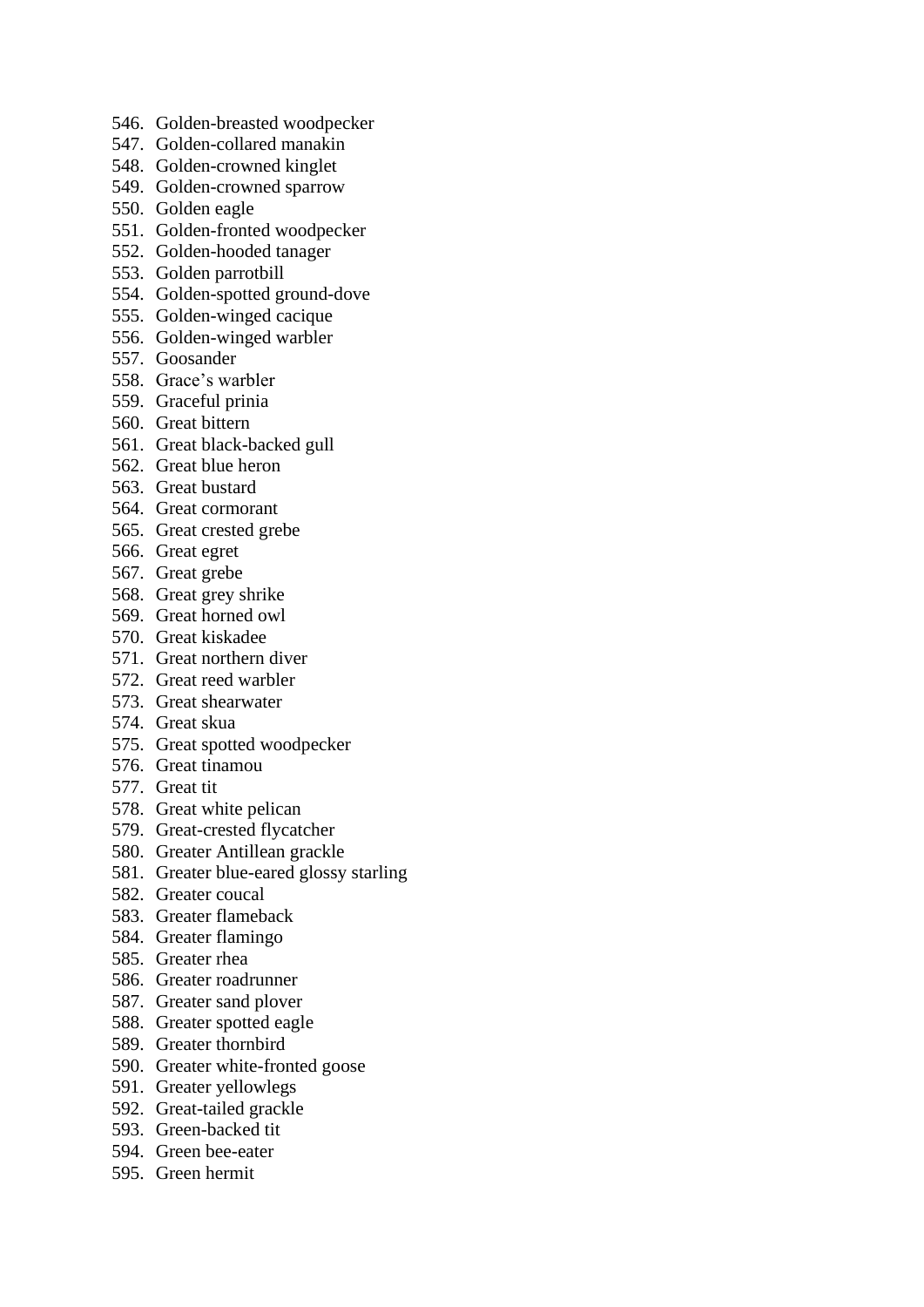546. Golden-breasted woodpecker
547. Golden-collared manakin
548. Golden-crowned kinglet
549. Golden-crowned sparrow
550. Golden eagle
551. Golden-fronted woodpecker
552. Golden-hooded tanager
553. Golden parrotbill
554. Golden-spotted ground-dove
555. Golden-winged cacique
556. Golden-winged warbler
557. Goosander
558. Grace’s warbler
559. Graceful prinia
560. Great bittern
561. Great black-backed gull
562. Great blue heron
563. Great bustard
564. Great cormorant
565. Great crested grebe
566. Great egret
567. Great grebe
568. Great grey shrike
569. Great horned owl
570. Great kiskadee
571. Great northern diver
572. Great reed warbler
573. Great shearwater
574. Great skua
575. Great spotted woodpecker
576. Great tinamou
577. Great tit
578. Great white pelican
579. Great-crested flycatcher
580. Greater Antillean grackle
581. Greater blue-eared glossy starling
582. Greater coucal
583. Greater flameback
584. Greater flamingo
585. Greater rhea
586. Greater roadrunner
587. Greater sand plover
588. Greater spotted eagle
589. Greater thornbird
590. Greater white-fronted goose
591. Greater yellowlegs
592. Great-tailed grackle
593. Green-backed tit
594. Green bee-eater
595. Green hermit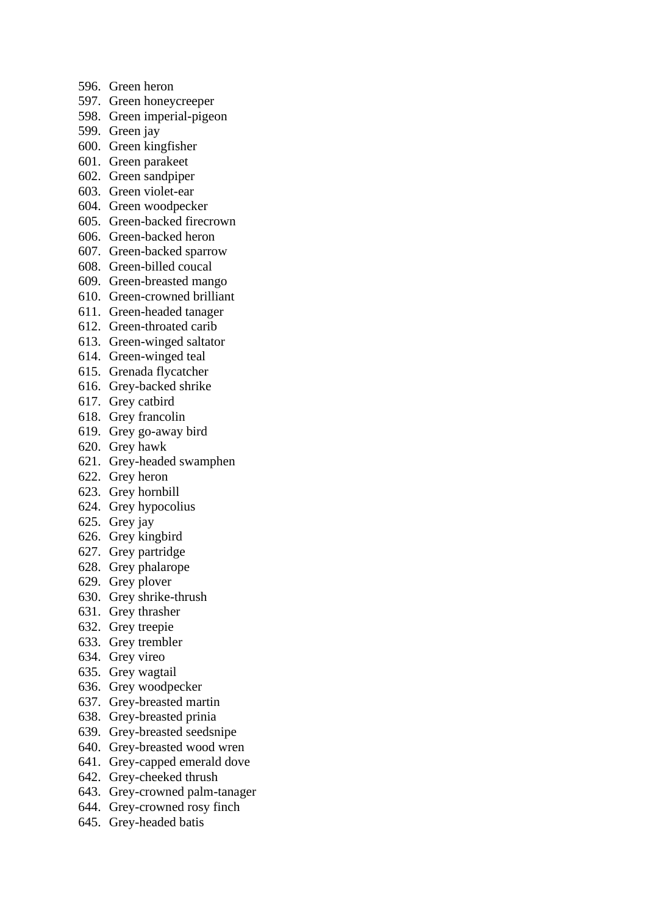596. Green heron
597. Green honeycreeper
598. Green imperial-pigeon
599. Green jay
600. Green kingfisher
601. Green parakeet
602. Green sandpiper
603. Green violet-ear
604. Green woodpecker
605. Green-backed firecrown
606. Green-backed heron
607. Green-backed sparrow
608. Green-billed coucal
609. Green-breasted mango
610. Green-crowned brilliant
611. Green-headed tanager
612. Green-throated carib
613. Green-winged saltator
614. Green-winged teal
615. Grenada flycatcher
616. Grey-backed shrike
617. Grey catbird
618. Grey francolin
619. Grey go-away bird
620. Grey hawk
621. Grey-headed swamphen
622. Grey heron
623. Grey hornbill
624. Grey hypocolius
625. Grey jay
626. Grey kingbird
627. Grey partridge
628. Grey phalarope
629. Grey plover
630. Grey shrike-thrush
631. Grey thrasher
632. Grey treepie
633. Grey trembler
634. Grey vireo
635. Grey wagtail
636. Grey woodpecker
637. Grey-breasted martin
638. Grey-breasted prinia
639. Grey-breasted seedsnipe
640. Grey-breasted wood wren
641. Grey-capped emerald dove
642. Grey-cheeked thrush
643. Grey-crowned palm-tanager
644. Grey-crowned rosy finch
645. Grey-headed batis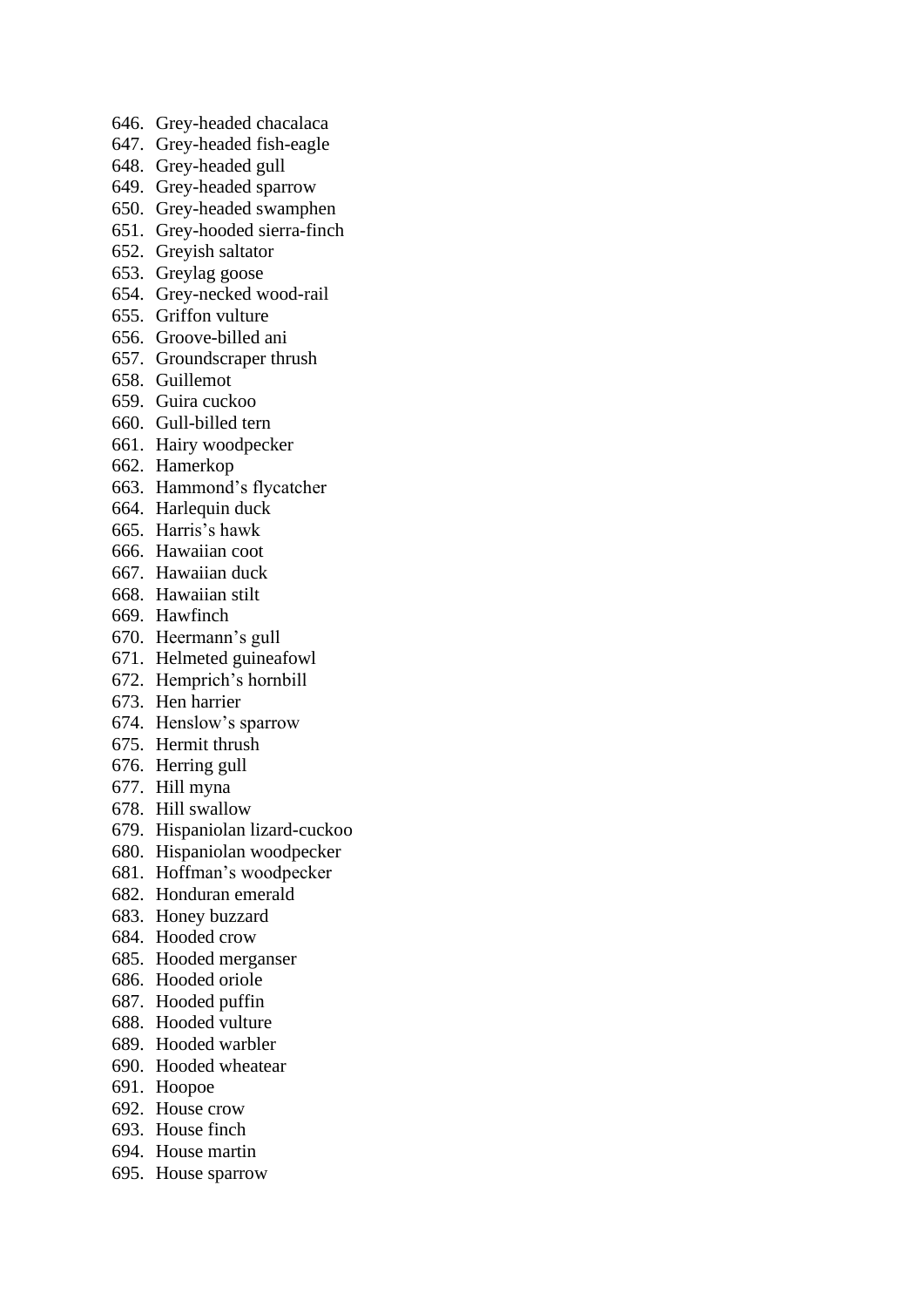646. Grey-headed chacalaca
647. Grey-headed fish-eagle
648. Grey-headed gull
649. Grey-headed sparrow
650. Grey-headed swamphen
651. Grey-hooded sierra-finch
652. Greyish saltator
653. Greylag goose
654. Grey-necked wood-rail
655. Griffon vulture
656. Groove-billed ani
657. Groundscraper thrush
658. Guillemot
659. Guira cuckoo
660. Gull-billed tern
661. Hairy woodpecker
662. Hamerkop
663. Hammond’s flycatcher
664. Harlequin duck
665. Harris’s hawk
666. Hawaiian coot
667. Hawaiian duck
668. Hawaiian stilt
669. Hawfinch
670. Heermann’s gull
671. Helmeted guineafowl
672. Hemprich’s hornbill
673. Hen harrier
674. Henslow’s sparrow
675. Hermit thrush
676. Herring gull
677. Hill myna
678. Hill swallow
679. Hispaniolan lizard-cuckoo
680. Hispaniolan woodpecker
681. Hoffman’s woodpecker
682. Honduran emerald
683. Honey buzzard
684. Hooded crow
685. Hooded merganser
686. Hooded oriole
687. Hooded puffin
688. Hooded vulture
689. Hooded warbler
690. Hooded wheatear
691. Hoopoe
692. House crow
693. House finch
694. House martin
695. House sparrow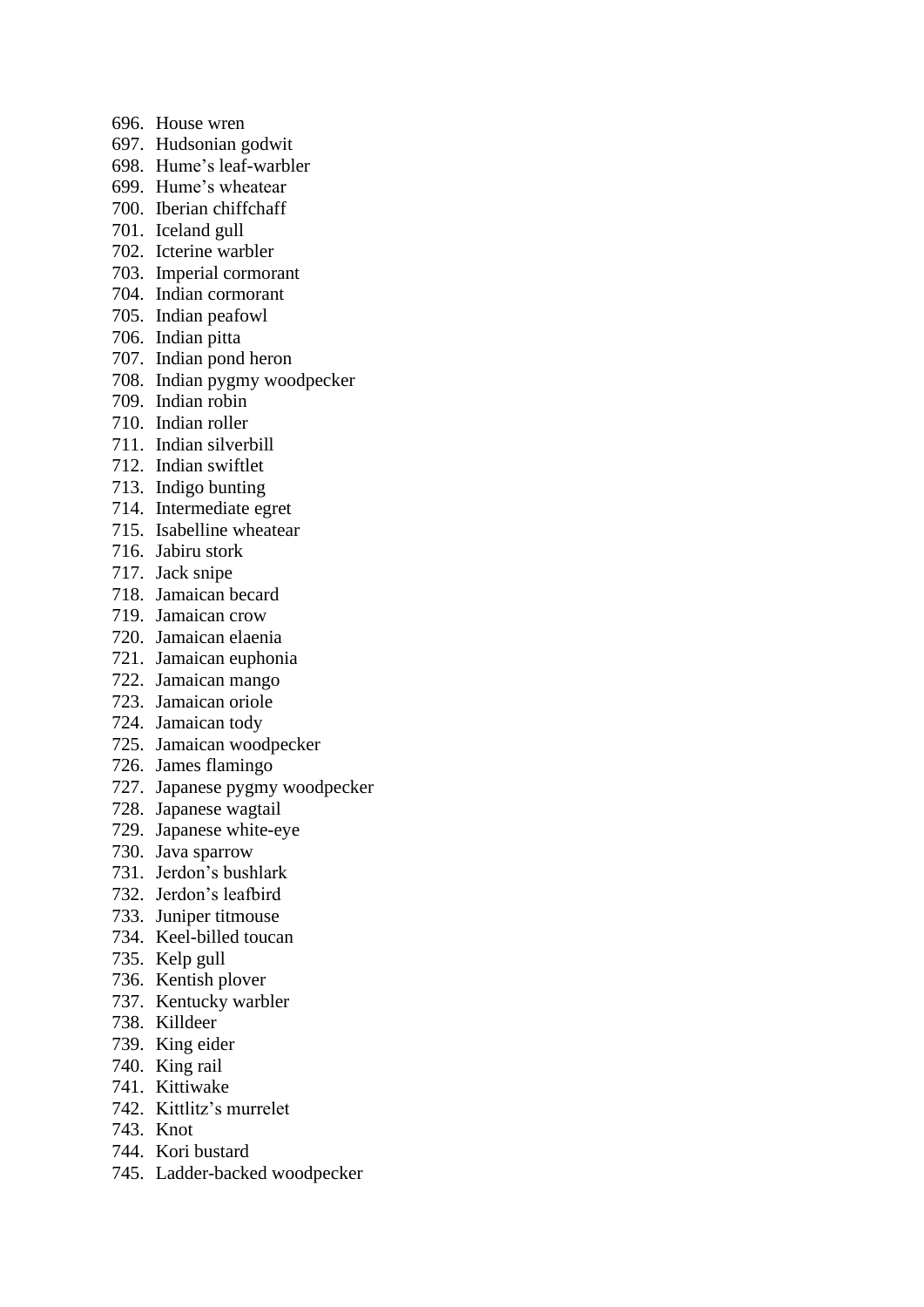696. House wren
697. Hudsonian godwit
698. Hume’s leaf-warbler
699. Hume’s wheatear
700. Iberian chiffchaff
701. Iceland gull
702. Icterine warbler
703. Imperial cormorant
704. Indian cormorant
705. Indian peafowl
706. Indian pitta
707. Indian pond heron
708. Indian pygmy woodpecker
709. Indian robin
710. Indian roller
711. Indian silverbill
712. Indian swiftlet
713. Indigo bunting
714. Intermediate egret
715. Isabelline wheatear
716. Jabiru stork
717. Jack snipe
718. Jamaican becard
719. Jamaican crow
720. Jamaican elaenia
721. Jamaican euphonia
722. Jamaican mango
723. Jamaican oriole
724. Jamaican tody
725. Jamaican woodpecker
726. James flamingo
727. Japanese pygmy woodpecker
728. Japanese wagtail
729. Japanese white-eye
730. Java sparrow
731. Jerdon’s bushlark
732. Jerdon’s leafbird
733. Juniper titmouse
734. Keel-billed toucan
735. Kelp gull
736. Kentish plover
737. Kentucky warbler
738. Killdeer
739. King eider
740. King rail
741. Kittiwake
742. Kittlitz’s murrelet
743. Knot
744. Kori bustard
745. Ladder-backed woodpecker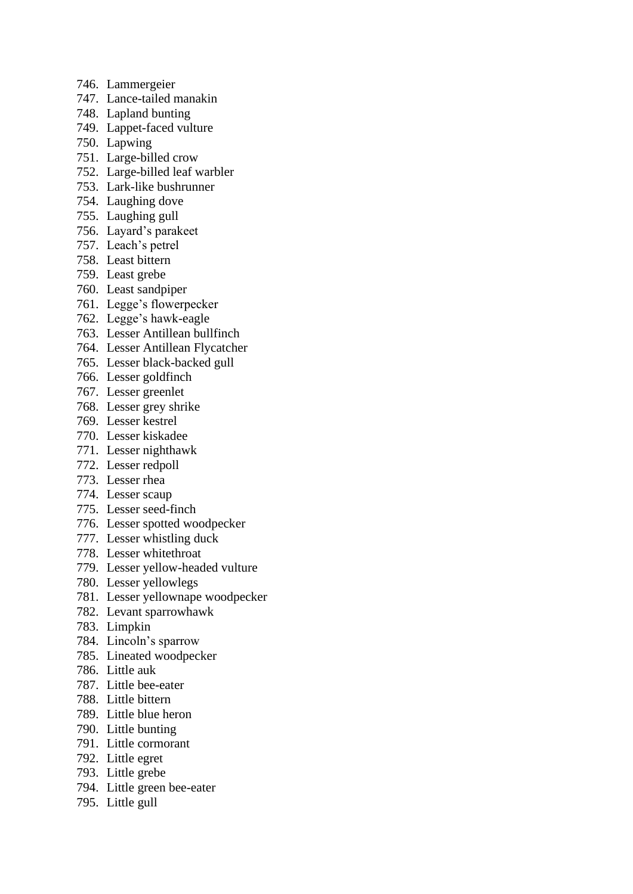746. Lammergeier
747. Lance-tailed manakin
748. Lapland bunting
749. Lappet-faced vulture
750. Lapwing
751. Large-billed crow
752. Large-billed leaf warbler
753. Lark-like bushrunner
754. Laughing dove
755. Laughing gull
756. Layard’s parakeet
757. Leach’s petrel
758. Least bittern
759. Least grebe
760. Least sandpiper
761. Legge’s flowerpecker
762. Legge’s hawk-eagle
763. Lesser Antillean bullfinch
764. Lesser Antillean Flycatcher
765. Lesser black-backed gull
766. Lesser goldfinch
767. Lesser greenlet
768. Lesser grey shrike
769. Lesser kestrel
770. Lesser kiskadee
771. Lesser nighthawk
772. Lesser redpoll
773. Lesser rhea
774. Lesser scaup
775. Lesser seed-finch
776. Lesser spotted woodpecker
777. Lesser whistling duck
778. Lesser whitethroat
779. Lesser yellow-headed vulture
780. Lesser yellowlegs
781. Lesser yellownape woodpecker
782. Levant sparrowhawk
783. Limpkin
784. Lincoln’s sparrow
785. Lineated woodpecker
786. Little auk
787. Little bee-eater
788. Little bittern
789. Little blue heron
790. Little bunting
791. Little cormorant
792. Little egret
793. Little grebe
794. Little green bee-eater
795. Little gull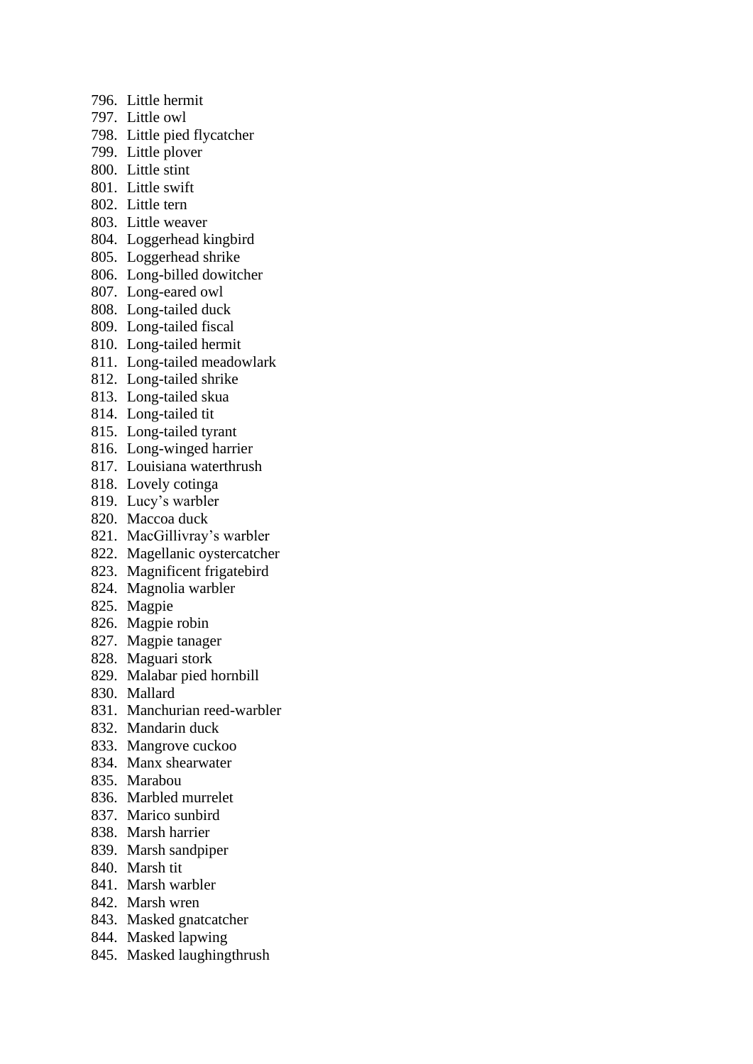796. Little hermit
797. Little owl
798. Little pied flycatcher
799. Little plover
800. Little stint
801. Little swift
802. Little tern
803. Little weaver
804. Loggerhead kingbird
805. Loggerhead shrike
806. Long-billed dowitcher
807. Long-eared owl
808. Long-tailed duck
809. Long-tailed fiscal
810. Long-tailed hermit
811. Long-tailed meadowlark
812. Long-tailed shrike
813. Long-tailed skua
814. Long-tailed tit
815. Long-tailed tyrant
816. Long-winged harrier
817. Louisiana waterthrush
818. Lovely cotinga
819. Lucy’s warbler
820. Maccoa duck
821. MacGillivray’s warbler
822. Magellanic oystercatcher
823. Magnificent frigatebird
824. Magnolia warbler
825. Magpie
826. Magpie robin
827. Magpie tanager
828. Maguari stork
829. Malabar pied hornbill
830. Mallard
831. Manchurian reed-warbler
832. Mandarin duck
833. Mangrove cuckoo
834. Manx shearwater
835. Marabou
836. Marbled murrelet
837. Marico sunbird
838. Marsh harrier
839. Marsh sandpiper
840. Marsh tit
841. Marsh warbler
842. Marsh wren
843. Masked gnatcatcher
844. Masked lapwing
845. Masked laughingthrush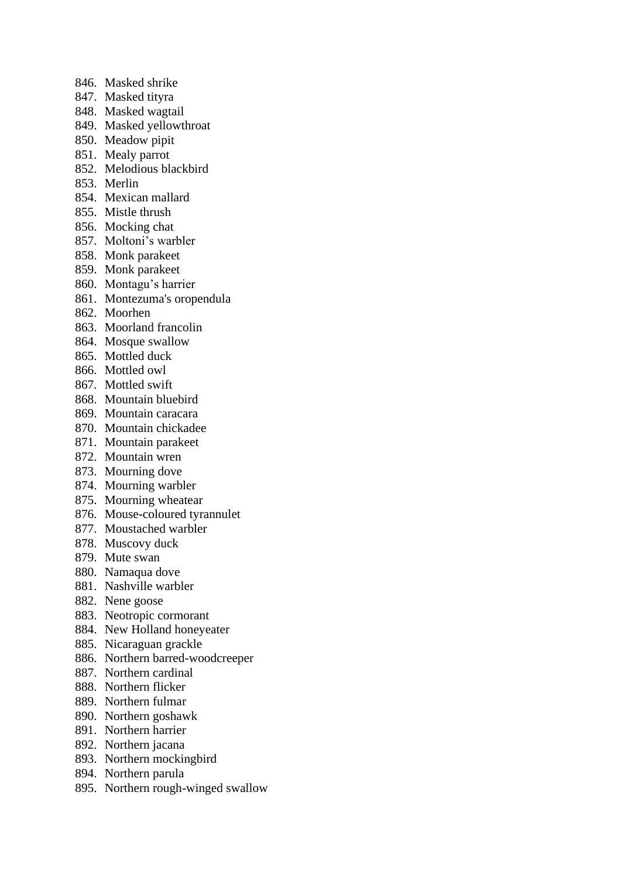846. Masked shrike
847. Masked tityra
848. Masked wagtail
849. Masked yellowthroat
850. Meadow pipit
851. Mealy parrot
852. Melodious blackbird
853. Merlin
854. Mexican mallard
855. Mistle thrush
856. Mocking chat
857. Moltoni’s warbler
858. Monk parakeet
859. Monk parakeet
860. Montagu’s harrier
861. Montezuma's oropendula
862. Moorhen
863. Moorland francolin
864. Mosque swallow
865. Mottled duck
866. Mottled owl
867. Mottled swift
868. Mountain bluebird
869. Mountain caracara
870. Mountain chickadee
871. Mountain parakeet
872. Mountain wren
873. Mourning dove
874. Mourning warbler
875. Mourning wheatear
876. Mouse-coloured tyrannulet
877. Moustached warbler
878. Muscovy duck
879. Mute swan
880. Namaqua dove
881. Nashville warbler
882. Nene goose
883. Neotropic cormorant
884. New Holland honeyeater
885. Nicaraguan grackle
886. Northern barred-woodcreeper
887. Northern cardinal
888. Northern flicker
889. Northern fulmar
890. Northern goshawk
891. Northern harrier
892. Northern jacana
893. Northern mockingbird
894. Northern parula
895. Northern rough-winged swallow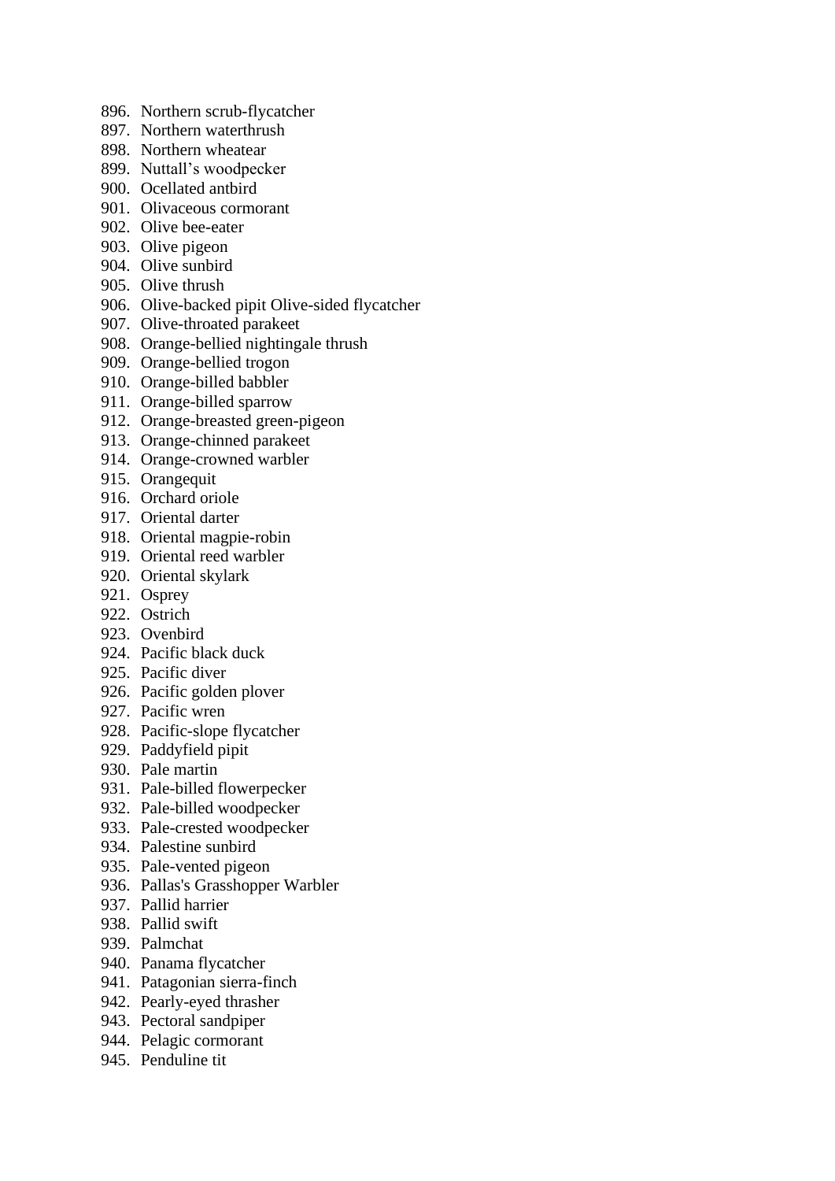896. Northern scrub-flycatcher
897. Northern waterthrush
898. Northern wheatear
899. Nuttall’s woodpecker
900. Ocellated antbird
901. Olivaceous cormorant
902. Olive bee-eater
903. Olive pigeon
904. Olive sunbird
905. Olive thrush
906. Olive-backed pipit Olive-sided flycatcher
907. Olive-throated parakeet
908. Orange-bellied nightingale thrush
909. Orange-bellied trogon
910. Orange-billed babbler
911. Orange-billed sparrow
912. Orange-breasted green-pigeon
913. Orange-chinned parakeet
914. Orange-crowned warbler
915. Orangequit
916. Orchard oriole
917. Oriental darter
918. Oriental magpie-robin
919. Oriental reed warbler
920. Oriental skylark
921. Osprey
922. Ostrich
923. Ovenbird
924. Pacific black duck
925. Pacific diver
926. Pacific golden plover
927. Pacific wren
928. Pacific-slope flycatcher
929. Paddyfield pipit
930. Pale martin
931. Pale-billed flowerpecker
932. Pale-billed woodpecker
933. Pale-crested woodpecker
934. Palestine sunbird
935. Pale-vented pigeon
936. Pallas's Grasshopper Warbler
937. Pallid harrier
938. Pallid swift
939. Palmchat
940. Panama flycatcher
941. Patagonian sierra-finch
942. Pearly-eyed thrasher
943. Pectoral sandpiper
944. Pelagic cormorant
945. Penduline tit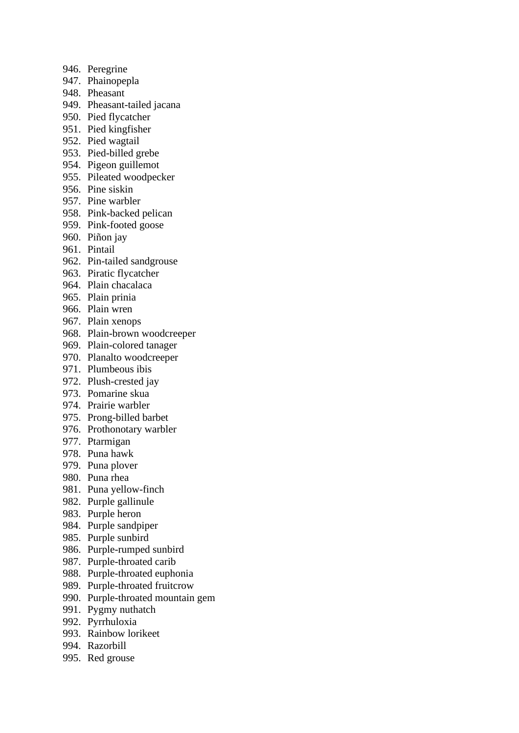946. Peregrine
947. Phainopepla
948. Pheasant
949. Pheasant-tailed jacana
950. Pied flycatcher
951. Pied kingfisher
952. Pied wagtail
953. Pied-billed grebe
954. Pigeon guillemot
955. Pileated woodpecker
956. Pine siskin
957. Pine warbler
958. Pink-backed pelican
959. Pink-footed goose
960. Piñon jay
961. Pintail
962. Pin-tailed sandgrouse
963. Piratic flycatcher
964. Plain chacalaca
965. Plain prinia
966. Plain wren
967. Plain xenops
968. Plain-brown woodcreeper
969. Plain-colored tanager
970. Planalto woodcreeper
971. Plumbeous ibis
972. Plush-crested jay
973. Pomarine skua
974. Prairie warbler
975. Prong-billed barbet
976. Prothonotary warbler
977. Ptarmigan
978. Puna hawk
979. Puna plover
980. Puna rhea
981. Puna yellow-finch
982. Purple gallinule
983. Purple heron
984. Purple sandpiper
985. Purple sunbird
986. Purple-rumped sunbird
987. Purple-throated carib
988. Purple-throated euphonia
989. Purple-throated fruitcrow
990. Purple-throated mountain gem
991. Pygmy nuthatch
992. Pyrrhuloxia
993. Rainbow lorikeet
994. Razorbill
995. Red grouse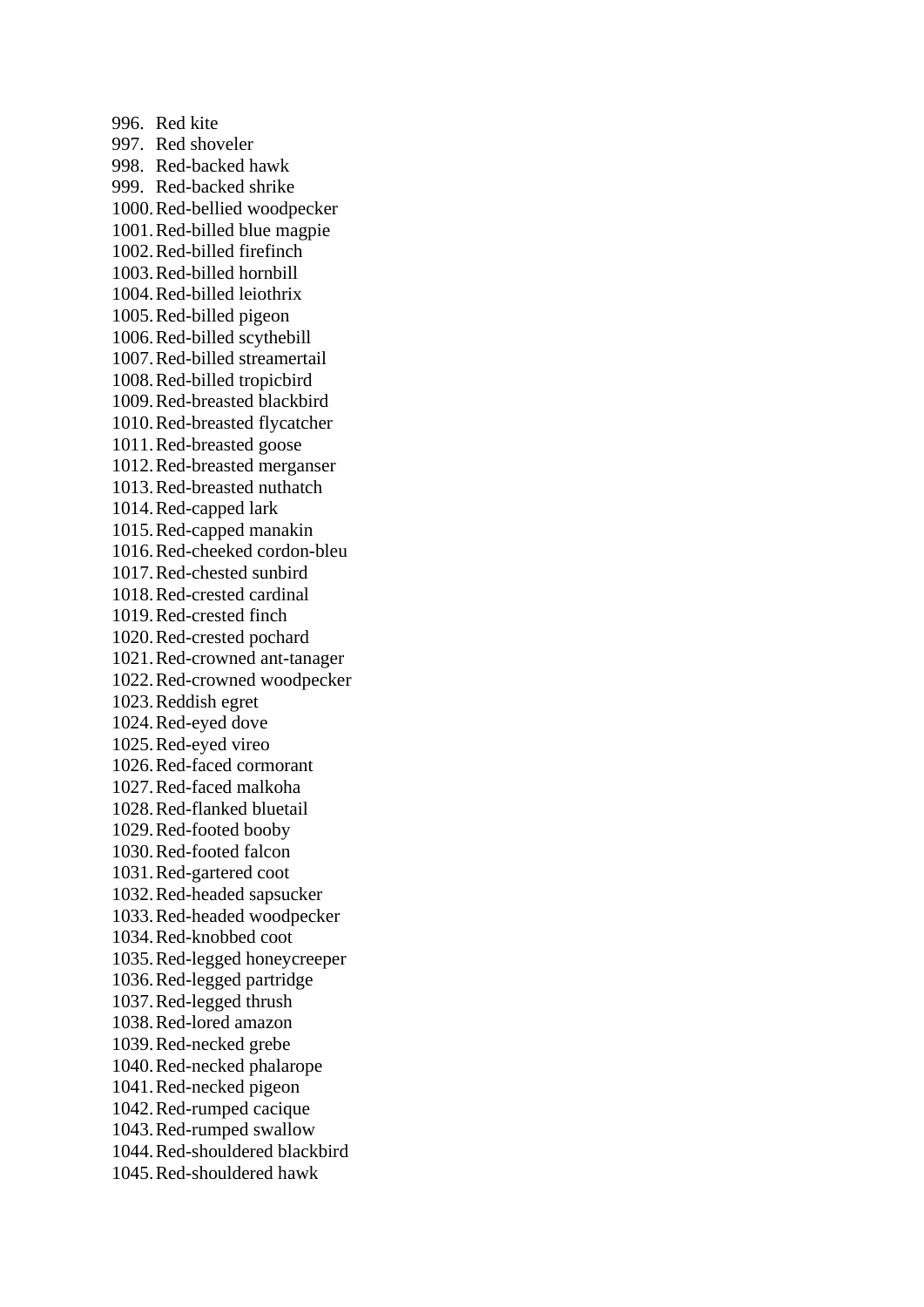996. Red kite
997. Red shoveler
998. Red-backed hawk
999. Red-backed shrike
1000. Red-bellied woodpecker
1001. Red-billed blue magpie
1002. Red-billed firefinch
1003. Red-billed hornbill
1004. Red-billed leiothrix
1005. Red-billed pigeon
1006. Red-billed scythebill
1007. Red-billed streamertail
1008. Red-billed tropicbird
1009. Red-breasted blackbird
1010. Red-breasted flycatcher
1011. Red-breasted goose
1012. Red-breasted merganser
1013. Red-breasted nuthatch
1014. Red-capped lark
1015. Red-capped manakin
1016. Red-cheeked cordon-bleu
1017. Red-chested sunbird
1018. Red-crested cardinal
1019. Red-crested finch
1020. Red-crested pochard
1021. Red-crowned ant-tanager
1022. Red-crowned woodpecker
1023. Reddish egret
1024. Red-eyed dove
1025. Red-eyed vireo
1026. Red-faced cormorant
1027. Red-faced malkoha
1028. Red-flanked bluetail
1029. Red-footed booby
1030. Red-footed falcon
1031. Red-gartered coot
1032. Red-headed sapsucker
1033. Red-headed woodpecker
1034. Red-knobbed coot
1035. Red-legged honeycreeper
1036. Red-legged partridge
1037. Red-legged thrush
1038. Red-lored amazon
1039. Red-necked grebe
1040. Red-necked phalarope
1041. Red-necked pigeon
1042. Red-rumped cacique
1043. Red-rumped swallow
1044. Red-shouldered blackbird
1045. Red-shouldered hawk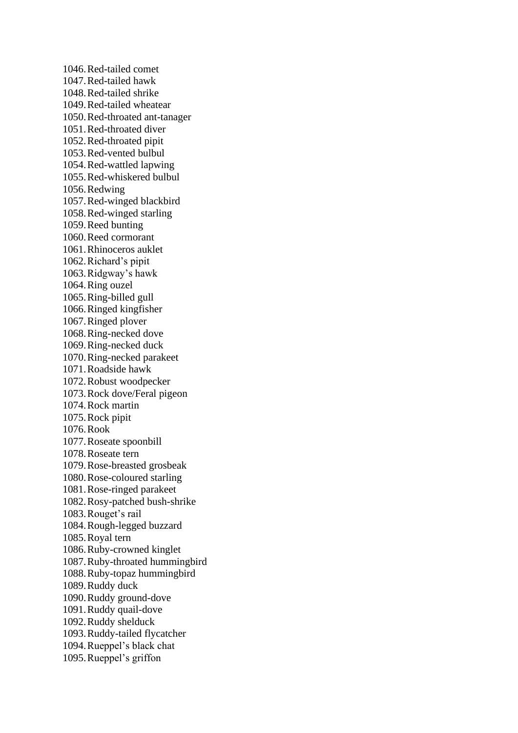1046. Red-tailed comet
1047. Red-tailed hawk
1048. Red-tailed shrike
1049. Red-tailed wheatear
1050. Red-throated ant-tanager
1051. Red-throated diver
1052. Red-throated pipit
1053. Red-vented bulbul
1054. Red-wattled lapwing
1055. Red-whiskered bulbul
1056. Redwing
1057. Red-winged blackbird
1058. Red-winged starling
1059. Reed bunting
1060. Reed cormorant
1061. Rhinoceros auklet
1062. Richard’s pipit
1063. Ridgway’s hawk
1064. Ring ouzel
1065. Ring-billed gull
1066. Ringed kingfisher
1067. Ringed plover
1068. Ring-necked dove
1069. Ring-necked duck
1070. Ring-necked parakeet
1071. Roadside hawk
1072. Robust woodpecker
1073. Rock dove/Feral pigeon
1074. Rock martin
1075. Rock pipit
1076. Rook
1077. Roseate spoonbill
1078. Roseate tern
1079. Rose-breasted grosbeak
1080. Rose-coloured starling
1081. Rose-ringed parakeet
1082. Rosy-patched bush-shrike
1083. Rouget’s rail
1084. Rough-legged buzzard
1085. Royal tern
1086. Ruby-crowned kinglet
1087. Ruby-throated hummingbird
1088. Ruby-topaz hummingbird
1089. Ruddy duck
1090. Ruddy ground-dove
1091. Ruddy quail-dove
1092. Ruddy shelduck
1093. Ruddy-tailed flycatcher
1094. Rueppel’s black chat
1095. Rueppel’s griffon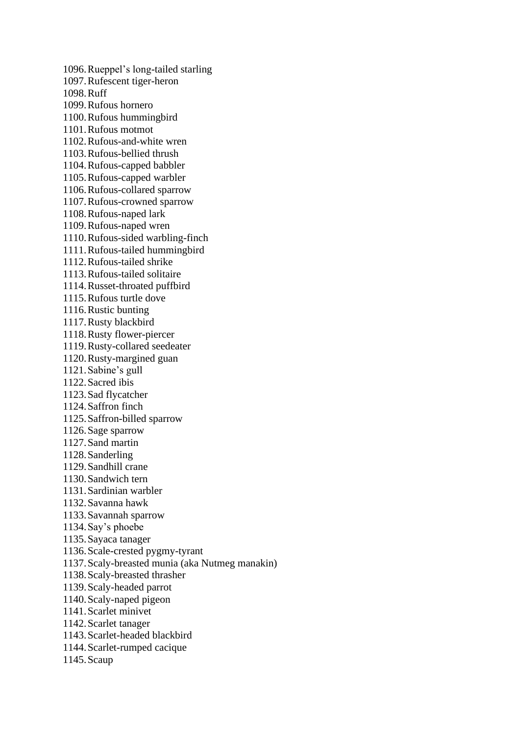1096. Rueppel’s long-tailed starling
1097. Rufescent tiger-heron
1098. Ruff
1099. Rufous hornero
1100. Rufous hummingbird
1101. Rufous motmot
1102. Rufous-and-white wren
1103. Rufous-bellied thrush
1104. Rufous-capped babbler
1105. Rufous-capped warbler
1106. Rufous-collared sparrow
1107. Rufous-crowned sparrow
1108. Rufous-naped lark
1109. Rufous-naped wren
1110. Rufous-sided warbling-finch
1111. Rufous-tailed hummingbird
1112. Rufous-tailed shrike
1113. Rufous-tailed solitaire
1114. Russet-throated puffbird
1115. Rufous turtle dove
1116. Rustic bunting
1117. Rusty blackbird
1118. Rusty flower-piercer
1119. Rusty-collared seedeater
1120. Rusty-margined guan
1121. Sabine’s gull
1122. Sacred ibis
1123. Sad flycatcher
1124. Saffron finch
1125. Saffron-billed sparrow
1126. Sage sparrow
1127. Sand martin
1128. Sanderling
1129. Sandhill crane
1130. Sandwich tern
1131. Sardinian warbler
1132. Savanna hawk
1133. Savannah sparrow
1134. Say’s phoebe
1135. Sayaca tanager
1136. Scale-crested pygmy-tyrant
1137. Scaly-breasted munia (aka Nutmeg manakin)
1138. Scaly-breasted thrasher
1139. Scaly-headed parrot
1140. Scaly-naped pigeon
1141. Scarlet minivet
1142. Scarlet tanager
1143. Scarlet-headed blackbird
1144. Scarlet-rumped cacique
1145. Scaup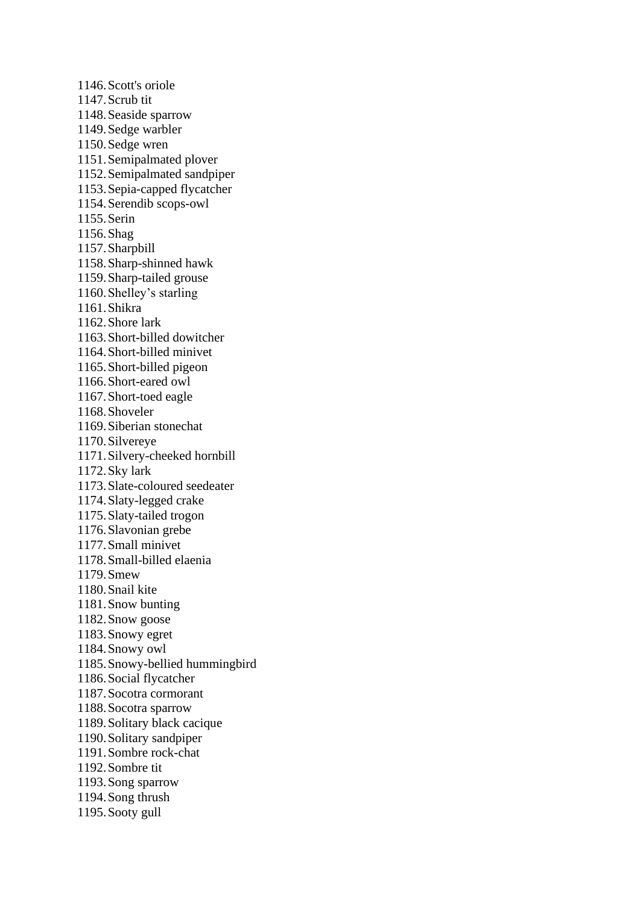1146. Scott's oriole
1147. Scrub tit
1148. Seaside sparrow
1149. Sedge warbler
1150. Sedge wren
1151. Semipalmated plover
1152. Semipalmated sandpiper
1153. Sepia-capped flycatcher
1154. Serendib scops-owl
1155. Serin
1156. Shag
1157. Sharpbill
1158. Sharp-shinned hawk
1159. Sharp-tailed grouse
1160. Shelley’s starling
1161. Shikra
1162. Shore lark
1163. Short-billed dowitcher
1164. Short-billed minivet
1165. Short-billed pigeon
1166. Short-eared owl
1167. Short-toed eagle
1168. Shoveler
1169. Siberian stonechat
1170. Silvereye
1171. Silvery-cheeked hornbill
1172. Sky lark
1173. Slate-coloured seedeater
1174. Slaty-legged crake
1175. Slaty-tailed trogon
1176. Slavonian grebe
1177. Small minivet
1178. Small-billed elaenia
1179. Smew
1180. Snail kite
1181. Snow bunting
1182. Snow goose
1183. Snowy egret
1184. Snowy owl
1185. Snowy-bellied hummingbird
1186. Social flycatcher
1187. Socotra cormorant
1188. Socotra sparrow
1189. Solitary black cacique
1190. Solitary sandpiper
1191. Sombre rock-chat
1192. Sombre tit
1193. Song sparrow
1194. Song thrush
1195. Sooty gull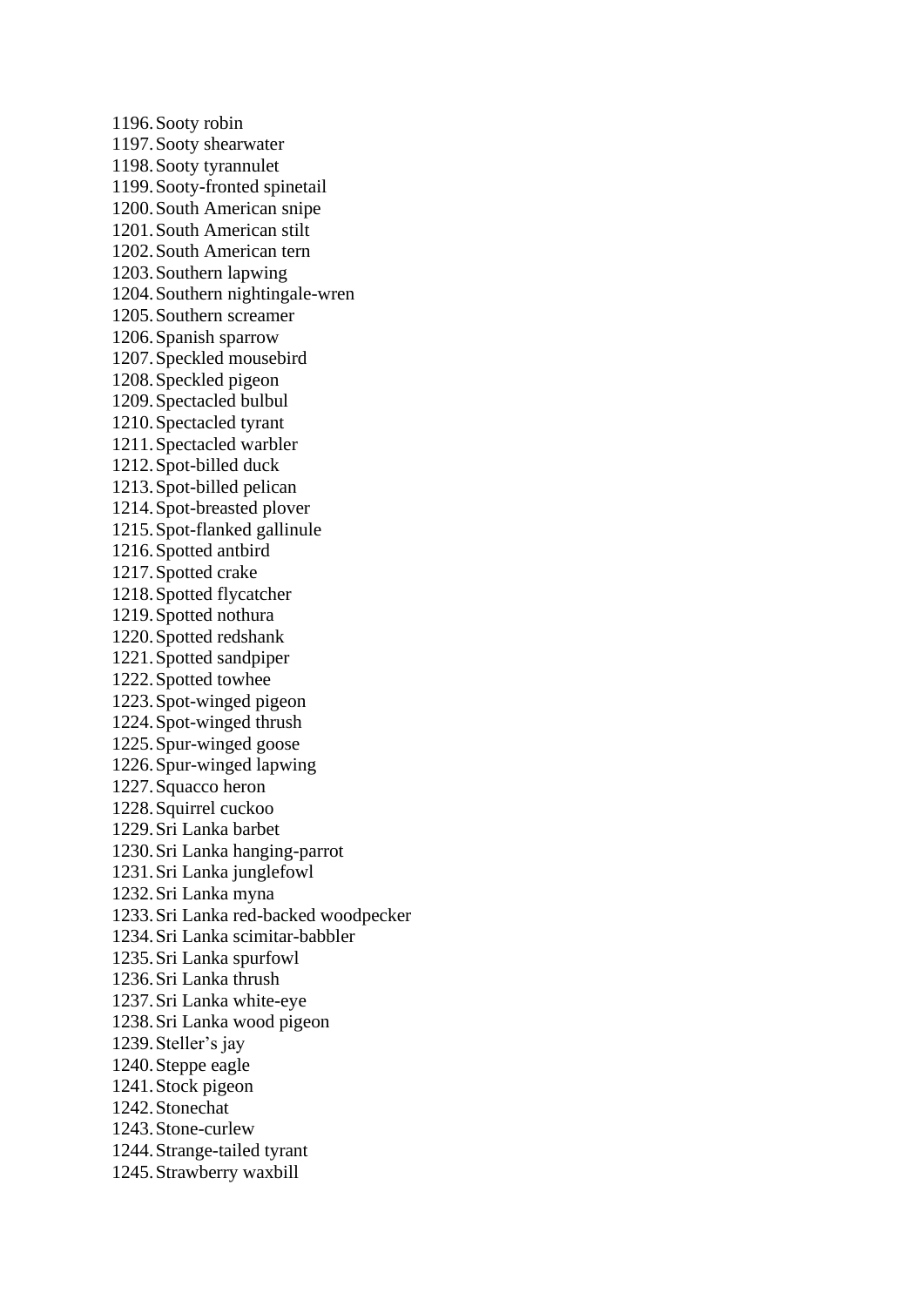1196. Sooty robin
1197. Sooty shearwater
1198. Sooty tyrannulet
1199. Sooty-fronted spinetail
1200. South American snipe
1201. South American stilt
1202. South American tern
1203. Southern lapwing
1204. Southern nightingale-wren
1205. Southern screamer
1206. Spanish sparrow
1207. Speckled mousebird
1208. Speckled pigeon
1209. Spectacled bulbul
1210. Spectacled tyrant
1211. Spectacled warbler
1212. Spot-billed duck
1213. Spot-billed pelican
1214. Spot-breasted plover
1215. Spot-flanked gallinule
1216. Spotted antbird
1217. Spotted crake
1218. Spotted flycatcher
1219. Spotted nothura
1220. Spotted redshank
1221. Spotted sandpiper
1222. Spotted towhee
1223. Spot-winged pigeon
1224. Spot-winged thrush
1225. Spur-winged goose
1226. Spur-winged lapwing
1227. Squacco heron
1228. Squirrel cuckoo
1229. Sri Lanka barbet
1230. Sri Lanka hanging-parrot
1231. Sri Lanka junglefowl
1232. Sri Lanka myna
1233. Sri Lanka red-backed woodpecker
1234. Sri Lanka scimitar-babbler
1235. Sri Lanka spurfowl
1236. Sri Lanka thrush
1237. Sri Lanka white-eye
1238. Sri Lanka wood pigeon
1239. Steller's jay
1240. Steppe eagle
1241. Stock pigeon
1242. Stonechat
1243. Stone-curlew
1244. Strange-tailed tyrant
1245. Strawberry waxbill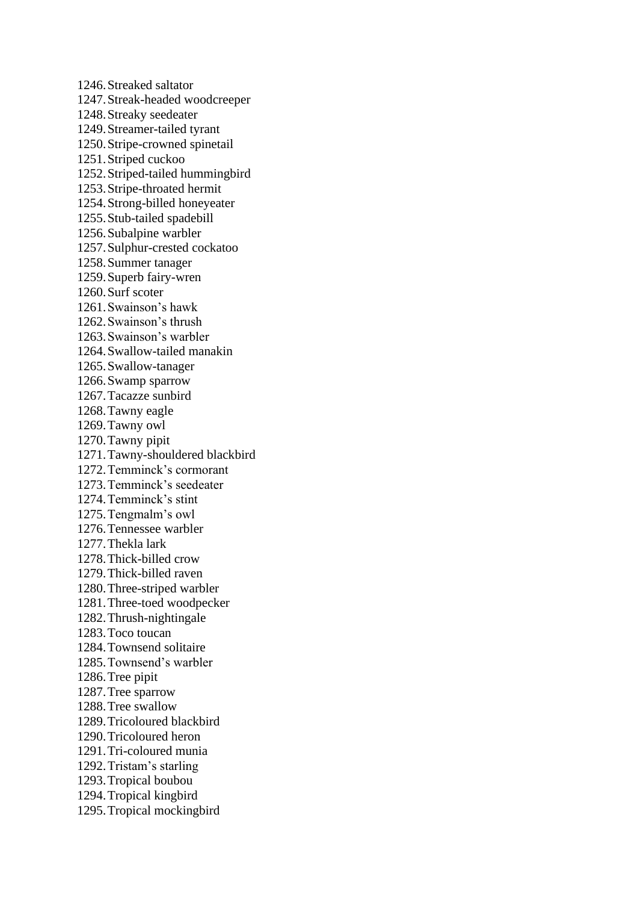1246. Streaked saltator
1247. Streak-headed woodcreeper
1248. Streaky seedeater
1249. Streamer-tailed tyrant
1250. Stripe-crowned spinetail
1251. Striped cuckoo
1252. Striped-tailed hummingbird
1253. Stripe-throated hermit
1254. Strong-billed honeyeater
1255. Stub-tailed spadebill
1256. Subalpine warbler
1257. Sulphur-crested cockatoo
1258. Summer tanager
1259. Superb fairy-wren
1260. Surf scoter
1261. Swainson's hawk
1262. Swainson's thrush
1263. Swainson's warbler
1264. Swallow-tailed manakin
1265. Swallow-tanager
1266. Swamp sparrow
1267. Tacazze sunbird
1268. Tawny eagle
1269. Tawny owl
1270. Tawny pipit
1271. Tawny-shouldered blackbird
1272. Temminck's cormorant
1273. Temminck's seedeater
1274. Temminck's stint
1275. Tengmalm's owl
1276. Tennessee warbler
1277. Thekla lark
1278. Thick-billed crow
1279. Thick-billed raven
1280. Three-striped warbler
1281. Three-toed woodpecker
1282. Thrush-nightingale
1283. Toco toucan
1284. Townsend solitaire
1285. Townsend's warbler
1286. Tree pipit
1287. Tree sparrow
1288. Tree swallow
1289. Tricoloured blackbird
1290. Tricoloured heron
1291. Tri-coloured munia
1292. Tristam's starling
1293. Tropical boubou
1294. Tropical kingbird
1295. Tropical mockingbird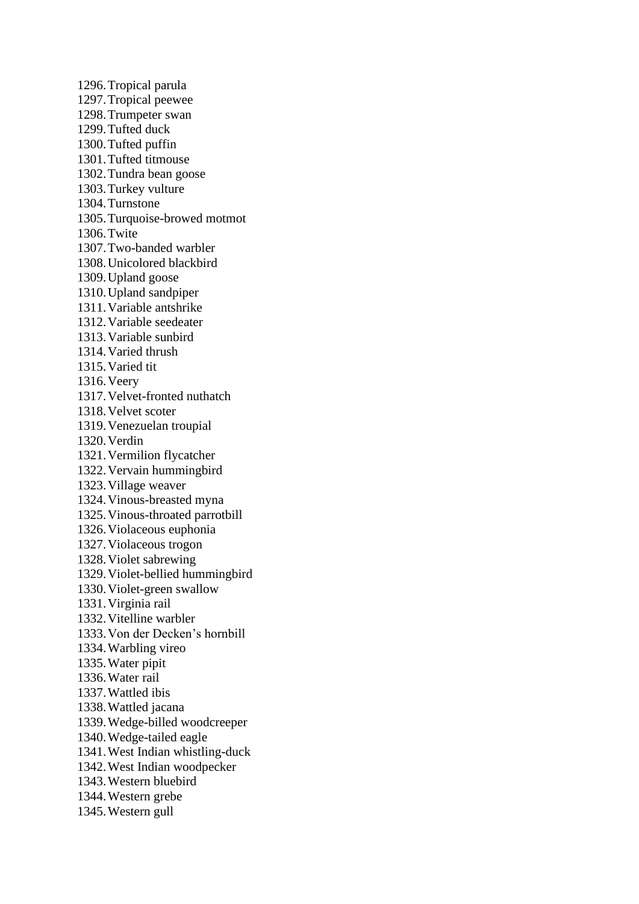1296. Tropical parula
1297. Tropical peewee
1298. Trumpeter swan
1299. Tufted duck
1300. Tufted puffin
1301. Tufted titmouse
1302. Tundra bean goose
1303. Turkey vulture
1304. Turnstone
1305. Turquoise-browed motmot
1306. Twite
1307. Two-banded warbler
1308. Unicolored blackbird
1309. Upland goose
1310. Upland sandpiper
1311. Variable antshrike
1312. Variable seedeater
1313. Variable sunbird
1314. Varied thrush
1315. Varied tit
1316. Veery
1317. Velvet-fronted nuthatch
1318. Velvet scoter
1319. Venezuelan troupial
1320. Verdin
1321. Vermilion flycatcher
1322. Vervain hummingbird
1323. Village weaver
1324. Vinous-breasted myna
1325. Vinous-throated parrotbill
1326. Violaceous euphonia
1327. Violaceous trogon
1328. Violet sabrewing
1329. Violet-bellied hummingbird
1330. Violet-green swallow
1331. Virginia rail
1332. Vitelline warbler
1333. Von der Decken's hornbill
1334. Warbling vireo
1335. Water pipit
1336. Water rail
1337. Wattled ibis
1338. Wattled jacana
1339. Wedge-billed woodcreeper
1340. Wedge-tailed eagle
1341. West Indian whistling-duck
1342. West Indian woodpecker
1343. Western bluebird
1344. Western grebe
1345. Western gull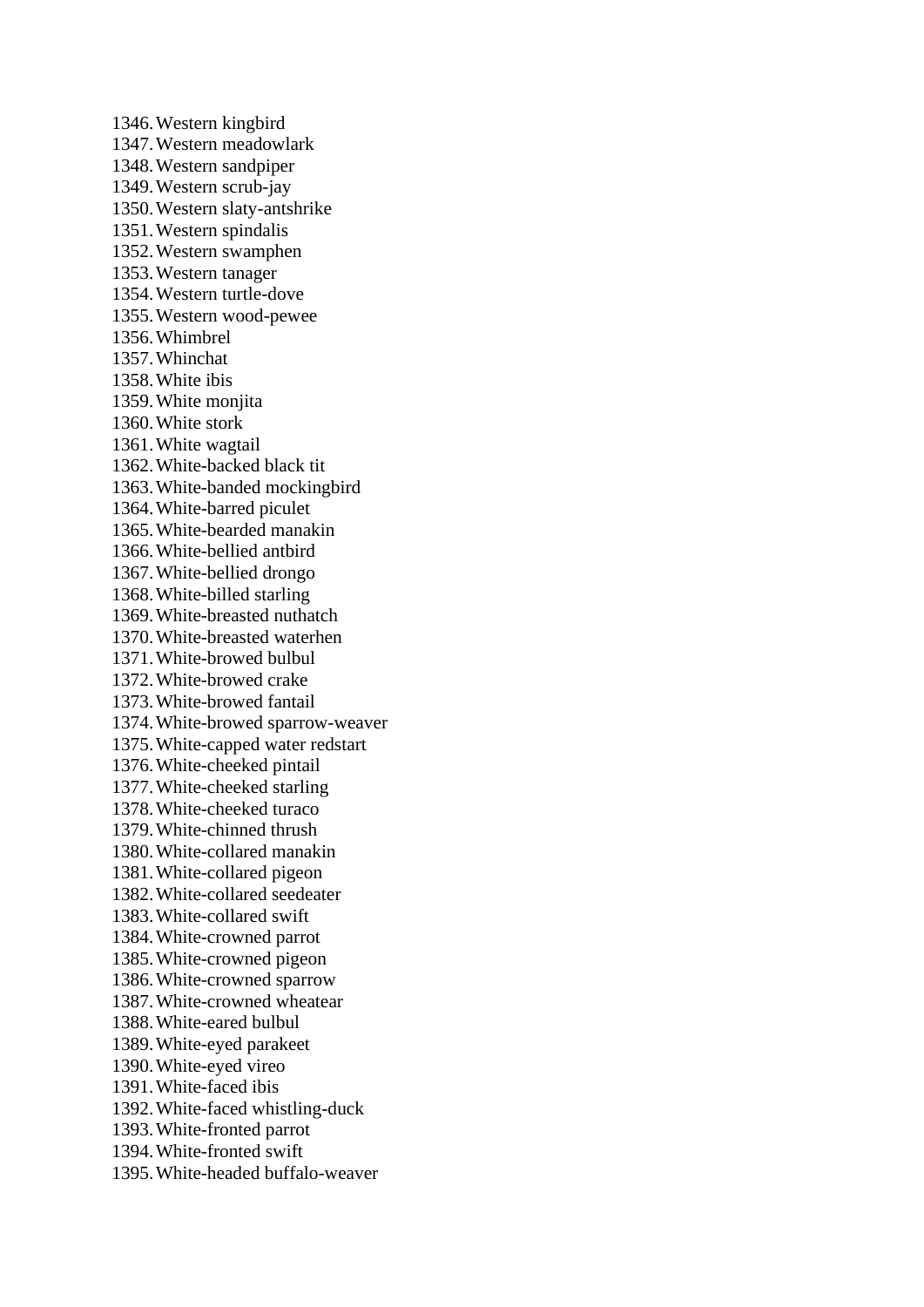1346. Western kingbird
1347. Western meadowlark
1348. Western sandpiper
1349. Western scrub-jay
1350. Western slaty-antshrike
1351. Western spindalis
1352. Western swamphen
1353. Western tanager
1354. Western turtle-dove
1355. Western wood-pewee
1356. Whimbrel
1357. Whinchat
1358. White ibis
1359. White monjita
1360. White stork
1361. White wagtail
1362. White-backed black tit
1363. White-banded mockingbird
1364. White-barred piculet
1365. White-bearded manakin
1366. White-bellied antbird
1367. White-bellied drongo
1368. White-billed starling
1369. White-breasted nuthatch
1370. White-breasted waterhen
1371. White-browed bulbul
1372. White-browed crake
1373. White-browed fantail
1374. White-browed sparrow-weaver
1375. White-capped water redstart
1376. White-cheeked pintail
1377. White-cheeked starling
1378. White-cheeked turaco
1379. White-chinned thrush
1380. White-collared manakin
1381. White-collared pigeon
1382. White-collared seedeater
1383. White-collared swift
1384. White-crowned parrot
1385. White-crowned pigeon
1386. White-crowned sparrow
1387. White-crowned wheatear
1388. White-eared bulbul
1389. White-eyed parakeet
1390. White-eyed vireo
1391. White-faced ibis
1392. White-faced whistling-duck
1393. White-fronted parrot
1394. White-fronted swift
1395. White-headed buffalo-weaver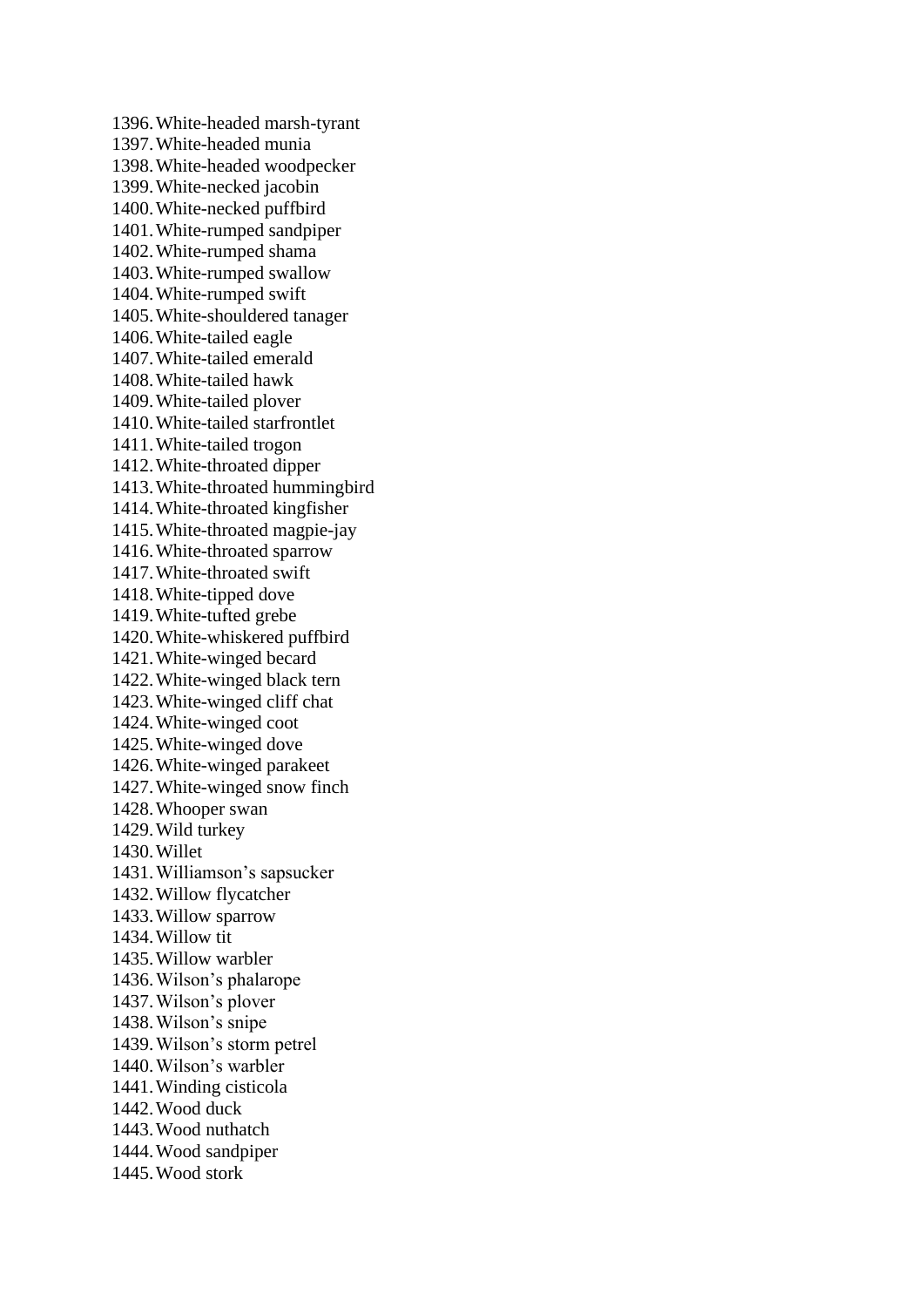1396. White-headed marsh-tyrant
1397. White-headed munia
1398. White-headed woodpecker
1399. White-necked jacobin
1400. White-necked puffbird
1401. White-rumped sandpiper
1402. White-rumped shama
1403. White-rumped swallow
1404. White-rumped swift
1405. White-shouldered tanager
1406. White-tailed eagle
1407. White-tailed emerald
1408. White-tailed hawk
1409. White-tailed plover
1410. White-tailed starfrontlet
1411. White-tailed trogon
1412. White-throated dipper
1413. White-throated hummingbird
1414. White-throated kingfisher
1415. White-throated magpie-jay
1416. White-throated sparrow
1417. White-throated swift
1418. White-tipped dove
1419. White-tufted grebe
1420. White-whiskered puffbird
1421. White-winged becard
1422. White-winged black tern
1423. White-winged cliff chat
1424. White-winged coot
1425. White-winged dove
1426. White-winged parakeet
1427. White-winged snow finch
1428. Whooper swan
1429. Wild turkey
1430. Willet
1431. Williamson’s sapsucker
1432. Willow flycatcher
1433. Willow sparrow
1434. Willow tit
1435. Willow warbler
1436. Wilson’s phalarope
1437. Wilson’s plover
1438. Wilson’s snipe
1439. Wilson’s storm petrel
1440. Wilson’s warbler
1441. Winding cisticola
1442. Wood duck
1443. Wood nuthatch
1444. Wood sandpiper
1445. Wood stork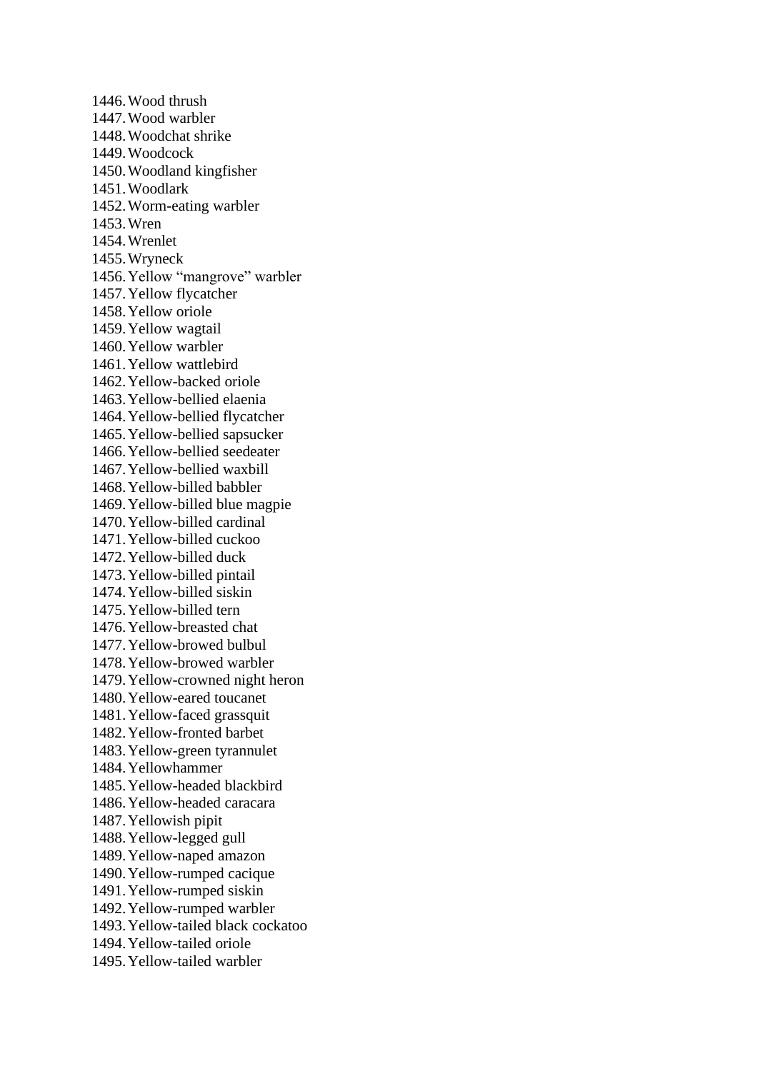1446. Wood thrush
1447. Wood warbler
1448. Woodchat shrike
1449. Woodcock
1450. Woodland kingfisher
1451. Woodlark
1452. Worm-eating warbler
1453. Wren
1454. Wrenlet
1455. Wryneck
1456. Yellow “mangrove” warbler
1457. Yellow flycatcher
1458. Yellow oriole
1459. Yellow wagtail
1460. Yellow warbler
1461. Yellow wattlebird
1462. Yellow-backed oriole
1463. Yellow-bellied elaenia
1464. Yellow-bellied flycatcher
1465. Yellow-bellied sapsucker
1466. Yellow-bellied seedeater
1467. Yellow-bellied waxbill
1468. Yellow-billed babbler
1469. Yellow-billed blue magpie
1470. Yellow-billed cardinal
1471. Yellow-billed cuckoo
1472. Yellow-billed duck
1473. Yellow-billed pintail
1474. Yellow-billed siskin
1475. Yellow-billed tern
1476. Yellow-breasted chat
1477. Yellow-browed bulbul
1478. Yellow-browed warbler
1479. Yellow-crowned night heron
1480. Yellow-eared toucanet
1481. Yellow-faced grassquit
1482. Yellow-fronted barbet
1483. Yellow-green tyrannulet
1484. Yellowhammer
1485. Yellow-headed blackbird
1486. Yellow-headed caracara
1487. Yellowish pipit
1488. Yellow-legged gull
1489. Yellow-naped amazon
1490. Yellow-rumped cacique
1491. Yellow-rumped siskin
1492. Yellow-rumped warbler
1493. Yellow-tailed black cockatoo
1494. Yellow-tailed oriole
1495. Yellow-tailed warbler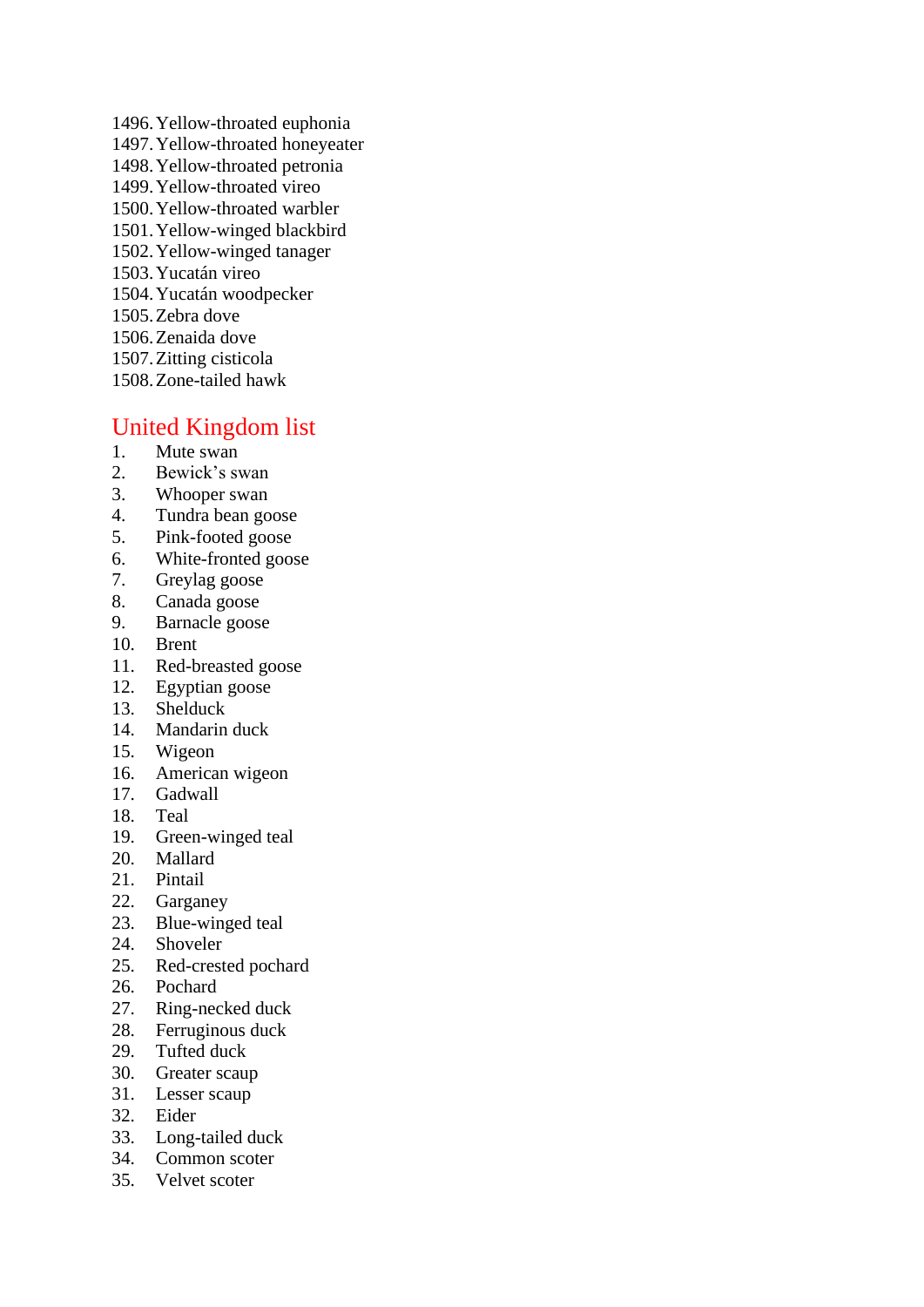1496. Yellow-throated euphonia
1497. Yellow-throated honeyeater
1498. Yellow-throated petronia
1499. Yellow-throated vireo
1500. Yellow-throated warbler
1501. Yellow-winged blackbird
1502. Yellow-winged tanager
1503. Yucatán vireo
1504. Yucatán woodpecker
1505. Zebra dove
1506. Zenaida dove
1507. Zitting cisticola
1508. Zone-tailed hawk

## United Kingdom list

1. Mute swan
2. Bewick's swan
3. Whooper swan
4. Tundra bean goose
5. Pink-footed goose
6. White-fronted goose
7. Greylag goose
8. Canada goose
9. Barnacle goose
10. Brent
11. Red-breasted goose
12. Egyptian goose
13. Shelduck
14. Mandarin duck
15. Wigeon
16. American wigeon
17. Gadwall
18. Teal
19. Green-winged teal
20. Mallard
21. Pintail
22. Garganey
23. Blue-winged teal
24. Shoveler
25. Red-crested pochard
26. Pochard
27. Ring-necked duck
28. Ferruginous duck
29. Tufted duck
30. Greater scaup
31. Lesser scaup
32. Eider
33. Long-tailed duck
34. Common scoter
35. Velvet scoter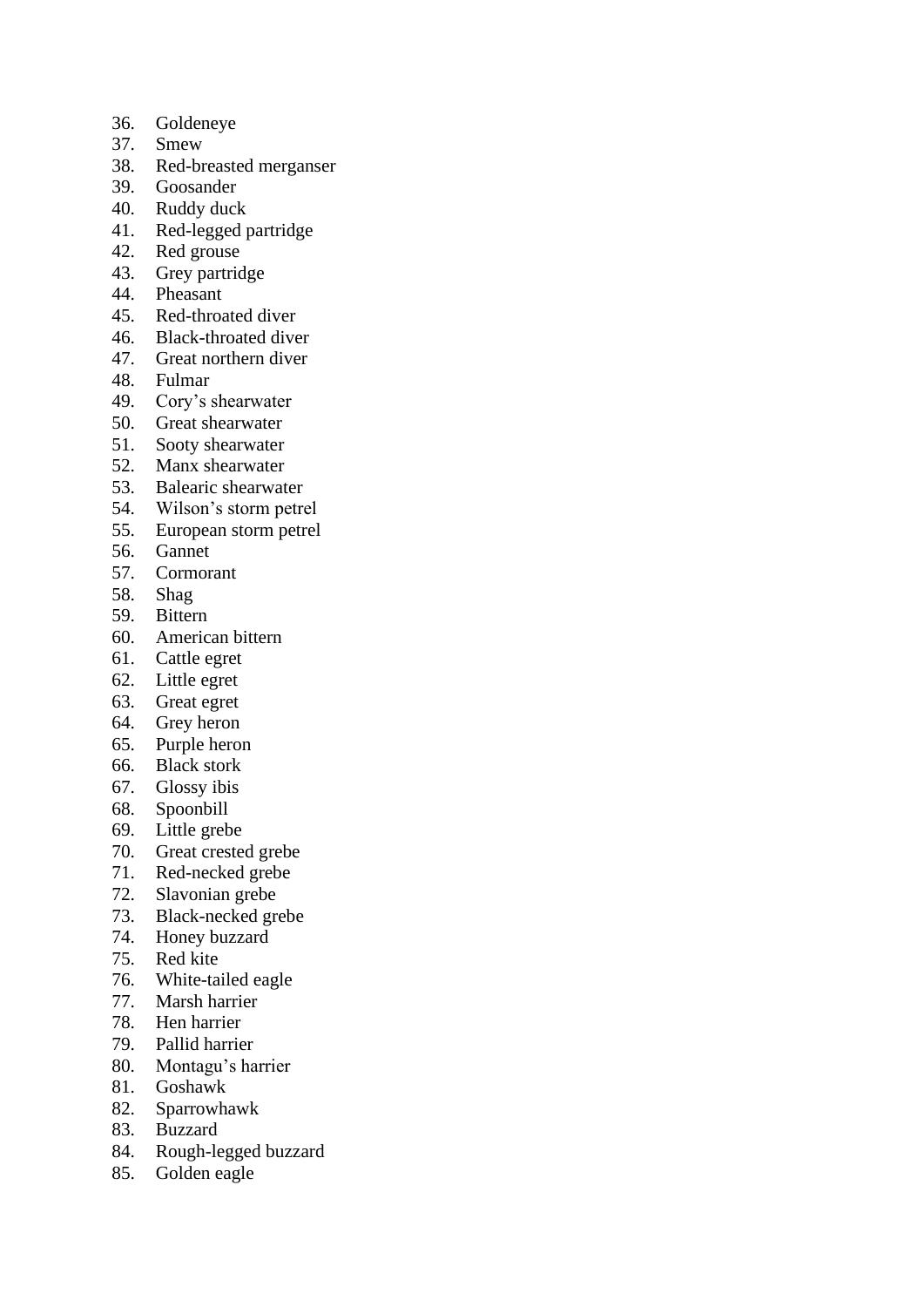36. Goldeneye
37. Smew
38. Red-breasted merganser
39. Goosander
40. Ruddy duck
41. Red-legged partridge
42. Red grouse
43. Grey partridge
44. Pheasant
45. Red-throated diver
46. Black-throated diver
47. Great northern diver
48. Fulmar
49. Cory’s shearwater
50. Great shearwater
51. Sooty shearwater
52. Manx shearwater
53. Balearic shearwater
54. Wilson’s storm petrel
55. European storm petrel
56. Gannet
57. Cormorant
58. Shag
59. Bittern
60. American bittern
61. Cattle egret
62. Little egret
63. Great egret
64. Grey heron
65. Purple heron
66. Black stork
67. Glossy ibis
68. Spoonbill
69. Little grebe
70. Great crested grebe
71. Red-necked grebe
72. Slavonian grebe
73. Black-necked grebe
74. Honey buzzard
75. Red kite
76. White-tailed eagle
77. Marsh harrier
78. Hen harrier
79. Pallid harrier
80. Montagu’s harrier
81. Goshawk
82. Sparrowhawk
83. Buzzard
84. Rough-legged buzzard
85. Golden eagle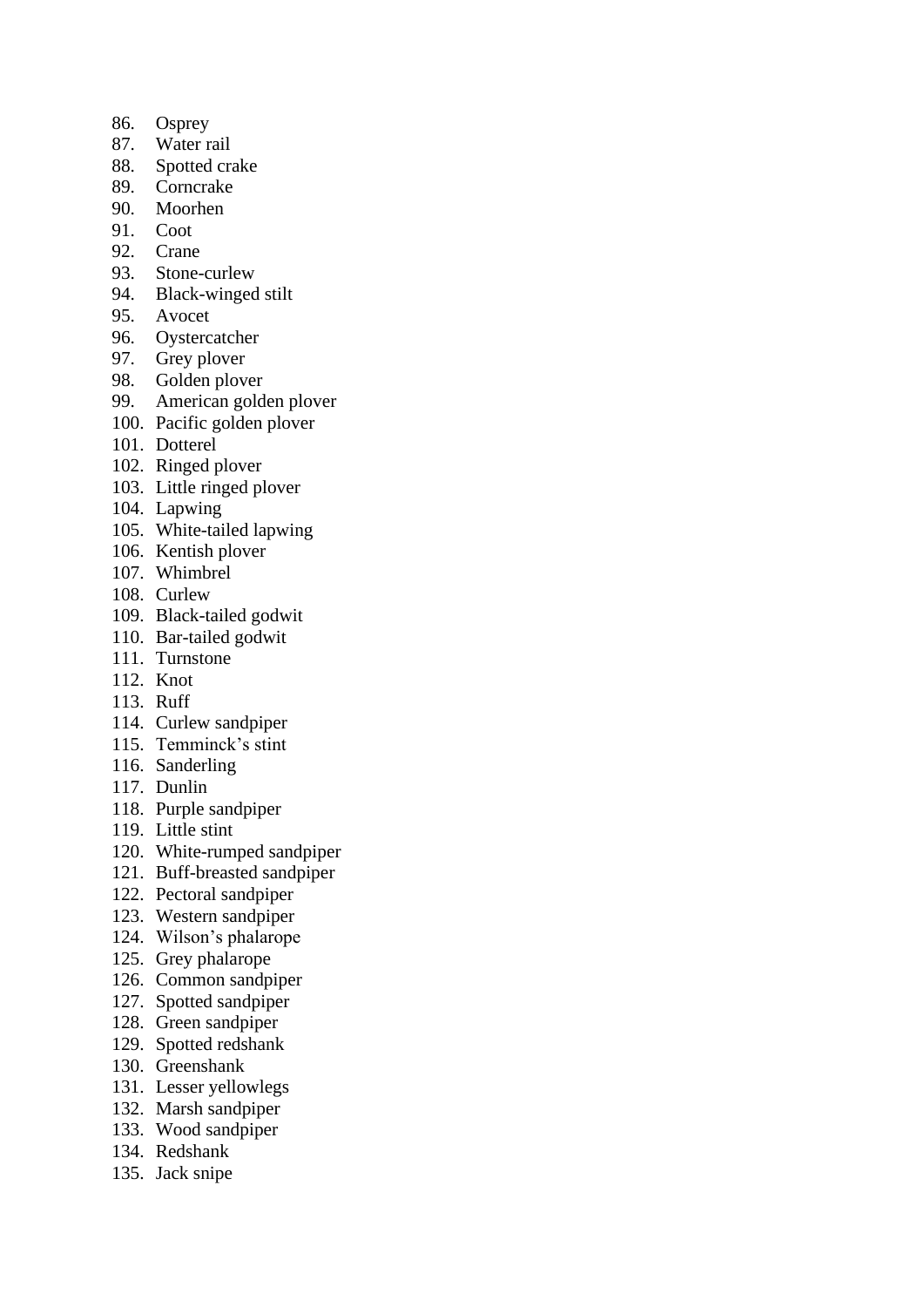86. Osprey
87. Water rail
88. Spotted crake
89. Corncrake
90. Moorhen
91. Coot
92. Crane
93. Stone-curlew
94. Black-winged stilt
95. Avocet
96. Oystercatcher
97. Grey plover
98. Golden plover
99. American golden plover
100. Pacific golden plover
101. Dotterel
102. Ringed plover
103. Little ringed plover
104. Lapwing
105. White-tailed lapwing
106. Kentish plover
107. Whimbrel
108. Curlew
109. Black-tailed godwit
110. Bar-tailed godwit
111. Turnstone
112. Knot
113. Ruff
114. Curlew sandpiper
115. Temminck's stint
116. Sanderling
117. Dunlin
118. Purple sandpiper
119. Little stint
120. White-rumped sandpiper
121. Buff-breasted sandpiper
122. Pectoral sandpiper
123. Western sandpiper
124. Wilson's phalarope
125. Grey phalarope
126. Common sandpiper
127. Spotted sandpiper
128. Green sandpiper
129. Spotted redshank
130. Greenshank
131. Lesser yellowlegs
132. Marsh sandpiper
133. Wood sandpiper
134. Redshank
135. Jack snipe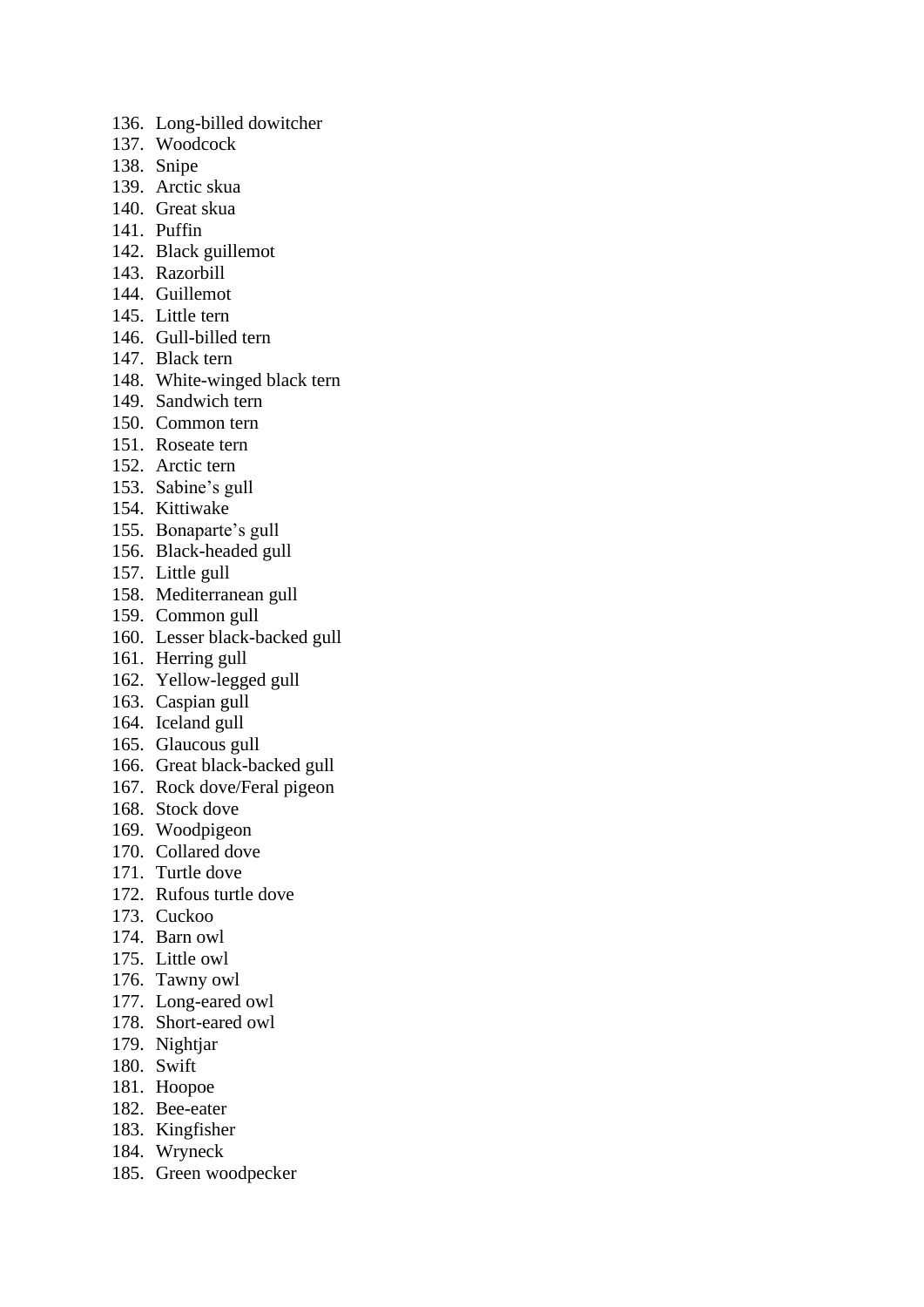136. Long-billed dowitcher
137. Woodcock
138. Snipe
139. Arctic skua
140. Great skua
141. Puffin
142. Black guillemot
143. Razorbill
144. Guillemot
145. Little tern
146. Gull-billed tern
147. Black tern
148. White-winged black tern
149. Sandwich tern
150. Common tern
151. Roseate tern
152. Arctic tern
153. Sabine's gull
154. Kittiwake
155. Bonaparte's gull
156. Black-headed gull
157. Little gull
158. Mediterranean gull
159. Common gull
160. Lesser black-backed gull
161. Herring gull
162. Yellow-legged gull
163. Caspian gull
164. Iceland gull
165. Glaucous gull
166. Great black-backed gull
167. Rock dove/Feral pigeon
168. Stock dove
169. Woodpigeon
170. Collared dove
171. Turtle dove
172. Rufous turtle dove
173. Cuckoo
174. Barn owl
175. Little owl
176. Tawny owl
177. Long-eared owl
178. Short-eared owl
179. Nightjar
180. Swift
181. Hoopoe
182. Bee-eater
183. Kingfisher
184. Wryneck
185. Green woodpecker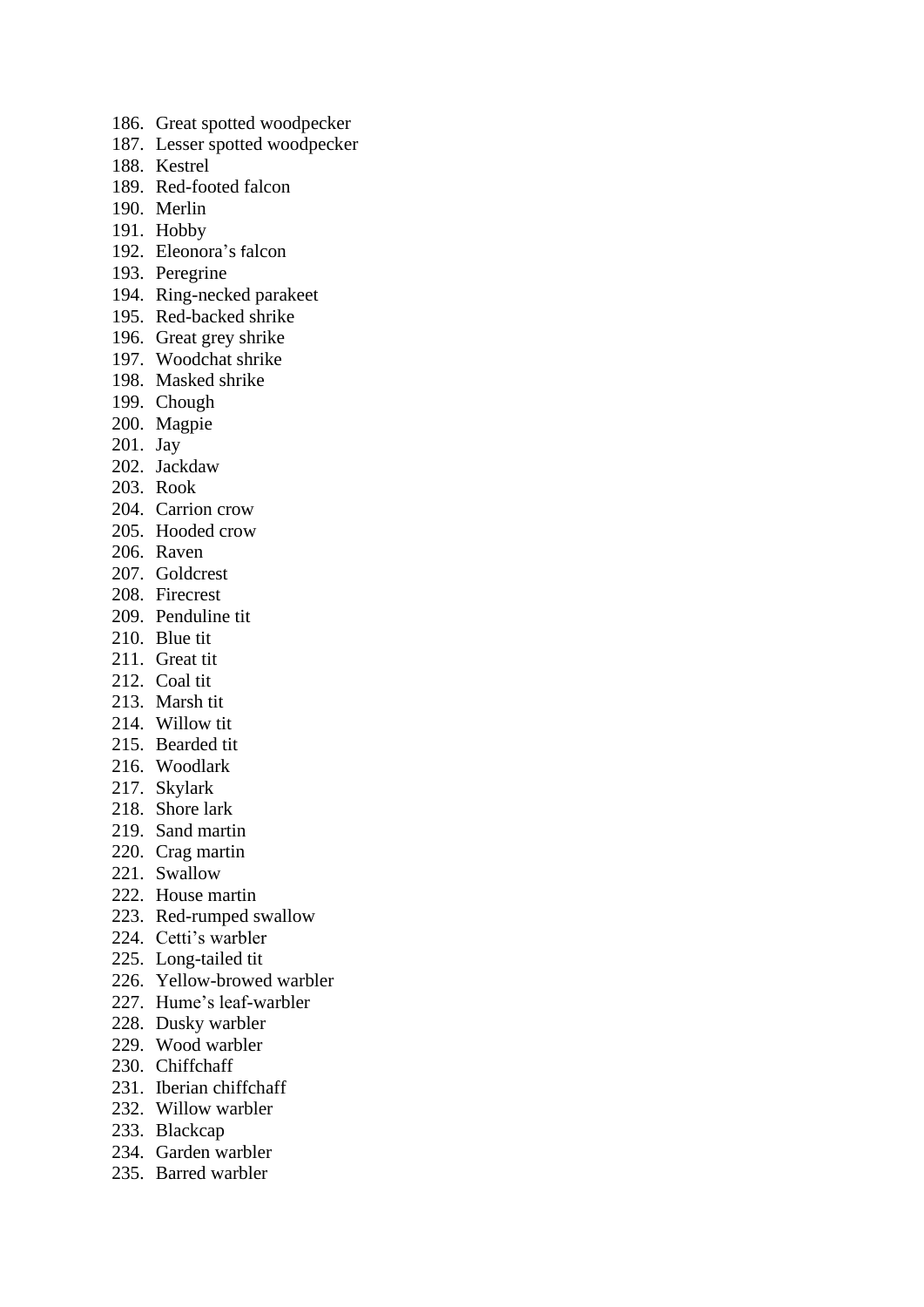186. Great spotted woodpecker
187. Lesser spotted woodpecker
188. Kestrel
189. Red-footed falcon
190. Merlin
191. Hobby
192. Eleonora’s falcon
193. Peregrine
194. Ring-necked parakeet
195. Red-backed shrike
196. Great grey shrike
197. Woodchat shrike
198. Masked shrike
199. Chough
200. Magpie
201. Jay
202. Jackdaw
203. Rook
204. Carrion crow
205. Hooded crow
206. Raven
207. Goldcrest
208. Firecrest
209. Penduline tit
210. Blue tit
211. Great tit
212. Coal tit
213. Marsh tit
214. Willow tit
215. Bearded tit
216. Woodlark
217. Skylark
218. Shore lark
219. Sand martin
220. Crag martin
221. Swallow
222. House martin
223. Red-rumped swallow
224. Cetti’s warbler
225. Long-tailed tit
226. Yellow-browed warbler
227. Hume’s leaf-warbler
228. Dusky warbler
229. Wood warbler
230. Chiffchaff
231. Iberian chiffchaff
232. Willow warbler
233. Blackcap
234. Garden warbler
235. Barred warbler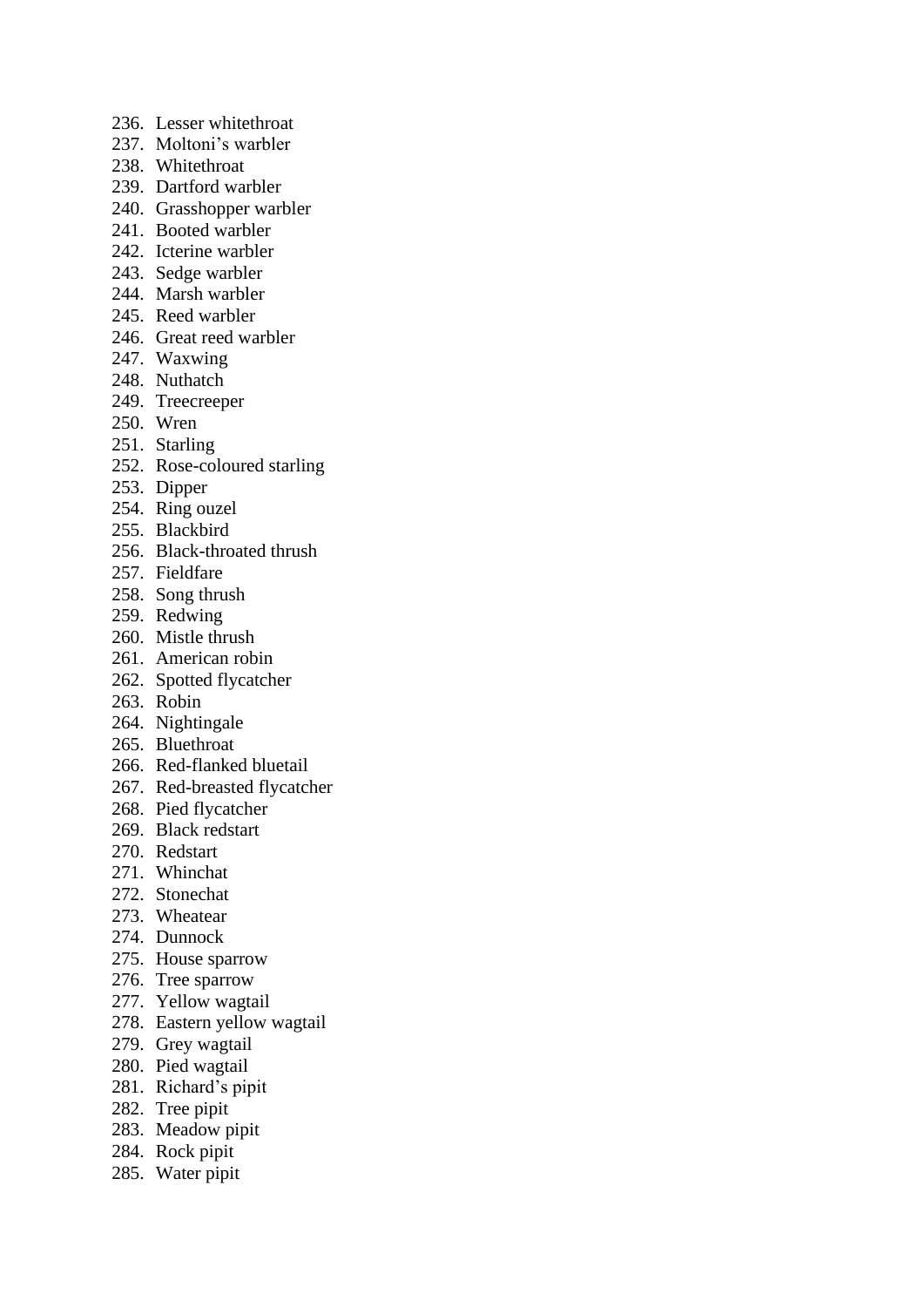236. Lesser whitethroat
237. Moltoni’s warbler
238. Whitethroat
239. Dartford warbler
240. Grasshopper warbler
241. Booted warbler
242. Icterine warbler
243. Sedge warbler
244. Marsh warbler
245. Reed warbler
246. Great reed warbler
247. Waxwing
248. Nuthatch
249. Treecreeper
250. Wren
251. Starling
252. Rose-coloured starling
253. Dipper
254. Ring ouzel
255. Blackbird
256. Black-throated thrush
257. Fieldfare
258. Song thrush
259. Redwing
260. Mistle thrush
261. American robin
262. Spotted flycatcher
263. Robin
264. Nightingale
265. Bluethroat
266. Red-flanked bluetail
267. Red-breasted flycatcher
268. Pied flycatcher
269. Black redstart
270. Redstart
271. Whinchat
272. Stonechat
273. Wheatear
274. Dunnock
275. House sparrow
276. Tree sparrow
277. Yellow wagtail
278. Eastern yellow wagtail
279. Grey wagtail
280. Pied wagtail
281. Richard’s pipit
282. Tree pipit
283. Meadow pipit
284. Rock pipit
285. Water pipit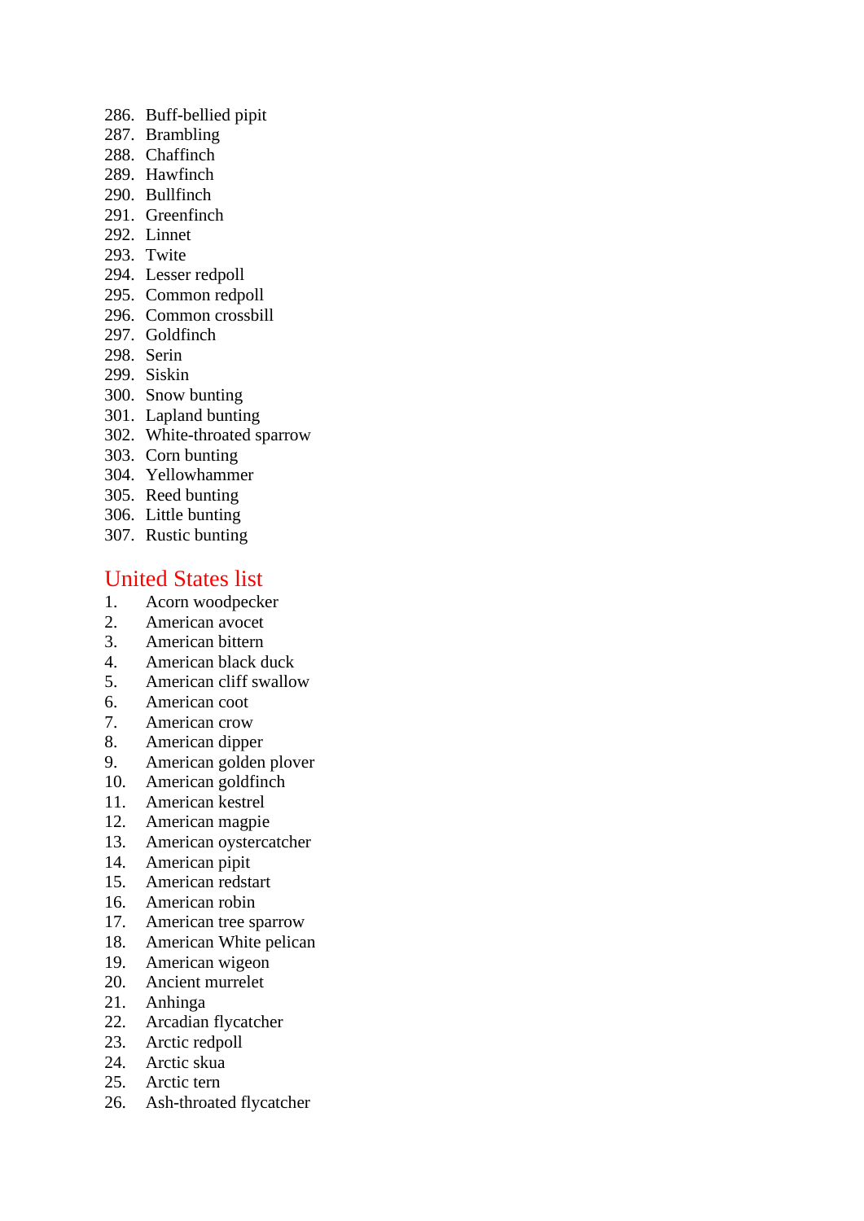286. Buff-bellied pipit
287. Brambling
288. Chaffinch
289. Hawfinch
290. Bullfinch
291. Greenfinch
292. Linnet
293. Twite
294. Lesser redpoll
295. Common redpoll
296. Common crossbill
297. Goldfinch
298. Serin
299. Siskin
300. Snow bunting
301. Lapland bunting
302. White-throated sparrow
303. Corn bunting
304. Yellowhammer
305. Reed bunting
306. Little bunting
307. Rustic bunting

## United States list

1. Acorn woodpecker
2. American avocet
3. American bittern
4. American black duck
5. American cliff swallow
6. American coot
7. American crow
8. American dipper
9. American golden plover
10. American goldfinch
11. American kestrel
12. American magpie
13. American oystercatcher
14. American pipit
15. American redstart
16. American robin
17. American tree sparrow
18. American White pelican
19. American wigeon
20. Ancient murrelet
21. Anhinga
22. Arcadian flycatcher
23. Arctic redpoll
24. Arctic skua
25. Arctic tern
26. Ash-throated flycatcher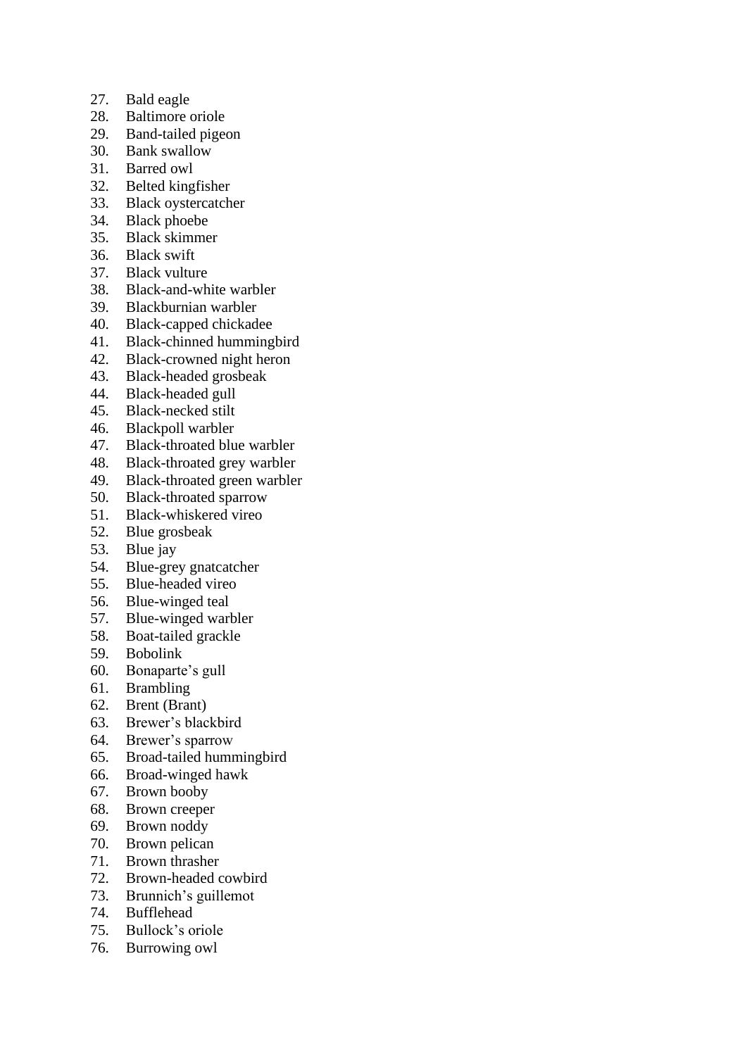27. Bald eagle
28. Baltimore oriole
29. Band-tailed pigeon
30. Bank swallow
31. Barred owl
32. Belted kingfisher
33. Black oystercatcher
34. Black phoebe
35. Black skimmer
36. Black swift
37. Black vulture
38. Black-and-white warbler
39. Blackburnian warbler
40. Black-capped chickadee
41. Black-chinned hummingbird
42. Black-crowned night heron
43. Black-headed grosbeak
44. Black-headed gull
45. Black-necked stilt
46. Blackpoll warbler
47. Black-throated blue warbler
48. Black-throated grey warbler
49. Black-throated green warbler
50. Black-throated sparrow
51. Black-whiskered vireo
52. Blue grosbeak
53. Blue jay
54. Blue-grey gnatcatcher
55. Blue-headed vireo
56. Blue-winged teal
57. Blue-winged warbler
58. Boat-tailed grackle
59. Bobolink
60. Bonaparte's gull
61. Brambling
62. Brent (Brant)
63. Brewer's blackbird
64. Brewer's sparrow
65. Broad-tailed hummingbird
66. Broad-winged hawk
67. Brown booby
68. Brown creeper
69. Brown noddy
70. Brown pelican
71. Brown thrasher
72. Brown-headed cowbird
73. Brunnich's guillemot
74. Bufflehead
75. Bullock's oriole
76. Burrowing owl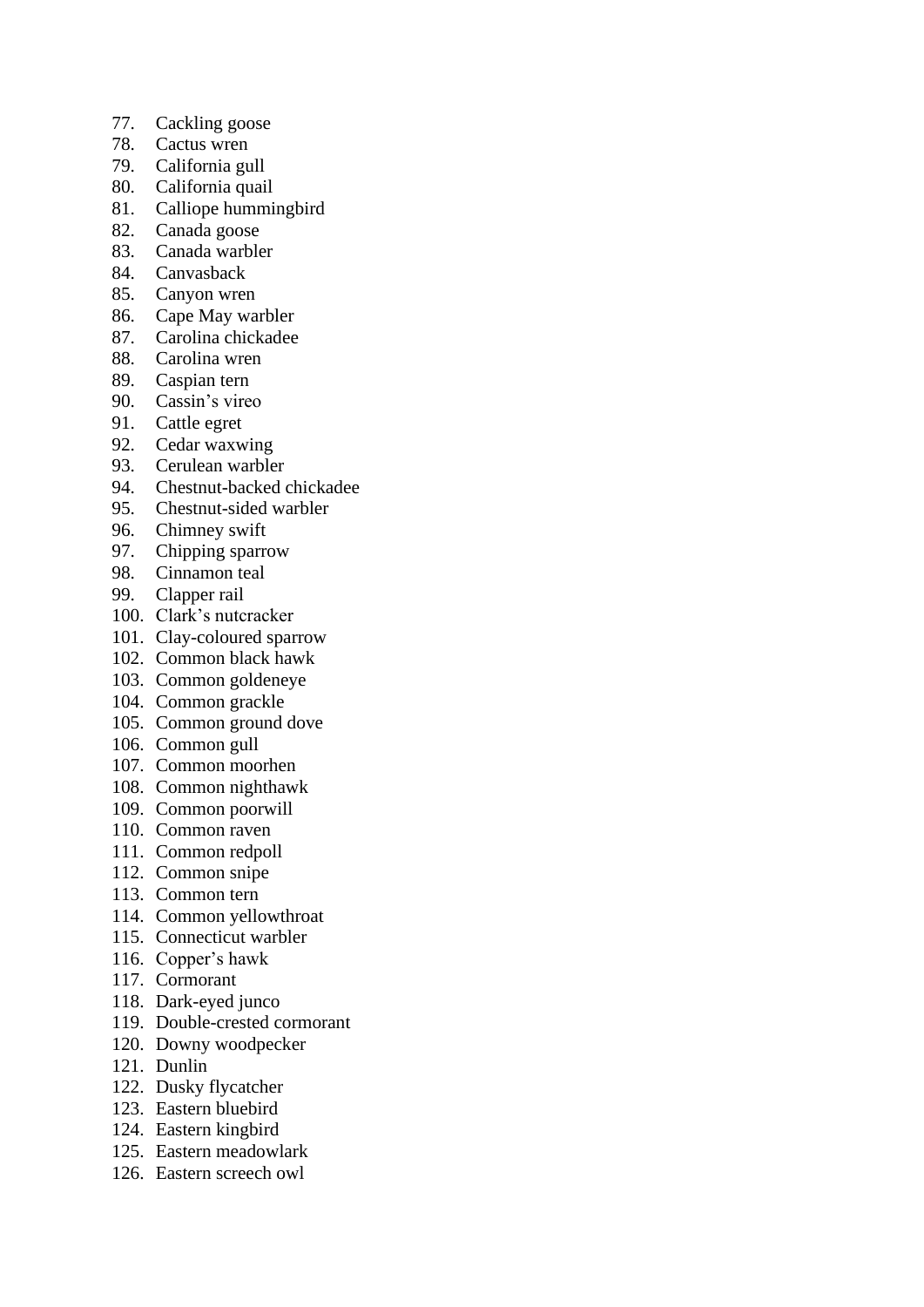77. Cackling goose
78. Cactus wren
79. California gull
80. California quail
81. Calliope hummingbird
82. Canada goose
83. Canada warbler
84. Canvasback
85. Canyon wren
86. Cape May warbler
87. Carolina chickadee
88. Carolina wren
89. Caspian tern
90. Cassin’s vireo
91. Cattle egret
92. Cedar waxwing
93. Cerulean warbler
94. Chestnut-backed chickadee
95. Chestnut-sided warbler
96. Chimney swift
97. Chipping sparrow
98. Cinnamon teal
99. Clapper rail
100. Clark’s nutcracker
101. Clay-coloured sparrow
102. Common black hawk
103. Common goldeneye
104. Common grackle
105. Common ground dove
106. Common gull
107. Common moorhen
108. Common nighthawk
109. Common poorwill
110. Common raven
111. Common redpoll
112. Common snipe
113. Common tern
114. Common yellowthroat
115. Connecticut warbler
116. Copper’s hawk
117. Cormorant
118. Dark-eyed junco
119. Double-crested cormorant
120. Downy woodpecker
121. Dunlin
122. Dusky flycatcher
123. Eastern bluebird
124. Eastern kingbird
125. Eastern meadowlark
126. Eastern screech owl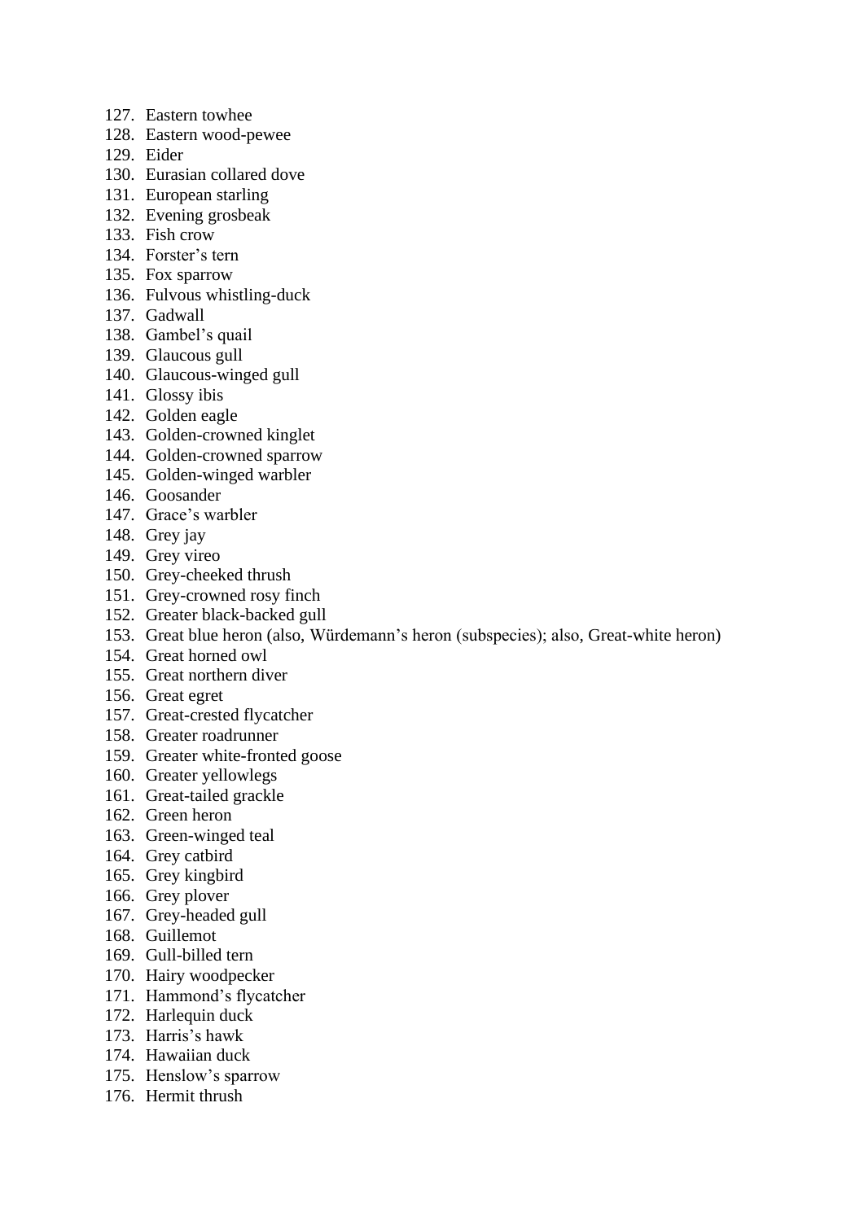127. Eastern towhee
128. Eastern wood-pewee
129. Eider
130. Eurasian collared dove
131. European starling
132. Evening grosbeak
133. Fish crow
134. Forster's tern
135. Fox sparrow
136. Fulvous whistling-duck
137. Gadwall
138. Gambel's quail
139. Glaucous gull
140. Glaucous-winged gull
141. Glossy ibis
142. Golden eagle
143. Golden-crowned kinglet
144. Golden-crowned sparrow
145. Golden-winged warbler
146. Goosander
147. Grace's warbler
148. Grey jay
149. Grey vireo
150. Grey-cheeked thrush
151. Grey-crowned rosy finch
152. Greater black-backed gull
153. Great blue heron (also, Würdemann's heron (subspecies); also, Great-white heron)
154. Great horned owl
155. Great northern diver
156. Great egret
157. Great-crested flycatcher
158. Greater roadrunner
159. Greater white-fronted goose
160. Greater yellowlegs
161. Great-tailed grackle
162. Green heron
163. Green-winged teal
164. Grey catbird
165. Grey kingbird
166. Grey plover
167. Grey-headed gull
168. Guillemot
169. Gull-billed tern
170. Hairy woodpecker
171. Hammond's flycatcher
172. Harlequin duck
173. Harris's hawk
174. Hawaiian duck
175. Henslow's sparrow
176. Hermit thrush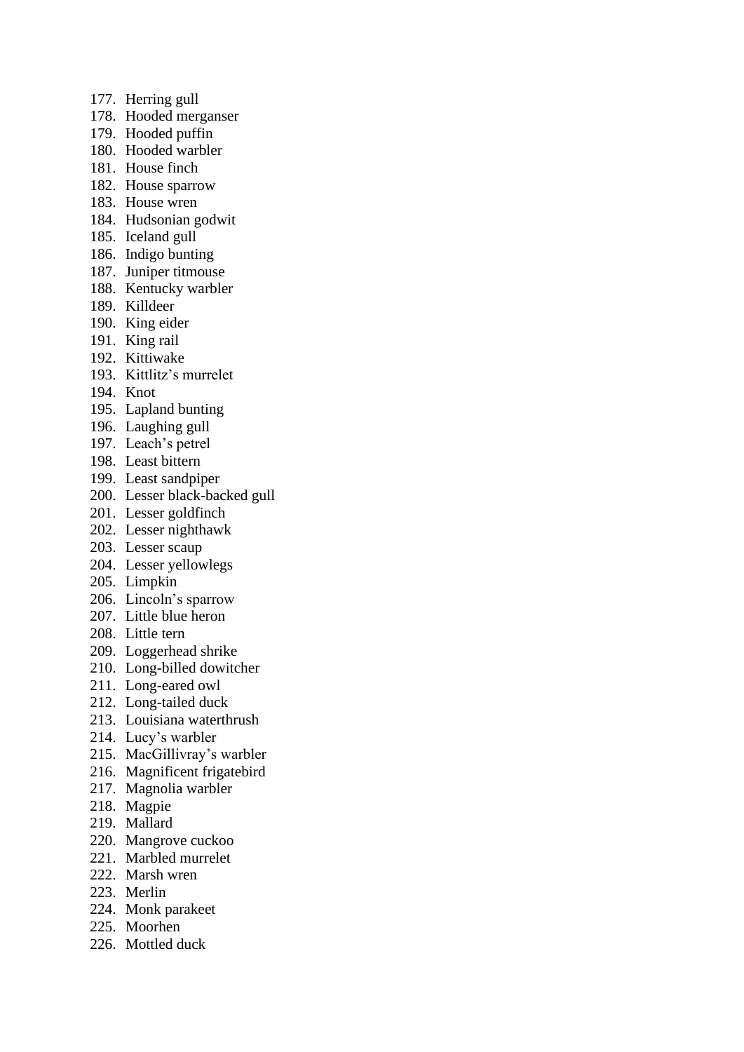177. Herring gull
178. Hooded merganser
179. Hooded puffin
180. Hooded warbler
181. House finch
182. House sparrow
183. House wren
184. Hudsonian godwit
185. Iceland gull
186. Indigo bunting
187. Juniper titmouse
188. Kentucky warbler
189. Killdeer
190. King eider
191. King rail
192. Kittiwake
193. Kittlitz's murrelet
194. Knot
195. Lapland bunting
196. Laughing gull
197. Leach's petrel
198. Least bittern
199. Least sandpiper
200. Lesser black-backed gull
201. Lesser goldfinch
202. Lesser nighthawk
203. Lesser scaup
204. Lesser yellowlegs
205. Limpkin
206. Lincoln's sparrow
207. Little blue heron
208. Little tern
209. Loggerhead shrike
210. Long-billed dowitcher
211. Long-eared owl
212. Long-tailed duck
213. Louisiana waterthrush
214. Lucy's warbler
215. MacGillivray's warbler
216. Magnificent frigatebird
217. Magnolia warbler
218. Magpie
219. Mallard
220. Mangrove cuckoo
221. Marbled murrelet
222. Marsh wren
223. Merlin
224. Monk parakeet
225. Moorhen
226. Mottled duck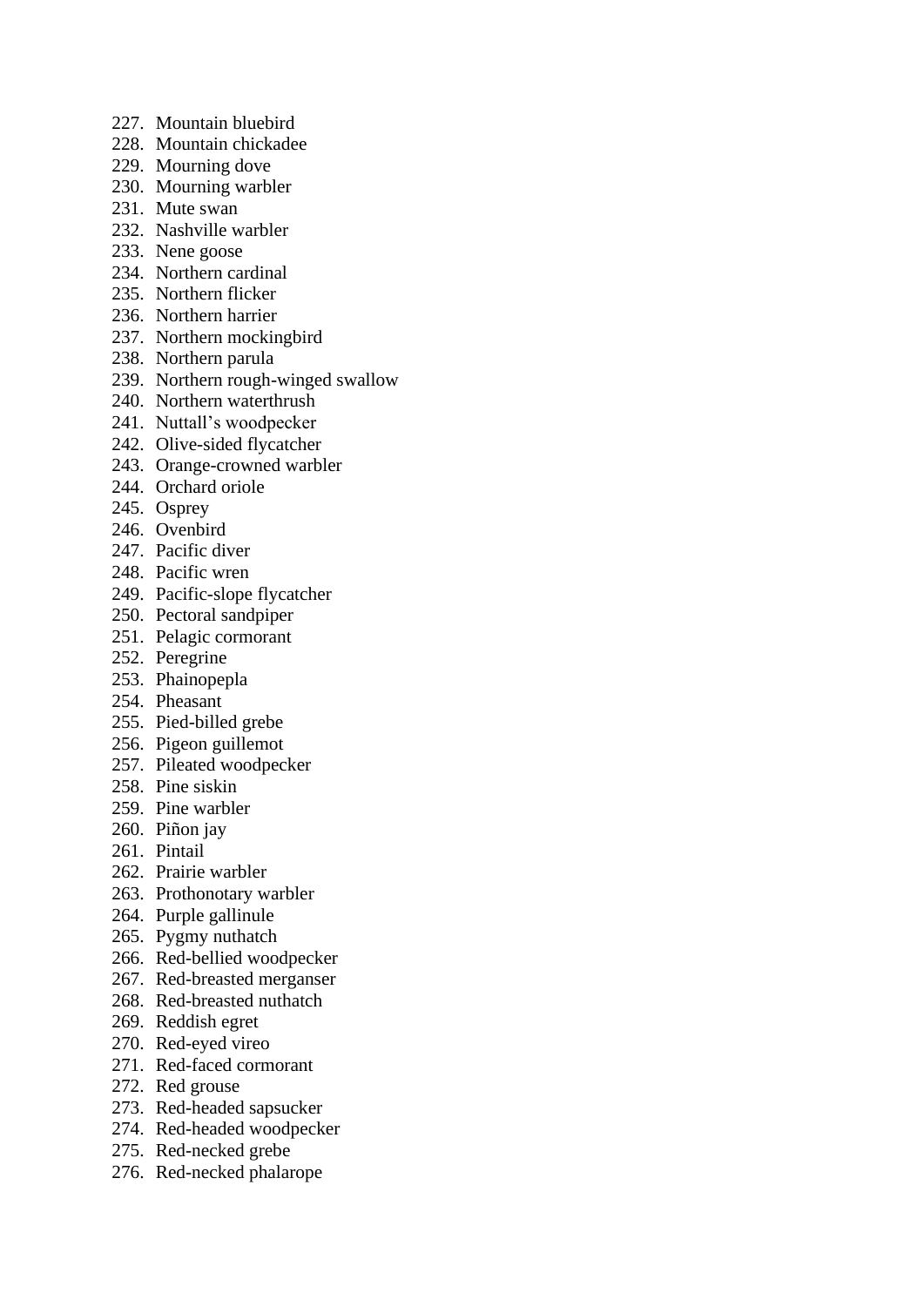227. Mountain bluebird
228. Mountain chickadee
229. Mourning dove
230. Mourning warbler
231. Mute swan
232. Nashville warbler
233. Nene goose
234. Northern cardinal
235. Northern flicker
236. Northern harrier
237. Northern mockingbird
238. Northern parula
239. Northern rough-winged swallow
240. Northern waterthrush
241. Nuttall's woodpecker
242. Olive-sided flycatcher
243. Orange-crowned warbler
244. Orchard oriole
245. Osprey
246. Ovenbird
247. Pacific diver
248. Pacific wren
249. Pacific-slope flycatcher
250. Pectoral sandpiper
251. Pelagic cormorant
252. Peregrine
253. Phainopepla
254. Pheasant
255. Pied-billed grebe
256. Pigeon guillemot
257. Pileated woodpecker
258. Pine siskin
259. Pine warbler
260. Piñon jay
261. Pintail
262. Prairie warbler
263. Prothonotary warbler
264. Purple gallinule
265. Pygmy nuthatch
266. Red-bellied woodpecker
267. Red-breasted merganser
268. Red-breasted nuthatch
269. Reddish egret
270. Red-eyed vireo
271. Red-faced cormorant
272. Red grouse
273. Red-headed sapsucker
274. Red-headed woodpecker
275. Red-necked grebe
276. Red-necked phalarope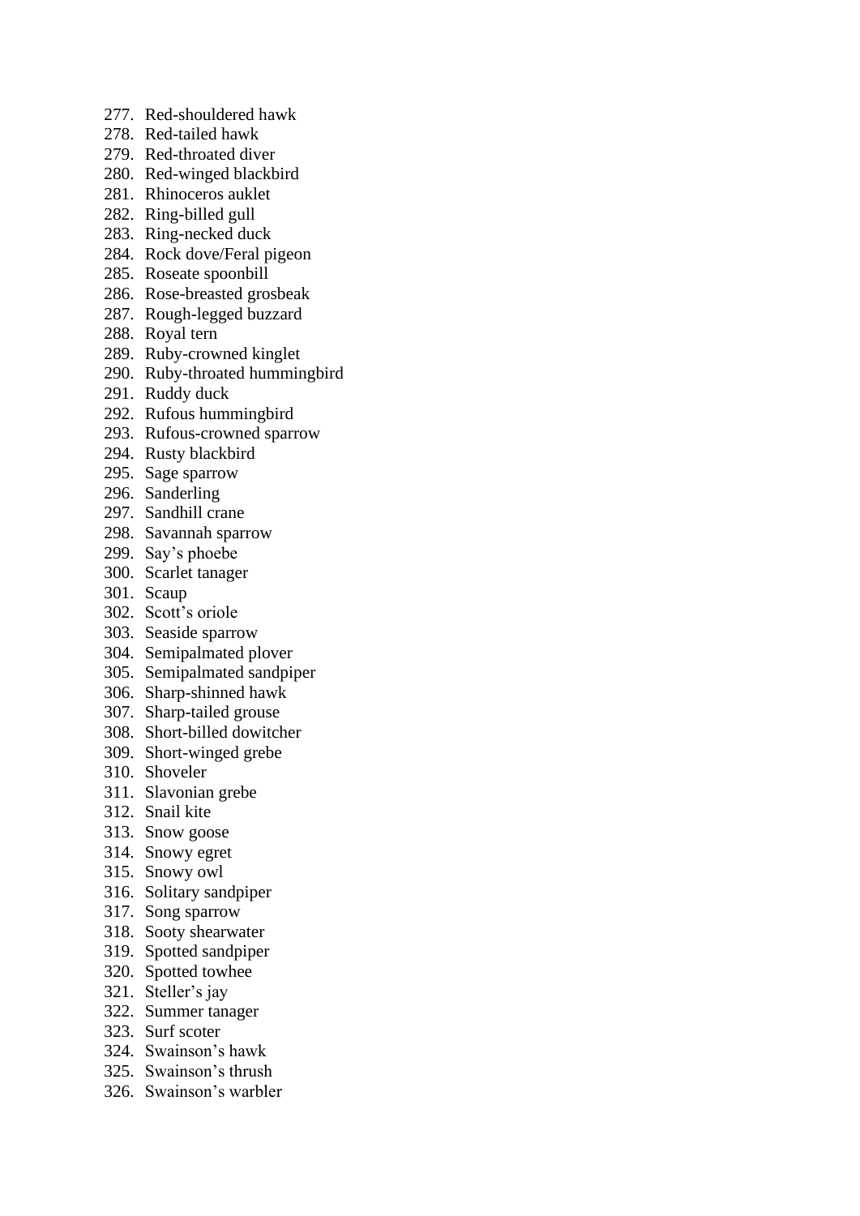277. Red-shouldered hawk
278. Red-tailed hawk
279. Red-throated diver
280. Red-winged blackbird
281. Rhinoceros auklet
282. Ring-billed gull
283. Ring-necked duck
284. Rock dove/Feral pigeon
285. Roseate spoonbill
286. Rose-breasted grosbeak
287. Rough-legged buzzard
288. Royal tern
289. Ruby-crowned kinglet
290. Ruby-throated hummingbird
291. Ruddy duck
292. Rufous hummingbird
293. Rufous-crowned sparrow
294. Rusty blackbird
295. Sage sparrow
296. Sanderling
297. Sandhill crane
298. Savannah sparrow
299. Say’s phoebe
300. Scarlet tanager
301. Scaup
302. Scott’s oriole
303. Seaside sparrow
304. Semipalmated plover
305. Semipalmated sandpiper
306. Sharp-shinned hawk
307. Sharp-tailed grouse
308. Short-billed dowitcher
309. Short-winged grebe
310. Shoveler
311. Slavonian grebe
312. Snail kite
313. Snow goose
314. Snowy egret
315. Snowy owl
316. Solitary sandpiper
317. Song sparrow
318. Sooty shearwater
319. Spotted sandpiper
320. Spotted towhee
321. Steller’s jay
322. Summer tanager
323. Surf scoter
324. Swainson’s hawk
325. Swainson’s thrush
326. Swainson’s warbler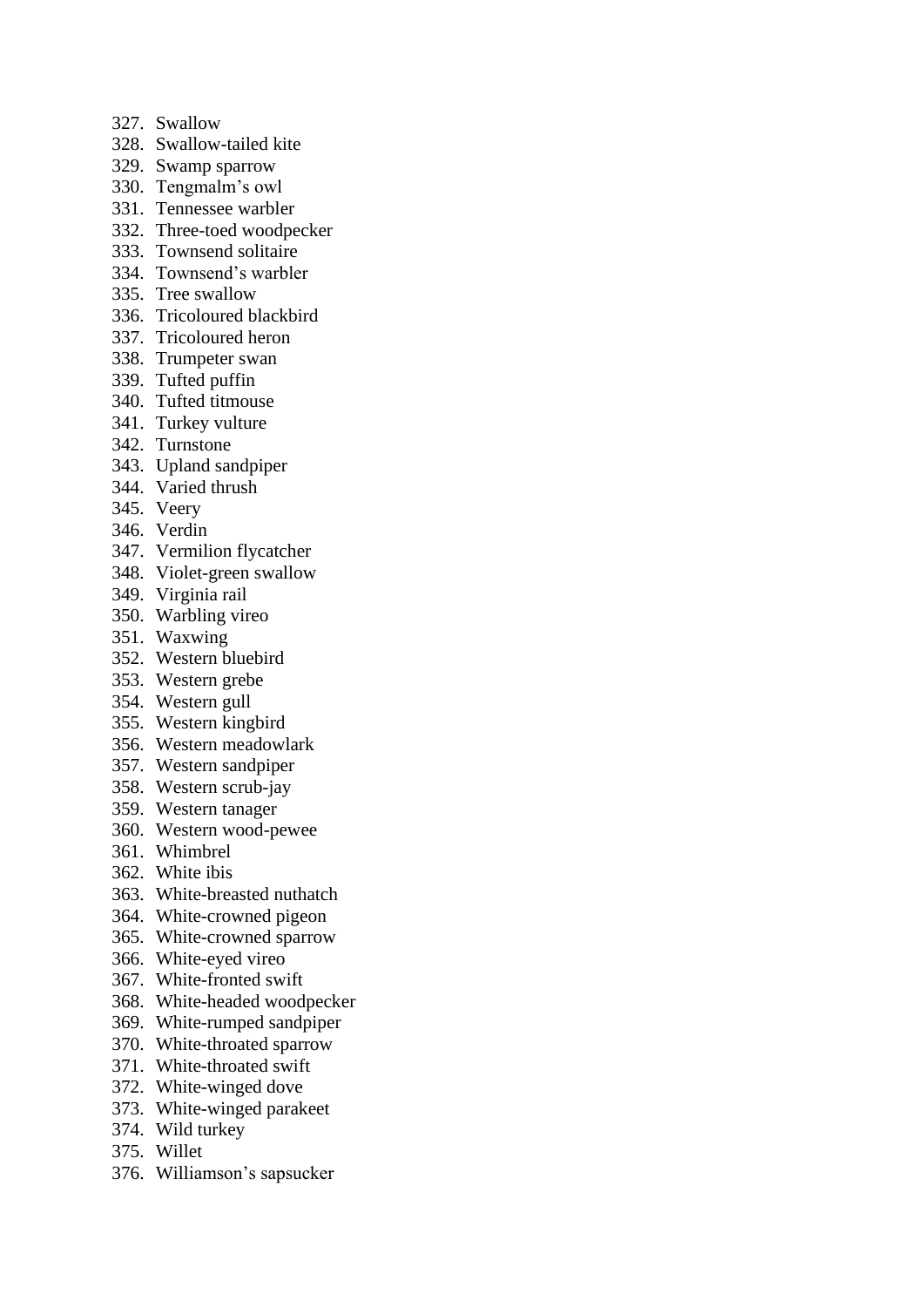327. Swallow
328. Swallow-tailed kite
329. Swamp sparrow
330. Tengmalm’s owl
331. Tennessee warbler
332. Three-toed woodpecker
333. Townsend solitaire
334. Townsend’s warbler
335. Tree swallow
336. Tricoloured blackbird
337. Tricoloured heron
338. Trumpeter swan
339. Tufted puffin
340. Tufted titmouse
341. Turkey vulture
342. Turnstone
343. Upland sandpiper
344. Varied thrush
345. Veery
346. Verdin
347. Vermilion flycatcher
348. Violet-green swallow
349. Virginia rail
350. Warbling vireo
351. Waxwing
352. Western bluebird
353. Western grebe
354. Western gull
355. Western kingbird
356. Western meadowlark
357. Western sandpiper
358. Western scrub-jay
359. Western tanager
360. Western wood-pewee
361. Whimbrel
362. White ibis
363. White-breasted nuthatch
364. White-crowned pigeon
365. White-crowned sparrow
366. White-eyed vireo
367. White-fronted swift
368. White-headed woodpecker
369. White-rumped sandpiper
370. White-throated sparrow
371. White-throated swift
372. White-winged dove
373. White-winged parakeet
374. Wild turkey
375. Willet
376. Williamson’s sapsucker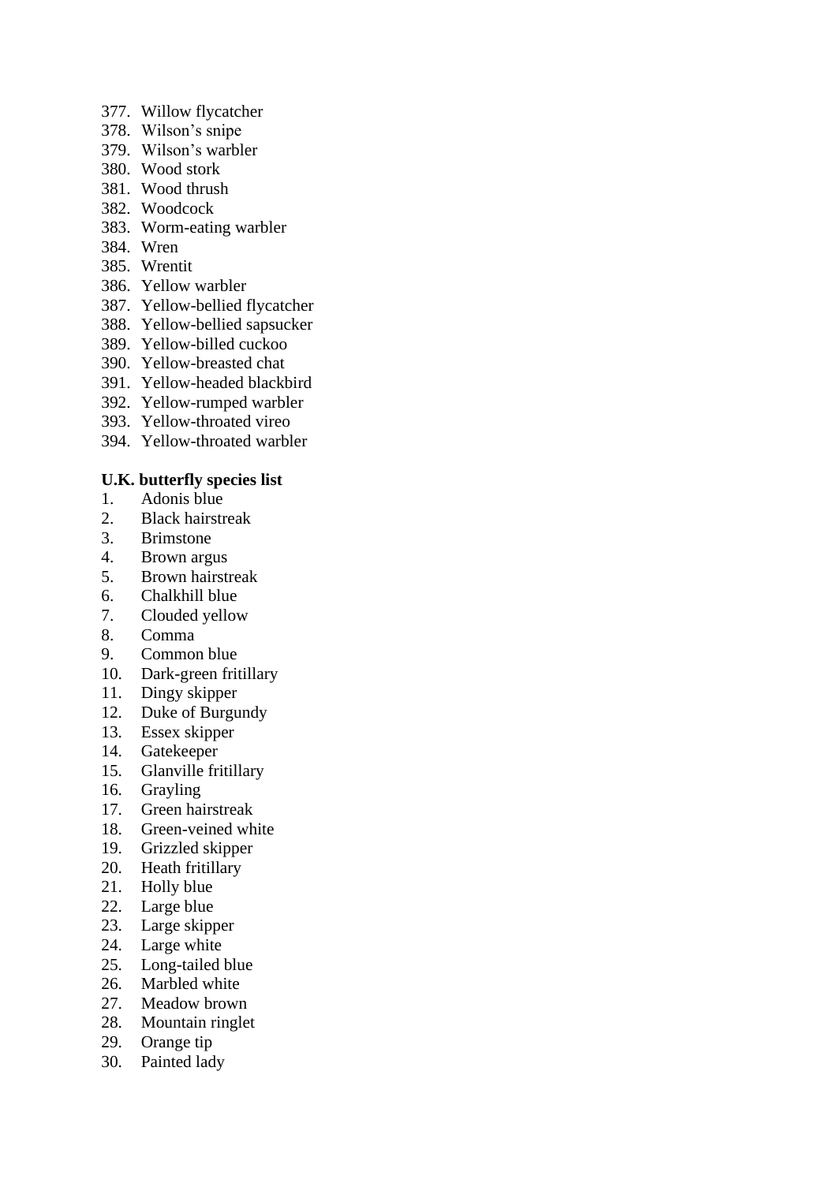377. Willow flycatcher
378. Wilson’s snipe
379. Wilson’s warbler
380. Wood stork
381. Wood thrush
382. Woodcock
383. Worm-eating warbler
384. Wren
385. Wrentit
386. Yellow warbler
387. Yellow-bellied flycatcher
388. Yellow-bellied sapsucker
389. Yellow-billed cuckoo
390. Yellow-breasted chat
391. Yellow-headed blackbird
392. Yellow-rumped warbler
393. Yellow-throated vireo
394. Yellow-throated warbler

**U.K. butterfly species list**

1. Adonis blue
2. Black hairstreak
3. Brimstone
4. Brown argus
5. Brown hairstreak
6. Chalkhill blue
7. Clouded yellow
8. Comma
9. Common blue
10. Dark-green fritillary
11. Dingy skipper
12. Duke of Burgundy
13. Essex skipper
14. Gatekeeper
15. Glanville fritillary
16. Grayling
17. Green hairstreak
18. Green-veined white
19. Grizzled skipper
20. Heath fritillary
21. Holly blue
22. Large blue
23. Large skipper
24. Large white
25. Long-tailed blue
26. Marbled white
27. Meadow brown
28. Mountain ringlet
29. Orange tip
30. Painted lady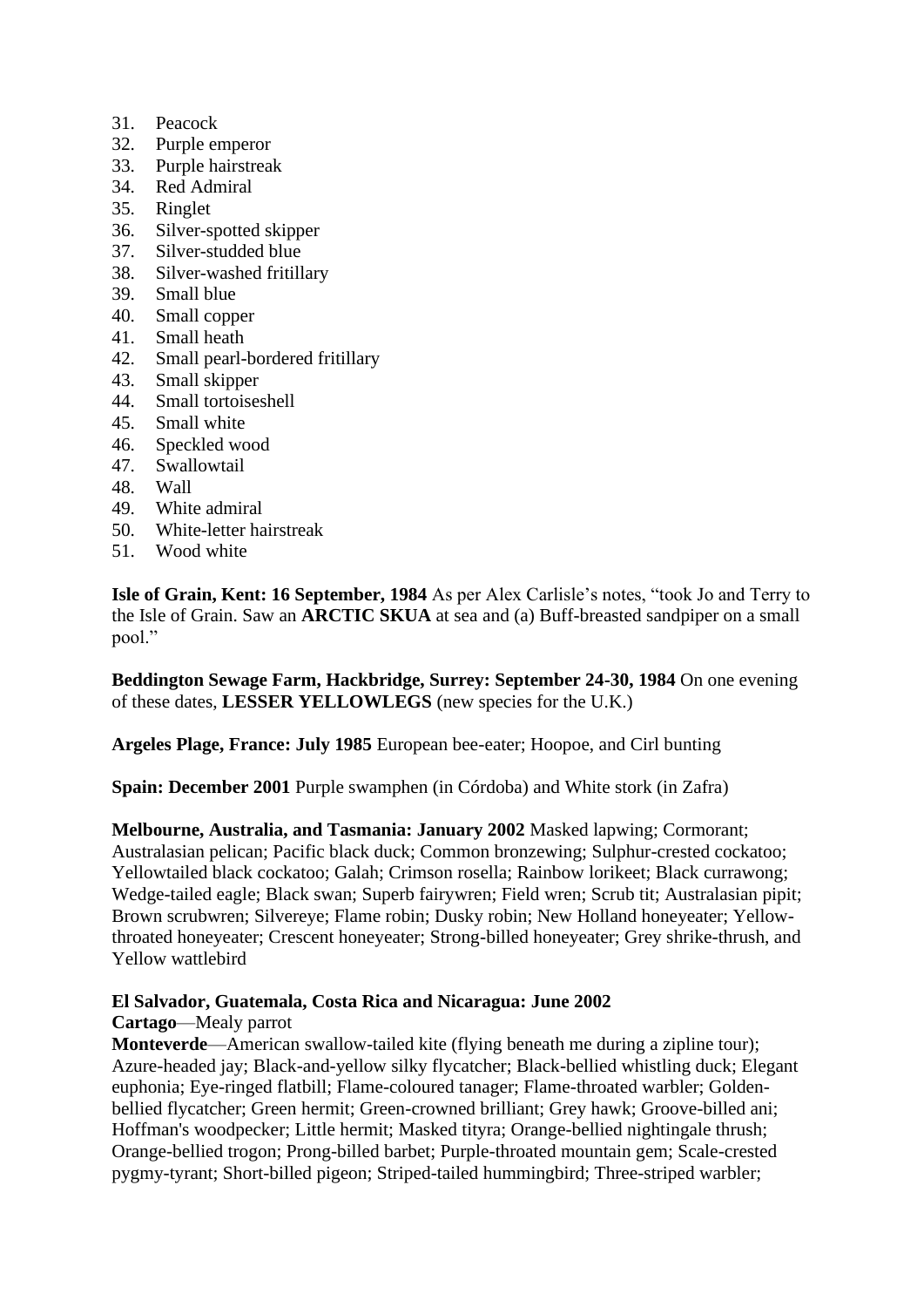31. Peacock
32. Purple emperor
33. Purple hairstreak
34. Red Admiral
35. Ringlet
36. Silver-spotted skipper
37. Silver-studded blue
38. Silver-washed fritillary
39. Small blue
40. Small copper
41. Small heath
42. Small pearl-bordered fritillary
43. Small skipper
44. Small tortoiseshell
45. Small white
46. Speckled wood
47. Swallowtail
48. Wall
49. White admiral
50. White-letter hairstreak
51. Wood white

**Isle of Grain, Kent: 16 September, 1984** As per Alex Carlisle's notes, "took Jo and Terry to the Isle of Grain. Saw an **ARCTIC SKUA** at sea and (a) Buff-breasted sandpiper on a small pool."

**Beddington Sewage Farm, Hackbridge, Surrey: September 24-30, 1984** On one evening of these dates, **LESSER YELLOWLEGS** (new species for the U.K.)

**Argeles Plage, France: July 1985** European bee-eater; Hoopoe, and Cirl bunting

**Spain: December 2001** Purple swamphen (in Córdoba) and White stork (in Zafra)

**Melbourne, Australia, and Tasmania: January 2002** Masked lapwing; Cormorant; Australasian pelican; Pacific black duck; Common bronzewing; Sulphur-crested cockatoo; Yellowtailed black cockatoo; Galah; Crimson rosella; Rainbow lorikeet; Black currawong; Wedge-tailed eagle; Black swan; Superb fairywren; Field wren; Scrub tit; Australasian pipit; Brown scrubwren; Silvereye; Flame robin; Dusky robin; New Holland honeyeater; Yellow-throated honeyeater; Crescent honeyeater; Strong-billed honeyeater; Grey shrike-thrush, and Yellow wattlebird

**El Salvador, Guatemala, Costa Rica and Nicaragua: June 2002**
**Cartago**—Mealy parrot
**Monteverde**—American swallow-tailed kite (flying beneath me during a zipline tour); Azure-headed jay; Black-and-yellow silky flycatcher; Black-bellied whistling duck; Elegant euphonia; Eye-ringed flatbill; Flame-coloured tanager; Flame-throated warbler; Golden-bellied flycatcher; Green hermit; Green-crowned brilliant; Grey hawk; Groove-billed ani; Hoffman's woodpecker; Little hermit; Masked tityra; Orange-bellied nightingale thrush; Orange-bellied trogon; Prong-billed barbet; Purple-throated mountain gem; Scale-crested pygmy-tyrant; Short-billed pigeon; Striped-tailed hummingbird; Three-striped warbler;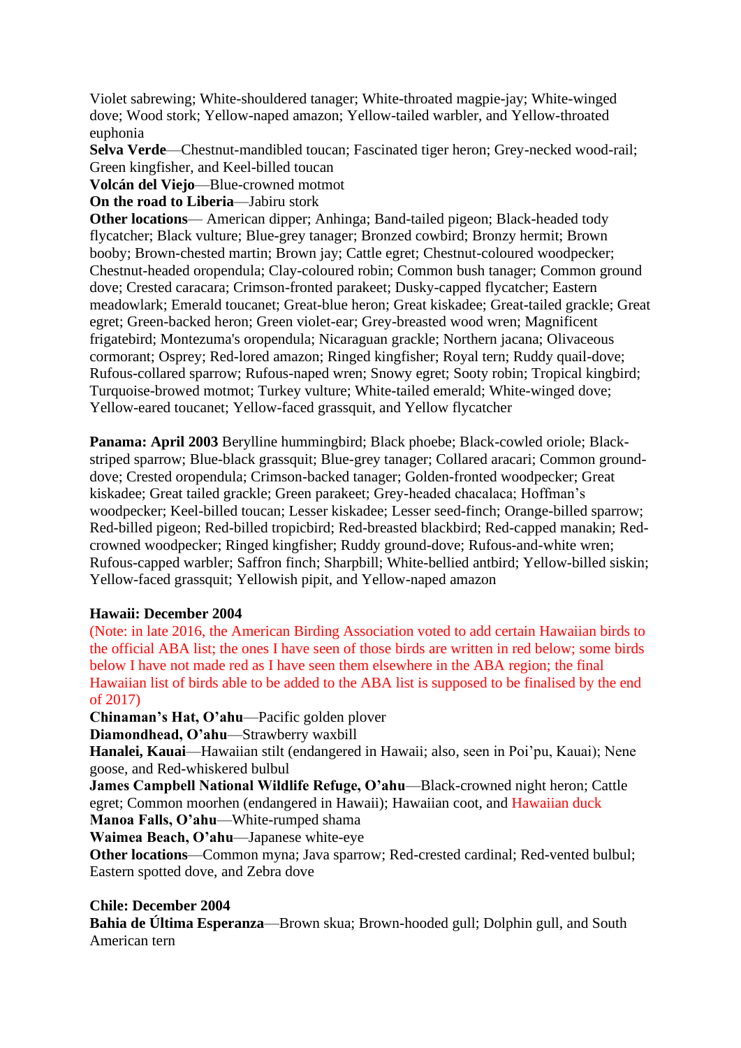Violet sabrewing; White-shouldered tanager; White-throated magpie-jay; White-winged dove; Wood stork; Yellow-naped amazon; Yellow-tailed warbler, and Yellow-throated euphonia

**Selva Verde**—Chestnut-mandibled toucan; Fascinated tiger heron; Grey-necked wood-rail; Green kingfisher, and Keel-billed toucan

**Volcán del Viejo**—Blue-crowned motmot

**On the road to Liberia**—Jabiru stork

**Other locations**— American dipper; Anhinga; Band-tailed pigeon; Black-headed tody flycatcher; Black vulture; Blue-grey tanager; Bronzed cowbird; Bronzy hermit; Brown booby; Brown-chested martin; Brown jay; Cattle egret; Chestnut-coloured woodpecker; Chestnut-headed oropendula; Clay-coloured robin; Common bush tanager; Common ground dove; Crested caracara; Crimson-fronted parakeet; Dusky-capped flycatcher; Eastern meadowlark; Emerald toucanet; Great-blue heron; Great kiskadee; Great-tailed grackle; Great egret; Green-backed heron; Green violet-ear; Grey-breasted wood wren; Magnificent frigatebird; Montezuma's oropendula; Nicaraguan grackle; Northern jacana; Olivaceous cormorant; Osprey; Red-lored amazon; Ringed kingfisher; Royal tern; Ruddy quail-dove; Rufous-collared sparrow; Rufous-naped wren; Snowy egret; Sooty robin; Tropical kingbird; Turquoise-browed motmot; Turkey vulture; White-tailed emerald; White-winged dove; Yellow-eared toucanet; Yellow-faced grassquit, and Yellow flycatcher

**Panama: April 2003** Berylline hummingbird; Black phoebe; Black-cowled oriole; Black-striped sparrow; Blue-black grassquit; Blue-grey tanager; Collared aracari; Common ground-dove; Crested oropendula; Crimson-backed tanager; Golden-fronted woodpecker; Great kiskadee; Great tailed grackle; Green parakeet; Grey-headed chacalaca; Hoffman's woodpecker; Keel-billed toucan; Lesser kiskadee; Lesser seed-finch; Orange-billed sparrow; Red-billed pigeon; Red-billed tropicbird; Red-breasted blackbird; Red-capped manakin; Red-crowned woodpecker; Ringed kingfisher; Ruddy ground-dove; Rufous-and-white wren; Rufous-capped warbler; Saffron finch; Sharpbill; White-bellied antbird; Yellow-billed siskin; Yellow-faced grassquit; Yellowish pipit, and Yellow-naped amazon

**Hawaii: December 2004**

(Note: in late 2016, the American Birding Association voted to add certain Hawaiian birds to the official ABA list; the ones I have seen of those birds are written in red below; some birds below I have not made red as I have seen them elsewhere in the ABA region; the final Hawaiian list of birds able to be added to the ABA list is supposed to be finalised by the end of 2017)

**Chinaman's Hat, O'ahu**—Pacific golden plover

**Diamondhead, O'ahu**—Strawberry waxbill

**Hanalei, Kauai**—Hawaiian stilt (endangered in Hawaii; also, seen in Poi'pu, Kauai); Nene goose, and Red-whiskered bulbul

**James Campbell National Wildlife Refuge, O'ahu**—Black-crowned night heron; Cattle egret; Common moorhen (endangered in Hawaii); Hawaiian coot, and Hawaiian duck

**Manoa Falls, O'ahu**—White-rumped shama

**Waimea Beach, O'ahu**—Japanese white-eye

**Other locations**—Common myna; Java sparrow; Red-crested cardinal; Red-vented bulbul; Eastern spotted dove, and Zebra dove

**Chile: December 2004**

**Bahia de Última Esperanza**—Brown skua; Brown-hooded gull; Dolphin gull, and South American tern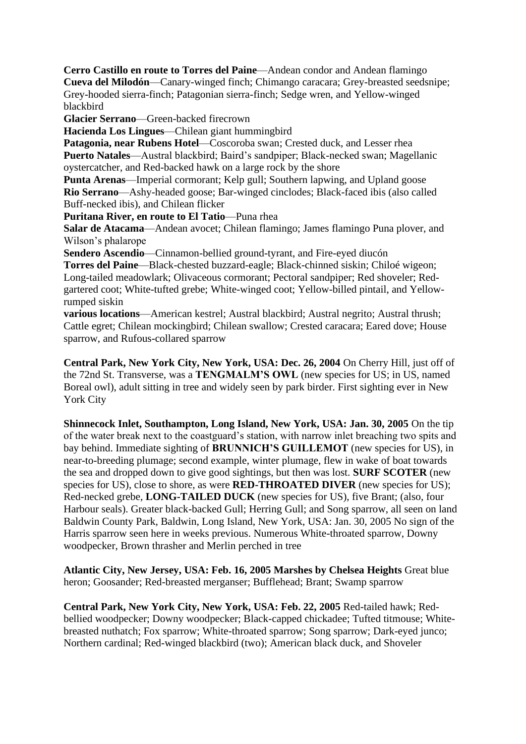**Cerro Castillo en route to Torres del Paine**—Andean condor and Andean flamingo
**Cueva del Milodón**—Canary-winged finch; Chimango caracara; Grey-breasted seedsnipe; Grey-hooded sierra-finch; Patagonian sierra-finch; Sedge wren, and Yellow-winged blackbird
**Glacier Serrano**—Green-backed firecrown
**Hacienda Los Lingues**—Chilean giant hummingbird
**Patagonia, near Rubens Hotel**—Coscoroba swan; Crested duck, and Lesser rhea
**Puerto Natales**—Austral blackbird; Baird's sandpiper; Black-necked swan; Magellanic oystercatcher, and Red-backed hawk on a large rock by the shore
**Punta Arenas**—Imperial cormorant; Kelp gull; Southern lapwing, and Upland goose
**Rio Serrano**—Ashy-headed goose; Bar-winged cinclodes; Black-faced ibis (also called Buff-necked ibis), and Chilean flicker
**Puritana River, en route to El Tatio**—Puna rhea
**Salar de Atacama**—Andean avocet; Chilean flamingo; James flamingo Puna plover, and Wilson's phalarope
**Sendero Ascendio**—Cinnamon-bellied ground-tyrant, and Fire-eyed diucón
**Torres del Paine**—Black-chested buzzard-eagle; Black-chinned siskin; Chiloé wigeon; Long-tailed meadowlark; Olivaceous cormorant; Pectoral sandpiper; Red shoveler; Red-gartered coot; White-tufted grebe; White-winged coot; Yellow-billed pintail, and Yellow-rumped siskin
**various locations**—American kestrel; Austral blackbird; Austral negrito; Austral thrush; Cattle egret; Chilean mockingbird; Chilean swallow; Crested caracara; Eared dove; House sparrow, and Rufous-collared sparrow

**Central Park, New York City, New York, USA: Dec. 26, 2004** On Cherry Hill, just off of the 72nd St. Transverse, was a **TENGMALM'S OWL** (new species for US; in US, named Boreal owl), adult sitting in tree and widely seen by park birder. First sighting ever in New York City

**Shinnecock Inlet, Southampton, Long Island, New York, USA: Jan. 30, 2005** On the tip of the water break next to the coastguard's station, with narrow inlet breaching two spits and bay behind. Immediate sighting of **BRUNNICH'S GUILLEMOT** (new species for US), in near-to-breeding plumage; second example, winter plumage, flew in wake of boat towards the sea and dropped down to give good sightings, but then was lost. **SURF SCOTER** (new species for US), close to shore, as were **RED-THROATED DIVER** (new species for US); Red-necked grebe, **LONG-TAILED DUCK** (new species for US), five Brant; (also, four Harbour seals). Greater black-backed Gull; Herring Gull; and Song sparrow, all seen on land Baldwin County Park, Baldwin, Long Island, New York, USA: Jan. 30, 2005 No sign of the Harris sparrow seen here in weeks previous. Numerous White-throated sparrow, Downy woodpecker, Brown thrasher and Merlin perched in tree

**Atlantic City, New Jersey, USA: Feb. 16, 2005 Marshes by Chelsea Heights** Great blue heron; Goosander; Red-breasted merganser; Bufflehead; Brant; Swamp sparrow

**Central Park, New York City, New York, USA: Feb. 22, 2005** Red-tailed hawk; Red-bellied woodpecker; Downy woodpecker; Black-capped chickadee; Tufted titmouse; White-breasted nuthatch; Fox sparrow; White-throated sparrow; Song sparrow; Dark-eyed junco; Northern cardinal; Red-winged blackbird (two); American black duck, and Shoveler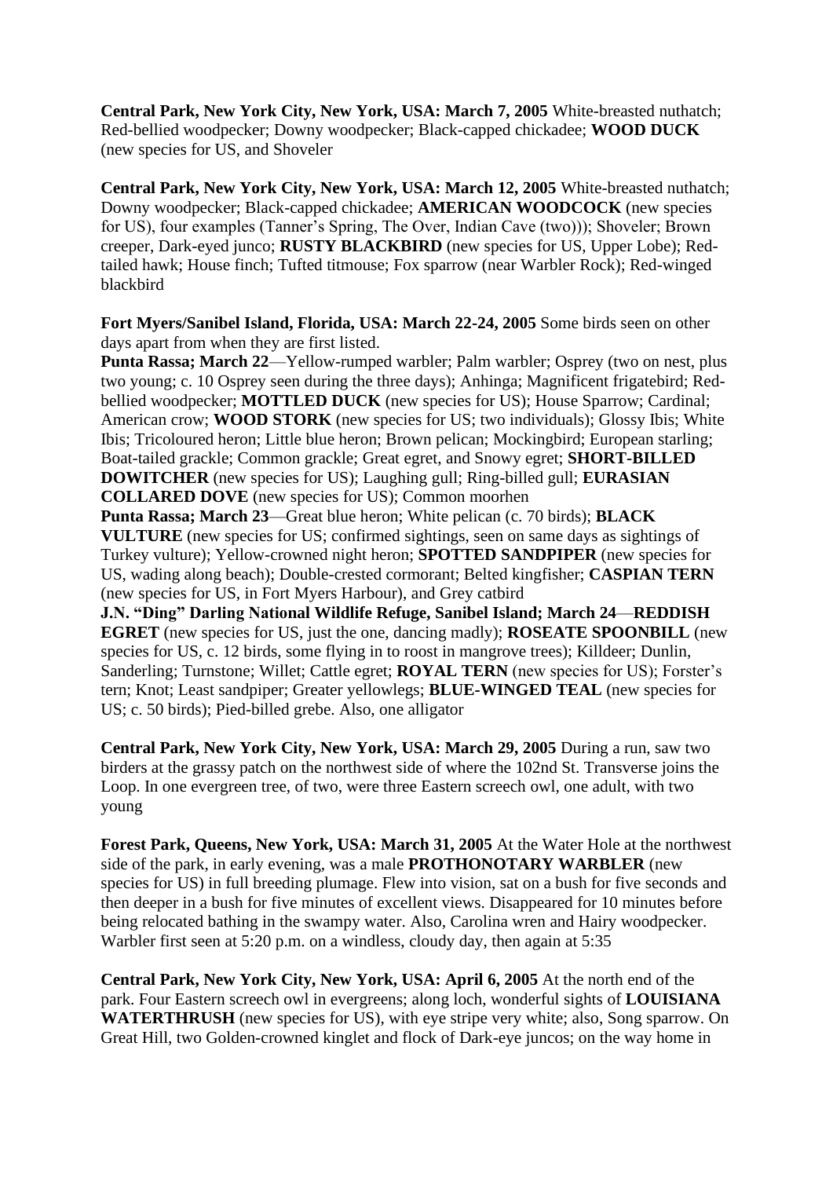**Central Park, New York City, New York, USA: March 7, 2005** White-breasted nuthatch; Red-bellied woodpecker; Downy woodpecker; Black-capped chickadee; **WOOD DUCK** (new species for US, and Shoveler

**Central Park, New York City, New York, USA: March 12, 2005** White-breasted nuthatch; Downy woodpecker; Black-capped chickadee; **AMERICAN WOODCOCK** (new species for US), four examples (Tanner's Spring, The Over, Indian Cave (two))); Shoveler; Brown creeper, Dark-eyed junco; **RUSTY BLACKBIRD** (new species for US, Upper Lobe); Red-tailed hawk; House finch; Tufted titmouse; Fox sparrow (near Warbler Rock); Red-winged blackbird

**Fort Myers/Sanibel Island, Florida, USA: March 22-24, 2005** Some birds seen on other days apart from when they are first listed.
**Punta Rassa; March 22**—Yellow-rumped warbler; Palm warbler; Osprey (two on nest, plus two young; c. 10 Osprey seen during the three days); Anhinga; Magnificent frigatebird; Red-bellied woodpecker; **MOTTLED DUCK** (new species for US); House Sparrow; Cardinal; American crow; **WOOD STORK** (new species for US; two individuals); Glossy Ibis; White Ibis; Tricoloured heron; Little blue heron; Brown pelican; Mockingbird; European starling; Boat-tailed grackle; Common grackle; Great egret, and Snowy egret; **SHORT-BILLED DOWITCHER** (new species for US); Laughing gull; Ring-billed gull; **EURASIAN COLLARED DOVE** (new species for US); Common moorhen
**Punta Rassa; March 23**—Great blue heron; White pelican (c. 70 birds); **BLACK VULTURE** (new species for US; confirmed sightings, seen on same days as sightings of Turkey vulture); Yellow-crowned night heron; **SPOTTED SANDPIPER** (new species for US, wading along beach); Double-crested cormorant; Belted kingfisher; **CASPIAN TERN** (new species for US, in Fort Myers Harbour), and Grey catbird
**J.N. "Ding" Darling National Wildlife Refuge, Sanibel Island; March 24**—**REDDISH EGRET** (new species for US, just the one, dancing madly); **ROSEATE SPOONBILL** (new species for US, c. 12 birds, some flying in to roost in mangrove trees); Killdeer; Dunlin, Sanderling; Turnstone; Willet; Cattle egret; **ROYAL TERN** (new species for US); Forster's tern; Knot; Least sandpiper; Greater yellowlegs; **BLUE-WINGED TEAL** (new species for US; c. 50 birds); Pied-billed grebe. Also, one alligator

**Central Park, New York City, New York, USA: March 29, 2005** During a run, saw two birders at the grassy patch on the northwest side of where the 102nd St. Transverse joins the Loop. In one evergreen tree, of two, were three Eastern screech owl, one adult, with two young

**Forest Park, Queens, New York, USA: March 31, 2005** At the Water Hole at the northwest side of the park, in early evening, was a male **PROTHONOTARY WARBLER** (new species for US) in full breeding plumage. Flew into vision, sat on a bush for five seconds and then deeper in a bush for five minutes of excellent views. Disappeared for 10 minutes before being relocated bathing in the swampy water. Also, Carolina wren and Hairy woodpecker. Warbler first seen at 5:20 p.m. on a windless, cloudy day, then again at 5:35

**Central Park, New York City, New York, USA: April 6, 2005** At the north end of the park. Four Eastern screech owl in evergreens; along loch, wonderful sights of **LOUISIANA WATERTHRUSH** (new species for US), with eye stripe very white; also, Song sparrow. On Great Hill, two Golden-crowned kinglet and flock of Dark-eye juncos; on the way home in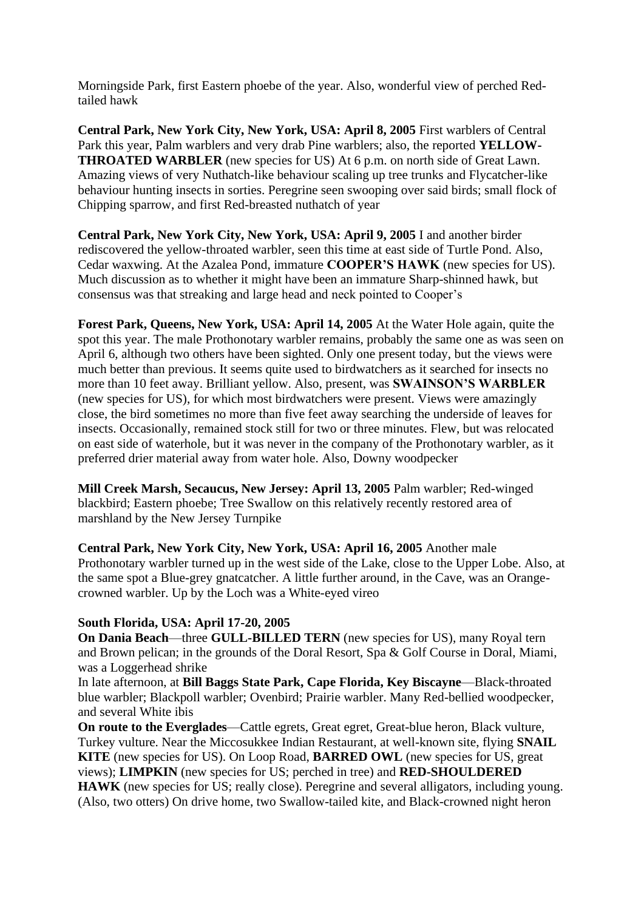Morningside Park, first Eastern phoebe of the year. Also, wonderful view of perched Red-tailed hawk

**Central Park, New York City, New York, USA: April 8, 2005** First warblers of Central Park this year, Palm warblers and very drab Pine warblers; also, the reported **YELLOW-THROATED WARBLER** (new species for US) At 6 p.m. on north side of Great Lawn. Amazing views of very Nuthatch-like behaviour scaling up tree trunks and Flycatcher-like behaviour hunting insects in sorties. Peregrine seen swooping over said birds; small flock of Chipping sparrow, and first Red-breasted nuthatch of year

**Central Park, New York City, New York, USA: April 9, 2005** I and another birder rediscovered the yellow-throated warbler, seen this time at east side of Turtle Pond. Also, Cedar waxwing. At the Azalea Pond, immature **COOPER'S HAWK** (new species for US). Much discussion as to whether it might have been an immature Sharp-shinned hawk, but consensus was that streaking and large head and neck pointed to Cooper's

**Forest Park, Queens, New York, USA: April 14, 2005** At the Water Hole again, quite the spot this year. The male Prothonotary warbler remains, probably the same one as was seen on April 6, although two others have been sighted. Only one present today, but the views were much better than previous. It seems quite used to birdwatchers as it searched for insects no more than 10 feet away. Brilliant yellow. Also, present, was **SWAINSON'S WARBLER** (new species for US), for which most birdwatchers were present. Views were amazingly close, the bird sometimes no more than five feet away searching the underside of leaves for insects. Occasionally, remained stock still for two or three minutes. Flew, but was relocated on east side of waterhole, but it was never in the company of the Prothonotary warbler, as it preferred drier material away from water hole. Also, Downy woodpecker

**Mill Creek Marsh, Secaucus, New Jersey: April 13, 2005** Palm warbler; Red-winged blackbird; Eastern phoebe; Tree Swallow on this relatively recently restored area of marshland by the New Jersey Turnpike

**Central Park, New York City, New York, USA: April 16, 2005** Another male Prothonotary warbler turned up in the west side of the Lake, close to the Upper Lobe. Also, at the same spot a Blue-grey gnatcatcher. A little further around, in the Cave, was an Orange-crowned warbler. Up by the Loch was a White-eyed vireo

**South Florida, USA: April 17-20, 2005**

**On Dania Beach**—three **GULL-BILLED TERN** (new species for US), many Royal tern and Brown pelican; in the grounds of the Doral Resort, Spa & Golf Course in Doral, Miami, was a Loggerhead shrike

In late afternoon, at **Bill Baggs State Park, Cape Florida, Key Biscayne**—Black-throated blue warbler; Blackpoll warbler; Ovenbird; Prairie warbler. Many Red-bellied woodpecker, and several White ibis

**On route to the Everglades**—Cattle egrets, Great egret, Great-blue heron, Black vulture, Turkey vulture. Near the Miccosukkee Indian Restaurant, at well-known site, flying **SNAIL KITE** (new species for US). On Loop Road, **BARRED OWL** (new species for US, great views); **LIMPKIN** (new species for US; perched in tree) and **RED-SHOULDERED HAWK** (new species for US; really close). Peregrine and several alligators, including young. (Also, two otters) On drive home, two Swallow-tailed kite, and Black-crowned night heron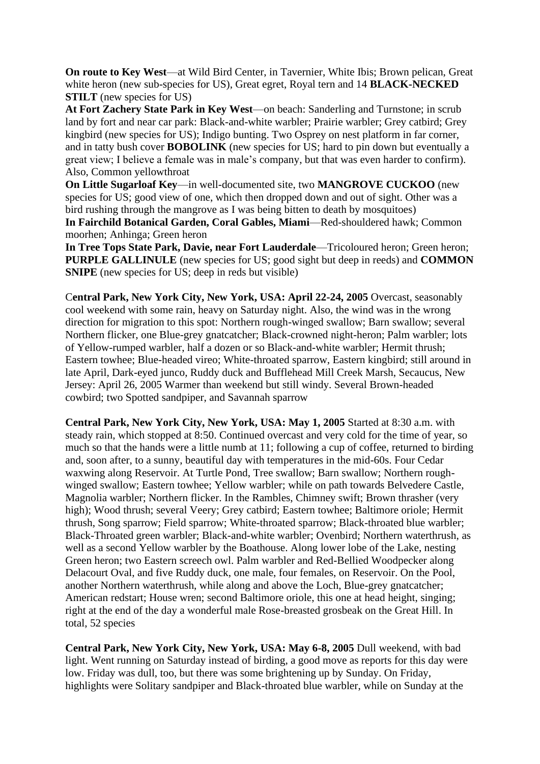**On route to Key West**—at Wild Bird Center, in Tavernier, White Ibis; Brown pelican, Great white heron (new sub-species for US), Great egret, Royal tern and 14 **BLACK-NECKED STILT** (new species for US)

**At Fort Zachery State Park in Key West**—on beach: Sanderling and Turnstone; in scrub land by fort and near car park: Black-and-white warbler; Prairie warbler; Grey catbird; Grey kingbird (new species for US); Indigo bunting. Two Osprey on nest platform in far corner, and in tatty bush cover **BOBOLINK** (new species for US; hard to pin down but eventually a great view; I believe a female was in male's company, but that was even harder to confirm). Also, Common yellowthroat

**On Little Sugarloaf Key**—in well-documented site, two **MANGROVE CUCKOO** (new species for US; good view of one, which then dropped down and out of sight. Other was a bird rushing through the mangrove as I was being bitten to death by mosquitoes)

**In Fairchild Botanical Garden, Coral Gables, Miami**—Red-shouldered hawk; Common moorhen; Anhinga; Green heron

**In Tree Tops State Park, Davie, near Fort Lauderdale**—Tricoloured heron; Green heron; **PURPLE GALLINULE** (new species for US; good sight but deep in reeds) and **COMMON SNIPE** (new species for US; deep in reds but visible)

C**entral Park, New York City, New York, USA: April 22-24, 2005** Overcast, seasonably cool weekend with some rain, heavy on Saturday night. Also, the wind was in the wrong direction for migration to this spot: Northern rough-winged swallow; Barn swallow; several Northern flicker, one Blue-grey gnatcatcher; Black-crowned night-heron; Palm warbler; lots of Yellow-rumped warbler, half a dozen or so Black-and-white warbler; Hermit thrush; Eastern towhee; Blue-headed vireo; White-throated sparrow, Eastern kingbird; still around in late April, Dark-eyed junco, Ruddy duck and Bufflehead Mill Creek Marsh, Secaucus, New Jersey: April 26, 2005 Warmer than weekend but still windy. Several Brown-headed cowbird; two Spotted sandpiper, and Savannah sparrow

**Central Park, New York City, New York, USA: May 1, 2005** Started at 8:30 a.m. with steady rain, which stopped at 8:50. Continued overcast and very cold for the time of year, so much so that the hands were a little numb at 11; following a cup of coffee, returned to birding and, soon after, to a sunny, beautiful day with temperatures in the mid-60s. Four Cedar waxwing along Reservoir. At Turtle Pond, Tree swallow; Barn swallow; Northern rough-winged swallow; Eastern towhee; Yellow warbler; while on path towards Belvedere Castle, Magnolia warbler; Northern flicker. In the Rambles, Chimney swift; Brown thrasher (very high); Wood thrush; several Veery; Grey catbird; Eastern towhee; Baltimore oriole; Hermit thrush, Song sparrow; Field sparrow; White-throated sparrow; Black-throated blue warbler; Black-Throated green warbler; Black-and-white warbler; Ovenbird; Northern waterthrush, as well as a second Yellow warbler by the Boathouse. Along lower lobe of the Lake, nesting Green heron; two Eastern screech owl. Palm warbler and Red-Bellied Woodpecker along Delacourt Oval, and five Ruddy duck, one male, four females, on Reservoir. On the Pool, another Northern waterthrush, while along and above the Loch, Blue-grey gnatcatcher; American redstart; House wren; second Baltimore oriole, this one at head height, singing; right at the end of the day a wonderful male Rose-breasted grosbeak on the Great Hill. In total, 52 species

**Central Park, New York City, New York, USA: May 6-8, 2005** Dull weekend, with bad light. Went running on Saturday instead of birding, a good move as reports for this day were low. Friday was dull, too, but there was some brightening up by Sunday. On Friday, highlights were Solitary sandpiper and Black-throated blue warbler, while on Sunday at the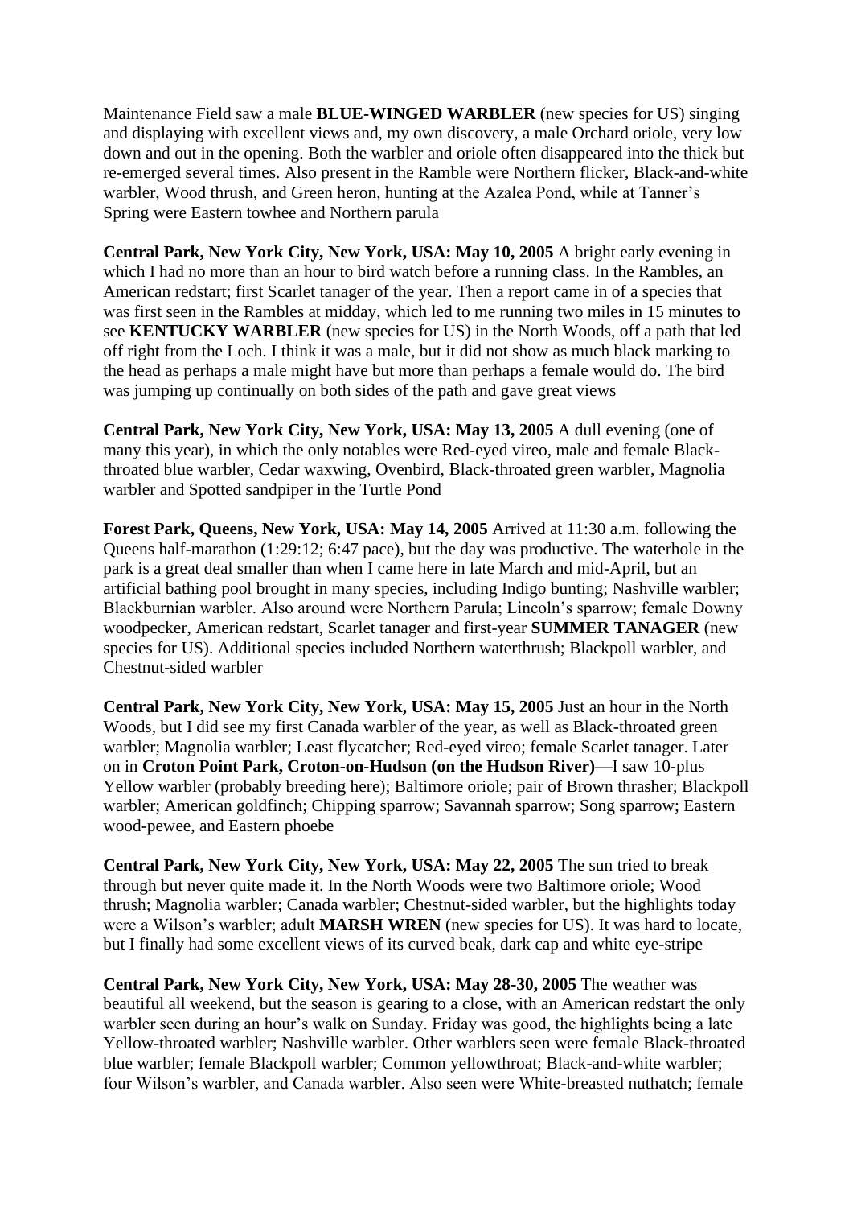Maintenance Field saw a male **BLUE-WINGED WARBLER** (new species for US) singing and displaying with excellent views and, my own discovery, a male Orchard oriole, very low down and out in the opening. Both the warbler and oriole often disappeared into the thick but re-emerged several times. Also present in the Ramble were Northern flicker, Black-and-white warbler, Wood thrush, and Green heron, hunting at the Azalea Pond, while at Tanner's Spring were Eastern towhee and Northern parula

**Central Park, New York City, New York, USA: May 10, 2005** A bright early evening in which I had no more than an hour to bird watch before a running class. In the Rambles, an American redstart; first Scarlet tanager of the year. Then a report came in of a species that was first seen in the Rambles at midday, which led to me running two miles in 15 minutes to see **KENTUCKY WARBLER** (new species for US) in the North Woods, off a path that led off right from the Loch. I think it was a male, but it did not show as much black marking to the head as perhaps a male might have but more than perhaps a female would do. The bird was jumping up continually on both sides of the path and gave great views

**Central Park, New York City, New York, USA: May 13, 2005** A dull evening (one of many this year), in which the only notables were Red-eyed vireo, male and female Black-throated blue warbler, Cedar waxwing, Ovenbird, Black-throated green warbler, Magnolia warbler and Spotted sandpiper in the Turtle Pond

**Forest Park, Queens, New York, USA: May 14, 2005** Arrived at 11:30 a.m. following the Queens half-marathon (1:29:12; 6:47 pace), but the day was productive. The waterhole in the park is a great deal smaller than when I came here in late March and mid-April, but an artificial bathing pool brought in many species, including Indigo bunting; Nashville warbler; Blackburnian warbler. Also around were Northern Parula; Lincoln's sparrow; female Downy woodpecker, American redstart, Scarlet tanager and first-year **SUMMER TANAGER** (new species for US). Additional species included Northern waterthrush; Blackpoll warbler, and Chestnut-sided warbler

**Central Park, New York City, New York, USA: May 15, 2005** Just an hour in the North Woods, but I did see my first Canada warbler of the year, as well as Black-throated green warbler; Magnolia warbler; Least flycatcher; Red-eyed vireo; female Scarlet tanager. Later on in **Croton Point Park, Croton-on-Hudson (on the Hudson River)**—I saw 10-plus Yellow warbler (probably breeding here); Baltimore oriole; pair of Brown thrasher; Blackpoll warbler; American goldfinch; Chipping sparrow; Savannah sparrow; Song sparrow; Eastern wood-pewee, and Eastern phoebe

**Central Park, New York City, New York, USA: May 22, 2005** The sun tried to break through but never quite made it. In the North Woods were two Baltimore oriole; Wood thrush; Magnolia warbler; Canada warbler; Chestnut-sided warbler, but the highlights today were a Wilson's warbler; adult **MARSH WREN** (new species for US). It was hard to locate, but I finally had some excellent views of its curved beak, dark cap and white eye-stripe

**Central Park, New York City, New York, USA: May 28-30, 2005** The weather was beautiful all weekend, but the season is gearing to a close, with an American redstart the only warbler seen during an hour's walk on Sunday. Friday was good, the highlights being a late Yellow-throated warbler; Nashville warbler. Other warblers seen were female Black-throated blue warbler; female Blackpoll warbler; Common yellowthroat; Black-and-white warbler; four Wilson's warbler, and Canada warbler. Also seen were White-breasted nuthatch; female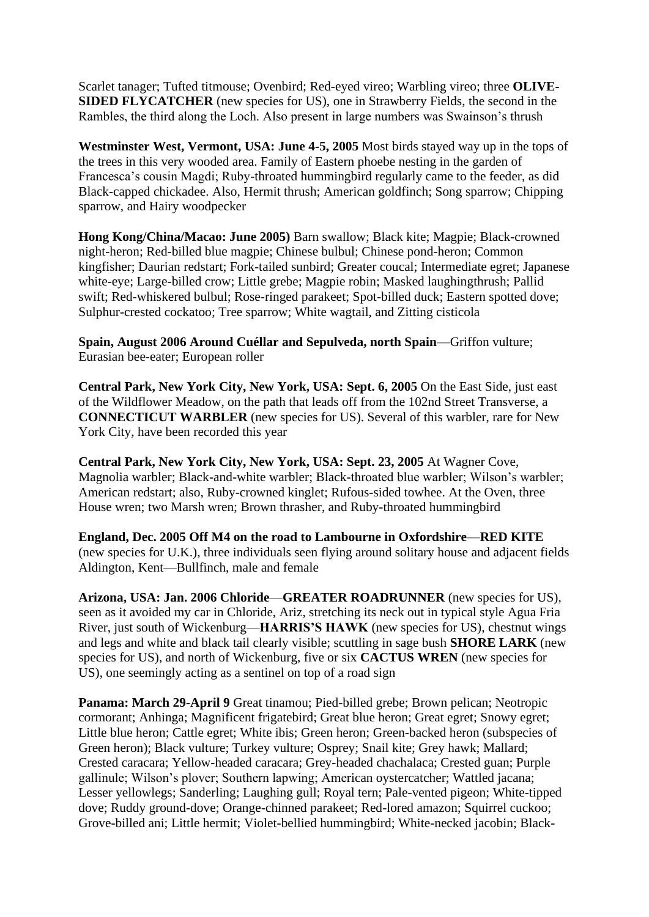Scarlet tanager; Tufted titmouse; Ovenbird; Red-eyed vireo; Warbling vireo; three **OLIVE-SIDED FLYCATCHER** (new species for US), one in Strawberry Fields, the second in the Rambles, the third along the Loch. Also present in large numbers was Swainson's thrush

**Westminster West, Vermont, USA: June 4-5, 2005** Most birds stayed way up in the tops of the trees in this very wooded area. Family of Eastern phoebe nesting in the garden of Francesca's cousin Magdi; Ruby-throated hummingbird regularly came to the feeder, as did Black-capped chickadee. Also, Hermit thrush; American goldfinch; Song sparrow; Chipping sparrow, and Hairy woodpecker

**Hong Kong/China/Macao: June 2005)** Barn swallow; Black kite; Magpie; Black-crowned night-heron; Red-billed blue magpie; Chinese bulbul; Chinese pond-heron; Common kingfisher; Daurian redstart; Fork-tailed sunbird; Greater coucal; Intermediate egret; Japanese white-eye; Large-billed crow; Little grebe; Magpie robin; Masked laughingthrush; Pallid swift; Red-whiskered bulbul; Rose-ringed parakeet; Spot-billed duck; Eastern spotted dove; Sulphur-crested cockatoo; Tree sparrow; White wagtail, and Zitting cisticola

**Spain, August 2006 Around Cuéllar and Sepulveda, north Spain**—Griffon vulture; Eurasian bee-eater; European roller

**Central Park, New York City, New York, USA: Sept. 6, 2005** On the East Side, just east of the Wildflower Meadow, on the path that leads off from the 102nd Street Transverse, a **CONNECTICUT WARBLER** (new species for US). Several of this warbler, rare for New York City, have been recorded this year

**Central Park, New York City, New York, USA: Sept. 23, 2005** At Wagner Cove, Magnolia warbler; Black-and-white warbler; Black-throated blue warbler; Wilson's warbler; American redstart; also, Ruby-crowned kinglet; Rufous-sided towhee. At the Oven, three House wren; two Marsh wren; Brown thrasher, and Ruby-throated hummingbird

**England, Dec. 2005 Off M4 on the road to Lambourne in Oxfordshire**—**RED KITE** (new species for U.K.), three individuals seen flying around solitary house and adjacent fields Aldington, Kent—Bullfinch, male and female

**Arizona, USA: Jan. 2006 Chloride**—**GREATER ROADRUNNER** (new species for US), seen as it avoided my car in Chloride, Ariz, stretching its neck out in typical style Agua Fria River, just south of Wickenburg—**HARRIS'S HAWK** (new species for US), chestnut wings and legs and white and black tail clearly visible; scuttling in sage bush **SHORE LARK** (new species for US), and north of Wickenburg, five or six **CACTUS WREN** (new species for US), one seemingly acting as a sentinel on top of a road sign

**Panama: March 29-April 9** Great tinamou; Pied-billed grebe; Brown pelican; Neotropic cormorant; Anhinga; Magnificent frigatebird; Great blue heron; Great egret; Snowy egret; Little blue heron; Cattle egret; White ibis; Green heron; Green-backed heron (subspecies of Green heron); Black vulture; Turkey vulture; Osprey; Snail kite; Grey hawk; Mallard; Crested caracara; Yellow-headed caracara; Grey-headed chachalaca; Crested guan; Purple gallinule; Wilson's plover; Southern lapwing; American oystercatcher; Wattled jacana; Lesser yellowlegs; Sanderling; Laughing gull; Royal tern; Pale-vented pigeon; White-tipped dove; Ruddy ground-dove; Orange-chinned parakeet; Red-lored amazon; Squirrel cuckoo; Grove-billed ani; Little hermit; Violet-bellied hummingbird; White-necked jacobin; Black-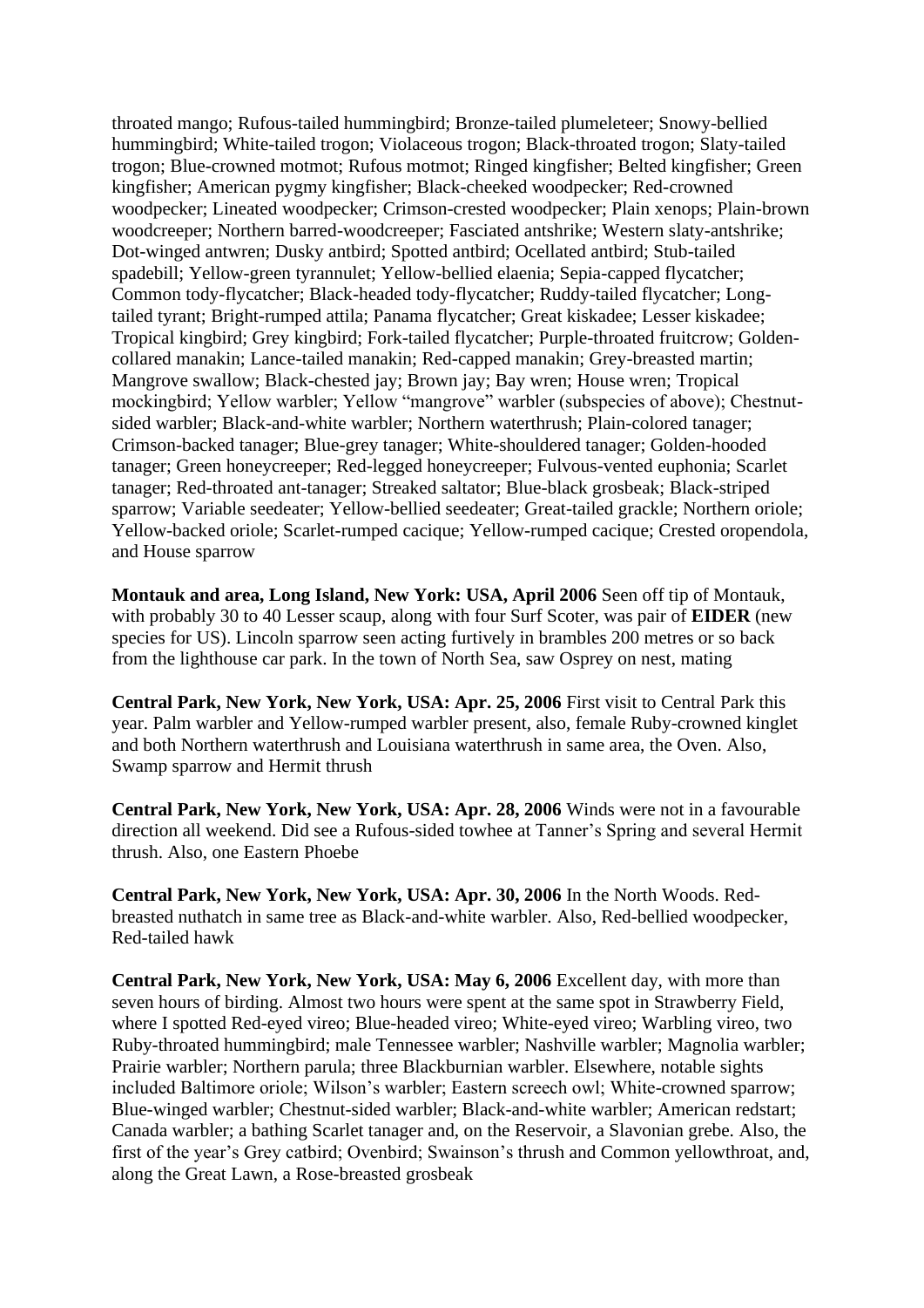throated mango; Rufous-tailed hummingbird; Bronze-tailed plumeleteer; Snowy-bellied hummingbird; White-tailed trogon; Violaceous trogon; Black-throated trogon; Slaty-tailed trogon; Blue-crowned motmot; Rufous motmot; Ringed kingfisher; Belted kingfisher; Green kingfisher; American pygmy kingfisher; Black-cheeked woodpecker; Red-crowned woodpecker; Lineated woodpecker; Crimson-crested woodpecker; Plain xenops; Plain-brown woodcreeper; Northern barred-woodcreeper; Fasciated antshrike; Western slaty-antshrike; Dot-winged antwren; Dusky antbird; Spotted antbird; Ocellated antbird; Stub-tailed spadebill; Yellow-green tyrannulet; Yellow-bellied elaenia; Sepia-capped flycatcher; Common tody-flycatcher; Black-headed tody-flycatcher; Ruddy-tailed flycatcher; Long-tailed tyrant; Bright-rumped attila; Panama flycatcher; Great kiskadee; Lesser kiskadee; Tropical kingbird; Grey kingbird; Fork-tailed flycatcher; Purple-throated fruitcrow; Golden-collared manakin; Lance-tailed manakin; Red-capped manakin; Grey-breasted martin; Mangrove swallow; Black-chested jay; Brown jay; Bay wren; House wren; Tropical mockingbird; Yellow warbler; Yellow "mangrove" warbler (subspecies of above); Chestnut-sided warbler; Black-and-white warbler; Northern waterthrush; Plain-colored tanager; Crimson-backed tanager; Blue-grey tanager; White-shouldered tanager; Golden-hooded tanager; Green honeycreeper; Red-legged honeycreeper; Fulvous-vented euphonia; Scarlet tanager; Red-throated ant-tanager; Streaked saltator; Blue-black grosbeak; Black-striped sparrow; Variable seedeater; Yellow-bellied seedeater; Great-tailed grackle; Northern oriole; Yellow-backed oriole; Scarlet-rumped cacique; Yellow-rumped cacique; Crested oropendola, and House sparrow

**Montauk and area, Long Island, New York: USA, April 2006** Seen off tip of Montauk, with probably 30 to 40 Lesser scaup, along with four Surf Scoter, was pair of **EIDER** (new species for US). Lincoln sparrow seen acting furtively in brambles 200 metres or so back from the lighthouse car park. In the town of North Sea, saw Osprey on nest, mating

**Central Park, New York, New York, USA: Apr. 25, 2006** First visit to Central Park this year. Palm warbler and Yellow-rumped warbler present, also, female Ruby-crowned kinglet and both Northern waterthrush and Louisiana waterthrush in same area, the Oven. Also, Swamp sparrow and Hermit thrush

**Central Park, New York, New York, USA: Apr. 28, 2006** Winds were not in a favourable direction all weekend. Did see a Rufous-sided towhee at Tanner's Spring and several Hermit thrush. Also, one Eastern Phoebe

**Central Park, New York, New York, USA: Apr. 30, 2006** In the North Woods. Red-breasted nuthatch in same tree as Black-and-white warbler. Also, Red-bellied woodpecker, Red-tailed hawk

**Central Park, New York, New York, USA: May 6, 2006** Excellent day, with more than seven hours of birding. Almost two hours were spent at the same spot in Strawberry Field, where I spotted Red-eyed vireo; Blue-headed vireo; White-eyed vireo; Warbling vireo, two Ruby-throated hummingbird; male Tennessee warbler; Nashville warbler; Magnolia warbler; Prairie warbler; Northern parula; three Blackburnian warbler. Elsewhere, notable sights included Baltimore oriole; Wilson's warbler; Eastern screech owl; White-crowned sparrow; Blue-winged warbler; Chestnut-sided warbler; Black-and-white warbler; American redstart; Canada warbler; a bathing Scarlet tanager and, on the Reservoir, a Slavonian grebe. Also, the first of the year's Grey catbird; Ovenbird; Swainson's thrush and Common yellowthroat, and, along the Great Lawn, a Rose-breasted grosbeak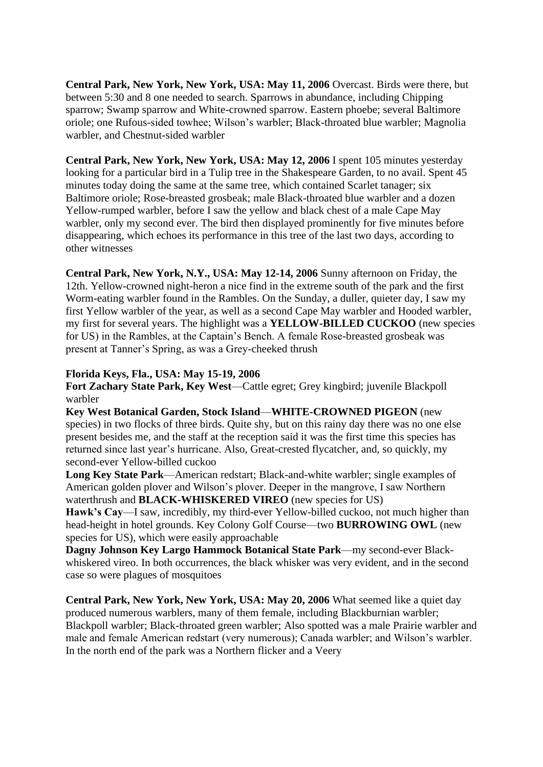**Central Park, New York, New York, USA: May 11, 2006** Overcast. Birds were there, but between 5:30 and 8 one needed to search. Sparrows in abundance, including Chipping sparrow; Swamp sparrow and White-crowned sparrow. Eastern phoebe; several Baltimore oriole; one Rufous-sided towhee; Wilson's warbler; Black-throated blue warbler; Magnolia warbler, and Chestnut-sided warbler

**Central Park, New York, New York, USA: May 12, 2006** I spent 105 minutes yesterday looking for a particular bird in a Tulip tree in the Shakespeare Garden, to no avail. Spent 45 minutes today doing the same at the same tree, which contained Scarlet tanager; six Baltimore oriole; Rose-breasted grosbeak; male Black-throated blue warbler and a dozen Yellow-rumped warbler, before I saw the yellow and black chest of a male Cape May warbler, only my second ever. The bird then displayed prominently for five minutes before disappearing, which echoes its performance in this tree of the last two days, according to other witnesses

**Central Park, New York, N.Y., USA: May 12-14, 2006** Sunny afternoon on Friday, the 12th. Yellow-crowned night-heron a nice find in the extreme south of the park and the first Worm-eating warbler found in the Rambles. On the Sunday, a duller, quieter day, I saw my first Yellow warbler of the year, as well as a second Cape May warbler and Hooded warbler, my first for several years. The highlight was a **YELLOW-BILLED CUCKOO** (new species for US) in the Rambles, at the Captain's Bench. A female Rose-breasted grosbeak was present at Tanner's Spring, as was a Grey-cheeked thrush

**Florida Keys, Fla., USA: May 15-19, 2006**
**Fort Zachary State Park, Key West**—Cattle egret; Grey kingbird; juvenile Blackpoll warbler
**Key West Botanical Garden, Stock Island**—**WHITE-CROWNED PIGEON** (new species) in two flocks of three birds. Quite shy, but on this rainy day there was no one else present besides me, and the staff at the reception said it was the first time this species has returned since last year's hurricane. Also, Great-crested flycatcher, and, so quickly, my second-ever Yellow-billed cuckoo
**Long Key State Park**—American redstart; Black-and-white warbler; single examples of American golden plover and Wilson's plover. Deeper in the mangrove, I saw Northern waterthrush and **BLACK-WHISKERED VIREO** (new species for US)
**Hawk's Cay**—I saw, incredibly, my third-ever Yellow-billed cuckoo, not much higher than head-height in hotel grounds. Key Colony Golf Course—two **BURROWING OWL** (new species for US), which were easily approachable
**Dagny Johnson Key Largo Hammock Botanical State Park**—my second-ever Black-whiskered vireo. In both occurrences, the black whisker was very evident, and in the second case so were plagues of mosquitoes

**Central Park, New York, New York, USA: May 20, 2006** What seemed like a quiet day produced numerous warblers, many of them female, including Blackburnian warbler; Blackpoll warbler; Black-throated green warbler; Also spotted was a male Prairie warbler and male and female American redstart (very numerous); Canada warbler; and Wilson's warbler. In the north end of the park was a Northern flicker and a Veery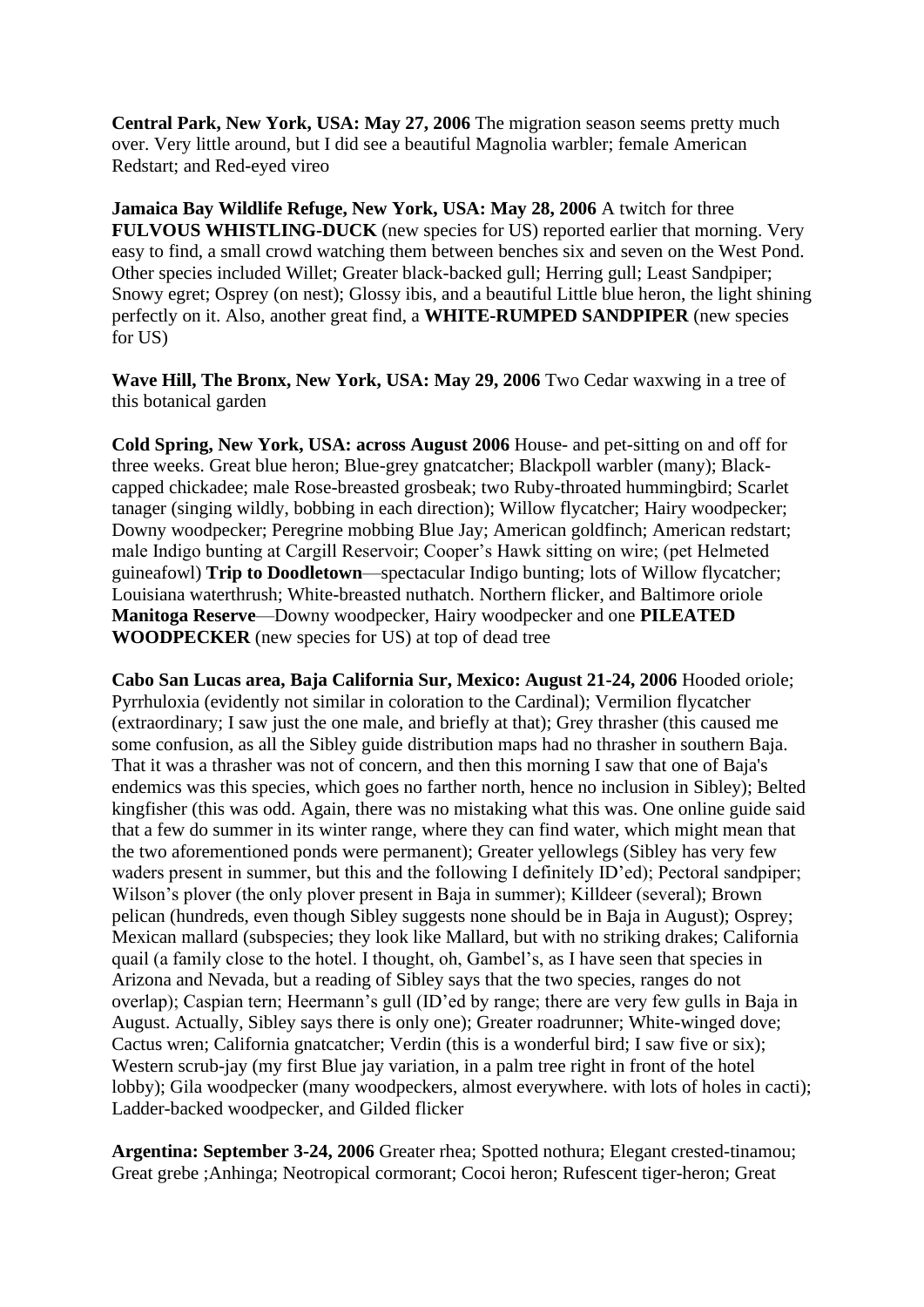**Central Park, New York, USA: May 27, 2006** The migration season seems pretty much over. Very little around, but I did see a beautiful Magnolia warbler; female American Redstart; and Red-eyed vireo

**Jamaica Bay Wildlife Refuge, New York, USA: May 28, 2006** A twitch for three **FULVOUS WHISTLING-DUCK** (new species for US) reported earlier that morning. Very easy to find, a small crowd watching them between benches six and seven on the West Pond. Other species included Willet; Greater black-backed gull; Herring gull; Least Sandpiper; Snowy egret; Osprey (on nest); Glossy ibis, and a beautiful Little blue heron, the light shining perfectly on it. Also, another great find, a **WHITE-RUMPED SANDPIPER** (new species for US)

**Wave Hill, The Bronx, New York, USA: May 29, 2006** Two Cedar waxwing in a tree of this botanical garden

**Cold Spring, New York, USA: across August 2006** House- and pet-sitting on and off for three weeks. Great blue heron; Blue-grey gnatcatcher; Blackpoll warbler (many); Black-capped chickadee; male Rose-breasted grosbeak; two Ruby-throated hummingbird; Scarlet tanager (singing wildly, bobbing in each direction); Willow flycatcher; Hairy woodpecker; Downy woodpecker; Peregrine mobbing Blue Jay; American goldfinch; American redstart; male Indigo bunting at Cargill Reservoir; Cooper's Hawk sitting on wire; (pet Helmeted guineafowl) **Trip to Doodletown**—spectacular Indigo bunting; lots of Willow flycatcher; Louisiana waterthrush; White-breasted nuthatch. Northern flicker, and Baltimore oriole **Manitoga Reserve**—Downy woodpecker, Hairy woodpecker and one **PILEATED WOODPECKER** (new species for US) at top of dead tree

**Cabo San Lucas area, Baja California Sur, Mexico: August 21-24, 2006** Hooded oriole; Pyrrhuloxia (evidently not similar in coloration to the Cardinal); Vermilion flycatcher (extraordinary; I saw just the one male, and briefly at that); Grey thrasher (this caused me some confusion, as all the Sibley guide distribution maps had no thrasher in southern Baja. That it was a thrasher was not of concern, and then this morning I saw that one of Baja's endemics was this species, which goes no farther north, hence no inclusion in Sibley); Belted kingfisher (this was odd. Again, there was no mistaking what this was. One online guide said that a few do summer in its winter range, where they can find water, which might mean that the two aforementioned ponds were permanent); Greater yellowlegs (Sibley has very few waders present in summer, but this and the following I definitely ID'ed); Pectoral sandpiper; Wilson's plover (the only plover present in Baja in summer); Killdeer (several); Brown pelican (hundreds, even though Sibley suggests none should be in Baja in August); Osprey; Mexican mallard (subspecies; they look like Mallard, but with no striking drakes; California quail (a family close to the hotel. I thought, oh, Gambel's, as I have seen that species in Arizona and Nevada, but a reading of Sibley says that the two species, ranges do not overlap); Caspian tern; Heermann's gull (ID'ed by range; there are very few gulls in Baja in August. Actually, Sibley says there is only one); Greater roadrunner; White-winged dove; Cactus wren; California gnatcatcher; Verdin (this is a wonderful bird; I saw five or six); Western scrub-jay (my first Blue jay variation, in a palm tree right in front of the hotel lobby); Gila woodpecker (many woodpeckers, almost everywhere. with lots of holes in cacti); Ladder-backed woodpecker, and Gilded flicker

**Argentina: September 3-24, 2006** Greater rhea; Spotted nothura; Elegant crested-tinamou; Great grebe ;Anhinga; Neotropical cormorant; Cocoi heron; Rufescent tiger-heron; Great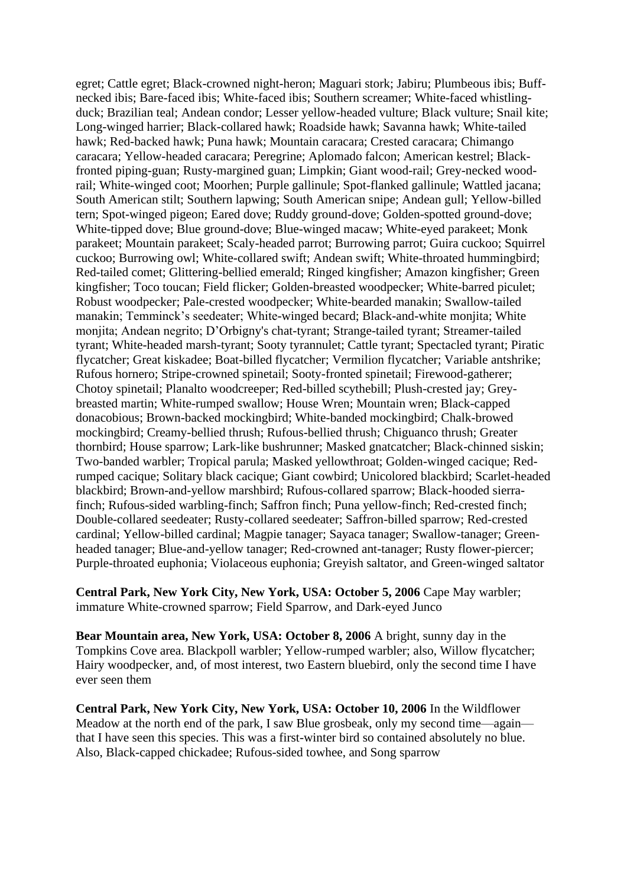egret; Cattle egret; Black-crowned night-heron; Maguari stork; Jabiru; Plumbeous ibis; Buff-necked ibis; Bare-faced ibis; White-faced ibis; Southern screamer; White-faced whistling-duck; Brazilian teal; Andean condor; Lesser yellow-headed vulture; Black vulture; Snail kite; Long-winged harrier; Black-collared hawk; Roadside hawk; Savanna hawk; White-tailed hawk; Red-backed hawk; Puna hawk; Mountain caracara; Crested caracara; Chimango caracara; Yellow-headed caracara; Peregrine; Aplomado falcon; American kestrel; Black-fronted piping-guan; Rusty-margined guan; Limpkin; Giant wood-rail; Grey-necked wood-rail; White-winged coot; Moorhen; Purple gallinule; Spot-flanked gallinule; Wattled jacana; South American stilt; Southern lapwing; South American snipe; Andean gull; Yellow-billed tern; Spot-winged pigeon; Eared dove; Ruddy ground-dove; Golden-spotted ground-dove; White-tipped dove; Blue ground-dove; Blue-winged macaw; White-eyed parakeet; Monk parakeet; Mountain parakeet; Scaly-headed parrot; Burrowing parrot; Guira cuckoo; Squirrel cuckoo; Burrowing owl; White-collared swift; Andean swift; White-throated hummingbird; Red-tailed comet; Glittering-bellied emerald; Ringed kingfisher; Amazon kingfisher; Green kingfisher; Toco toucan; Field flicker; Golden-breasted woodpecker; White-barred piculet; Robust woodpecker; Pale-crested woodpecker; White-bearded manakin; Swallow-tailed manakin; Temminck's seedeater; White-winged becard; Black-and-white monjita; White monjita; Andean negrito; D'Orbigny's chat-tyrant; Strange-tailed tyrant; Streamer-tailed tyrant; White-headed marsh-tyrant; Sooty tyrannulet; Cattle tyrant; Spectacled tyrant; Piratic flycatcher; Great kiskadee; Boat-billed flycatcher; Vermilion flycatcher; Variable antshrike; Rufous hornero; Stripe-crowned spinetail; Sooty-fronted spinetail; Firewood-gatherer; Chotoy spinetail; Planalto woodcreeper; Red-billed scythebill; Plush-crested jay; Grey-breasted martin; White-rumped swallow; House Wren; Mountain wren; Black-capped donacobious; Brown-backed mockingbird; White-banded mockingbird; Chalk-browed mockingbird; Creamy-bellied thrush; Rufous-bellied thrush; Chiguanco thrush; Greater thornbird; House sparrow; Lark-like bushrunner; Masked gnatcatcher; Black-chinned siskin; Two-banded warbler; Tropical parula; Masked yellowthroat; Golden-winged cacique; Red-rumped cacique; Solitary black cacique; Giant cowbird; Unicolored blackbird; Scarlet-headed blackbird; Brown-and-yellow marshbird; Rufous-collared sparrow; Black-hooded sierra-finch; Rufous-sided warbling-finch; Saffron finch; Puna yellow-finch; Red-crested finch; Double-collared seedeater; Rusty-collared seedeater; Saffron-billed sparrow; Red-crested cardinal; Yellow-billed cardinal; Magpie tanager; Sayaca tanager; Swallow-tanager; Green-headed tanager; Blue-and-yellow tanager; Red-crowned ant-tanager; Rusty flower-piercer; Purple-throated euphonia; Violaceous euphonia; Greyish saltator, and Green-winged saltator

**Central Park, New York City, New York, USA: October 5, 2006** Cape May warbler; immature White-crowned sparrow; Field Sparrow, and Dark-eyed Junco

**Bear Mountain area, New York, USA: October 8, 2006** A bright, sunny day in the Tompkins Cove area. Blackpoll warbler; Yellow-rumped warbler; also, Willow flycatcher; Hairy woodpecker, and, of most interest, two Eastern bluebird, only the second time I have ever seen them

**Central Park, New York City, New York, USA: October 10, 2006** In the Wildflower Meadow at the north end of the park, I saw Blue grosbeak, only my second time—again—that I have seen this species. This was a first-winter bird so contained absolutely no blue. Also, Black-capped chickadee; Rufous-sided towhee, and Song sparrow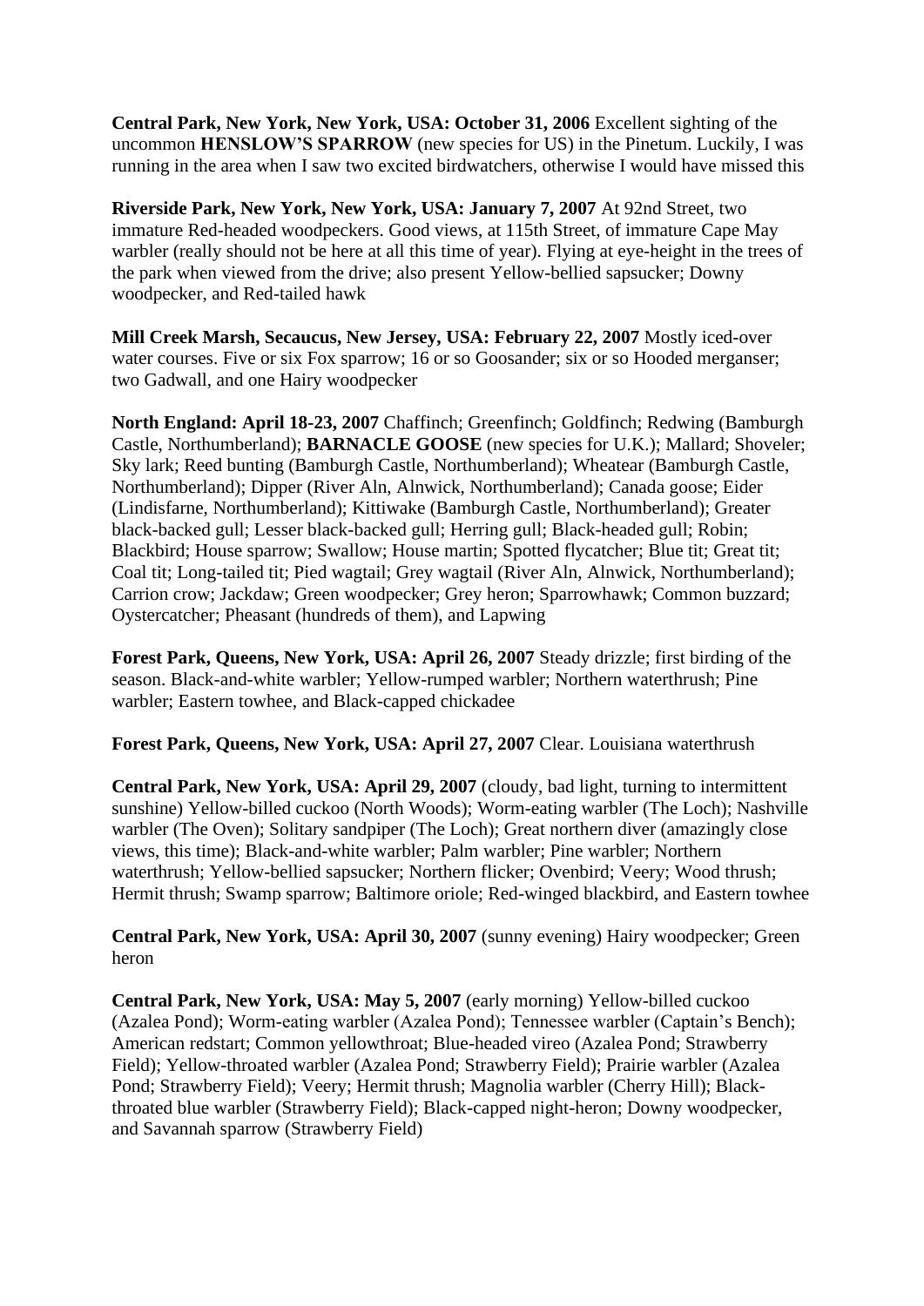**Central Park, New York, New York, USA: October 31, 2006** Excellent sighting of the uncommon **HENSLOW'S SPARROW** (new species for US) in the Pinetum. Luckily, I was running in the area when I saw two excited birdwatchers, otherwise I would have missed this

**Riverside Park, New York, New York, USA: January 7, 2007** At 92nd Street, two immature Red-headed woodpeckers. Good views, at 115th Street, of immature Cape May warbler (really should not be here at all this time of year). Flying at eye-height in the trees of the park when viewed from the drive; also present Yellow-bellied sapsucker; Downy woodpecker, and Red-tailed hawk

**Mill Creek Marsh, Secaucus, New Jersey, USA: February 22, 2007** Mostly iced-over water courses. Five or six Fox sparrow; 16 or so Goosander; six or so Hooded merganser; two Gadwall, and one Hairy woodpecker

**North England: April 18-23, 2007** Chaffinch; Greenfinch; Goldfinch; Redwing (Bamburgh Castle, Northumberland); **BARNACLE GOOSE** (new species for U.K.); Mallard; Shoveler; Sky lark; Reed bunting (Bamburgh Castle, Northumberland); Wheatear (Bamburgh Castle, Northumberland); Dipper (River Aln, Alnwick, Northumberland); Canada goose; Eider (Lindisfarne, Northumberland); Kittiwake (Bamburgh Castle, Northumberland); Greater black-backed gull; Lesser black-backed gull; Herring gull; Black-headed gull; Robin; Blackbird; House sparrow; Swallow; House martin; Spotted flycatcher; Blue tit; Great tit; Coal tit; Long-tailed tit; Pied wagtail; Grey wagtail (River Aln, Alnwick, Northumberland); Carrion crow; Jackdaw; Green woodpecker; Grey heron; Sparrowhawk; Common buzzard; Oystercatcher; Pheasant (hundreds of them), and Lapwing

**Forest Park, Queens, New York, USA: April 26, 2007** Steady drizzle; first birding of the season. Black-and-white warbler; Yellow-rumped warbler; Northern waterthrush; Pine warbler; Eastern towhee, and Black-capped chickadee

**Forest Park, Queens, New York, USA: April 27, 2007** Clear. Louisiana waterthrush

**Central Park, New York, USA: April 29, 2007** (cloudy, bad light, turning to intermittent sunshine) Yellow-billed cuckoo (North Woods); Worm-eating warbler (The Loch); Nashville warbler (The Oven); Solitary sandpiper (The Loch); Great northern diver (amazingly close views, this time); Black-and-white warbler; Palm warbler; Pine warbler; Northern waterthrush; Yellow-bellied sapsucker; Northern flicker; Ovenbird; Veery; Wood thrush; Hermit thrush; Swamp sparrow; Baltimore oriole; Red-winged blackbird, and Eastern towhee

**Central Park, New York, USA: April 30, 2007** (sunny evening) Hairy woodpecker; Green heron

**Central Park, New York, USA: May 5, 2007** (early morning) Yellow-billed cuckoo (Azalea Pond); Worm-eating warbler (Azalea Pond); Tennessee warbler (Captain's Bench); American redstart; Common yellowthroat; Blue-headed vireo (Azalea Pond; Strawberry Field); Yellow-throated warbler (Azalea Pond; Strawberry Field); Prairie warbler (Azalea Pond; Strawberry Field); Veery; Hermit thrush; Magnolia warbler (Cherry Hill); Black-throated blue warbler (Strawberry Field); Black-capped night-heron; Downy woodpecker, and Savannah sparrow (Strawberry Field)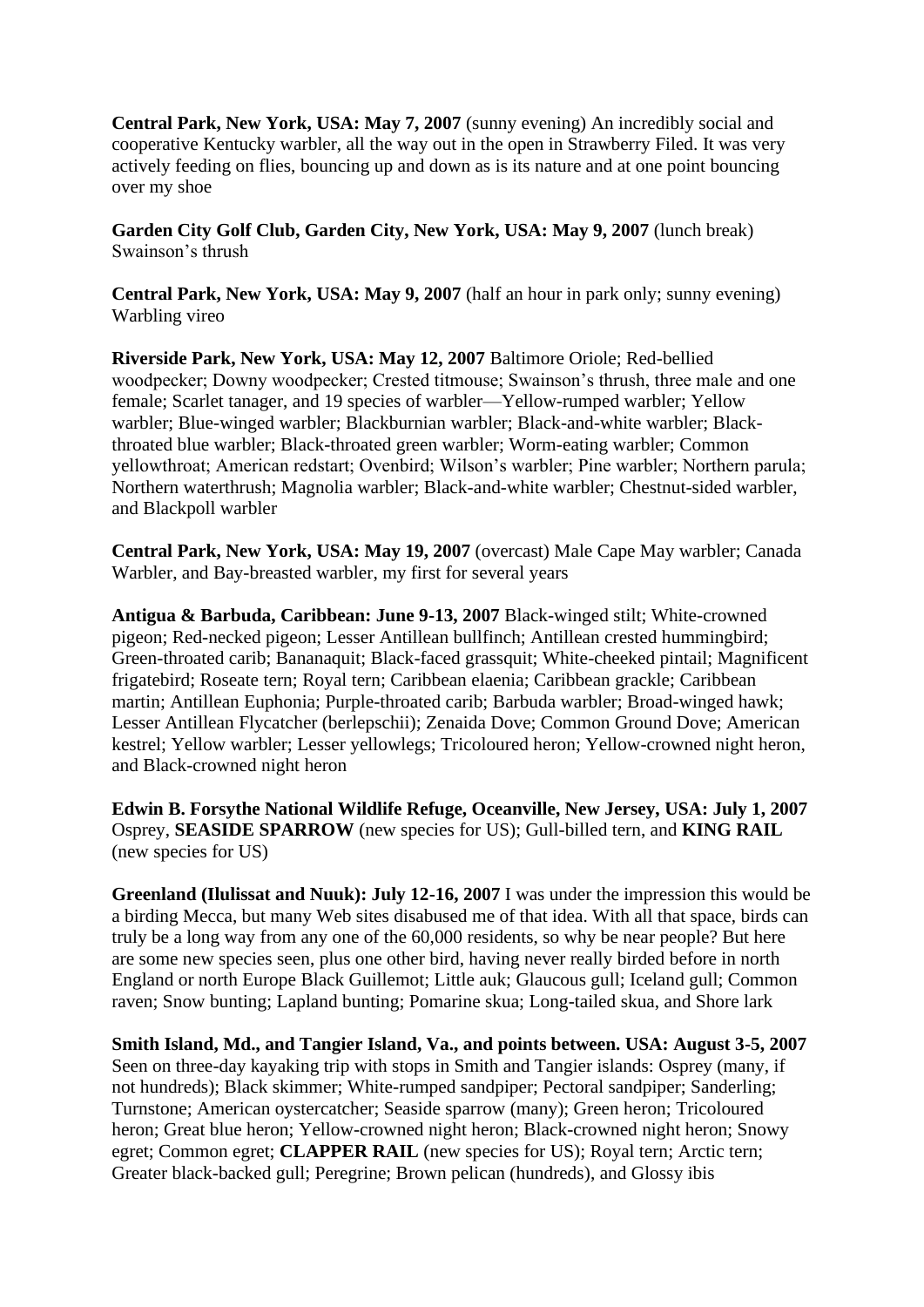**Central Park, New York, USA: May 7, 2007** (sunny evening) An incredibly social and cooperative Kentucky warbler, all the way out in the open in Strawberry Filed. It was very actively feeding on flies, bouncing up and down as is its nature and at one point bouncing over my shoe

**Garden City Golf Club, Garden City, New York, USA: May 9, 2007** (lunch break) Swainson's thrush

**Central Park, New York, USA: May 9, 2007** (half an hour in park only; sunny evening) Warbling vireo

**Riverside Park, New York, USA: May 12, 2007** Baltimore Oriole; Red-bellied woodpecker; Downy woodpecker; Crested titmouse; Swainson's thrush, three male and one female; Scarlet tanager, and 19 species of warbler—Yellow-rumped warbler; Yellow warbler; Blue-winged warbler; Blackburnian warbler; Black-and-white warbler; Black-throated blue warbler; Black-throated green warbler; Worm-eating warbler; Common yellowthroat; American redstart; Ovenbird; Wilson's warbler; Pine warbler; Northern parula; Northern waterthrush; Magnolia warbler; Black-and-white warbler; Chestnut-sided warbler, and Blackpoll warbler

**Central Park, New York, USA: May 19, 2007** (overcast) Male Cape May warbler; Canada Warbler, and Bay-breasted warbler, my first for several years

**Antigua & Barbuda, Caribbean: June 9-13, 2007** Black-winged stilt; White-crowned pigeon; Red-necked pigeon; Lesser Antillean bullfinch; Antillean crested hummingbird; Green-throated carib; Bananaquit; Black-faced grassquit; White-cheeked pintail; Magnificent frigatebird; Roseate tern; Royal tern; Caribbean elaenia; Caribbean grackle; Caribbean martin; Antillean Euphonia; Purple-throated carib; Barbuda warbler; Broad-winged hawk; Lesser Antillean Flycatcher (berlepschii); Zenaida Dove; Common Ground Dove; American kestrel; Yellow warbler; Lesser yellowlegs; Tricoloured heron; Yellow-crowned night heron, and Black-crowned night heron

**Edwin B. Forsythe National Wildlife Refuge, Oceanville, New Jersey, USA: July 1, 2007** Osprey, **SEASIDE SPARROW** (new species for US); Gull-billed tern, and **KING RAIL** (new species for US)

**Greenland (Ilulissat and Nuuk): July 12-16, 2007** I was under the impression this would be a birding Mecca, but many Web sites disabused me of that idea. With all that space, birds can truly be a long way from any one of the 60,000 residents, so why be near people? But here are some new species seen, plus one other bird, having never really birded before in north England or north Europe Black Guillemot; Little auk; Glaucous gull; Iceland gull; Common raven; Snow bunting; Lapland bunting; Pomarine skua; Long-tailed skua, and Shore lark

**Smith Island, Md., and Tangier Island, Va., and points between. USA: August 3-5, 2007** Seen on three-day kayaking trip with stops in Smith and Tangier islands: Osprey (many, if not hundreds); Black skimmer; White-rumped sandpiper; Pectoral sandpiper; Sanderling; Turnstone; American oystercatcher; Seaside sparrow (many); Green heron; Tricoloured heron; Great blue heron; Yellow-crowned night heron; Black-crowned night heron; Snowy egret; Common egret; **CLAPPER RAIL** (new species for US); Royal tern; Arctic tern; Greater black-backed gull; Peregrine; Brown pelican (hundreds), and Glossy ibis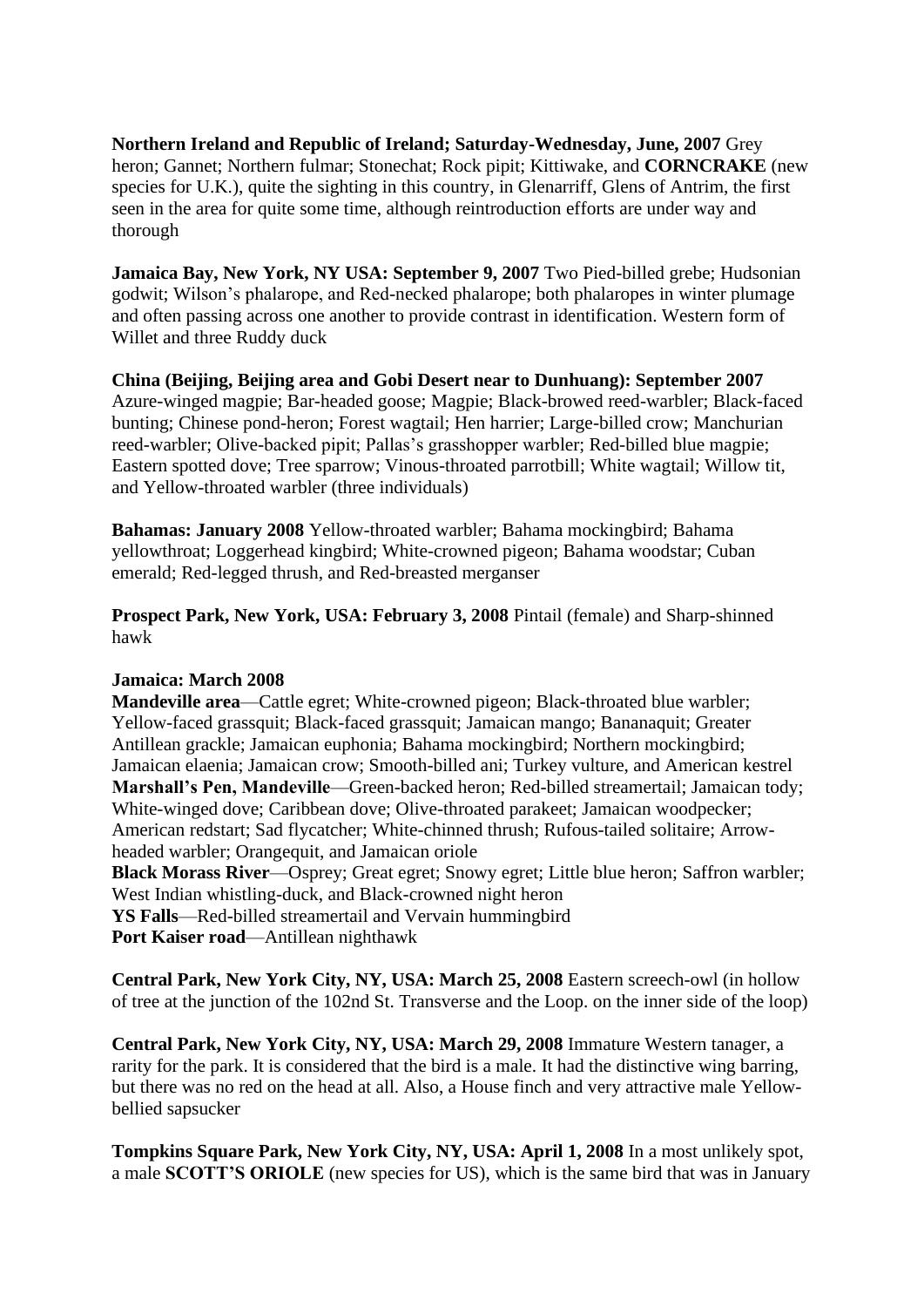**Northern Ireland and Republic of Ireland; Saturday-Wednesday, June, 2007** Grey heron; Gannet; Northern fulmar; Stonechat; Rock pipit; Kittiwake, and **CORNCRAKE** (new species for U.K.), quite the sighting in this country, in Glenarriff, Glens of Antrim, the first seen in the area for quite some time, although reintroduction efforts are under way and thorough

**Jamaica Bay, New York, NY USA: September 9, 2007** Two Pied-billed grebe; Hudsonian godwit; Wilson's phalarope, and Red-necked phalarope; both phalaropes in winter plumage and often passing across one another to provide contrast in identification. Western form of Willet and three Ruddy duck

**China (Beijing, Beijing area and Gobi Desert near to Dunhuang): September 2007** Azure-winged magpie; Bar-headed goose; Magpie; Black-browed reed-warbler; Black-faced bunting; Chinese pond-heron; Forest wagtail; Hen harrier; Large-billed crow; Manchurian reed-warbler; Olive-backed pipit; Pallas's grasshopper warbler; Red-billed blue magpie; Eastern spotted dove; Tree sparrow; Vinous-throated parrotbill; White wagtail; Willow tit, and Yellow-throated warbler (three individuals)

**Bahamas: January 2008** Yellow-throated warbler; Bahama mockingbird; Bahama yellowthroat; Loggerhead kingbird; White-crowned pigeon; Bahama woodstar; Cuban emerald; Red-legged thrush, and Red-breasted merganser

**Prospect Park, New York, USA: February 3, 2008** Pintail (female) and Sharp-shinned hawk

**Jamaica: March 2008**
**Mandeville area**—Cattle egret; White-crowned pigeon; Black-throated blue warbler; Yellow-faced grassquit; Black-faced grassquit; Jamaican mango; Bananaquit; Greater Antillean grackle; Jamaican euphonia; Bahama mockingbird; Northern mockingbird; Jamaican elaenia; Jamaican crow; Smooth-billed ani; Turkey vulture, and American kestrel
**Marshall's Pen, Mandeville**—Green-backed heron; Red-billed streamertail; Jamaican tody; White-winged dove; Caribbean dove; Olive-throated parakeet; Jamaican woodpecker; American redstart; Sad flycatcher; White-chinned thrush; Rufous-tailed solitaire; Arrow-headed warbler; Orangequit, and Jamaican oriole
**Black Morass River**—Osprey; Great egret; Snowy egret; Little blue heron; Saffron warbler; West Indian whistling-duck, and Black-crowned night heron
**YS Falls**—Red-billed streamertail and Vervain hummingbird
**Port Kaiser road**—Antillean nighthawk

**Central Park, New York City, NY, USA: March 25, 2008** Eastern screech-owl (in hollow of tree at the junction of the 102nd St. Transverse and the Loop. on the inner side of the loop)

**Central Park, New York City, NY, USA: March 29, 2008** Immature Western tanager, a rarity for the park. It is considered that the bird is a male. It had the distinctive wing barring, but there was no red on the head at all. Also, a House finch and very attractive male Yellow-bellied sapsucker

**Tompkins Square Park, New York City, NY, USA: April 1, 2008** In a most unlikely spot, a male **SCOTT'S ORIOLE** (new species for US), which is the same bird that was in January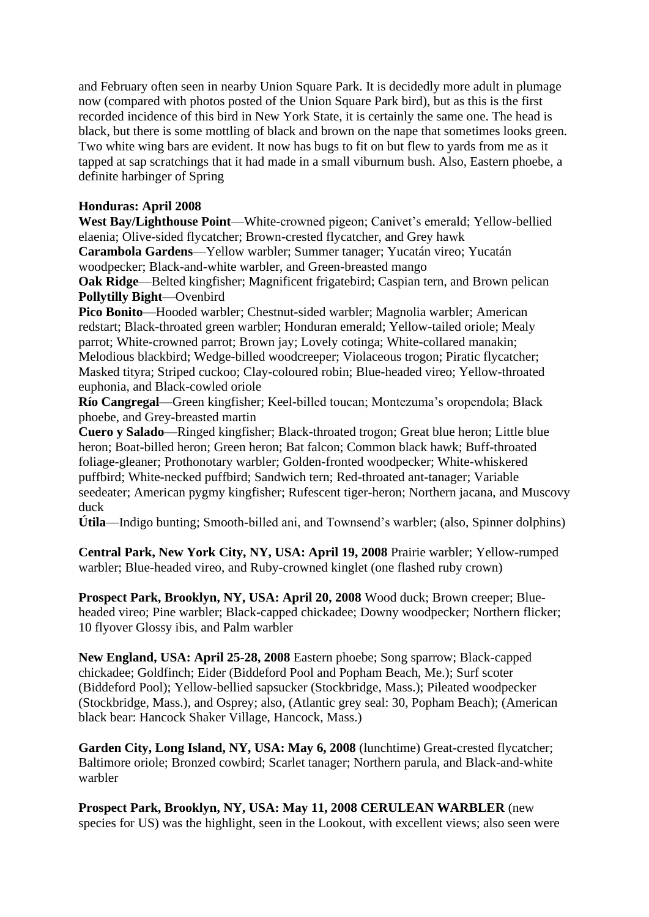and February often seen in nearby Union Square Park. It is decidedly more adult in plumage now (compared with photos posted of the Union Square Park bird), but as this is the first recorded incidence of this bird in New York State, it is certainly the same one. The head is black, but there is some mottling of black and brown on the nape that sometimes looks green. Two white wing bars are evident. It now has bugs to fit on but flew to yards from me as it tapped at sap scratchings that it had made in a small viburnum bush. Also, Eastern phoebe, a definite harbinger of Spring

**Honduras: April 2008**
**West Bay/Lighthouse Point**—White-crowned pigeon; Canivet's emerald; Yellow-bellied elaenia; Olive-sided flycatcher; Brown-crested flycatcher, and Grey hawk
**Carambola Gardens**—Yellow warbler; Summer tanager; Yucatán vireo; Yucatán woodpecker; Black-and-white warbler, and Green-breasted mango
**Oak Ridge**—Belted kingfisher; Magnificent frigatebird; Caspian tern, and Brown pelican
**Pollytilly Bight**—Ovenbird
**Pico Bonito**—Hooded warbler; Chestnut-sided warbler; Magnolia warbler; American redstart; Black-throated green warbler; Honduran emerald; Yellow-tailed oriole; Mealy parrot; White-crowned parrot; Brown jay; Lovely cotinga; White-collared manakin; Melodious blackbird; Wedge-billed woodcreeper; Violaceous trogon; Piratic flycatcher; Masked tityra; Striped cuckoo; Clay-coloured robin; Blue-headed vireo; Yellow-throated euphonia, and Black-cowled oriole
**Río Cangregal**—Green kingfisher; Keel-billed toucan; Montezuma's oropendola; Black phoebe, and Grey-breasted martin
**Cuero y Salado**—Ringed kingfisher; Black-throated trogon; Great blue heron; Little blue heron; Boat-billed heron; Green heron; Bat falcon; Common black hawk; Buff-throated foliage-gleaner; Prothonotary warbler; Golden-fronted woodpecker; White-whiskered puffbird; White-necked puffbird; Sandwich tern; Red-throated ant-tanager; Variable seedeater; American pygmy kingfisher; Rufescent tiger-heron; Northern jacana, and Muscovy duck
**Útila**—Indigo bunting; Smooth-billed ani, and Townsend's warbler; (also, Spinner dolphins)

**Central Park, New York City, NY, USA: April 19, 2008** Prairie warbler; Yellow-rumped warbler; Blue-headed vireo, and Ruby-crowned kinglet (one flashed ruby crown)

**Prospect Park, Brooklyn, NY, USA: April 20, 2008** Wood duck; Brown creeper; Blue-headed vireo; Pine warbler; Black-capped chickadee; Downy woodpecker; Northern flicker; 10 flyover Glossy ibis, and Palm warbler

**New England, USA: April 25-28, 2008** Eastern phoebe; Song sparrow; Black-capped chickadee; Goldfinch; Eider (Biddeford Pool and Popham Beach, Me.); Surf scoter (Biddeford Pool); Yellow-bellied sapsucker (Stockbridge, Mass.); Pileated woodpecker (Stockbridge, Mass.), and Osprey; also, (Atlantic grey seal: 30, Popham Beach); (American black bear: Hancock Shaker Village, Hancock, Mass.)

**Garden City, Long Island, NY, USA: May 6, 2008** (lunchtime) Great-crested flycatcher; Baltimore oriole; Bronzed cowbird; Scarlet tanager; Northern parula, and Black-and-white warbler

**Prospect Park, Brooklyn, NY, USA: May 11, 2008 CERULEAN WARBLER** (new species for US) was the highlight, seen in the Lookout, with excellent views; also seen were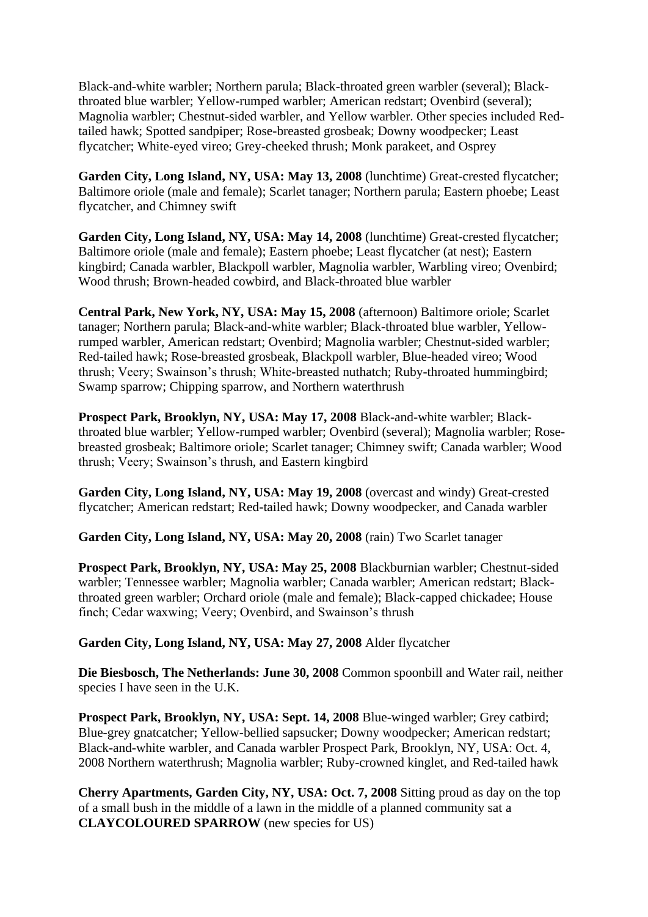Black-and-white warbler; Northern parula; Black-throated green warbler (several); Black-throated blue warbler; Yellow-rumped warbler; American redstart; Ovenbird (several); Magnolia warbler; Chestnut-sided warbler, and Yellow warbler. Other species included Red-tailed hawk; Spotted sandpiper; Rose-breasted grosbeak; Downy woodpecker; Least flycatcher; White-eyed vireo; Grey-cheeked thrush; Monk parakeet, and Osprey

**Garden City, Long Island, NY, USA: May 13, 2008** (lunchtime) Great-crested flycatcher; Baltimore oriole (male and female); Scarlet tanager; Northern parula; Eastern phoebe; Least flycatcher, and Chimney swift

**Garden City, Long Island, NY, USA: May 14, 2008** (lunchtime) Great-crested flycatcher; Baltimore oriole (male and female); Eastern phoebe; Least flycatcher (at nest); Eastern kingbird; Canada warbler, Blackpoll warbler, Magnolia warbler, Warbling vireo; Ovenbird; Wood thrush; Brown-headed cowbird, and Black-throated blue warbler

**Central Park, New York, NY, USA: May 15, 2008** (afternoon) Baltimore oriole; Scarlet tanager; Northern parula; Black-and-white warbler; Black-throated blue warbler, Yellow-rumped warbler, American redstart; Ovenbird; Magnolia warbler; Chestnut-sided warbler; Red-tailed hawk; Rose-breasted grosbeak, Blackpoll warbler, Blue-headed vireo; Wood thrush; Veery; Swainson's thrush; White-breasted nuthatch; Ruby-throated hummingbird; Swamp sparrow; Chipping sparrow, and Northern waterthrush

**Prospect Park, Brooklyn, NY, USA: May 17, 2008** Black-and-white warbler; Black-throated blue warbler; Yellow-rumped warbler; Ovenbird (several); Magnolia warbler; Rose-breasted grosbeak; Baltimore oriole; Scarlet tanager; Chimney swift; Canada warbler; Wood thrush; Veery; Swainson's thrush, and Eastern kingbird

**Garden City, Long Island, NY, USA: May 19, 2008** (overcast and windy) Great-crested flycatcher; American redstart; Red-tailed hawk; Downy woodpecker, and Canada warbler

**Garden City, Long Island, NY, USA: May 20, 2008** (rain) Two Scarlet tanager

**Prospect Park, Brooklyn, NY, USA: May 25, 2008** Blackburnian warbler; Chestnut-sided warbler; Tennessee warbler; Magnolia warbler; Canada warbler; American redstart; Black-throated green warbler; Orchard oriole (male and female); Black-capped chickadee; House finch; Cedar waxwing; Veery; Ovenbird, and Swainson's thrush

**Garden City, Long Island, NY, USA: May 27, 2008** Alder flycatcher

**Die Biesbosch, The Netherlands: June 30, 2008** Common spoonbill and Water rail, neither species I have seen in the U.K.

**Prospect Park, Brooklyn, NY, USA: Sept. 14, 2008** Blue-winged warbler; Grey catbird; Blue-grey gnatcatcher; Yellow-bellied sapsucker; Downy woodpecker; American redstart; Black-and-white warbler, and Canada warbler Prospect Park, Brooklyn, NY, USA: Oct. 4, 2008 Northern waterthrush; Magnolia warbler; Ruby-crowned kinglet, and Red-tailed hawk

**Cherry Apartments, Garden City, NY, USA: Oct. 7, 2008** Sitting proud as day on the top of a small bush in the middle of a lawn in the middle of a planned community sat a **CLAYCOLOURED SPARROW** (new species for US)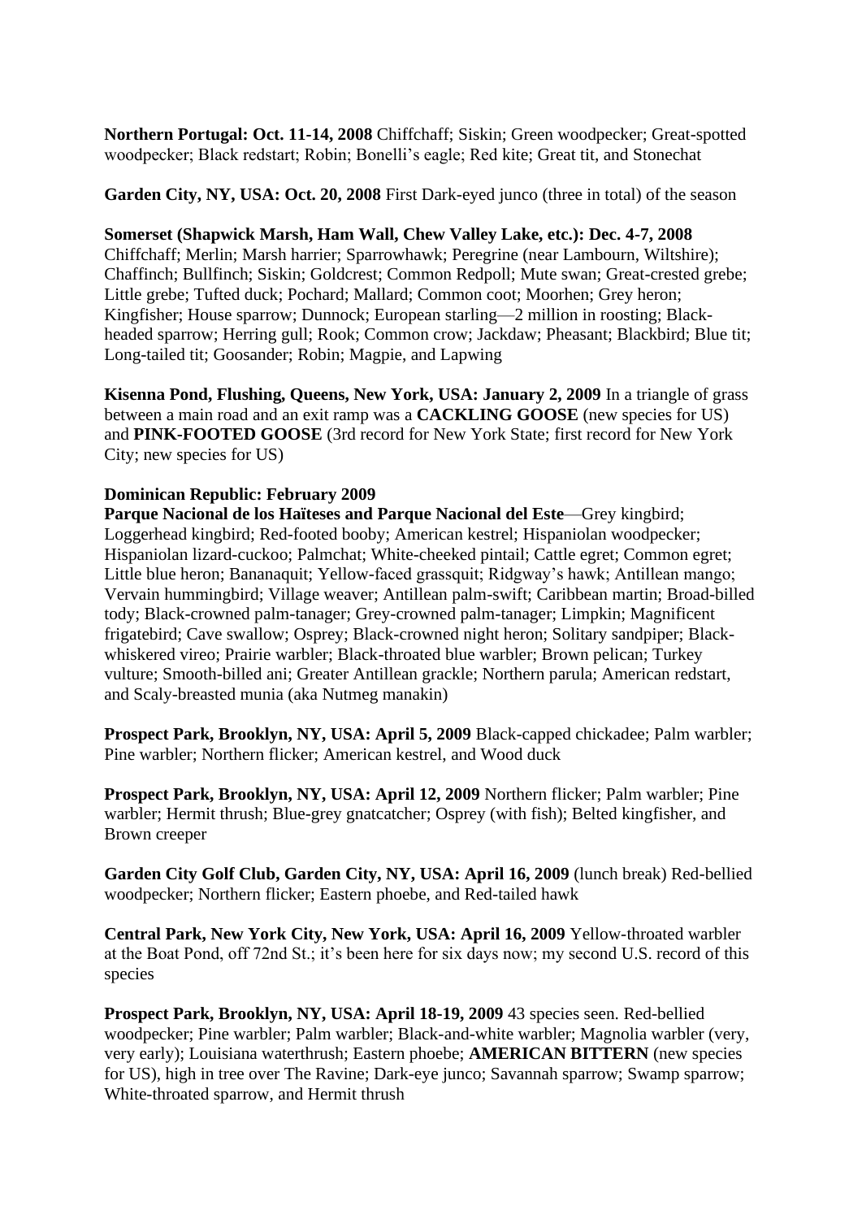**Northern Portugal: Oct. 11-14, 2008** Chiffchaff; Siskin; Green woodpecker; Great-spotted woodpecker; Black redstart; Robin; Bonelli's eagle; Red kite; Great tit, and Stonechat

**Garden City, NY, USA: Oct. 20, 2008** First Dark-eyed junco (three in total) of the season

**Somerset (Shapwick Marsh, Ham Wall, Chew Valley Lake, etc.): Dec. 4-7, 2008** Chiffchaff; Merlin; Marsh harrier; Sparrowhawk; Peregrine (near Lambourn, Wiltshire); Chaffinch; Bullfinch; Siskin; Goldcrest; Common Redpoll; Mute swan; Great-crested grebe; Little grebe; Tufted duck; Pochard; Mallard; Common coot; Moorhen; Grey heron; Kingfisher; House sparrow; Dunnock; European starling—2 million in roosting; Black-headed sparrow; Herring gull; Rook; Common crow; Jackdaw; Pheasant; Blackbird; Blue tit; Long-tailed tit; Goosander; Robin; Magpie, and Lapwing

**Kisenna Pond, Flushing, Queens, New York, USA: January 2, 2009** In a triangle of grass between a main road and an exit ramp was a **CACKLING GOOSE** (new species for US) and **PINK-FOOTED GOOSE** (3rd record for New York State; first record for New York City; new species for US)

**Dominican Republic: February 2009**
**Parque Nacional de los Haïteses and Parque Nacional del Este**—Grey kingbird; Loggerhead kingbird; Red-footed booby; American kestrel; Hispaniolan woodpecker; Hispaniolan lizard-cuckoo; Palmchat; White-cheeked pintail; Cattle egret; Common egret; Little blue heron; Bananaquit; Yellow-faced grassquit; Ridgway's hawk; Antillean mango; Vervain hummingbird; Village weaver; Antillean palm-swift; Caribbean martin; Broad-billed tody; Black-crowned palm-tanager; Grey-crowned palm-tanager; Limpkin; Magnificent frigatebird; Cave swallow; Osprey; Black-crowned night heron; Solitary sandpiper; Black-whiskered vireo; Prairie warbler; Black-throated blue warbler; Brown pelican; Turkey vulture; Smooth-billed ani; Greater Antillean grackle; Northern parula; American redstart, and Scaly-breasted munia (aka Nutmeg manakin)

**Prospect Park, Brooklyn, NY, USA: April 5, 2009** Black-capped chickadee; Palm warbler; Pine warbler; Northern flicker; American kestrel, and Wood duck

**Prospect Park, Brooklyn, NY, USA: April 12, 2009** Northern flicker; Palm warbler; Pine warbler; Hermit thrush; Blue-grey gnatcatcher; Osprey (with fish); Belted kingfisher, and Brown creeper

**Garden City Golf Club, Garden City, NY, USA: April 16, 2009** (lunch break) Red-bellied woodpecker; Northern flicker; Eastern phoebe, and Red-tailed hawk

**Central Park, New York City, New York, USA: April 16, 2009** Yellow-throated warbler at the Boat Pond, off 72nd St.; it's been here for six days now; my second U.S. record of this species

**Prospect Park, Brooklyn, NY, USA: April 18-19, 2009** 43 species seen. Red-bellied woodpecker; Pine warbler; Palm warbler; Black-and-white warbler; Magnolia warbler (very, very early); Louisiana waterthrush; Eastern phoebe; **AMERICAN BITTERN** (new species for US), high in tree over The Ravine; Dark-eye junco; Savannah sparrow; Swamp sparrow; White-throated sparrow, and Hermit thrush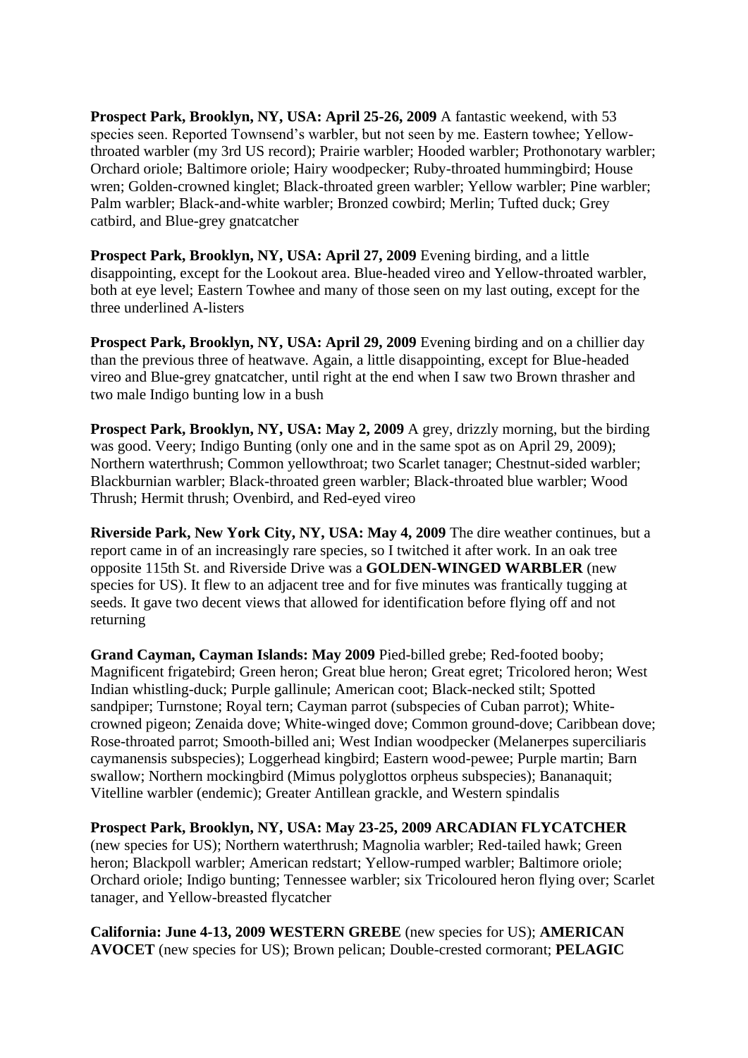**Prospect Park, Brooklyn, NY, USA: April 25-26, 2009** A fantastic weekend, with 53 species seen. Reported Townsend's warbler, but not seen by me. Eastern towhee; Yellow-throated warbler (my 3rd US record); Prairie warbler; Hooded warbler; Prothonotary warbler; Orchard oriole; Baltimore oriole; Hairy woodpecker; Ruby-throated hummingbird; House wren; Golden-crowned kinglet; Black-throated green warbler; Yellow warbler; Pine warbler; Palm warbler; Black-and-white warbler; Bronzed cowbird; Merlin; Tufted duck; Grey catbird, and Blue-grey gnatcatcher

**Prospect Park, Brooklyn, NY, USA: April 27, 2009** Evening birding, and a little disappointing, except for the Lookout area. Blue-headed vireo and Yellow-throated warbler, both at eye level; Eastern Towhee and many of those seen on my last outing, except for the three underlined A-listers

**Prospect Park, Brooklyn, NY, USA: April 29, 2009** Evening birding and on a chillier day than the previous three of heatwave. Again, a little disappointing, except for Blue-headed vireo and Blue-grey gnatcatcher, until right at the end when I saw two Brown thrasher and two male Indigo bunting low in a bush

**Prospect Park, Brooklyn, NY, USA: May 2, 2009** A grey, drizzly morning, but the birding was good. Veery; Indigo Bunting (only one and in the same spot as on April 29, 2009); Northern waterthrush; Common yellowthroat; two Scarlet tanager; Chestnut-sided warbler; Blackburnian warbler; Black-throated green warbler; Black-throated blue warbler; Wood Thrush; Hermit thrush; Ovenbird, and Red-eyed vireo

**Riverside Park, New York City, NY, USA: May 4, 2009** The dire weather continues, but a report came in of an increasingly rare species, so I twitched it after work. In an oak tree opposite 115th St. and Riverside Drive was a **GOLDEN-WINGED WARBLER** (new species for US). It flew to an adjacent tree and for five minutes was frantically tugging at seeds. It gave two decent views that allowed for identification before flying off and not returning

**Grand Cayman, Cayman Islands: May 2009** Pied-billed grebe; Red-footed booby; Magnificent frigatebird; Green heron; Great blue heron; Great egret; Tricolored heron; West Indian whistling-duck; Purple gallinule; American coot; Black-necked stilt; Spotted sandpiper; Turnstone; Royal tern; Cayman parrot (subspecies of Cuban parrot); White-crowned pigeon; Zenaida dove; White-winged dove; Common ground-dove; Caribbean dove; Rose-throated parrot; Smooth-billed ani; West Indian woodpecker (Melanerpes superciliaris caymanensis subspecies); Loggerhead kingbird; Eastern wood-pewee; Purple martin; Barn swallow; Northern mockingbird (Mimus polyglottos orpheus subspecies); Bananaquit; Vitelline warbler (endemic); Greater Antillean grackle, and Western spindalis

**Prospect Park, Brooklyn, NY, USA: May 23-25, 2009 ARCADIAN FLYCATCHER** (new species for US); Northern waterthrush; Magnolia warbler; Red-tailed hawk; Green heron; Blackpoll warbler; American redstart; Yellow-rumped warbler; Baltimore oriole; Orchard oriole; Indigo bunting; Tennessee warbler; six Tricoloured heron flying over; Scarlet tanager, and Yellow-breasted flycatcher

**California: June 4-13, 2009 WESTERN GREBE** (new species for US); **AMERICAN AVOCET** (new species for US); Brown pelican; Double-crested cormorant; **PELAGIC**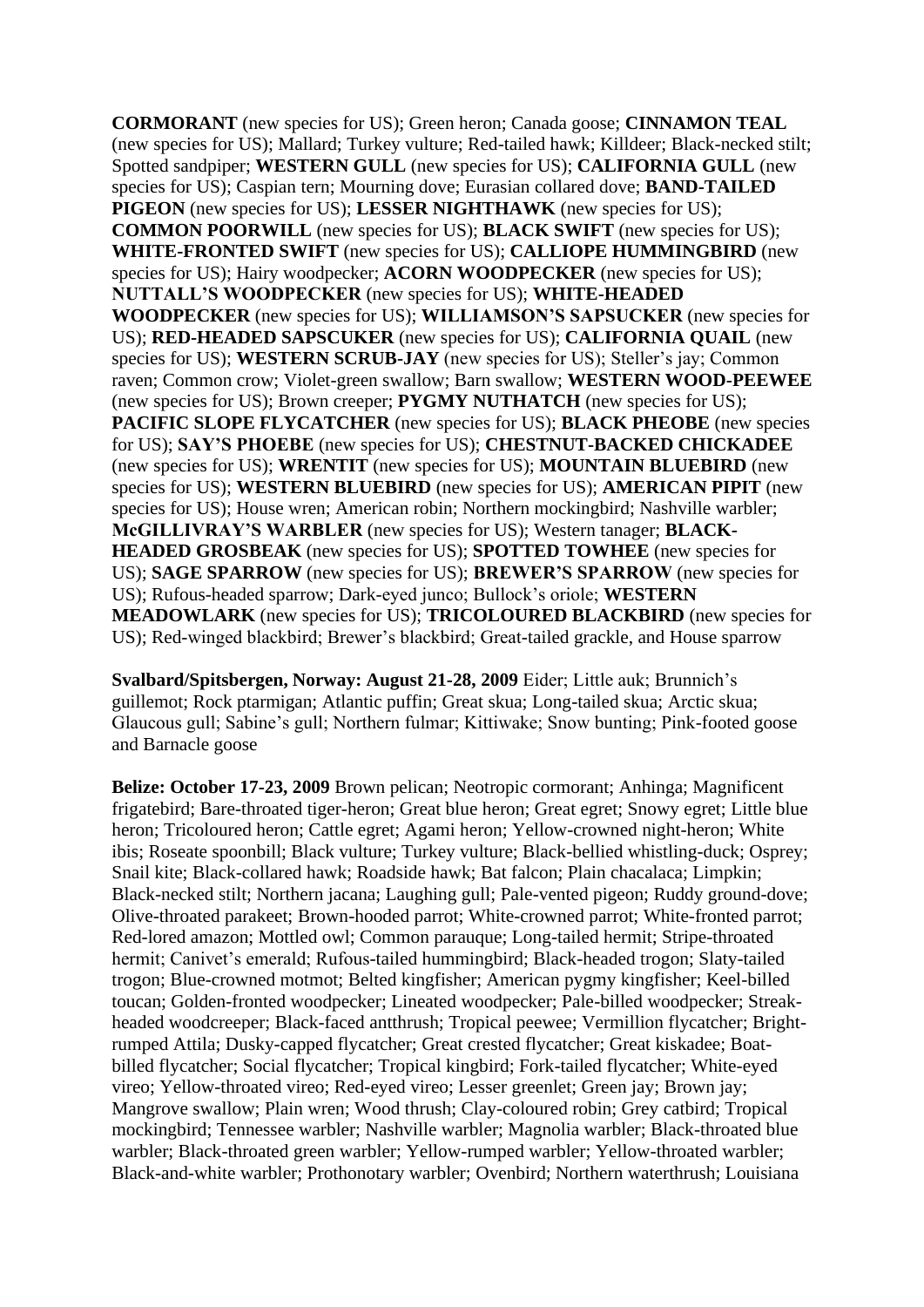**CORMORANT** (new species for US); Green heron; Canada goose; **CINNAMON TEAL** (new species for US); Mallard; Turkey vulture; Red-tailed hawk; Killdeer; Black-necked stilt; Spotted sandpiper; **WESTERN GULL** (new species for US); **CALIFORNIA GULL** (new species for US); Caspian tern; Mourning dove; Eurasian collared dove; **BAND-TAILED PIGEON** (new species for US); **LESSER NIGHTHAWK** (new species for US); **COMMON POORWILL** (new species for US); **BLACK SWIFT** (new species for US); **WHITE-FRONTED SWIFT** (new species for US); **CALLIOPE HUMMINGBIRD** (new species for US); Hairy woodpecker; **ACORN WOODPECKER** (new species for US); **NUTTALL'S WOODPECKER** (new species for US); **WHITE-HEADED WOODPECKER** (new species for US); **WILLIAMSON'S SAPSUCKER** (new species for US); **RED-HEADED SAPSCUKER** (new species for US); **CALIFORNIA QUAIL** (new species for US); **WESTERN SCRUB-JAY** (new species for US); Steller's jay; Common raven; Common crow; Violet-green swallow; Barn swallow; **WESTERN WOOD-PEEWEE** (new species for US); Brown creeper; **PYGMY NUTHATCH** (new species for US); **PACIFIC SLOPE FLYCATCHER** (new species for US); **BLACK PHEOBE** (new species for US); **SAY'S PHOEBE** (new species for US); **CHESTNUT-BACKED CHICKADEE** (new species for US); **WRENTIT** (new species for US); **MOUNTAIN BLUEBIRD** (new species for US); **WESTERN BLUEBIRD** (new species for US); **AMERICAN PIPIT** (new species for US); House wren; American robin; Northern mockingbird; Nashville warbler; **McGILLIVRAY'S WARBLER** (new species for US); Western tanager; **BLACK-HEADED GROSBEAK** (new species for US); **SPOTTED TOWHEE** (new species for US); **SAGE SPARROW** (new species for US); **BREWER'S SPARROW** (new species for US); Rufous-headed sparrow; Dark-eyed junco; Bullock's oriole; **WESTERN MEADOWLARK** (new species for US); **TRICOLOURED BLACKBIRD** (new species for US); Red-winged blackbird; Brewer's blackbird; Great-tailed grackle, and House sparrow

**Svalbard/Spitsbergen, Norway: August 21-28, 2009** Eider; Little auk; Brunnich's guillemot; Rock ptarmigan; Atlantic puffin; Great skua; Long-tailed skua; Arctic skua; Glaucous gull; Sabine's gull; Northern fulmar; Kittiwake; Snow bunting; Pink-footed goose and Barnacle goose

**Belize: October 17-23, 2009** Brown pelican; Neotropic cormorant; Anhinga; Magnificent frigatebird; Bare-throated tiger-heron; Great blue heron; Great egret; Snowy egret; Little blue heron; Tricoloured heron; Cattle egret; Agami heron; Yellow-crowned night-heron; White ibis; Roseate spoonbill; Black vulture; Turkey vulture; Black-bellied whistling-duck; Osprey; Snail kite; Black-collared hawk; Roadside hawk; Bat falcon; Plain chacalaca; Limpkin; Black-necked stilt; Northern jacana; Laughing gull; Pale-vented pigeon; Ruddy ground-dove; Olive-throated parakeet; Brown-hooded parrot; White-crowned parrot; White-fronted parrot; Red-lored amazon; Mottled owl; Common parauque; Long-tailed hermit; Stripe-throated hermit; Canivet's emerald; Rufous-tailed hummingbird; Black-headed trogon; Slaty-tailed trogon; Blue-crowned motmot; Belted kingfisher; American pygmy kingfisher; Keel-billed toucan; Golden-fronted woodpecker; Lineated woodpecker; Pale-billed woodpecker; Streak-headed woodcreeper; Black-faced antthrush; Tropical peewee; Vermillion flycatcher; Bright-rumped Attila; Dusky-capped flycatcher; Great crested flycatcher; Great kiskadee; Boat-billed flycatcher; Social flycatcher; Tropical kingbird; Fork-tailed flycatcher; White-eyed vireo; Yellow-throated vireo; Red-eyed vireo; Lesser greenlet; Green jay; Brown jay; Mangrove swallow; Plain wren; Wood thrush; Clay-coloured robin; Grey catbird; Tropical mockingbird; Tennessee warbler; Nashville warbler; Magnolia warbler; Black-throated blue warbler; Black-throated green warbler; Yellow-rumped warbler; Yellow-throated warbler; Black-and-white warbler; Prothonotary warbler; Ovenbird; Northern waterthrush; Louisiana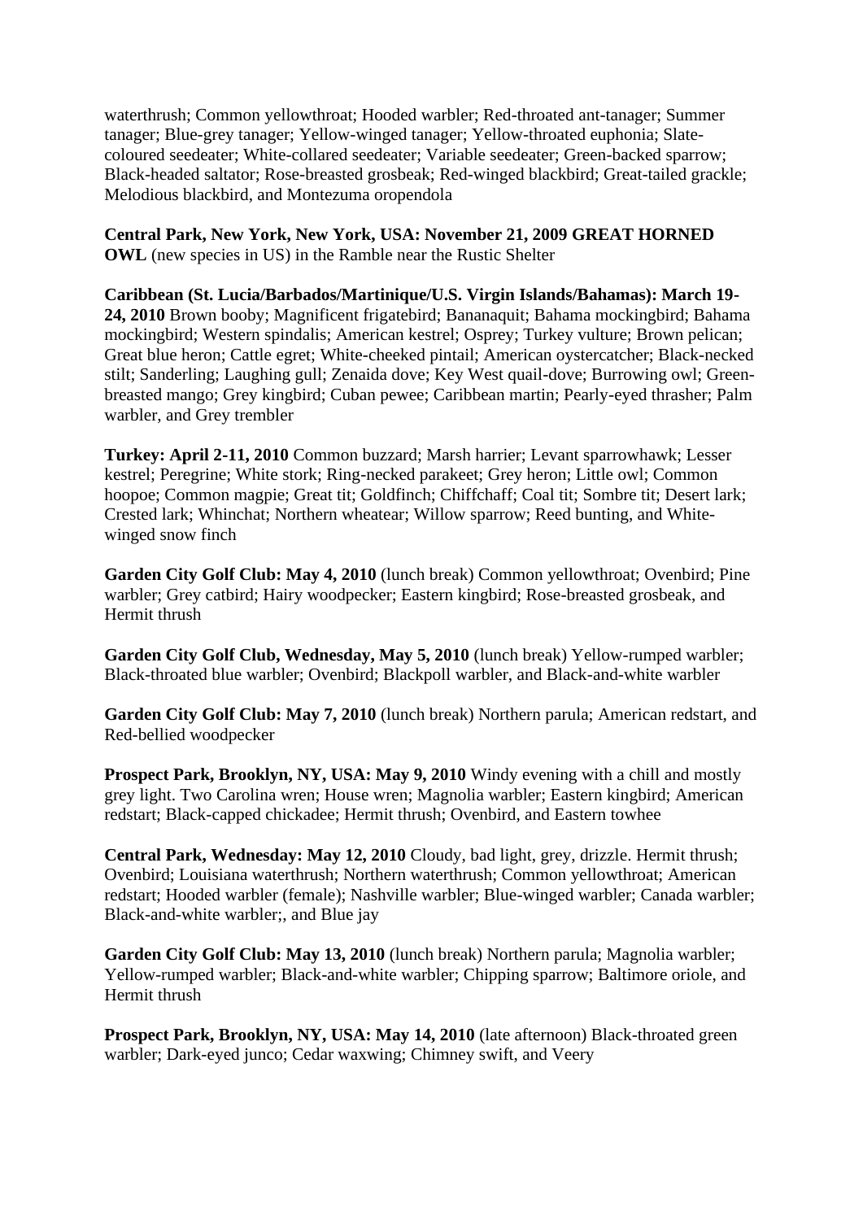waterthrush; Common yellowthroat; Hooded warbler; Red-throated ant-tanager; Summer tanager; Blue-grey tanager; Yellow-winged tanager; Yellow-throated euphonia; Slate-coloured seedeater; White-collared seedeater; Variable seedeater; Green-backed sparrow; Black-headed saltator; Rose-breasted grosbeak; Red-winged blackbird; Great-tailed grackle; Melodious blackbird, and Montezuma oropendola

**Central Park, New York, New York, USA: November 21, 2009 GREAT HORNED OWL** (new species in US) in the Ramble near the Rustic Shelter

**Caribbean (St. Lucia/Barbados/Martinique/U.S. Virgin Islands/Bahamas): March 19-24, 2010** Brown booby; Magnificent frigatebird; Bananaquit; Bahama mockingbird; Bahama mockingbird; Western spindalis; American kestrel; Osprey; Turkey vulture; Brown pelican; Great blue heron; Cattle egret; White-cheeked pintail; American oystercatcher; Black-necked stilt; Sanderling; Laughing gull; Zenaida dove; Key West quail-dove; Burrowing owl; Green-breasted mango; Grey kingbird; Cuban pewee; Caribbean martin; Pearly-eyed thrasher; Palm warbler, and Grey trembler

**Turkey: April 2-11, 2010** Common buzzard; Marsh harrier; Levant sparrowhawk; Lesser kestrel; Peregrine; White stork; Ring-necked parakeet; Grey heron; Little owl; Common hoopoe; Common magpie; Great tit; Goldfinch; Chiffchaff; Coal tit; Sombre tit; Desert lark; Crested lark; Whinchat; Northern wheatear; Willow sparrow; Reed bunting, and White-winged snow finch

**Garden City Golf Club: May 4, 2010** (lunch break) Common yellowthroat; Ovenbird; Pine warbler; Grey catbird; Hairy woodpecker; Eastern kingbird; Rose-breasted grosbeak, and Hermit thrush

**Garden City Golf Club, Wednesday, May 5, 2010** (lunch break) Yellow-rumped warbler; Black-throated blue warbler; Ovenbird; Blackpoll warbler, and Black-and-white warbler

**Garden City Golf Club: May 7, 2010** (lunch break) Northern parula; American redstart, and Red-bellied woodpecker

**Prospect Park, Brooklyn, NY, USA: May 9, 2010** Windy evening with a chill and mostly grey light. Two Carolina wren; House wren; Magnolia warbler; Eastern kingbird; American redstart; Black-capped chickadee; Hermit thrush; Ovenbird, and Eastern towhee

**Central Park, Wednesday: May 12, 2010** Cloudy, bad light, grey, drizzle. Hermit thrush; Ovenbird; Louisiana waterthrush; Northern waterthrush; Common yellowthroat; American redstart; Hooded warbler (female); Nashville warbler; Blue-winged warbler; Canada warbler; Black-and-white warbler;, and Blue jay

**Garden City Golf Club: May 13, 2010** (lunch break) Northern parula; Magnolia warbler; Yellow-rumped warbler; Black-and-white warbler; Chipping sparrow; Baltimore oriole, and Hermit thrush

**Prospect Park, Brooklyn, NY, USA: May 14, 2010** (late afternoon) Black-throated green warbler; Dark-eyed junco; Cedar waxwing; Chimney swift, and Veery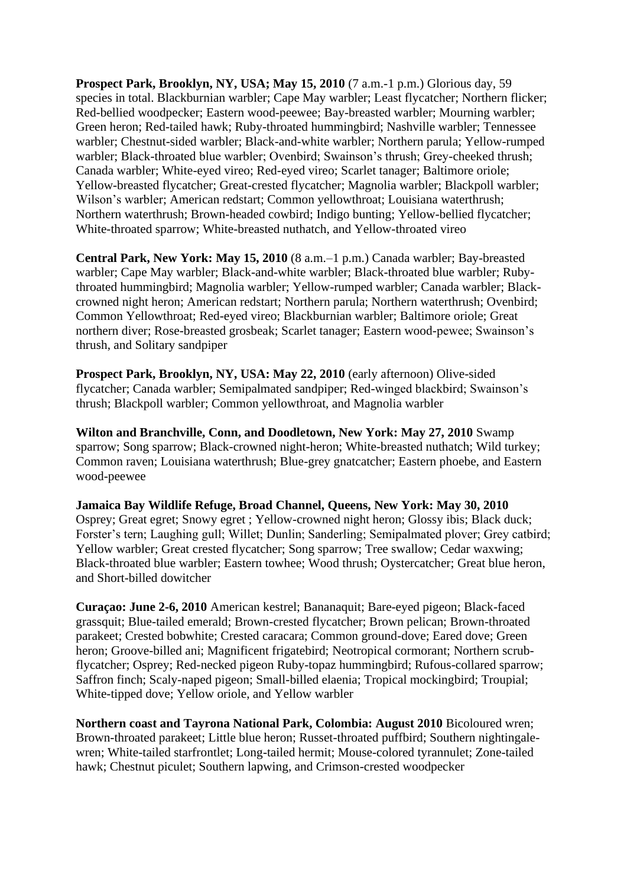**Prospect Park, Brooklyn, NY, USA; May 15, 2010** (7 a.m.-1 p.m.) Glorious day, 59 species in total. Blackburnian warbler; Cape May warbler; Least flycatcher; Northern flicker; Red-bellied woodpecker; Eastern wood-peewee; Bay-breasted warbler; Mourning warbler; Green heron; Red-tailed hawk; Ruby-throated hummingbird; Nashville warbler; Tennessee warbler; Chestnut-sided warbler; Black-and-white warbler; Northern parula; Yellow-rumped warbler; Black-throated blue warbler; Ovenbird; Swainson's thrush; Grey-cheeked thrush; Canada warbler; White-eyed vireo; Red-eyed vireo; Scarlet tanager; Baltimore oriole; Yellow-breasted flycatcher; Great-crested flycatcher; Magnolia warbler; Blackpoll warbler; Wilson's warbler; American redstart; Common yellowthroat; Louisiana waterthrush; Northern waterthrush; Brown-headed cowbird; Indigo bunting; Yellow-bellied flycatcher; White-throated sparrow; White-breasted nuthatch, and Yellow-throated vireo

**Central Park, New York: May 15, 2010** (8 a.m.–1 p.m.) Canada warbler; Bay-breasted warbler; Cape May warbler; Black-and-white warbler; Black-throated blue warbler; Ruby-throated hummingbird; Magnolia warbler; Yellow-rumped warbler; Canada warbler; Black-crowned night heron; American redstart; Northern parula; Northern waterthrush; Ovenbird; Common Yellowthroat; Red-eyed vireo; Blackburnian warbler; Baltimore oriole; Great northern diver; Rose-breasted grosbeak; Scarlet tanager; Eastern wood-pewee; Swainson's thrush, and Solitary sandpiper

**Prospect Park, Brooklyn, NY, USA: May 22, 2010** (early afternoon) Olive-sided flycatcher; Canada warbler; Semipalmated sandpiper; Red-winged blackbird; Swainson's thrush; Blackpoll warbler; Common yellowthroat, and Magnolia warbler

**Wilton and Branchville, Conn, and Doodletown, New York: May 27, 2010** Swamp sparrow; Song sparrow; Black-crowned night-heron; White-breasted nuthatch; Wild turkey; Common raven; Louisiana waterthrush; Blue-grey gnatcatcher; Eastern phoebe, and Eastern wood-peewee

**Jamaica Bay Wildlife Refuge, Broad Channel, Queens, New York: May 30, 2010** Osprey; Great egret; Snowy egret ; Yellow-crowned night heron; Glossy ibis; Black duck; Forster's tern; Laughing gull; Willet; Dunlin; Sanderling; Semipalmated plover; Grey catbird; Yellow warbler; Great crested flycatcher; Song sparrow; Tree swallow; Cedar waxwing; Black-throated blue warbler; Eastern towhee; Wood thrush; Oystercatcher; Great blue heron, and Short-billed dowitcher

**Curaçao: June 2-6, 2010** American kestrel; Bananaquit; Bare-eyed pigeon; Black-faced grassquit; Blue-tailed emerald; Brown-crested flycatcher; Brown pelican; Brown-throated parakeet; Crested bobwhite; Crested caracara; Common ground-dove; Eared dove; Green heron; Groove-billed ani; Magnificent frigatebird; Neotropical cormorant; Northern scrub-flycatcher; Osprey; Red-necked pigeon Ruby-topaz hummingbird; Rufous-collared sparrow; Saffron finch; Scaly-naped pigeon; Small-billed elaenia; Tropical mockingbird; Troupial; White-tipped dove; Yellow oriole, and Yellow warbler

**Northern coast and Tayrona National Park, Colombia: August 2010** Bicoloured wren; Brown-throated parakeet; Little blue heron; Russet-throated puffbird; Southern nightingale-wren; White-tailed starfrontlet; Long-tailed hermit; Mouse-colored tyrannulet; Zone-tailed hawk; Chestnut piculet; Southern lapwing, and Crimson-crested woodpecker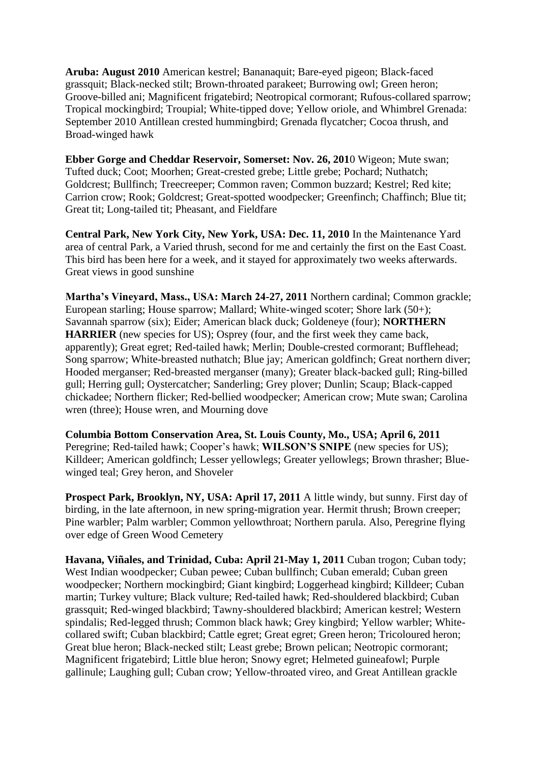**Aruba: August 2010** American kestrel; Bananaquit; Bare-eyed pigeon; Black-faced grassquit; Black-necked stilt; Brown-throated parakeet; Burrowing owl; Green heron; Groove-billed ani; Magnificent frigatebird; Neotropical cormorant; Rufous-collared sparrow; Tropical mockingbird; Troupial; White-tipped dove; Yellow oriole, and Whimbrel Grenada: September 2010 Antillean crested hummingbird; Grenada flycatcher; Cocoa thrush, and Broad-winged hawk

**Ebber Gorge and Cheddar Reservoir, Somerset: Nov. 26, 201**0 Wigeon; Mute swan; Tufted duck; Coot; Moorhen; Great-crested grebe; Little grebe; Pochard; Nuthatch; Goldcrest; Bullfinch; Treecreeper; Common raven; Common buzzard; Kestrel; Red kite; Carrion crow; Rook; Goldcrest; Great-spotted woodpecker; Greenfinch; Chaffinch; Blue tit; Great tit; Long-tailed tit; Pheasant, and Fieldfare

**Central Park, New York City, New York, USA: Dec. 11, 2010** In the Maintenance Yard area of central Park, a Varied thrush, second for me and certainly the first on the East Coast. This bird has been here for a week, and it stayed for approximately two weeks afterwards. Great views in good sunshine

**Martha's Vineyard, Mass., USA: March 24-27, 2011** Northern cardinal; Common grackle; European starling; House sparrow; Mallard; White-winged scoter; Shore lark (50+); Savannah sparrow (six); Eider; American black duck; Goldeneye (four); **NORTHERN HARRIER** (new species for US); Osprey (four, and the first week they came back, apparently); Great egret; Red-tailed hawk; Merlin; Double-crested cormorant; Bufflehead; Song sparrow; White-breasted nuthatch; Blue jay; American goldfinch; Great northern diver; Hooded merganser; Red-breasted merganser (many); Greater black-backed gull; Ring-billed gull; Herring gull; Oystercatcher; Sanderling; Grey plover; Dunlin; Scaup; Black-capped chickadee; Northern flicker; Red-bellied woodpecker; American crow; Mute swan; Carolina wren (three); House wren, and Mourning dove

**Columbia Bottom Conservation Area, St. Louis County, Mo., USA; April 6, 2011** Peregrine; Red-tailed hawk; Cooper's hawk; **WILSON'S SNIPE** (new species for US); Killdeer; American goldfinch; Lesser yellowlegs; Greater yellowlegs; Brown thrasher; Blue-winged teal; Grey heron, and Shoveler

**Prospect Park, Brooklyn, NY, USA: April 17, 2011** A little windy, but sunny. First day of birding, in the late afternoon, in new spring-migration year. Hermit thrush; Brown creeper; Pine warbler; Palm warbler; Common yellowthroat; Northern parula. Also, Peregrine flying over edge of Green Wood Cemetery

**Havana, Viñales, and Trinidad, Cuba: April 21-May 1, 2011** Cuban trogon; Cuban tody; West Indian woodpecker; Cuban pewee; Cuban bullfinch; Cuban emerald; Cuban green woodpecker; Northern mockingbird; Giant kingbird; Loggerhead kingbird; Killdeer; Cuban martin; Turkey vulture; Black vulture; Red-tailed hawk; Red-shouldered blackbird; Cuban grassquit; Red-winged blackbird; Tawny-shouldered blackbird; American kestrel; Western spindalis; Red-legged thrush; Common black hawk; Grey kingbird; Yellow warbler; White-collared swift; Cuban blackbird; Cattle egret; Great egret; Green heron; Tricoloured heron; Great blue heron; Black-necked stilt; Least grebe; Brown pelican; Neotropic cormorant; Magnificent frigatebird; Little blue heron; Snowy egret; Helmeted guineafowl; Purple gallinule; Laughing gull; Cuban crow; Yellow-throated vireo, and Great Antillean grackle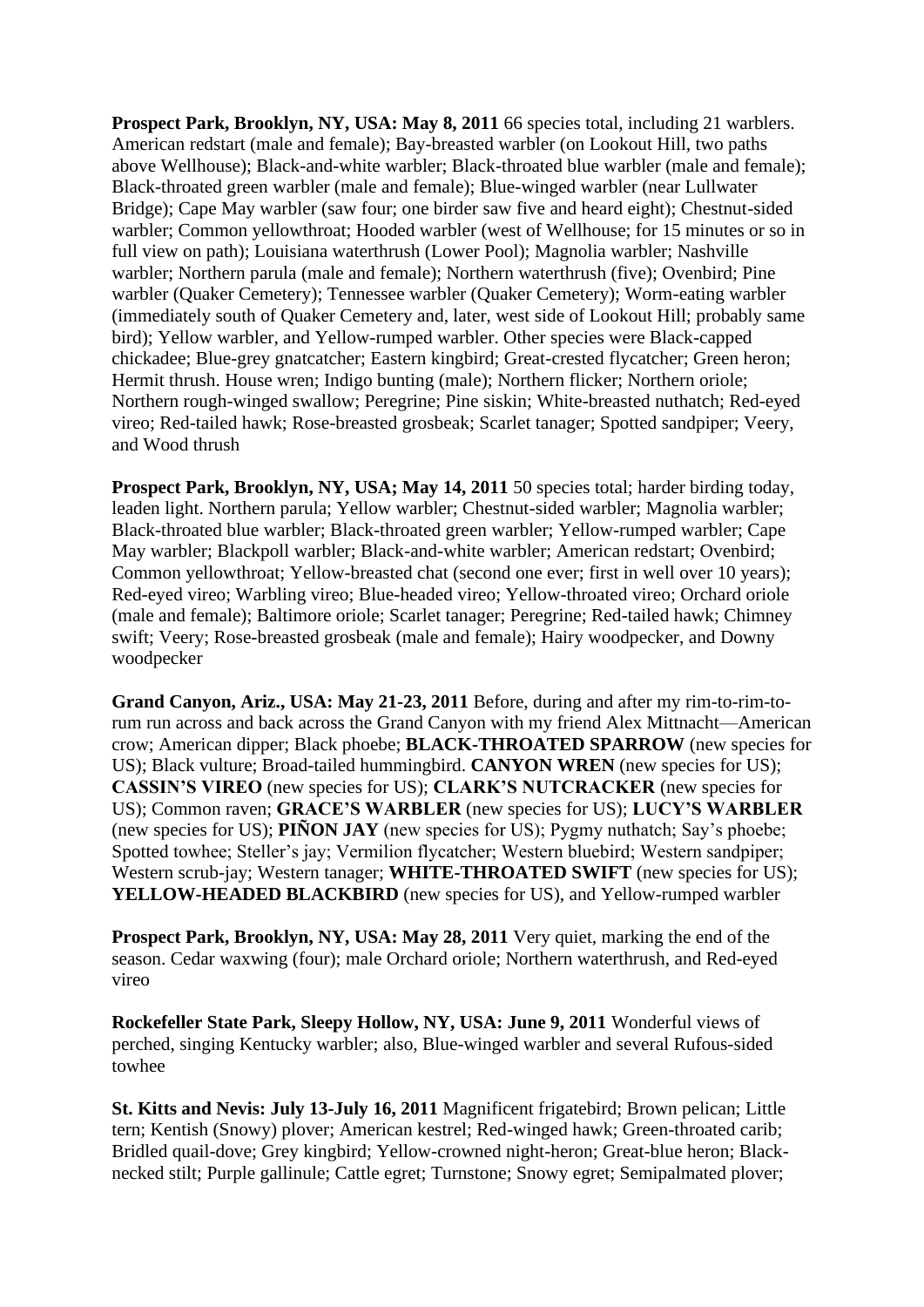**Prospect Park, Brooklyn, NY, USA: May 8, 2011** 66 species total, including 21 warblers. American redstart (male and female); Bay-breasted warbler (on Lookout Hill, two paths above Wellhouse); Black-and-white warbler; Black-throated blue warbler (male and female); Black-throated green warbler (male and female); Blue-winged warbler (near Lullwater Bridge); Cape May warbler (saw four; one birder saw five and heard eight); Chestnut-sided warbler; Common yellowthroat; Hooded warbler (west of Wellhouse; for 15 minutes or so in full view on path); Louisiana waterthrush (Lower Pool); Magnolia warbler; Nashville warbler; Northern parula (male and female); Northern waterthrush (five); Ovenbird; Pine warbler (Quaker Cemetery); Tennessee warbler (Quaker Cemetery); Worm-eating warbler (immediately south of Quaker Cemetery and, later, west side of Lookout Hill; probably same bird); Yellow warbler, and Yellow-rumped warbler. Other species were Black-capped chickadee; Blue-grey gnatcatcher; Eastern kingbird; Great-crested flycatcher; Green heron; Hermit thrush. House wren; Indigo bunting (male); Northern flicker; Northern oriole; Northern rough-winged swallow; Peregrine; Pine siskin; White-breasted nuthatch; Red-eyed vireo; Red-tailed hawk; Rose-breasted grosbeak; Scarlet tanager; Spotted sandpiper; Veery, and Wood thrush

**Prospect Park, Brooklyn, NY, USA; May 14, 2011** 50 species total; harder birding today, leaden light. Northern parula; Yellow warbler; Chestnut-sided warbler; Magnolia warbler; Black-throated blue warbler; Black-throated green warbler; Yellow-rumped warbler; Cape May warbler; Blackpoll warbler; Black-and-white warbler; American redstart; Ovenbird; Common yellowthroat; Yellow-breasted chat (second one ever; first in well over 10 years); Red-eyed vireo; Warbling vireo; Blue-headed vireo; Yellow-throated vireo; Orchard oriole (male and female); Baltimore oriole; Scarlet tanager; Peregrine; Red-tailed hawk; Chimney swift; Veery; Rose-breasted grosbeak (male and female); Hairy woodpecker, and Downy woodpecker

**Grand Canyon, Ariz., USA: May 21-23, 2011** Before, during and after my rim-to-rim-to-rum run across and back across the Grand Canyon with my friend Alex Mittnacht—American crow; American dipper; Black phoebe; **BLACK-THROATED SPARROW** (new species for US); Black vulture; Broad-tailed hummingbird. **CANYON WREN** (new species for US); **CASSIN'S VIREO** (new species for US); **CLARK'S NUTCRACKER** (new species for US); Common raven; **GRACE'S WARBLER** (new species for US); **LUCY'S WARBLER** (new species for US); **PIÑON JAY** (new species for US); Pygmy nuthatch; Say's phoebe; Spotted towhee; Steller's jay; Vermilion flycatcher; Western bluebird; Western sandpiper; Western scrub-jay; Western tanager; **WHITE-THROATED SWIFT** (new species for US); **YELLOW-HEADED BLACKBIRD** (new species for US), and Yellow-rumped warbler

**Prospect Park, Brooklyn, NY, USA: May 28, 2011** Very quiet, marking the end of the season. Cedar waxwing (four); male Orchard oriole; Northern waterthrush, and Red-eyed vireo

**Rockefeller State Park, Sleepy Hollow, NY, USA: June 9, 2011** Wonderful views of perched, singing Kentucky warbler; also, Blue-winged warbler and several Rufous-sided towhee

**St. Kitts and Nevis: July 13-July 16, 2011** Magnificent frigatebird; Brown pelican; Little tern; Kentish (Snowy) plover; American kestrel; Red-winged hawk; Green-throated carib; Bridled quail-dove; Grey kingbird; Yellow-crowned night-heron; Great-blue heron; Black-necked stilt; Purple gallinule; Cattle egret; Turnstone; Snowy egret; Semipalmated plover;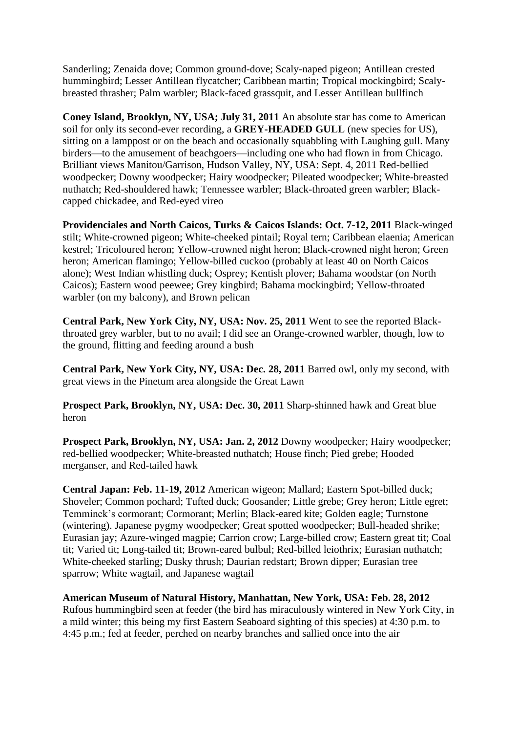Sanderling; Zenaida dove; Common ground-dove; Scaly-naped pigeon; Antillean crested hummingbird; Lesser Antillean flycatcher; Caribbean martin; Tropical mockingbird; Scaly-breasted thrasher; Palm warbler; Black-faced grassquit, and Lesser Antillean bullfinch

**Coney Island, Brooklyn, NY, USA; July 31, 2011** An absolute star has come to American soil for only its second-ever recording, a **GREY-HEADED GULL** (new species for US), sitting on a lamppost or on the beach and occasionally squabbling with Laughing gull. Many birders—to the amusement of beachgoers—including one who had flown in from Chicago. Brilliant views Manitou/Garrison, Hudson Valley, NY, USA: Sept. 4, 2011 Red-bellied woodpecker; Downy woodpecker; Hairy woodpecker; Pileated woodpecker; White-breasted nuthatch; Red-shouldered hawk; Tennessee warbler; Black-throated green warbler; Black-capped chickadee, and Red-eyed vireo

**Providenciales and North Caicos, Turks & Caicos Islands: Oct. 7-12, 2011** Black-winged stilt; White-crowned pigeon; White-cheeked pintail; Royal tern; Caribbean elaenia; American kestrel; Tricoloured heron; Yellow-crowned night heron; Black-crowned night heron; Green heron; American flamingo; Yellow-billed cuckoo (probably at least 40 on North Caicos alone); West Indian whistling duck; Osprey; Kentish plover; Bahama woodstar (on North Caicos); Eastern wood peewee; Grey kingbird; Bahama mockingbird; Yellow-throated warbler (on my balcony), and Brown pelican

**Central Park, New York City, NY, USA: Nov. 25, 2011** Went to see the reported Black-throated grey warbler, but to no avail; I did see an Orange-crowned warbler, though, low to the ground, flitting and feeding around a bush

**Central Park, New York City, NY, USA: Dec. 28, 2011** Barred owl, only my second, with great views in the Pinetum area alongside the Great Lawn

**Prospect Park, Brooklyn, NY, USA: Dec. 30, 2011** Sharp-shinned hawk and Great blue heron

**Prospect Park, Brooklyn, NY, USA: Jan. 2, 2012** Downy woodpecker; Hairy woodpecker; red-bellied woodpecker; White-breasted nuthatch; House finch; Pied grebe; Hooded merganser, and Red-tailed hawk

**Central Japan: Feb. 11-19, 2012** American wigeon; Mallard; Eastern Spot-billed duck; Shoveler; Common pochard; Tufted duck; Goosander; Little grebe; Grey heron; Little egret; Temminck's cormorant; Cormorant; Merlin; Black-eared kite; Golden eagle; Turnstone (wintering). Japanese pygmy woodpecker; Great spotted woodpecker; Bull-headed shrike; Eurasian jay; Azure-winged magpie; Carrion crow; Large-billed crow; Eastern great tit; Coal tit; Varied tit; Long-tailed tit; Brown-eared bulbul; Red-billed leiothrix; Eurasian nuthatch; White-cheeked starling; Dusky thrush; Daurian redstart; Brown dipper; Eurasian tree sparrow; White wagtail, and Japanese wagtail

**American Museum of Natural History, Manhattan, New York, USA: Feb. 28, 2012** Rufous hummingbird seen at feeder (the bird has miraculously wintered in New York City, in a mild winter; this being my first Eastern Seaboard sighting of this species) at 4:30 p.m. to 4:45 p.m.; fed at feeder, perched on nearby branches and sallied once into the air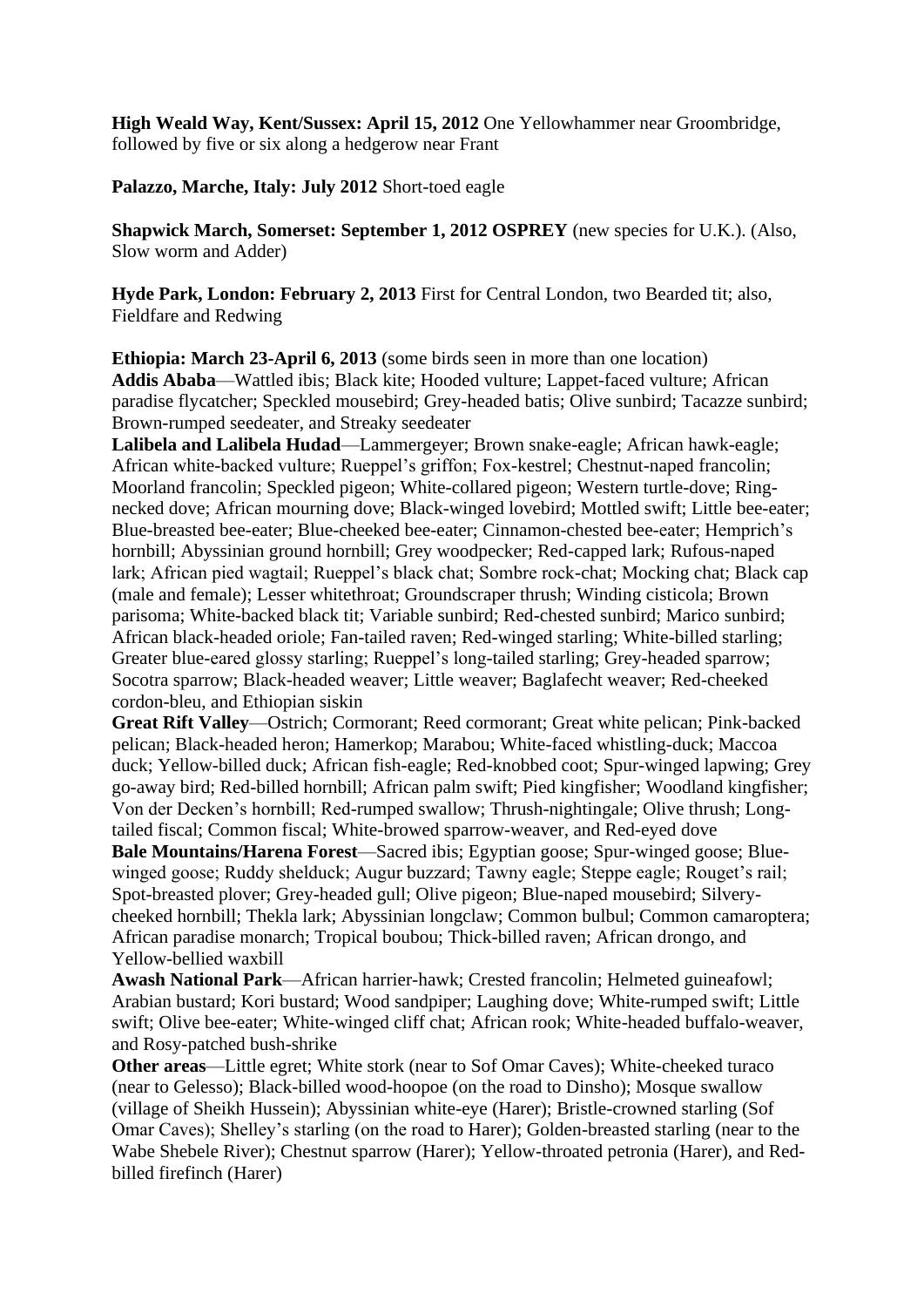**High Weald Way, Kent/Sussex: April 15, 2012** One Yellowhammer near Groombridge, followed by five or six along a hedgerow near Frant

**Palazzo, Marche, Italy: July 2012** Short-toed eagle

**Shapwick March, Somerset: September 1, 2012 OSPREY** (new species for U.K.). (Also, Slow worm and Adder)

**Hyde Park, London: February 2, 2013** First for Central London, two Bearded tit; also, Fieldfare and Redwing

**Ethiopia: March 23-April 6, 2013** (some birds seen in more than one location)
**Addis Ababa**—Wattled ibis; Black kite; Hooded vulture; Lappet-faced vulture; African paradise flycatcher; Speckled mousebird; Grey-headed batis; Olive sunbird; Tacazze sunbird; Brown-rumped seedeater, and Streaky seedeater
**Lalibela and Lalibela Hudad**—Lammergeyer; Brown snake-eagle; African hawk-eagle; African white-backed vulture; Rueppel's griffon; Fox-kestrel; Chestnut-naped francolin; Moorland francolin; Speckled pigeon; White-collared pigeon; Western turtle-dove; Ring-necked dove; African mourning dove; Black-winged lovebird; Mottled swift; Little bee-eater; Blue-breasted bee-eater; Blue-cheeked bee-eater; Cinnamon-chested bee-eater; Hemprich's hornbill; Abyssinian ground hornbill; Grey woodpecker; Red-capped lark; Rufous-naped lark; African pied wagtail; Rueppel's black chat; Sombre rock-chat; Mocking chat; Black cap (male and female); Lesser whitethroat; Groundscraper thrush; Winding cisticola; Brown parisoma; White-backed black tit; Variable sunbird; Red-chested sunbird; Marico sunbird; African black-headed oriole; Fan-tailed raven; Red-winged starling; White-billed starling; Greater blue-eared glossy starling; Rueppel's long-tailed starling; Grey-headed sparrow; Socotra sparrow; Black-headed weaver; Little weaver; Baglafecht weaver; Red-cheeked cordon-bleu, and Ethiopian siskin
**Great Rift Valley**—Ostrich; Cormorant; Reed cormorant; Great white pelican; Pink-backed pelican; Black-headed heron; Hamerkop; Marabou; White-faced whistling-duck; Maccoa duck; Yellow-billed duck; African fish-eagle; Red-knobbed coot; Spur-winged lapwing; Grey go-away bird; Red-billed hornbill; African palm swift; Pied kingfisher; Woodland kingfisher; Von der Decken's hornbill; Red-rumped swallow; Thrush-nightingale; Olive thrush; Long-tailed fiscal; Common fiscal; White-browed sparrow-weaver, and Red-eyed dove
**Bale Mountains/Harena Forest**—Sacred ibis; Egyptian goose; Spur-winged goose; Blue-winged goose; Ruddy shelduck; Augur buzzard; Tawny eagle; Steppe eagle; Rouget's rail; Spot-breasted plover; Grey-headed gull; Olive pigeon; Blue-naped mousebird; Silvery-cheeked hornbill; Thekla lark; Abyssinian longclaw; Common bulbul; Common camaroptera; African paradise monarch; Tropical boubou; Thick-billed raven; African drongo, and Yellow-bellied waxbill
**Awash National Park**—African harrier-hawk; Crested francolin; Helmeted guineafowl; Arabian bustard; Kori bustard; Wood sandpiper; Laughing dove; White-rumped swift; Little swift; Olive bee-eater; White-winged cliff chat; African rook; White-headed buffalo-weaver, and Rosy-patched bush-shrike
**Other areas**—Little egret; White stork (near to Sof Omar Caves); White-cheeked turaco (near to Gelesso); Black-billed wood-hoopoe (on the road to Dinsho); Mosque swallow (village of Sheikh Hussein); Abyssinian white-eye (Harer); Bristle-crowned starling (Sof Omar Caves); Shelley's starling (on the road to Harer); Golden-breasted starling (near to the Wabe Shebele River); Chestnut sparrow (Harer); Yellow-throated petronia (Harer), and Red-billed firefinch (Harer)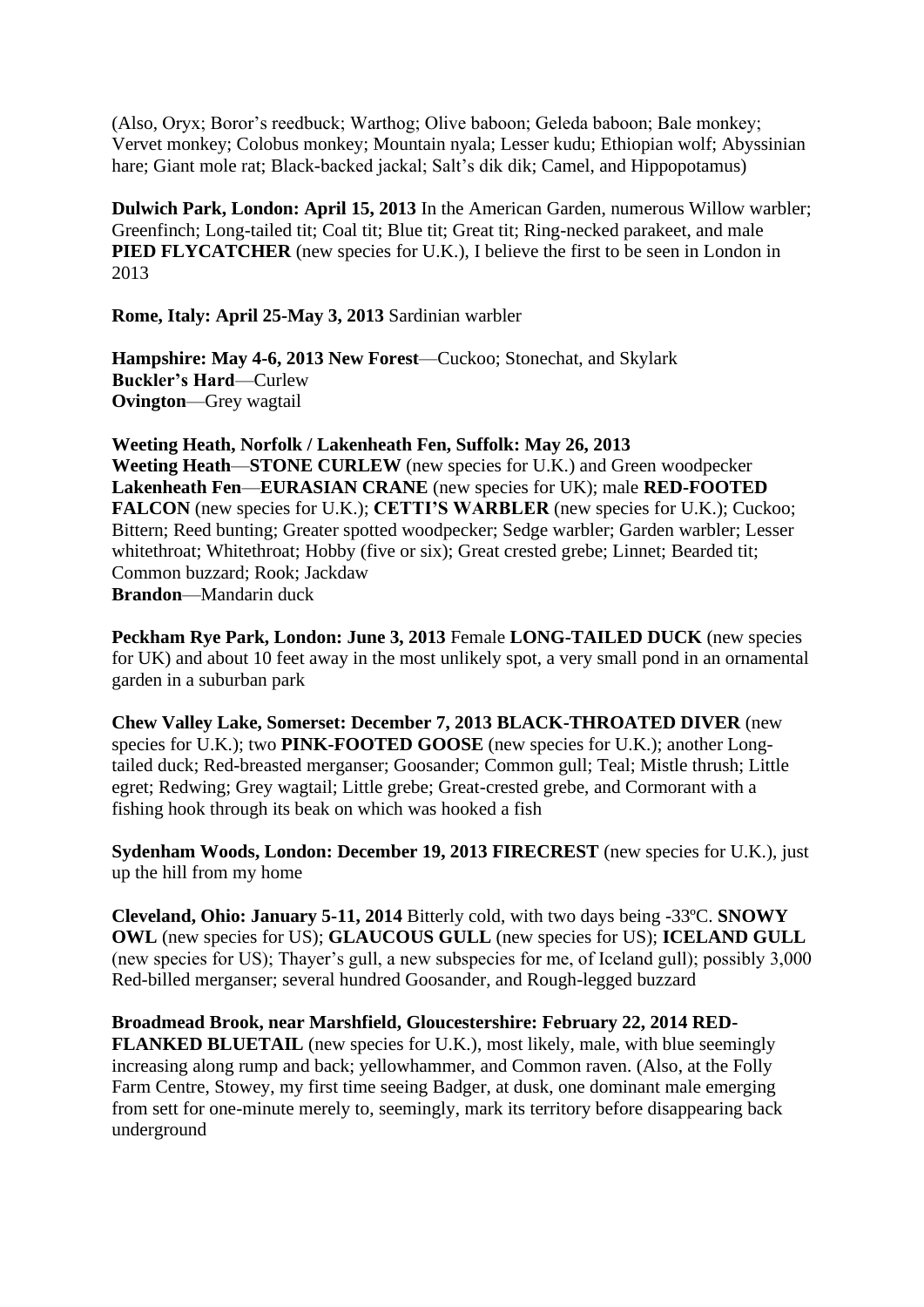(Also, Oryx; Boror's reedbuck; Warthog; Olive baboon; Geleda baboon; Bale monkey; Vervet monkey; Colobus monkey; Mountain nyala; Lesser kudu; Ethiopian wolf; Abyssinian hare; Giant mole rat; Black-backed jackal; Salt's dik dik; Camel, and Hippopotamus)

**Dulwich Park, London: April 15, 2013** In the American Garden, numerous Willow warbler; Greenfinch; Long-tailed tit; Coal tit; Blue tit; Great tit; Ring-necked parakeet, and male **PIED FLYCATCHER** (new species for U.K.), I believe the first to be seen in London in 2013

**Rome, Italy: April 25-May 3, 2013** Sardinian warbler

**Hampshire: May 4-6, 2013 New Forest**—Cuckoo; Stonechat, and Skylark
**Buckler's Hard**—Curlew
**Ovington**—Grey wagtail

**Weeting Heath, Norfolk / Lakenheath Fen, Suffolk: May 26, 2013**
**Weeting Heath**—**STONE CURLEW** (new species for U.K.) and Green woodpecker
**Lakenheath Fen**—**EURASIAN CRANE** (new species for UK); male **RED-FOOTED FALCON** (new species for U.K.); **CETTI'S WARBLER** (new species for U.K.); Cuckoo; Bittern; Reed bunting; Greater spotted woodpecker; Sedge warbler; Garden warbler; Lesser whitethroat; Whitethroat; Hobby (five or six); Great crested grebe; Linnet; Bearded tit; Common buzzard; Rook; Jackdaw
**Brandon**—Mandarin duck

**Peckham Rye Park, London: June 3, 2013** Female **LONG-TAILED DUCK** (new species for UK) and about 10 feet away in the most unlikely spot, a very small pond in an ornamental garden in a suburban park

**Chew Valley Lake, Somerset: December 7, 2013 BLACK-THROATED DIVER** (new species for U.K.); two **PINK-FOOTED GOOSE** (new species for U.K.); another Long-tailed duck; Red-breasted merganser; Goosander; Common gull; Teal; Mistle thrush; Little egret; Redwing; Grey wagtail; Little grebe; Great-crested grebe, and Cormorant with a fishing hook through its beak on which was hooked a fish

**Sydenham Woods, London: December 19, 2013 FIRECREST** (new species for U.K.), just up the hill from my home

**Cleveland, Ohio: January 5-11, 2014** Bitterly cold, with two days being -33ºC. **SNOWY OWL** (new species for US); **GLAUCOUS GULL** (new species for US); **ICELAND GULL** (new species for US); Thayer's gull, a new subspecies for me, of Iceland gull); possibly 3,000 Red-billed merganser; several hundred Goosander, and Rough-legged buzzard

**Broadmead Brook, near Marshfield, Gloucestershire: February 22, 2014 RED-FLANKED BLUETAIL** (new species for U.K.), most likely, male, with blue seemingly increasing along rump and back; yellowhammer, and Common raven. (Also, at the Folly Farm Centre, Stowey, my first time seeing Badger, at dusk, one dominant male emerging from sett for one-minute merely to, seemingly, mark its territory before disappearing back underground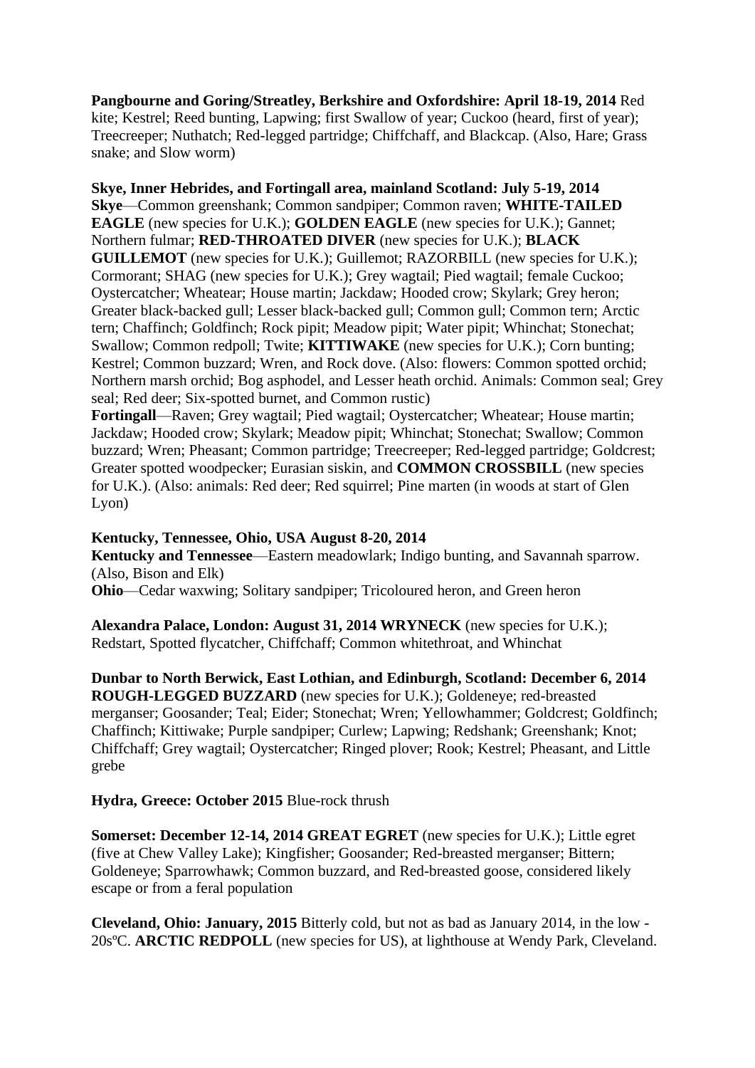**Pangbourne and Goring/Streatley, Berkshire and Oxfordshire: April 18-19, 2014** Red kite; Kestrel; Reed bunting, Lapwing; first Swallow of year; Cuckoo (heard, first of year); Treecreeper; Nuthatch; Red-legged partridge; Chiffchaff, and Blackcap. (Also, Hare; Grass snake; and Slow worm)

**Skye, Inner Hebrides, and Fortingall area, mainland Scotland: July 5-19, 2014**
**Skye**—Common greenshank; Common sandpiper; Common raven; **WHITE-TAILED EAGLE** (new species for U.K.); **GOLDEN EAGLE** (new species for U.K.); Gannet; Northern fulmar; **RED-THROATED DIVER** (new species for U.K.); **BLACK GUILLEMOT** (new species for U.K.); Guillemot; RAZORBILL (new species for U.K.); Cormorant; SHAG (new species for U.K.); Grey wagtail; Pied wagtail; female Cuckoo; Oystercatcher; Wheatear; House martin; Jackdaw; Hooded crow; Skylark; Grey heron; Greater black-backed gull; Lesser black-backed gull; Common gull; Common tern; Arctic tern; Chaffinch; Goldfinch; Rock pipit; Meadow pipit; Water pipit; Whinchat; Stonechat; Swallow; Common redpoll; Twite; **KITTIWAKE** (new species for U.K.); Corn bunting; Kestrel; Common buzzard; Wren, and Rock dove. (Also: flowers: Common spotted orchid; Northern marsh orchid; Bog asphodel, and Lesser heath orchid. Animals: Common seal; Grey seal; Red deer; Six-spotted burnet, and Common rustic)
**Fortingall**—Raven; Grey wagtail; Pied wagtail; Oystercatcher; Wheatear; House martin; Jackdaw; Hooded crow; Skylark; Meadow pipit; Whinchat; Stonechat; Swallow; Common buzzard; Wren; Pheasant; Common partridge; Treecreeper; Red-legged partridge; Goldcrest; Greater spotted woodpecker; Eurasian siskin, and **COMMON CROSSBILL** (new species for U.K.). (Also: animals: Red deer; Red squirrel; Pine marten (in woods at start of Glen Lyon)

**Kentucky, Tennessee, Ohio, USA August 8-20, 2014**
**Kentucky and Tennessee**—Eastern meadowlark; Indigo bunting, and Savannah sparrow. (Also, Bison and Elk)
**Ohio**—Cedar waxwing; Solitary sandpiper; Tricoloured heron, and Green heron

**Alexandra Palace, London: August 31, 2014 WRYNECK** (new species for U.K.); Redstart, Spotted flycatcher, Chiffchaff; Common whitethroat, and Whinchat

**Dunbar to North Berwick, East Lothian, and Edinburgh, Scotland: December 6, 2014 ROUGH-LEGGED BUZZARD** (new species for U.K.); Goldeneye; red-breasted merganser; Goosander; Teal; Eider; Stonechat; Wren; Yellowhammer; Goldcrest; Goldfinch; Chaffinch; Kittiwake; Purple sandpiper; Curlew; Lapwing; Redshank; Greenshank; Knot; Chiffchaff; Grey wagtail; Oystercatcher; Ringed plover; Rook; Kestrel; Pheasant, and Little grebe

**Hydra, Greece: October 2015** Blue-rock thrush

**Somerset: December 12-14, 2014 GREAT EGRET** (new species for U.K.); Little egret (five at Chew Valley Lake); Kingfisher; Goosander; Red-breasted merganser; Bittern; Goldeneye; Sparrowhawk; Common buzzard, and Red-breasted goose, considered likely escape or from a feral population

**Cleveland, Ohio: January, 2015** Bitterly cold, but not as bad as January 2014, in the low -20sºC. **ARCTIC REDPOLL** (new species for US), at lighthouse at Wendy Park, Cleveland.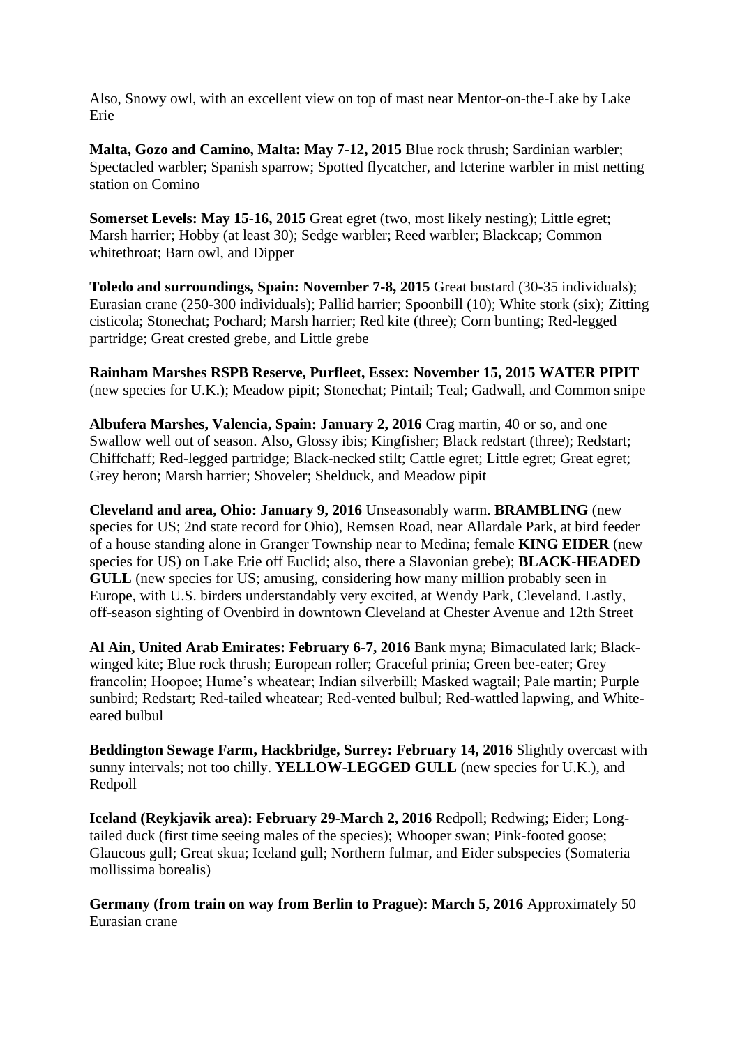Also, Snowy owl, with an excellent view on top of mast near Mentor-on-the-Lake by Lake Erie

**Malta, Gozo and Camino, Malta: May 7-12, 2015** Blue rock thrush; Sardinian warbler; Spectacled warbler; Spanish sparrow; Spotted flycatcher, and Icterine warbler in mist netting station on Comino

**Somerset Levels: May 15-16, 2015** Great egret (two, most likely nesting); Little egret; Marsh harrier; Hobby (at least 30); Sedge warbler; Reed warbler; Blackcap; Common whitethroat; Barn owl, and Dipper

**Toledo and surroundings, Spain: November 7-8, 2015** Great bustard (30-35 individuals); Eurasian crane (250-300 individuals); Pallid harrier; Spoonbill (10); White stork (six); Zitting cisticola; Stonechat; Pochard; Marsh harrier; Red kite (three); Corn bunting; Red-legged partridge; Great crested grebe, and Little grebe

**Rainham Marshes RSPB Reserve, Purfleet, Essex: November 15, 2015 WATER PIPIT** (new species for U.K.); Meadow pipit; Stonechat; Pintail; Teal; Gadwall, and Common snipe

**Albufera Marshes, Valencia, Spain: January 2, 2016** Crag martin, 40 or so, and one Swallow well out of season. Also, Glossy ibis; Kingfisher; Black redstart (three); Redstart; Chiffchaff; Red-legged partridge; Black-necked stilt; Cattle egret; Little egret; Great egret; Grey heron; Marsh harrier; Shoveler; Shelduck, and Meadow pipit

**Cleveland and area, Ohio: January 9, 2016** Unseasonably warm. **BRAMBLING** (new species for US; 2nd state record for Ohio), Remsen Road, near Allardale Park, at bird feeder of a house standing alone in Granger Township near to Medina; female **KING EIDER** (new species for US) on Lake Erie off Euclid; also, there a Slavonian grebe); **BLACK-HEADED GULL** (new species for US; amusing, considering how many million probably seen in Europe, with U.S. birders understandably very excited, at Wendy Park, Cleveland. Lastly, off-season sighting of Ovenbird in downtown Cleveland at Chester Avenue and 12th Street

**Al Ain, United Arab Emirates: February 6-7, 2016** Bank myna; Bimaculated lark; Black-winged kite; Blue rock thrush; European roller; Graceful prinia; Green bee-eater; Grey francolin; Hoopoe; Hume's wheatear; Indian silverbill; Masked wagtail; Pale martin; Purple sunbird; Redstart; Red-tailed wheatear; Red-vented bulbul; Red-wattled lapwing, and White-eared bulbul

**Beddington Sewage Farm, Hackbridge, Surrey: February 14, 2016** Slightly overcast with sunny intervals; not too chilly. **YELLOW-LEGGED GULL** (new species for U.K.), and Redpoll

**Iceland (Reykjavik area): February 29-March 2, 2016** Redpoll; Redwing; Eider; Long-tailed duck (first time seeing males of the species); Whooper swan; Pink-footed goose; Glaucous gull; Great skua; Iceland gull; Northern fulmar, and Eider subspecies (Somateria mollissima borealis)

**Germany (from train on way from Berlin to Prague): March 5, 2016** Approximately 50 Eurasian crane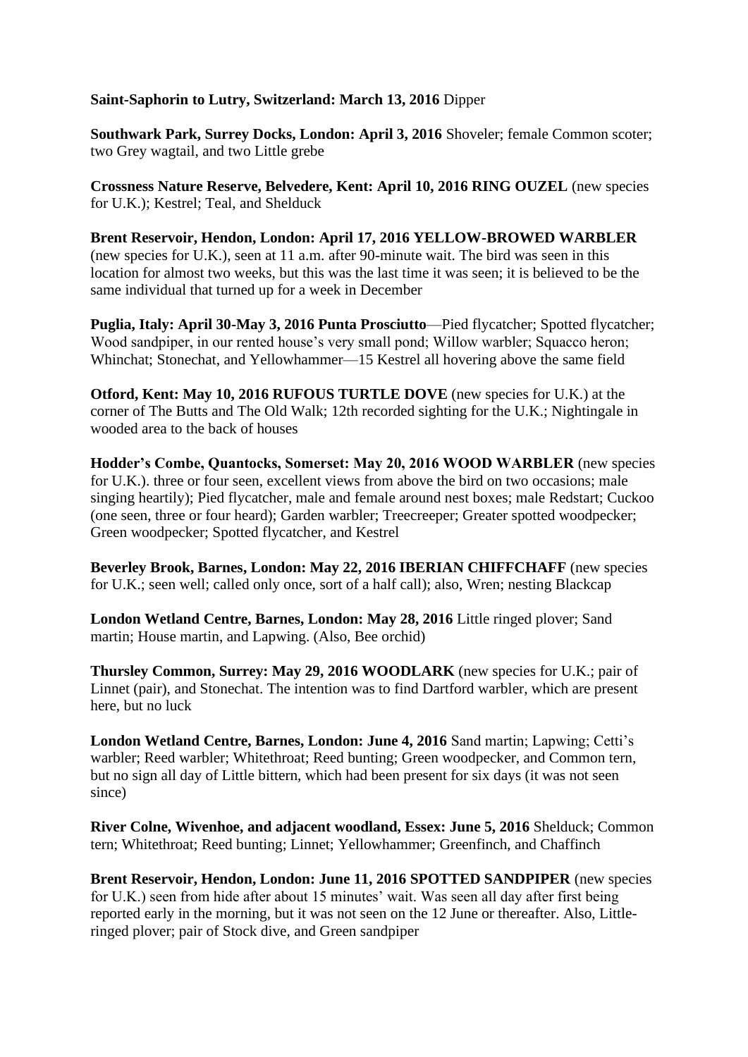**Saint-Saphorin to Lutry, Switzerland: March 13, 2016** Dipper

**Southwark Park, Surrey Docks, London: April 3, 2016** Shoveler; female Common scoter; two Grey wagtail, and two Little grebe

**Crossness Nature Reserve, Belvedere, Kent: April 10, 2016 RING OUZEL** (new species for U.K.); Kestrel; Teal, and Shelduck

**Brent Reservoir, Hendon, London: April 17, 2016 YELLOW-BROWED WARBLER** (new species for U.K.), seen at 11 a.m. after 90-minute wait. The bird was seen in this location for almost two weeks, but this was the last time it was seen; it is believed to be the same individual that turned up for a week in December

**Puglia, Italy: April 30-May 3, 2016 Punta Prosciutto**—Pied flycatcher; Spotted flycatcher; Wood sandpiper, in our rented house's very small pond; Willow warbler; Squacco heron; Whinchat; Stonechat, and Yellowhammer—15 Kestrel all hovering above the same field

**Otford, Kent: May 10, 2016 RUFOUS TURTLE DOVE** (new species for U.K.) at the corner of The Butts and The Old Walk; 12th recorded sighting for the U.K.; Nightingale in wooded area to the back of houses

**Hodder's Combe, Quantocks, Somerset: May 20, 2016 WOOD WARBLER** (new species for U.K.). three or four seen, excellent views from above the bird on two occasions; male singing heartily); Pied flycatcher, male and female around nest boxes; male Redstart; Cuckoo (one seen, three or four heard); Garden warbler; Treecreeper; Greater spotted woodpecker; Green woodpecker; Spotted flycatcher, and Kestrel

**Beverley Brook, Barnes, London: May 22, 2016 IBERIAN CHIFFCHAFF** (new species for U.K.; seen well; called only once, sort of a half call); also, Wren; nesting Blackcap

**London Wetland Centre, Barnes, London: May 28, 2016** Little ringed plover; Sand martin; House martin, and Lapwing. (Also, Bee orchid)

**Thursley Common, Surrey: May 29, 2016 WOODLARK** (new species for U.K.; pair of Linnet (pair), and Stonechat. The intention was to find Dartford warbler, which are present here, but no luck

**London Wetland Centre, Barnes, London: June 4, 2016** Sand martin; Lapwing; Cetti's warbler; Reed warbler; Whitethroat; Reed bunting; Green woodpecker, and Common tern, but no sign all day of Little bittern, which had been present for six days (it was not seen since)

**River Colne, Wivenhoe, and adjacent woodland, Essex: June 5, 2016** Shelduck; Common tern; Whitethroat; Reed bunting; Linnet; Yellowhammer; Greenfinch, and Chaffinch

**Brent Reservoir, Hendon, London: June 11, 2016 SPOTTED SANDPIPER** (new species for U.K.) seen from hide after about 15 minutes' wait. Was seen all day after first being reported early in the morning, but it was not seen on the 12 June or thereafter. Also, Little-ringed plover; pair of Stock dive, and Green sandpiper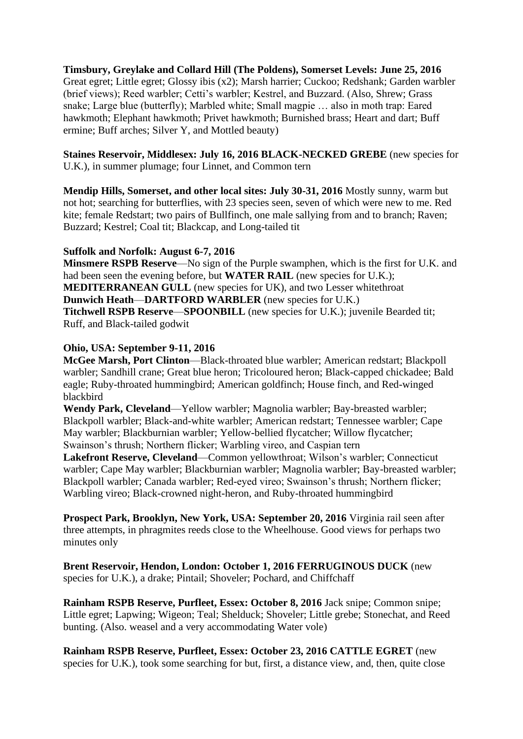**Timsbury, Greylake and Collard Hill (The Poldens), Somerset Levels: June 25, 2016** Great egret; Little egret; Glossy ibis (x2); Marsh harrier; Cuckoo; Redshank; Garden warbler (brief views); Reed warbler; Cetti's warbler; Kestrel, and Buzzard. (Also, Shrew; Grass snake; Large blue (butterfly); Marbled white; Small magpie … also in moth trap: Eared hawkmoth; Elephant hawkmoth; Privet hawkmoth; Burnished brass; Heart and dart; Buff ermine; Buff arches; Silver Y, and Mottled beauty)

**Staines Reservoir, Middlesex: July 16, 2016 BLACK-NECKED GREBE** (new species for U.K.), in summer plumage; four Linnet, and Common tern

**Mendip Hills, Somerset, and other local sites: July 30-31, 2016** Mostly sunny, warm but not hot; searching for butterflies, with 23 species seen, seven of which were new to me. Red kite; female Redstart; two pairs of Bullfinch, one male sallying from and to branch; Raven; Buzzard; Kestrel; Coal tit; Blackcap, and Long-tailed tit

**Suffolk and Norfolk: August 6-7, 2016**
**Minsmere RSPB Reserve**—No sign of the Purple swamphen, which is the first for U.K. and had been seen the evening before, but **WATER RAIL** (new species for U.K.); **MEDITERRANEAN GULL** (new species for UK), and two Lesser whitethroat
**Dunwich Heath**—**DARTFORD WARBLER** (new species for U.K.)
**Titchwell RSPB Reserve**—**SPOONBILL** (new species for U.K.); juvenile Bearded tit; Ruff, and Black-tailed godwit

**Ohio, USA: September 9-11, 2016**
**McGee Marsh, Port Clinton**—Black-throated blue warbler; American redstart; Blackpoll warbler; Sandhill crane; Great blue heron; Tricoloured heron; Black-capped chickadee; Bald eagle; Ruby-throated hummingbird; American goldfinch; House finch, and Red-winged blackbird
**Wendy Park, Cleveland**—Yellow warbler; Magnolia warbler; Bay-breasted warbler; Blackpoll warbler; Black-and-white warbler; American redstart; Tennessee warbler; Cape May warbler; Blackburnian warbler; Yellow-bellied flycatcher; Willow flycatcher; Swainson's thrush; Northern flicker; Warbling vireo, and Caspian tern
**Lakefront Reserve, Cleveland**—Common yellowthroat; Wilson's warbler; Connecticut warbler; Cape May warbler; Blackburnian warbler; Magnolia warbler; Bay-breasted warbler; Blackpoll warbler; Canada warbler; Red-eyed vireo; Swainson's thrush; Northern flicker; Warbling vireo; Black-crowned night-heron, and Ruby-throated hummingbird

**Prospect Park, Brooklyn, New York, USA: September 20, 2016** Virginia rail seen after three attempts, in phragmites reeds close to the Wheelhouse. Good views for perhaps two minutes only

**Brent Reservoir, Hendon, London: October 1, 2016 FERRUGINOUS DUCK** (new species for U.K.), a drake; Pintail; Shoveler; Pochard, and Chiffchaff

**Rainham RSPB Reserve, Purfleet, Essex: October 8, 2016** Jack snipe; Common snipe; Little egret; Lapwing; Wigeon; Teal; Shelduck; Shoveler; Little grebe; Stonechat, and Reed bunting. (Also. weasel and a very accommodating Water vole)

**Rainham RSPB Reserve, Purfleet, Essex: October 23, 2016 CATTLE EGRET** (new species for U.K.), took some searching for but, first, a distance view, and, then, quite close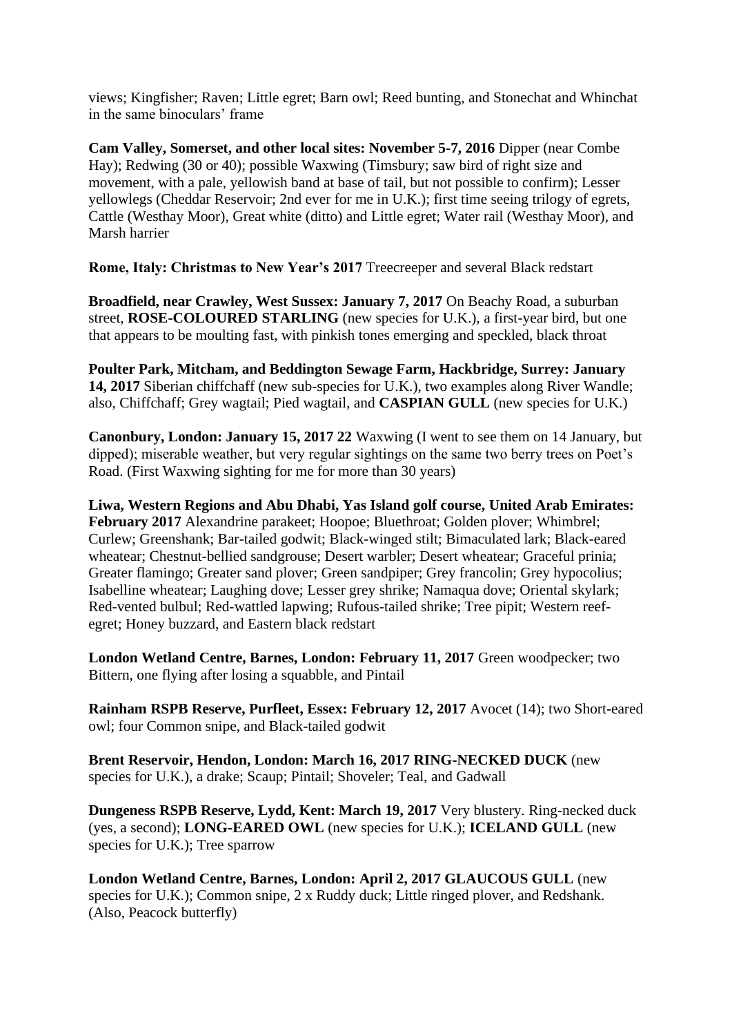views; Kingfisher; Raven; Little egret; Barn owl; Reed bunting, and Stonechat and Whinchat in the same binoculars' frame

**Cam Valley, Somerset, and other local sites: November 5-7, 2016** Dipper (near Combe Hay); Redwing (30 or 40); possible Waxwing (Timsbury; saw bird of right size and movement, with a pale, yellowish band at base of tail, but not possible to confirm); Lesser yellowlegs (Cheddar Reservoir; 2nd ever for me in U.K.); first time seeing trilogy of egrets, Cattle (Westhay Moor), Great white (ditto) and Little egret; Water rail (Westhay Moor), and Marsh harrier

**Rome, Italy: Christmas to New Year's 2017** Treecreeper and several Black redstart

**Broadfield, near Crawley, West Sussex: January 7, 2017** On Beachy Road, a suburban street, **ROSE-COLOURED STARLING** (new species for U.K.), a first-year bird, but one that appears to be moulting fast, with pinkish tones emerging and speckled, black throat

**Poulter Park, Mitcham, and Beddington Sewage Farm, Hackbridge, Surrey: January 14, 2017** Siberian chiffchaff (new sub-species for U.K.), two examples along River Wandle; also, Chiffchaff; Grey wagtail; Pied wagtail, and **CASPIAN GULL** (new species for U.K.)

**Canonbury, London: January 15, 2017 22** Waxwing (I went to see them on 14 January, but dipped); miserable weather, but very regular sightings on the same two berry trees on Poet's Road. (First Waxwing sighting for me for more than 30 years)

**Liwa, Western Regions and Abu Dhabi, Yas Island golf course, United Arab Emirates: February 2017** Alexandrine parakeet; Hoopoe; Bluethroat; Golden plover; Whimbrel; Curlew; Greenshank; Bar-tailed godwit; Black-winged stilt; Bimaculated lark; Black-eared wheatear; Chestnut-bellied sandgrouse; Desert warbler; Desert wheatear; Graceful prinia; Greater flamingo; Greater sand plover; Green sandpiper; Grey francolin; Grey hypocolius; Isabelline wheatear; Laughing dove; Lesser grey shrike; Namaqua dove; Oriental skylark; Red-vented bulbul; Red-wattled lapwing; Rufous-tailed shrike; Tree pipit; Western reef-egret; Honey buzzard, and Eastern black redstart

**London Wetland Centre, Barnes, London: February 11, 2017** Green woodpecker; two Bittern, one flying after losing a squabble, and Pintail

**Rainham RSPB Reserve, Purfleet, Essex: February 12, 2017** Avocet (14); two Short-eared owl; four Common snipe, and Black-tailed godwit

**Brent Reservoir, Hendon, London: March 16, 2017 RING-NECKED DUCK** (new species for U.K.), a drake; Scaup; Pintail; Shoveler; Teal, and Gadwall

**Dungeness RSPB Reserve, Lydd, Kent: March 19, 2017** Very blustery. Ring-necked duck (yes, a second); **LONG-EARED OWL** (new species for U.K.); **ICELAND GULL** (new species for U.K.); Tree sparrow

**London Wetland Centre, Barnes, London: April 2, 2017 GLAUCOUS GULL** (new species for U.K.); Common snipe, 2 x Ruddy duck; Little ringed plover, and Redshank. (Also, Peacock butterfly)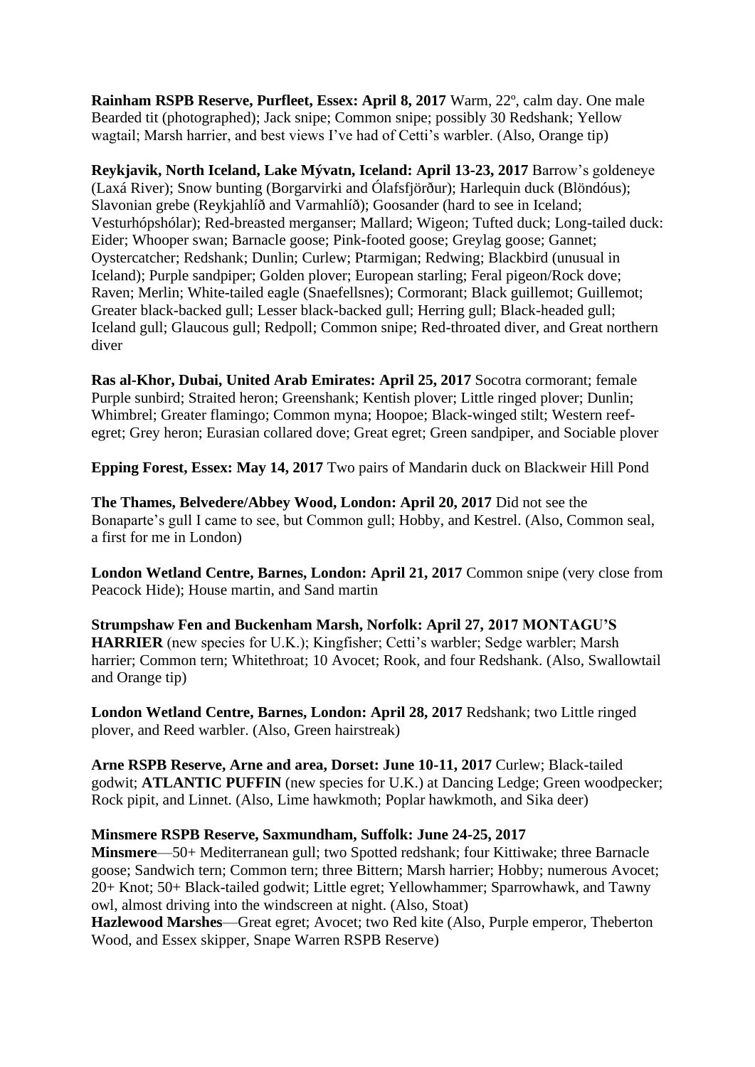**Rainham RSPB Reserve, Purfleet, Essex: April 8, 2017** Warm, 22º, calm day. One male Bearded tit (photographed); Jack snipe; Common snipe; possibly 30 Redshank; Yellow wagtail; Marsh harrier, and best views I've had of Cetti's warbler. (Also, Orange tip)

**Reykjavik, North Iceland, Lake Mývatn, Iceland: April 13-23, 2017** Barrow's goldeneye (Laxá River); Snow bunting (Borgarvirki and Ólafsfjörður); Harlequin duck (Blöndúos); Slavonian grebe (Reykjahlíð and Varmahlíð); Goosander (hard to see in Iceland; Vesturhópshólar); Red-breasted merganser; Mallard; Wigeon; Tufted duck; Long-tailed duck: Eider; Whooper swan; Barnacle goose; Pink-footed goose; Greylag goose; Gannet; Oystercatcher; Redshank; Dunlin; Curlew; Ptarmigan; Redwing; Blackbird (unusual in Iceland); Purple sandpiper; Golden plover; European starling; Feral pigeon/Rock dove; Raven; Merlin; White-tailed eagle (Snaefellsnes); Cormorant; Black guillemot; Guillemot; Greater black-backed gull; Lesser black-backed gull; Herring gull; Black-headed gull; Iceland gull; Glaucous gull; Redpoll; Common snipe; Red-throated diver, and Great northern diver

**Ras al-Khor, Dubai, United Arab Emirates: April 25, 2017** Socotra cormorant; female Purple sunbird; Straited heron; Greenshank; Kentish plover; Little ringed plover; Dunlin; Whimbrel; Greater flamingo; Common myna; Hoopoe; Black-winged stilt; Western reef-egret; Grey heron; Eurasian collared dove; Great egret; Green sandpiper, and Sociable plover

**Epping Forest, Essex: May 14, 2017** Two pairs of Mandarin duck on Blackweir Hill Pond

**The Thames, Belvedere/Abbey Wood, London: April 20, 2017** Did not see the Bonaparte's gull I came to see, but Common gull; Hobby, and Kestrel. (Also, Common seal, a first for me in London)

**London Wetland Centre, Barnes, London: April 21, 2017** Common snipe (very close from Peacock Hide); House martin, and Sand martin

**Strumpshaw Fen and Buckenham Marsh, Norfolk: April 27, 2017 MONTAGU'S HARRIER** (new species for U.K.); Kingfisher; Cetti's warbler; Sedge warbler; Marsh harrier; Common tern; Whitethroat; 10 Avocet; Rook, and four Redshank. (Also, Swallowtail and Orange tip)

**London Wetland Centre, Barnes, London: April 28, 2017** Redshank; two Little ringed plover, and Reed warbler. (Also, Green hairstreak)

**Arne RSPB Reserve, Arne and area, Dorset: June 10-11, 2017** Curlew; Black-tailed godwit; **ATLANTIC PUFFIN** (new species for U.K.) at Dancing Ledge; Green woodpecker; Rock pipit, and Linnet. (Also, Lime hawkmoth; Poplar hawkmoth, and Sika deer)

**Minsmere RSPB Reserve, Saxmundham, Suffolk: June 24-25, 2017**
**Minsmere**—50+ Mediterranean gull; two Spotted redshank; four Kittiwake; three Barnacle goose; Sandwich tern; Common tern; three Bittern; Marsh harrier; Hobby; numerous Avocet; 20+ Knot; 50+ Black-tailed godwit; Little egret; Yellowhammer; Sparrowhawk, and Tawny owl, almost driving into the windscreen at night. (Also, Stoat)
**Hazlewood Marshes**—Great egret; Avocet; two Red kite (Also, Purple emperor, Theberton Wood, and Essex skipper, Snape Warren RSPB Reserve)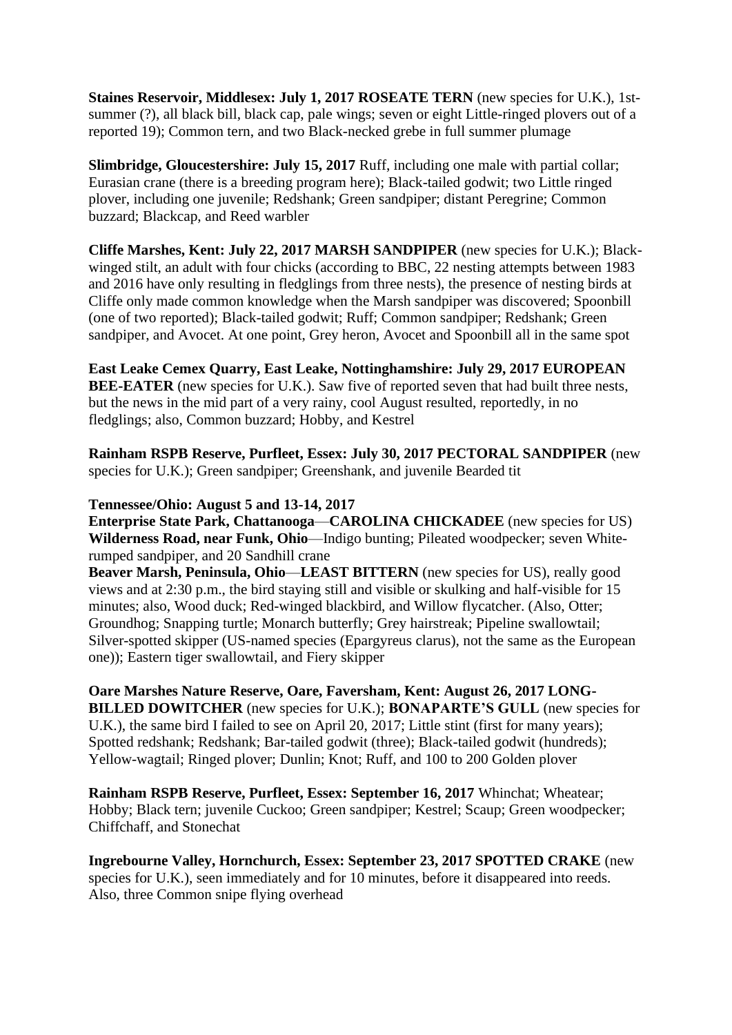**Staines Reservoir, Middlesex: July 1, 2017 ROSEATE TERN** (new species for U.K.), 1st-summer (?), all black bill, black cap, pale wings; seven or eight Little-ringed plovers out of a reported 19); Common tern, and two Black-necked grebe in full summer plumage

**Slimbridge, Gloucestershire: July 15, 2017** Ruff, including one male with partial collar; Eurasian crane (there is a breeding program here); Black-tailed godwit; two Little ringed plover, including one juvenile; Redshank; Green sandpiper; distant Peregrine; Common buzzard; Blackcap, and Reed warbler

**Cliffe Marshes, Kent: July 22, 2017 MARSH SANDPIPER** (new species for U.K.); Black-winged stilt, an adult with four chicks (according to BBC, 22 nesting attempts between 1983 and 2016 have only resulting in fledglings from three nests), the presence of nesting birds at Cliffe only made common knowledge when the Marsh sandpiper was discovered; Spoonbill (one of two reported); Black-tailed godwit; Ruff; Common sandpiper; Redshank; Green sandpiper, and Avocet. At one point, Grey heron, Avocet and Spoonbill all in the same spot

**East Leake Cemex Quarry, East Leake, Nottinghamshire: July 29, 2017 EUROPEAN BEE-EATER** (new species for U.K.). Saw five of reported seven that had built three nests, but the news in the mid part of a very rainy, cool August resulted, reportedly, in no fledglings; also, Common buzzard; Hobby, and Kestrel

**Rainham RSPB Reserve, Purfleet, Essex: July 30, 2017 PECTORAL SANDPIPER** (new species for U.K.); Green sandpiper; Greenshank, and juvenile Bearded tit

**Tennessee/Ohio: August 5 and 13-14, 2017**
**Enterprise State Park, Chattanooga**—**CAROLINA CHICKADEE** (new species for US)
**Wilderness Road, near Funk, Ohio**—Indigo bunting; Pileated woodpecker; seven White-rumped sandpiper, and 20 Sandhill crane
**Beaver Marsh, Peninsula, Ohio**—**LEAST BITTERN** (new species for US), really good views and at 2:30 p.m., the bird staying still and visible or skulking and half-visible for 15 minutes; also, Wood duck; Red-winged blackbird, and Willow flycatcher. (Also, Otter; Groundhog; Snapping turtle; Monarch butterfly; Grey hairstreak; Pipeline swallowtail; Silver-spotted skipper (US-named species (Epargyreus clarus), not the same as the European one)); Eastern tiger swallowtail, and Fiery skipper

**Oare Marshes Nature Reserve, Oare, Faversham, Kent: August 26, 2017 LONG-BILLED DOWITCHER** (new species for U.K.); **BONAPARTE'S GULL** (new species for U.K.), the same bird I failed to see on April 20, 2017; Little stint (first for many years); Spotted redshank; Redshank; Bar-tailed godwit (three); Black-tailed godwit (hundreds); Yellow-wagtail; Ringed plover; Dunlin; Knot; Ruff, and 100 to 200 Golden plover

**Rainham RSPB Reserve, Purfleet, Essex: September 16, 2017** Whinchat; Wheatear; Hobby; Black tern; juvenile Cuckoo; Green sandpiper; Kestrel; Scaup; Green woodpecker; Chiffchaff, and Stonechat

**Ingrebourne Valley, Hornchurch, Essex: September 23, 2017 SPOTTED CRAKE** (new species for U.K.), seen immediately and for 10 minutes, before it disappeared into reeds. Also, three Common snipe flying overhead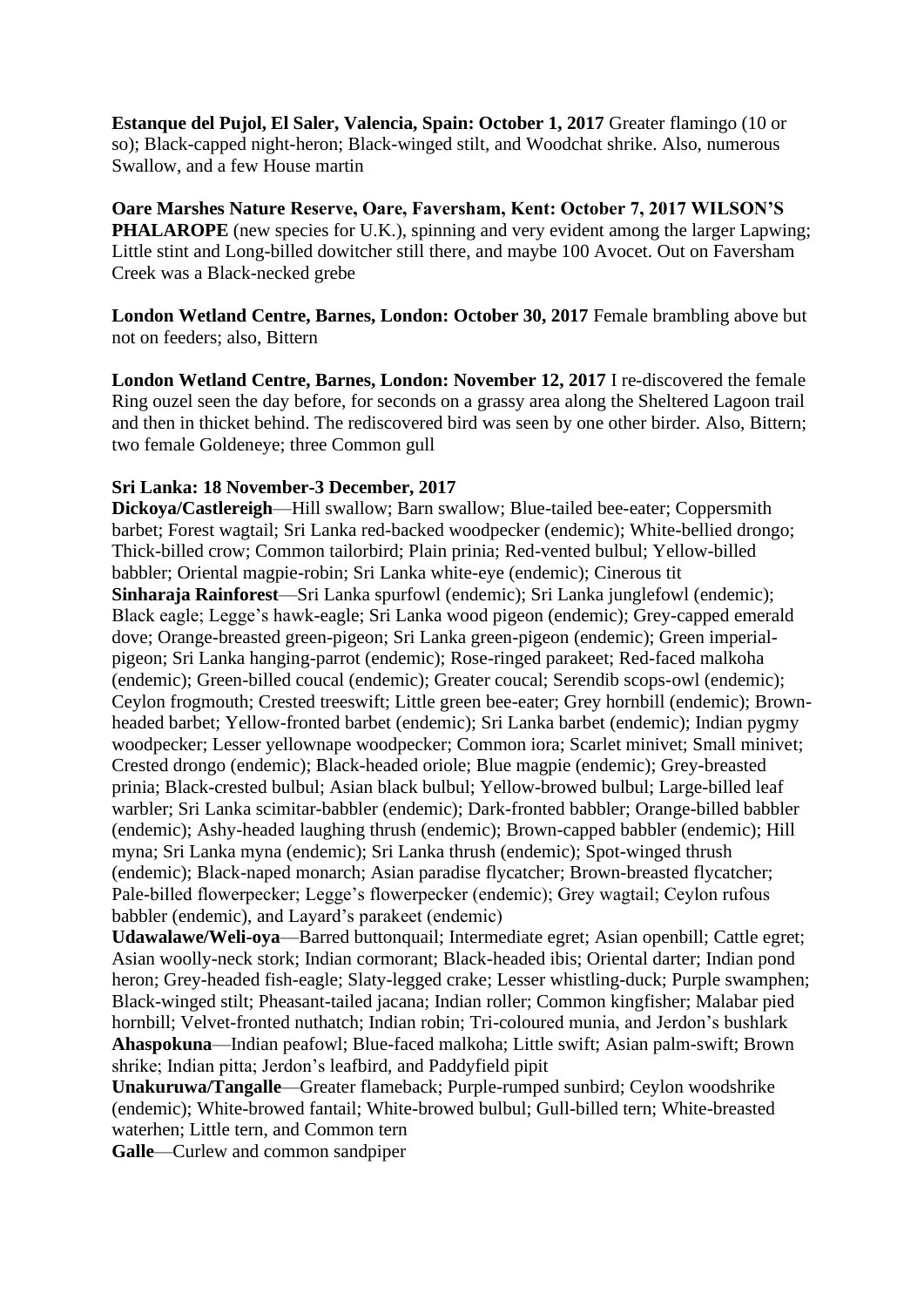**Estanque del Pujol, El Saler, Valencia, Spain: October 1, 2017** Greater flamingo (10 or so); Black-capped night-heron; Black-winged stilt, and Woodchat shrike. Also, numerous Swallow, and a few House martin

**Oare Marshes Nature Reserve, Oare, Faversham, Kent: October 7, 2017 WILSON'S PHALAROPE** (new species for U.K.), spinning and very evident among the larger Lapwing; Little stint and Long-billed dowitcher still there, and maybe 100 Avocet. Out on Faversham Creek was a Black-necked grebe

**London Wetland Centre, Barnes, London: October 30, 2017** Female brambling above but not on feeders; also, Bittern

**London Wetland Centre, Barnes, London: November 12, 2017** I re-discovered the female Ring ouzel seen the day before, for seconds on a grassy area along the Sheltered Lagoon trail and then in thicket behind. The rediscovered bird was seen by one other birder. Also, Bittern; two female Goldeneye; three Common gull

**Sri Lanka: 18 November-3 December, 2017**
**Dickoya/Castlereigh**—Hill swallow; Barn swallow; Blue-tailed bee-eater; Coppersmith barbet; Forest wagtail; Sri Lanka red-backed woodpecker (endemic); White-bellied drongo; Thick-billed crow; Common tailorbird; Plain prinia; Red-vented bulbul; Yellow-billed babbler; Oriental magpie-robin; Sri Lanka white-eye (endemic); Cinerous tit
**Sinharaja Rainforest**—Sri Lanka spurfowl (endemic); Sri Lanka junglefowl (endemic); Black eagle; Legge's hawk-eagle; Sri Lanka wood pigeon (endemic); Grey-capped emerald dove; Orange-breasted green-pigeon; Sri Lanka green-pigeon (endemic); Green imperial-pigeon; Sri Lanka hanging-parrot (endemic); Rose-ringed parakeet; Red-faced malkoha (endemic); Green-billed coucal (endemic); Greater coucal; Serendib scops-owl (endemic); Ceylon frogmouth; Crested treeswift; Little green bee-eater; Grey hornbill (endemic); Brown-headed barbet; Yellow-fronted barbet (endemic); Sri Lanka barbet (endemic); Indian pygmy woodpecker; Lesser yellownape woodpecker; Common iora; Scarlet minivet; Small minivet; Crested drongo (endemic); Black-headed oriole; Blue magpie (endemic); Grey-breasted prinia; Black-crested bulbul; Asian black bulbul; Yellow-browed bulbul; Large-billed leaf warbler; Sri Lanka scimitar-babbler (endemic); Dark-fronted babbler; Orange-billed babbler (endemic); Ashy-headed laughing thrush (endemic); Brown-capped babbler (endemic); Hill myna; Sri Lanka myna (endemic); Sri Lanka thrush (endemic); Spot-winged thrush (endemic); Black-naped monarch; Asian paradise flycatcher; Brown-breasted flycatcher; Pale-billed flowerpecker; Legge's flowerpecker (endemic); Grey wagtail; Ceylon rufous babbler (endemic), and Layard's parakeet (endemic)
**Udawalawe/Weli-oya**—Barred buttonquail; Intermediate egret; Asian openbill; Cattle egret; Asian woolly-neck stork; Indian cormorant; Black-headed ibis; Oriental darter; Indian pond heron; Grey-headed fish-eagle; Slaty-legged crake; Lesser whistling-duck; Purple swamphen; Black-winged stilt; Pheasant-tailed jacana; Indian roller; Common kingfisher; Malabar pied hornbill; Velvet-fronted nuthatch; Indian robin; Tri-coloured munia, and Jerdon's bushlark
**Ahaspokuna**—Indian peafowl; Blue-faced malkoha; Little swift; Asian palm-swift; Brown shrike; Indian pitta; Jerdon's leafbird, and Paddyfield pipit
**Unakuruwa/Tangalle**—Greater flameback; Purple-rumped sunbird; Ceylon woodshrike (endemic); White-browed fantail; White-browed bulbul; Gull-billed tern; White-breasted waterhen; Little tern, and Common tern
**Galle**—Curlew and common sandpiper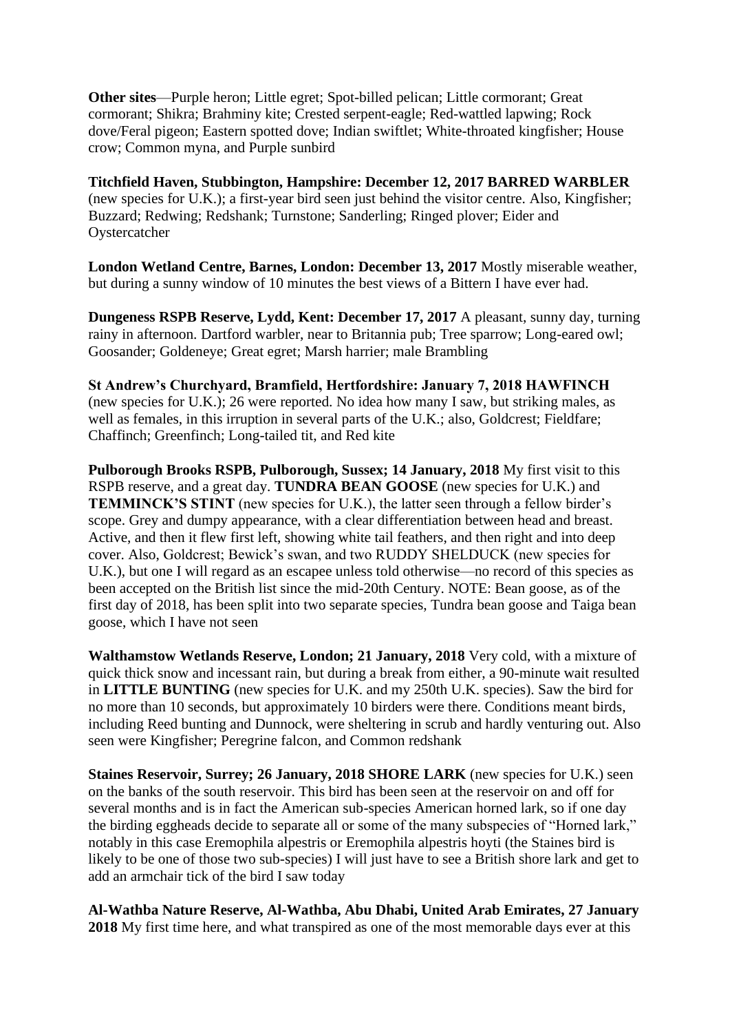**Other sites**—Purple heron; Little egret; Spot-billed pelican; Little cormorant; Great cormorant; Shikra; Brahminy kite; Crested serpent-eagle; Red-wattled lapwing; Rock dove/Feral pigeon; Eastern spotted dove; Indian swiftlet; White-throated kingfisher; House crow; Common myna, and Purple sunbird

**Titchfield Haven, Stubbington, Hampshire: December 12, 2017 BARRED WARBLER** (new species for U.K.); a first-year bird seen just behind the visitor centre. Also, Kingfisher; Buzzard; Redwing; Redshank; Turnstone; Sanderling; Ringed plover; Eider and Oystercatcher

**London Wetland Centre, Barnes, London: December 13, 2017** Mostly miserable weather, but during a sunny window of 10 minutes the best views of a Bittern I have ever had.

**Dungeness RSPB Reserve, Lydd, Kent: December 17, 2017** A pleasant, sunny day, turning rainy in afternoon. Dartford warbler, near to Britannia pub; Tree sparrow; Long-eared owl; Goosander; Goldeneye; Great egret; Marsh harrier; male Brambling

**St Andrew's Churchyard, Bramfield, Hertfordshire: January 7, 2018 HAWFINCH** (new species for U.K.); 26 were reported. No idea how many I saw, but striking males, as well as females, in this irruption in several parts of the U.K.; also, Goldcrest; Fieldfare; Chaffinch; Greenfinch; Long-tailed tit, and Red kite

**Pulborough Brooks RSPB, Pulborough, Sussex; 14 January, 2018** My first visit to this RSPB reserve, and a great day. **TUNDRA BEAN GOOSE** (new species for U.K.) and **TEMMINCK'S STINT** (new species for U.K.), the latter seen through a fellow birder's scope. Grey and dumpy appearance, with a clear differentiation between head and breast. Active, and then it flew first left, showing white tail feathers, and then right and into deep cover. Also, Goldcrest; Bewick's swan, and two RUDDY SHELDUCK (new species for U.K.), but one I will regard as an escapee unless told otherwise—no record of this species as been accepted on the British list since the mid-20th Century. NOTE: Bean goose, as of the first day of 2018, has been split into two separate species, Tundra bean goose and Taiga bean goose, which I have not seen

**Walthamstow Wetlands Reserve, London; 21 January, 2018** Very cold, with a mixture of quick thick snow and incessant rain, but during a break from either, a 90-minute wait resulted in **LITTLE BUNTING** (new species for U.K. and my 250th U.K. species). Saw the bird for no more than 10 seconds, but approximately 10 birders were there. Conditions meant birds, including Reed bunting and Dunnock, were sheltering in scrub and hardly venturing out. Also seen were Kingfisher; Peregrine falcon, and Common redshank

**Staines Reservoir, Surrey; 26 January, 2018 SHORE LARK** (new species for U.K.) seen on the banks of the south reservoir. This bird has been seen at the reservoir on and off for several months and is in fact the American sub-species American horned lark, so if one day the birding eggheads decide to separate all or some of the many subspecies of "Horned lark," notably in this case Eremophila alpestris or Eremophila alpestris hoyti (the Staines bird is likely to be one of those two sub-species) I will just have to see a British shore lark and get to add an armchair tick of the bird I saw today

**Al-Wathba Nature Reserve, Al-Wathba, Abu Dhabi, United Arab Emirates, 27 January 2018** My first time here, and what transpired as one of the most memorable days ever at this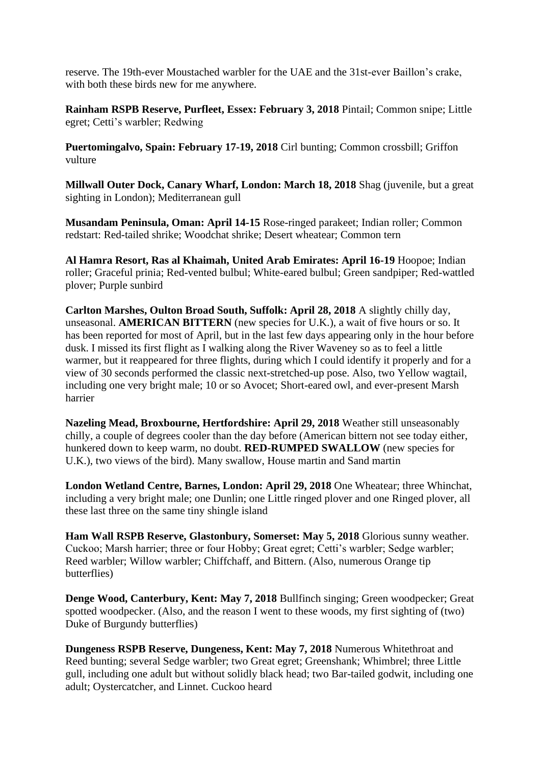reserve. The 19th-ever Moustached warbler for the UAE and the 31st-ever Baillon's crake, with both these birds new for me anywhere.

**Rainham RSPB Reserve, Purfleet, Essex: February 3, 2018** Pintail; Common snipe; Little egret; Cetti's warbler; Redwing

**Puertomingalvo, Spain: February 17-19, 2018** Cirl bunting; Common crossbill; Griffon vulture

**Millwall Outer Dock, Canary Wharf, London: March 18, 2018** Shag (juvenile, but a great sighting in London); Mediterranean gull

**Musandam Peninsula, Oman: April 14-15** Rose-ringed parakeet; Indian roller; Common redstart: Red-tailed shrike; Woodchat shrike; Desert wheatear; Common tern

**Al Hamra Resort, Ras al Khaimah, United Arab Emirates: April 16-19** Hoopoe; Indian roller; Graceful prinia; Red-vented bulbul; White-eared bulbul; Green sandpiper; Red-wattled plover; Purple sunbird

**Carlton Marshes, Oulton Broad South, Suffolk: April 28, 2018** A slightly chilly day, unseasonal. **AMERICAN BITTERN** (new species for U.K.), a wait of five hours or so. It has been reported for most of April, but in the last few days appearing only in the hour before dusk. I missed its first flight as I walking along the River Waveney so as to feel a little warmer, but it reappeared for three flights, during which I could identify it properly and for a view of 30 seconds performed the classic next-stretched-up pose. Also, two Yellow wagtail, including one very bright male; 10 or so Avocet; Short-eared owl, and ever-present Marsh harrier

**Nazeling Mead, Broxbourne, Hertfordshire: April 29, 2018** Weather still unseasonably chilly, a couple of degrees cooler than the day before (American bittern not see today either, hunkered down to keep warm, no doubt. **RED-RUMPED SWALLOW** (new species for U.K.), two views of the bird). Many swallow, House martin and Sand martin

**London Wetland Centre, Barnes, London: April 29, 2018** One Wheatear; three Whinchat, including a very bright male; one Dunlin; one Little ringed plover and one Ringed plover, all these last three on the same tiny shingle island

**Ham Wall RSPB Reserve, Glastonbury, Somerset: May 5, 2018** Glorious sunny weather. Cuckoo; Marsh harrier; three or four Hobby; Great egret; Cetti's warbler; Sedge warbler; Reed warbler; Willow warbler; Chiffchaff, and Bittern. (Also, numerous Orange tip butterflies)

**Denge Wood, Canterbury, Kent: May 7, 2018** Bullfinch singing; Green woodpecker; Great spotted woodpecker. (Also, and the reason I went to these woods, my first sighting of (two) Duke of Burgundy butterflies)

**Dungeness RSPB Reserve, Dungeness, Kent: May 7, 2018** Numerous Whitethroat and Reed bunting; several Sedge warbler; two Great egret; Greenshank; Whimbrel; three Little gull, including one adult but without solidly black head; two Bar-tailed godwit, including one adult; Oystercatcher, and Linnet. Cuckoo heard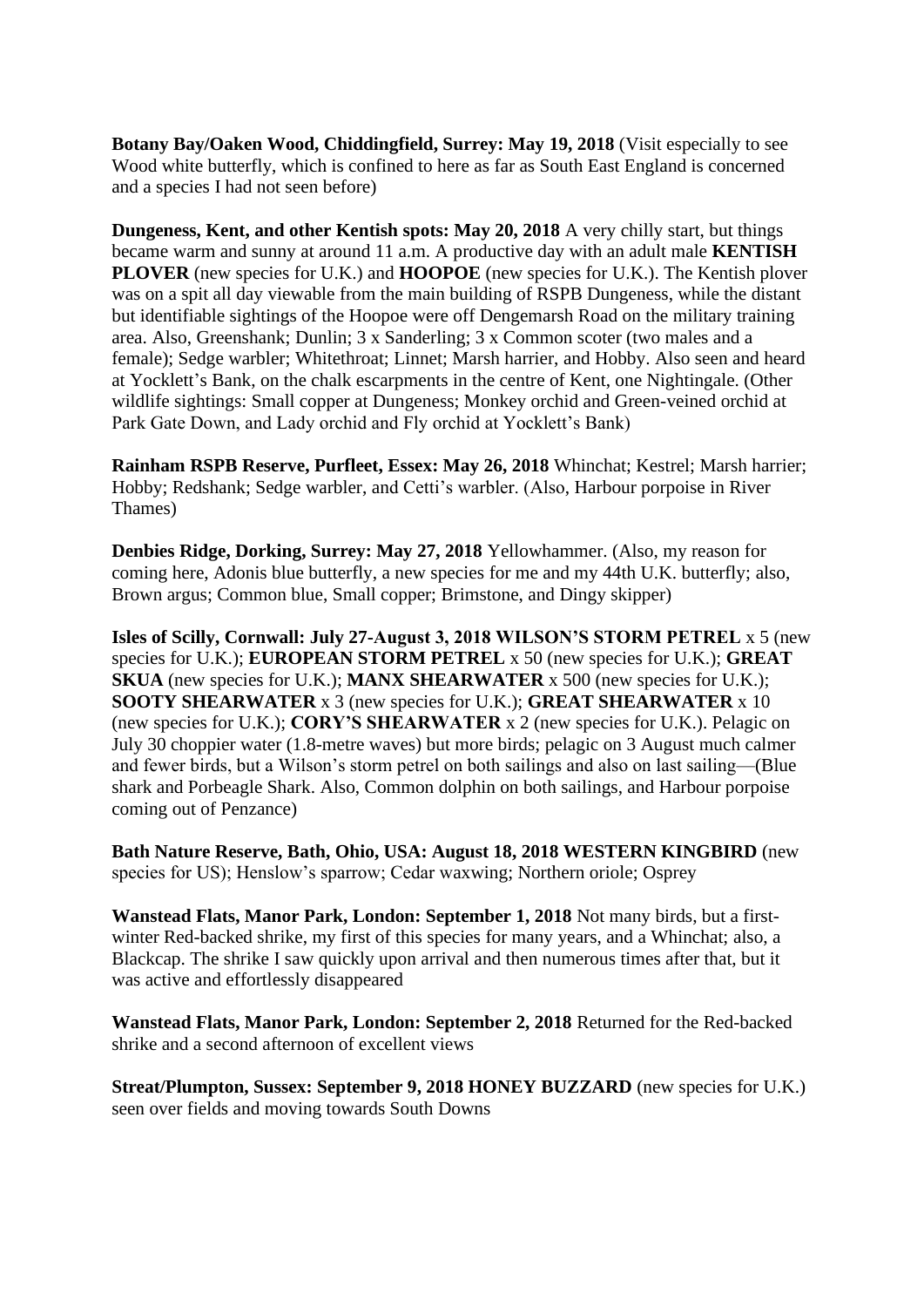**Botany Bay/Oaken Wood, Chiddingfield, Surrey: May 19, 2018** (Visit especially to see Wood white butterfly, which is confined to here as far as South East England is concerned and a species I had not seen before)

**Dungeness, Kent, and other Kentish spots: May 20, 2018** A very chilly start, but things became warm and sunny at around 11 a.m. A productive day with an adult male **KENTISH PLOVER** (new species for U.K.) and **HOOPOE** (new species for U.K.). The Kentish plover was on a spit all day viewable from the main building of RSPB Dungeness, while the distant but identifiable sightings of the Hoopoe were off Dengemarsh Road on the military training area. Also, Greenshank; Dunlin; 3 x Sanderling; 3 x Common scoter (two males and a female); Sedge warbler; Whitethroat; Linnet; Marsh harrier, and Hobby. Also seen and heard at Yocklett's Bank, on the chalk escarpments in the centre of Kent, one Nightingale. (Other wildlife sightings: Small copper at Dungeness; Monkey orchid and Green-veined orchid at Park Gate Down, and Lady orchid and Fly orchid at Yocklett's Bank)

**Rainham RSPB Reserve, Purfleet, Essex: May 26, 2018** Whinchat; Kestrel; Marsh harrier; Hobby; Redshank; Sedge warbler, and Cetti's warbler. (Also, Harbour porpoise in River Thames)

**Denbies Ridge, Dorking, Surrey: May 27, 2018** Yellowhammer. (Also, my reason for coming here, Adonis blue butterfly, a new species for me and my 44th U.K. butterfly; also, Brown argus; Common blue, Small copper; Brimstone, and Dingy skipper)

**Isles of Scilly, Cornwall: July 27-August 3, 2018 WILSON'S STORM PETREL** x 5 (new species for U.K.); **EUROPEAN STORM PETREL** x 50 (new species for U.K.); **GREAT SKUA** (new species for U.K.); **MANX SHEARWATER** x 500 (new species for U.K.); **SOOTY SHEARWATER** x 3 (new species for U.K.); **GREAT SHEARWATER** x 10 (new species for U.K.); **CORY'S SHEARWATER** x 2 (new species for U.K.). Pelagic on July 30 choppier water (1.8-metre waves) but more birds; pelagic on 3 August much calmer and fewer birds, but a Wilson's storm petrel on both sailings and also on last sailing—(Blue shark and Porbeagle Shark. Also, Common dolphin on both sailings, and Harbour porpoise coming out of Penzance)

**Bath Nature Reserve, Bath, Ohio, USA: August 18, 2018 WESTERN KINGBIRD** (new species for US); Henslow's sparrow; Cedar waxwing; Northern oriole; Osprey

**Wanstead Flats, Manor Park, London: September 1, 2018** Not many birds, but a first-winter Red-backed shrike, my first of this species for many years, and a Whinchat; also, a Blackcap. The shrike I saw quickly upon arrival and then numerous times after that, but it was active and effortlessly disappeared

**Wanstead Flats, Manor Park, London: September 2, 2018** Returned for the Red-backed shrike and a second afternoon of excellent views

**Streat/Plumpton, Sussex: September 9, 2018 HONEY BUZZARD** (new species for U.K.) seen over fields and moving towards South Downs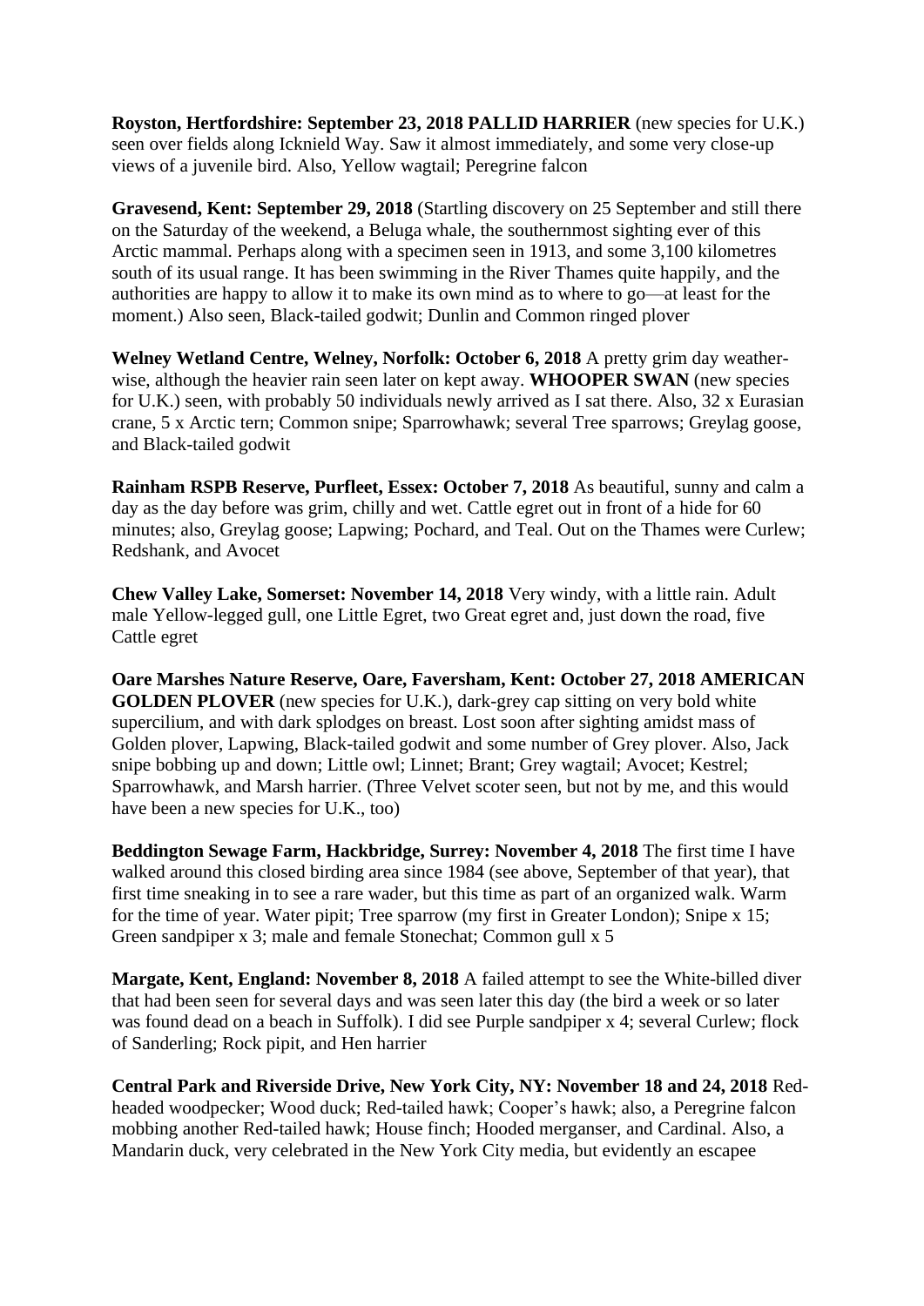**Royston, Hertfordshire: September 23, 2018 PALLID HARRIER** (new species for U.K.) seen over fields along Icknield Way. Saw it almost immediately, and some very close-up views of a juvenile bird. Also, Yellow wagtail; Peregrine falcon

**Gravesend, Kent: September 29, 2018** (Startling discovery on 25 September and still there on the Saturday of the weekend, a Beluga whale, the southernmost sighting ever of this Arctic mammal. Perhaps along with a specimen seen in 1913, and some 3,100 kilometres south of its usual range. It has been swimming in the River Thames quite happily, and the authorities are happy to allow it to make its own mind as to where to go—at least for the moment.) Also seen, Black-tailed godwit; Dunlin and Common ringed plover

**Welney Wetland Centre, Welney, Norfolk: October 6, 2018** A pretty grim day weather-wise, although the heavier rain seen later on kept away. **WHOOPER SWAN** (new species for U.K.) seen, with probably 50 individuals newly arrived as I sat there. Also, 32 x Eurasian crane, 5 x Arctic tern; Common snipe; Sparrowhawk; several Tree sparrows; Greylag goose, and Black-tailed godwit

**Rainham RSPB Reserve, Purfleet, Essex: October 7, 2018** As beautiful, sunny and calm a day as the day before was grim, chilly and wet. Cattle egret out in front of a hide for 60 minutes; also, Greylag goose; Lapwing; Pochard, and Teal. Out on the Thames were Curlew; Redshank, and Avocet

**Chew Valley Lake, Somerset: November 14, 2018** Very windy, with a little rain. Adult male Yellow-legged gull, one Little Egret, two Great egret and, just down the road, five Cattle egret

**Oare Marshes Nature Reserve, Oare, Faversham, Kent: October 27, 2018 AMERICAN GOLDEN PLOVER** (new species for U.K.), dark-grey cap sitting on very bold white supercilium, and with dark splodges on breast. Lost soon after sighting amidst mass of Golden plover, Lapwing, Black-tailed godwit and some number of Grey plover. Also, Jack snipe bobbing up and down; Little owl; Linnet; Brant; Grey wagtail; Avocet; Kestrel; Sparrowhawk, and Marsh harrier. (Three Velvet scoter seen, but not by me, and this would have been a new species for U.K., too)

**Beddington Sewage Farm, Hackbridge, Surrey: November 4, 2018** The first time I have walked around this closed birding area since 1984 (see above, September of that year), that first time sneaking in to see a rare wader, but this time as part of an organized walk. Warm for the time of year. Water pipit; Tree sparrow (my first in Greater London); Snipe x 15; Green sandpiper x 3; male and female Stonechat; Common gull x 5

**Margate, Kent, England: November 8, 2018** A failed attempt to see the White-billed diver that had been seen for several days and was seen later this day (the bird a week or so later was found dead on a beach in Suffolk). I did see Purple sandpiper x 4; several Curlew; flock of Sanderling; Rock pipit, and Hen harrier

**Central Park and Riverside Drive, New York City, NY: November 18 and 24, 2018** Red-headed woodpecker; Wood duck; Red-tailed hawk; Cooper's hawk; also, a Peregrine falcon mobbing another Red-tailed hawk; House finch; Hooded merganser, and Cardinal. Also, a Mandarin duck, very celebrated in the New York City media, but evidently an escapee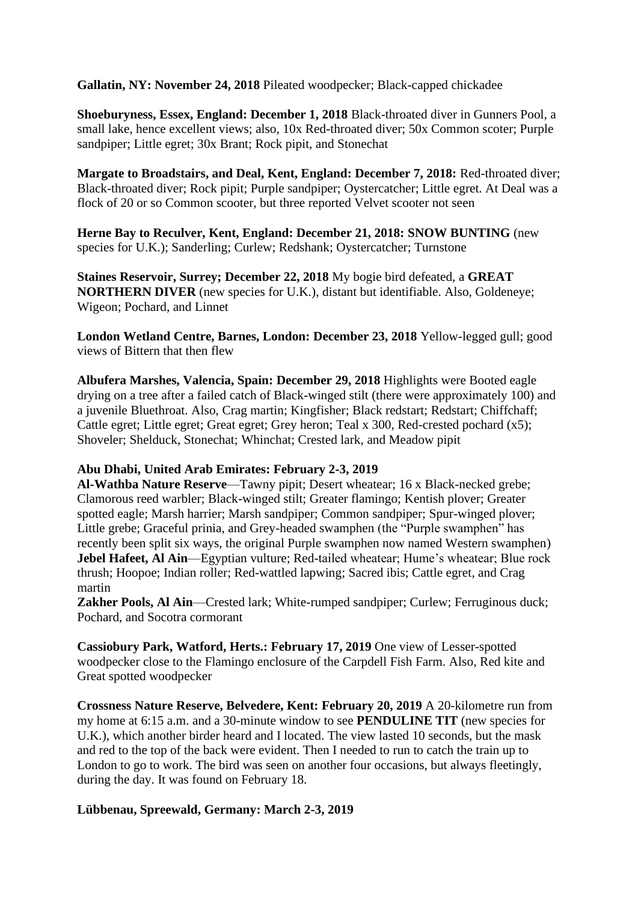**Gallatin, NY: November 24, 2018** Pileated woodpecker; Black-capped chickadee

**Shoeburyness, Essex, England: December 1, 2018** Black-throated diver in Gunners Pool, a small lake, hence excellent views; also, 10x Red-throated diver; 50x Common scoter; Purple sandpiper; Little egret; 30x Brant; Rock pipit, and Stonechat

**Margate to Broadstairs, and Deal, Kent, England: December 7, 2018:** Red-throated diver; Black-throated diver; Rock pipit; Purple sandpiper; Oystercatcher; Little egret. At Deal was a flock of 20 or so Common scooter, but three reported Velvet scooter not seen

**Herne Bay to Reculver, Kent, England: December 21, 2018: SNOW BUNTING** (new species for U.K.); Sanderling; Curlew; Redshank; Oystercatcher; Turnstone

**Staines Reservoir, Surrey; December 22, 2018** My bogie bird defeated, a **GREAT NORTHERN DIVER** (new species for U.K.), distant but identifiable. Also, Goldeneye; Wigeon; Pochard, and Linnet

**London Wetland Centre, Barnes, London: December 23, 2018** Yellow-legged gull; good views of Bittern that then flew

**Albufera Marshes, Valencia, Spain: December 29, 2018** Highlights were Booted eagle drying on a tree after a failed catch of Black-winged stilt (there were approximately 100) and a juvenile Bluethroat. Also, Crag martin; Kingfisher; Black redstart; Redstart; Chiffchaff; Cattle egret; Little egret; Great egret; Grey heron; Teal x 300, Red-crested pochard (x5); Shoveler; Shelduck, Stonechat; Whinchat; Crested lark, and Meadow pipit

**Abu Dhabi, United Arab Emirates: February 2-3, 2019**
**Al-Wathba Nature Reserve**—Tawny pipit; Desert wheatear; 16 x Black-necked grebe; Clamorous reed warbler; Black-winged stilt; Greater flamingo; Kentish plover; Greater spotted eagle; Marsh harrier; Marsh sandpiper; Common sandpiper; Spur-winged plover; Little grebe; Graceful prinia, and Grey-headed swamphen (the "Purple swamphen" has recently been split six ways, the original Purple swamphen now named Western swamphen)
**Jebel Hafeet, Al Ain**—Egyptian vulture; Red-tailed wheatear; Hume's wheatear; Blue rock thrush; Hoopoe; Indian roller; Red-wattled lapwing; Sacred ibis; Cattle egret, and Crag martin
**Zakher Pools, Al Ain**—Crested lark; White-rumped sandpiper; Curlew; Ferruginous duck; Pochard, and Socotra cormorant

**Cassiobury Park, Watford, Herts.: February 17, 2019** One view of Lesser-spotted woodpecker close to the Flamingo enclosure of the Carpdell Fish Farm. Also, Red kite and Great spotted woodpecker

**Crossness Nature Reserve, Belvedere, Kent: February 20, 2019** A 20-kilometre run from my home at 6:15 a.m. and a 30-minute window to see **PENDULINE TIT** (new species for U.K.), which another birder heard and I located. The view lasted 10 seconds, but the mask and red to the top of the back were evident. Then I needed to run to catch the train up to London to go to work. The bird was seen on another four occasions, but always fleetingly, during the day. It was found on February 18.

**Lübbenau, Spreewald, Germany: March 2-3, 2019**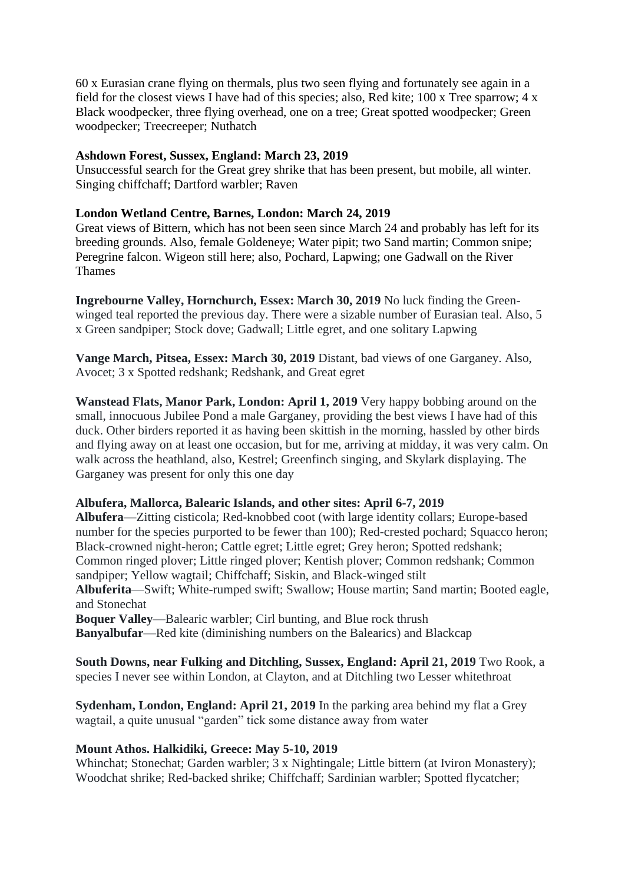60 x Eurasian crane flying on thermals, plus two seen flying and fortunately see again in a field for the closest views I have had of this species; also, Red kite; 100 x Tree sparrow; 4 x Black woodpecker, three flying overhead, one on a tree; Great spotted woodpecker; Green woodpecker; Treecreeper; Nuthatch

**Ashdown Forest, Sussex, England: March 23, 2019**
Unsuccessful search for the Great grey shrike that has been present, but mobile, all winter. Singing chiffchaff; Dartford warbler; Raven

**London Wetland Centre, Barnes, London: March 24, 2019**
Great views of Bittern, which has not been seen since March 24 and probably has left for its breeding grounds. Also, female Goldeneye; Water pipit; two Sand martin; Common snipe; Peregrine falcon. Wigeon still here; also, Pochard, Lapwing; one Gadwall on the River Thames

**Ingrebourne Valley, Hornchurch, Essex: March 30, 2019** No luck finding the Green-winged teal reported the previous day. There were a sizable number of Eurasian teal. Also, 5 x Green sandpiper; Stock dove; Gadwall; Little egret, and one solitary Lapwing

**Vange March, Pitsea, Essex: March 30, 2019** Distant, bad views of one Garganey. Also, Avocet; 3 x Spotted redshank; Redshank, and Great egret

**Wanstead Flats, Manor Park, London: April 1, 2019** Very happy bobbing around on the small, innocuous Jubilee Pond a male Garganey, providing the best views I have had of this duck. Other birders reported it as having been skittish in the morning, hassled by other birds and flying away on at least one occasion, but for me, arriving at midday, it was very calm. On walk across the heathland, also, Kestrel; Greenfinch singing, and Skylark displaying. The Garganey was present for only this one day

**Albufera, Mallorca, Balearic Islands, and other sites: April 6-7, 2019**
**Albufera**—Zitting cisticola; Red-knobbed coot (with large identity collars; Europe-based number for the species purported to be fewer than 100); Red-crested pochard; Squacco heron; Black-crowned night-heron; Cattle egret; Little egret; Grey heron; Spotted redshank; Common ringed plover; Little ringed plover; Kentish plover; Common redshank; Common sandpiper; Yellow wagtail; Chiffchaff; Siskin, and Black-winged stilt
**Albuferita**—Swift; White-rumped swift; Swallow; House martin; Sand martin; Booted eagle, and Stonechat
**Boquer Valley**—Balearic warbler; Cirl bunting, and Blue rock thrush
**Banyalbufar**—Red kite (diminishing numbers on the Balearics) and Blackcap

**South Downs, near Fulking and Ditchling, Sussex, England: April 21, 2019** Two Rook, a species I never see within London, at Clayton, and at Ditchling two Lesser whitethroat

**Sydenham, London, England: April 21, 2019** In the parking area behind my flat a Grey wagtail, a quite unusual "garden" tick some distance away from water

**Mount Athos. Halkidiki, Greece: May 5-10, 2019**
Whinchat; Stonechat; Garden warbler; 3 x Nightingale; Little bittern (at Iviron Monastery); Woodchat shrike; Red-backed shrike; Chiffchaff; Sardinian warbler; Spotted flycatcher;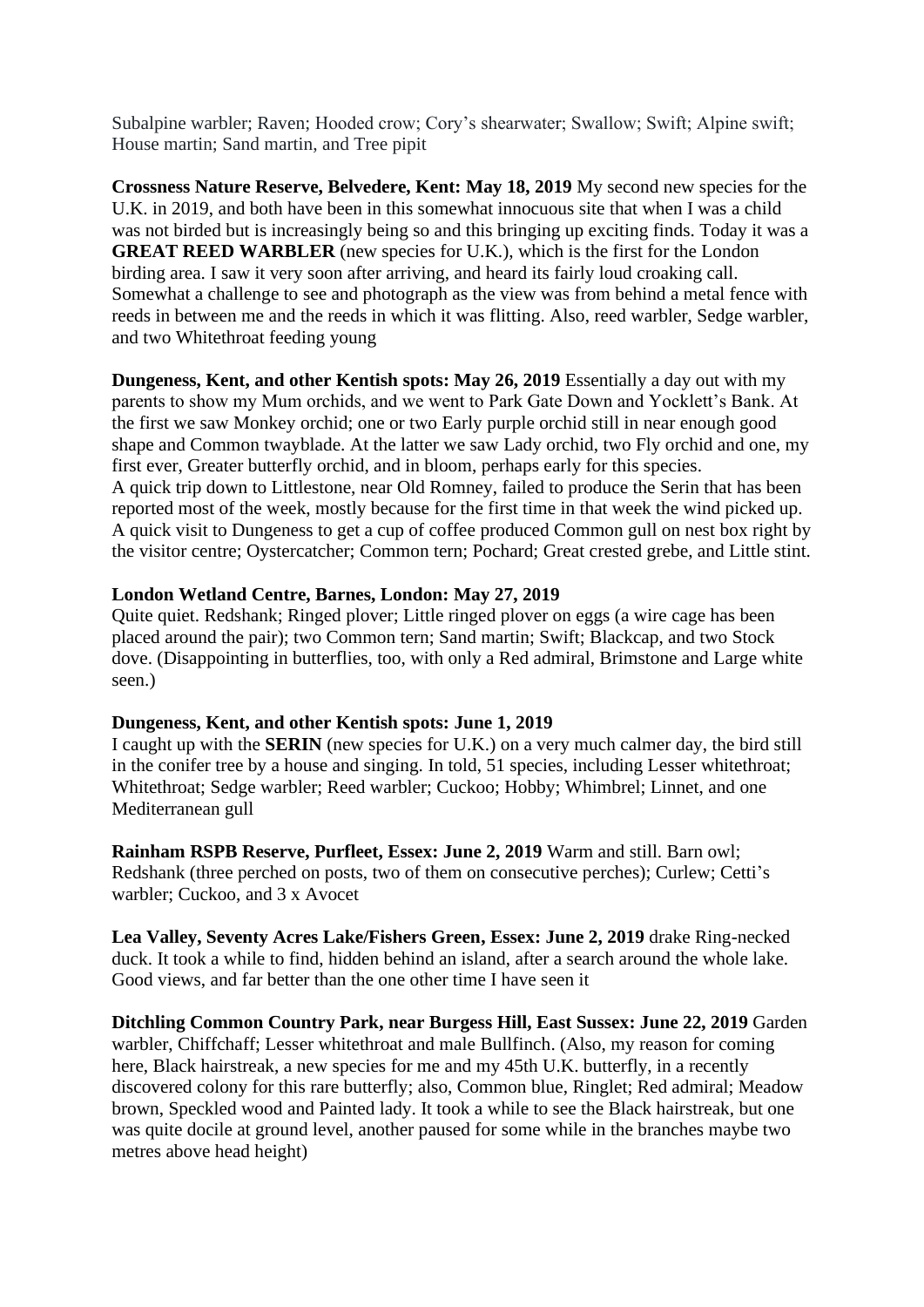Subalpine warbler; Raven; Hooded crow; Cory's shearwater; Swallow; Swift; Alpine swift; House martin; Sand martin, and Tree pipit

**Crossness Nature Reserve, Belvedere, Kent: May 18, 2019** My second new species for the U.K. in 2019, and both have been in this somewhat innocuous site that when I was a child was not birded but is increasingly being so and this bringing up exciting finds. Today it was a **GREAT REED WARBLER** (new species for U.K.), which is the first for the London birding area. I saw it very soon after arriving, and heard its fairly loud croaking call. Somewhat a challenge to see and photograph as the view was from behind a metal fence with reeds in between me and the reeds in which it was flitting. Also, reed warbler, Sedge warbler, and two Whitethroat feeding young

**Dungeness, Kent, and other Kentish spots: May 26, 2019** Essentially a day out with my parents to show my Mum orchids, and we went to Park Gate Down and Yocklett's Bank. At the first we saw Monkey orchid; one or two Early purple orchid still in near enough good shape and Common twayblade. At the latter we saw Lady orchid, two Fly orchid and one, my first ever, Greater butterfly orchid, and in bloom, perhaps early for this species.
A quick trip down to Littlestone, near Old Romney, failed to produce the Serin that has been reported most of the week, mostly because for the first time in that week the wind picked up. A quick visit to Dungeness to get a cup of coffee produced Common gull on nest box right by the visitor centre; Oystercatcher; Common tern; Pochard; Great crested grebe, and Little stint.

**London Wetland Centre, Barnes, London: May 27, 2019**
Quite quiet. Redshank; Ringed plover; Little ringed plover on eggs (a wire cage has been placed around the pair); two Common tern; Sand martin; Swift; Blackcap, and two Stock dove. (Disappointing in butterflies, too, with only a Red admiral, Brimstone and Large white seen.)

**Dungeness, Kent, and other Kentish spots: June 1, 2019**
I caught up with the **SERIN** (new species for U.K.) on a very much calmer day, the bird still in the conifer tree by a house and singing. In told, 51 species, including Lesser whitethroat; Whitethroat; Sedge warbler; Reed warbler; Cuckoo; Hobby; Whimbrel; Linnet, and one Mediterranean gull

**Rainham RSPB Reserve, Purfleet, Essex: June 2, 2019** Warm and still. Barn owl; Redshank (three perched on posts, two of them on consecutive perches); Curlew; Cetti's warbler; Cuckoo, and 3 x Avocet

**Lea Valley, Seventy Acres Lake/Fishers Green, Essex: June 2, 2019** drake Ring-necked duck. It took a while to find, hidden behind an island, after a search around the whole lake. Good views, and far better than the one other time I have seen it

**Ditchling Common Country Park, near Burgess Hill, East Sussex: June 22, 2019** Garden warbler, Chiffchaff; Lesser whitethroat and male Bullfinch. (Also, my reason for coming here, Black hairstreak, a new species for me and my 45th U.K. butterfly, in a recently discovered colony for this rare butterfly; also, Common blue, Ringlet; Red admiral; Meadow brown, Speckled wood and Painted lady. It took a while to see the Black hairstreak, but one was quite docile at ground level, another paused for some while in the branches maybe two metres above head height)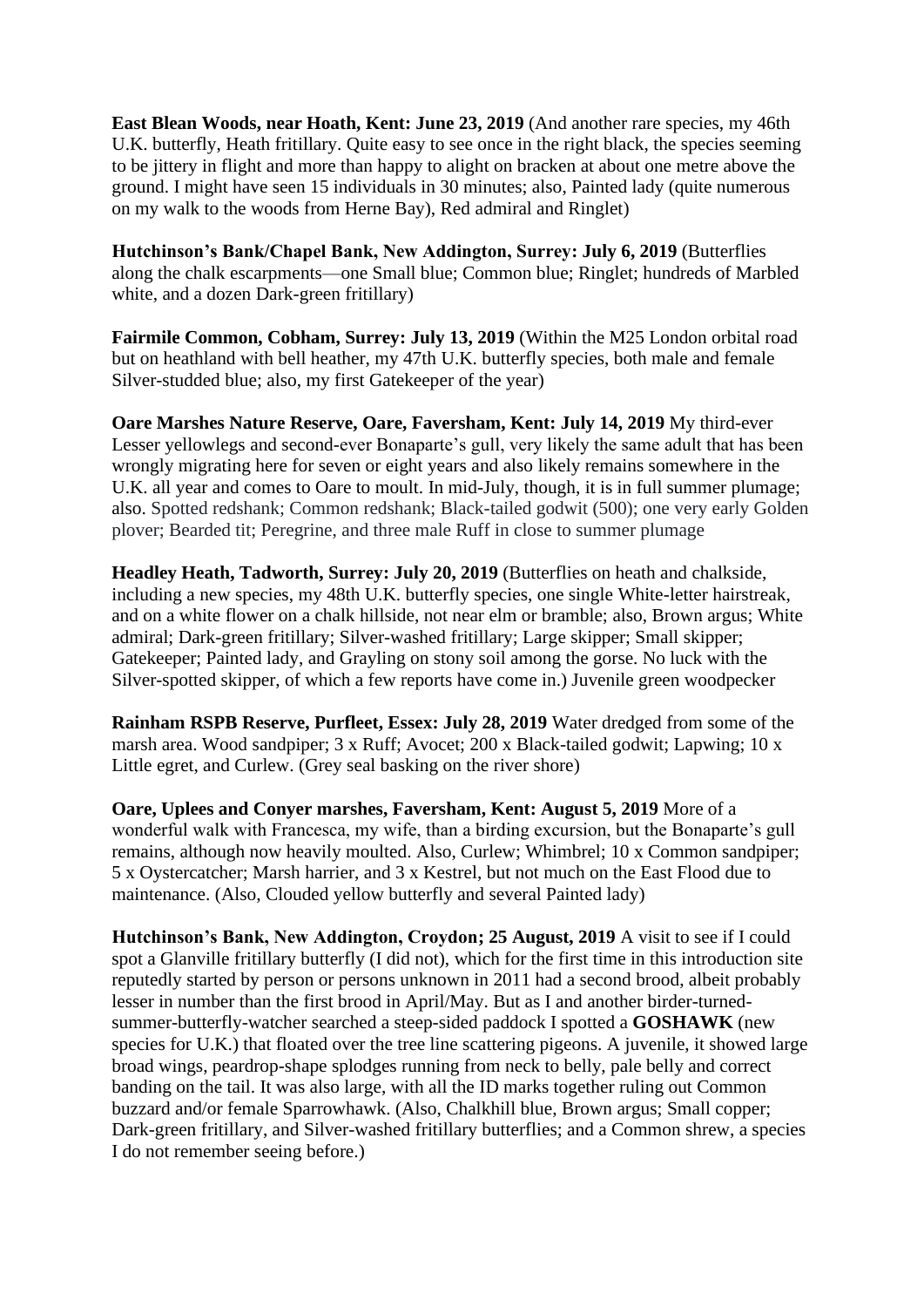**East Blean Woods, near Hoath, Kent: June 23, 2019** (And another rare species, my 46th U.K. butterfly, Heath fritillary. Quite easy to see once in the right black, the species seeming to be jittery in flight and more than happy to alight on bracken at about one metre above the ground. I might have seen 15 individuals in 30 minutes; also, Painted lady (quite numerous on my walk to the woods from Herne Bay), Red admiral and Ringlet)

**Hutchinson's Bank/Chapel Bank, New Addington, Surrey: July 6, 2019** (Butterflies along the chalk escarpments—one Small blue; Common blue; Ringlet; hundreds of Marbled white, and a dozen Dark-green fritillary)

**Fairmile Common, Cobham, Surrey: July 13, 2019** (Within the M25 London orbital road but on heathland with bell heather, my 47th U.K. butterfly species, both male and female Silver-studded blue; also, my first Gatekeeper of the year)

**Oare Marshes Nature Reserve, Oare, Faversham, Kent: July 14, 2019** My third-ever Lesser yellowlegs and second-ever Bonaparte's gull, very likely the same adult that has been wrongly migrating here for seven or eight years and also likely remains somewhere in the U.K. all year and comes to Oare to moult. In mid-July, though, it is in full summer plumage; also. Spotted redshank; Common redshank; Black-tailed godwit (500); one very early Golden plover; Bearded tit; Peregrine, and three male Ruff in close to summer plumage

**Headley Heath, Tadworth, Surrey: July 20, 2019** (Butterflies on heath and chalkside, including a new species, my 48th U.K. butterfly species, one single White-letter hairstreak, and on a white flower on a chalk hillside, not near elm or bramble; also, Brown argus; White admiral; Dark-green fritillary; Silver-washed fritillary; Large skipper; Small skipper; Gatekeeper; Painted lady, and Grayling on stony soil among the gorse. No luck with the Silver-spotted skipper, of which a few reports have come in.) Juvenile green woodpecker

**Rainham RSPB Reserve, Purfleet, Essex: July 28, 2019** Water dredged from some of the marsh area. Wood sandpiper; 3 x Ruff; Avocet; 200 x Black-tailed godwit; Lapwing; 10 x Little egret, and Curlew. (Grey seal basking on the river shore)

**Oare, Uplees and Conyer marshes, Faversham, Kent: August 5, 2019** More of a wonderful walk with Francesca, my wife, than a birding excursion, but the Bonaparte's gull remains, although now heavily moulted. Also, Curlew; Whimbrel; 10 x Common sandpiper; 5 x Oystercatcher; Marsh harrier, and 3 x Kestrel, but not much on the East Flood due to maintenance. (Also, Clouded yellow butterfly and several Painted lady)

**Hutchinson's Bank, New Addington, Croydon; 25 August, 2019** A visit to see if I could spot a Glanville fritillary butterfly (I did not), which for the first time in this introduction site reputedly started by person or persons unknown in 2011 had a second brood, albeit probably lesser in number than the first brood in April/May. But as I and another birder-turned-summer-butterfly-watcher searched a steep-sided paddock I spotted a **GOSHAWK** (new species for U.K.) that floated over the tree line scattering pigeons. A juvenile, it showed large broad wings, peardrop-shape splodges running from neck to belly, pale belly and correct banding on the tail. It was also large, with all the ID marks together ruling out Common buzzard and/or female Sparrowhawk. (Also, Chalkhill blue, Brown argus; Small copper; Dark-green fritillary, and Silver-washed fritillary butterflies; and a Common shrew, a species I do not remember seeing before.)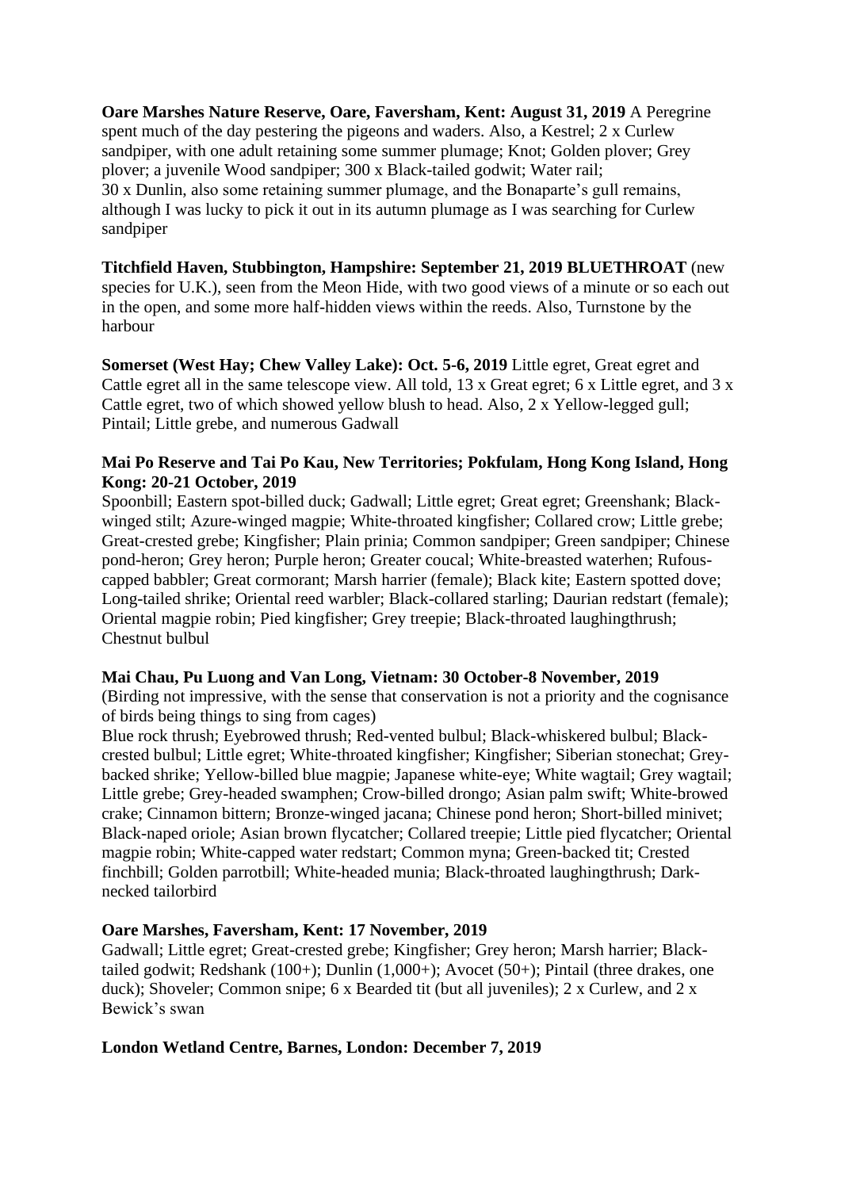**Oare Marshes Nature Reserve, Oare, Faversham, Kent: August 31, 2019** A Peregrine spent much of the day pestering the pigeons and waders. Also, a Kestrel; 2 x Curlew sandpiper, with one adult retaining some summer plumage; Knot; Golden plover; Grey plover; a juvenile Wood sandpiper; 300 x Black-tailed godwit; Water rail; 30 x Dunlin, also some retaining summer plumage, and the Bonaparte's gull remains, although I was lucky to pick it out in its autumn plumage as I was searching for Curlew sandpiper

**Titchfield Haven, Stubbington, Hampshire: September 21, 2019 BLUETHROAT** (new species for U.K.), seen from the Meon Hide, with two good views of a minute or so each out in the open, and some more half-hidden views within the reeds. Also, Turnstone by the harbour

**Somerset (West Hay; Chew Valley Lake): Oct. 5-6, 2019** Little egret, Great egret and Cattle egret all in the same telescope view. All told, 13 x Great egret; 6 x Little egret, and 3 x Cattle egret, two of which showed yellow blush to head. Also, 2 x Yellow-legged gull; Pintail; Little grebe, and numerous Gadwall

**Mai Po Reserve and Tai Po Kau, New Territories; Pokfulam, Hong Kong Island, Hong Kong: 20-21 October, 2019**

Spoonbill; Eastern spot-billed duck; Gadwall; Little egret; Great egret; Greenshank; Black-winged stilt; Azure-winged magpie; White-throated kingfisher; Collared crow; Little grebe; Great-crested grebe; Kingfisher; Plain prinia; Common sandpiper; Green sandpiper; Chinese pond-heron; Grey heron; Purple heron; Greater coucal; White-breasted waterhen; Rufous-capped babbler; Great cormorant; Marsh harrier (female); Black kite; Eastern spotted dove; Long-tailed shrike; Oriental reed warbler; Black-collared starling; Daurian redstart (female); Oriental magpie robin; Pied kingfisher; Grey treepie; Black-throated laughingthrush; Chestnut bulbul

**Mai Chau, Pu Luong and Van Long, Vietnam: 30 October-8 November, 2019**

(Birding not impressive, with the sense that conservation is not a priority and the cognisance of birds being things to sing from cages)

Blue rock thrush; Eyebrowed thrush; Red-vented bulbul; Black-whiskered bulbul; Black-crested bulbul; Little egret; White-throated kingfisher; Kingfisher; Siberian stonechat; Grey-backed shrike; Yellow-billed blue magpie; Japanese white-eye; White wagtail; Grey wagtail; Little grebe; Grey-headed swamphen; Crow-billed drongo; Asian palm swift; White-browed crake; Cinnamon bittern; Bronze-winged jacana; Chinese pond heron; Short-billed minivet; Black-naped oriole; Asian brown flycatcher; Collared treepie; Little pied flycatcher; Oriental magpie robin; White-capped water redstart; Common myna; Green-backed tit; Crested finchbill; Golden parrotbill; White-headed munia; Black-throated laughingthrush; Dark-necked tailorbird

**Oare Marshes, Faversham, Kent: 17 November, 2019**

Gadwall; Little egret; Great-crested grebe; Kingfisher; Grey heron; Marsh harrier; Black-tailed godwit; Redshank (100+); Dunlin (1,000+); Avocet (50+); Pintail (three drakes, one duck); Shoveler; Common snipe; 6 x Bearded tit (but all juveniles); 2 x Curlew, and 2 x Bewick's swan

**London Wetland Centre, Barnes, London: December 7, 2019**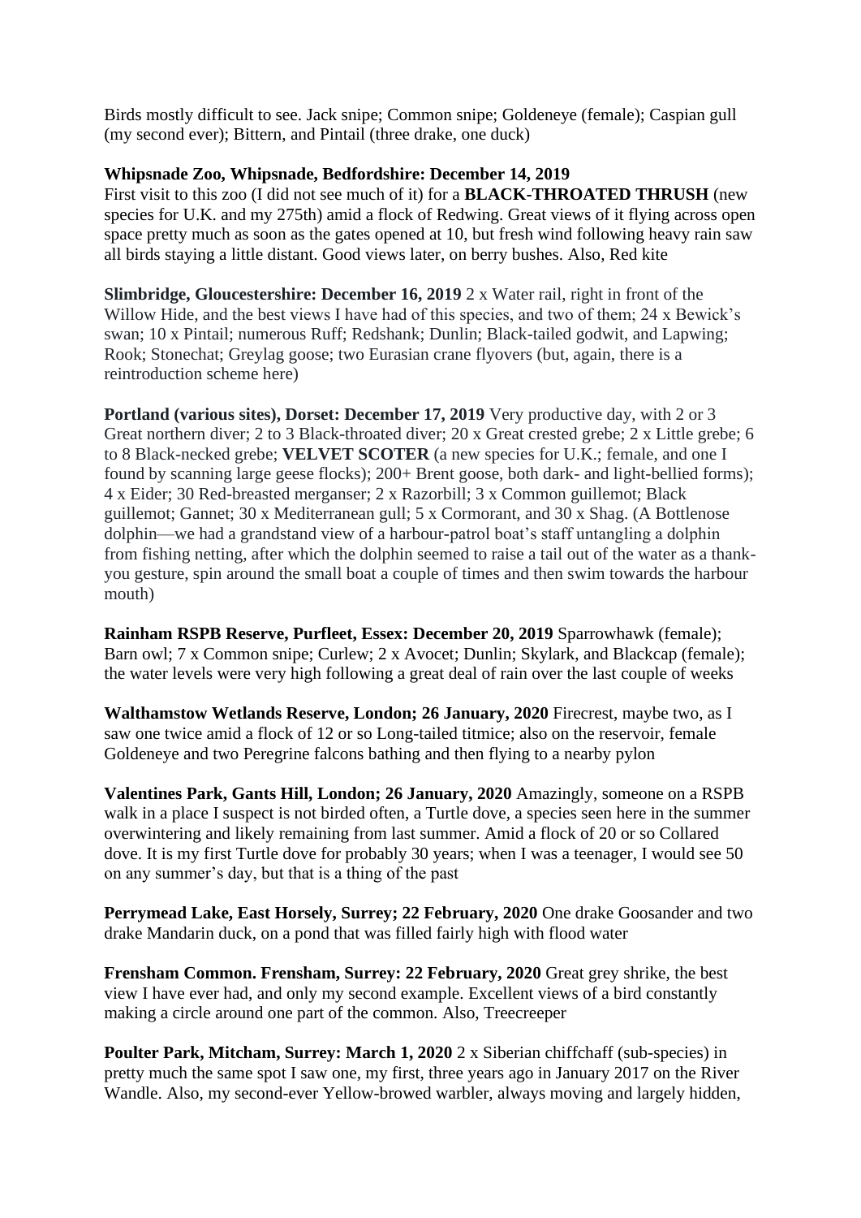Birds mostly difficult to see. Jack snipe; Common snipe; Goldeneye (female); Caspian gull (my second ever); Bittern, and Pintail (three drake, one duck)

**Whipsnade Zoo, Whipsnade, Bedfordshire: December 14, 2019**
First visit to this zoo (I did not see much of it) for a **BLACK-THROATED THRUSH** (new species for U.K. and my 275th) amid a flock of Redwing. Great views of it flying across open space pretty much as soon as the gates opened at 10, but fresh wind following heavy rain saw all birds staying a little distant. Good views later, on berry bushes. Also, Red kite

**Slimbridge, Gloucestershire: December 16, 2019** 2 x Water rail, right in front of the Willow Hide, and the best views I have had of this species, and two of them; 24 x Bewick's swan; 10 x Pintail; numerous Ruff; Redshank; Dunlin; Black-tailed godwit, and Lapwing; Rook; Stonechat; Greylag goose; two Eurasian crane flyovers (but, again, there is a reintroduction scheme here)

**Portland (various sites), Dorset: December 17, 2019** Very productive day, with 2 or 3 Great northern diver; 2 to 3 Black-throated diver; 20 x Great crested grebe; 2 x Little grebe; 6 to 8 Black-necked grebe; **VELVET SCOTER** (a new species for U.K.; female, and one I found by scanning large geese flocks); 200+ Brent goose, both dark- and light-bellied forms); 4 x Eider; 30 Red-breasted merganser; 2 x Razorbill; 3 x Common guillemot; Black guillemot; Gannet; 30 x Mediterranean gull; 5 x Cormorant, and 30 x Shag. (A Bottlenose dolphin—we had a grandstand view of a harbour-patrol boat's staff untangling a dolphin from fishing netting, after which the dolphin seemed to raise a tail out of the water as a thank-you gesture, spin around the small boat a couple of times and then swim towards the harbour mouth)

**Rainham RSPB Reserve, Purfleet, Essex: December 20, 2019** Sparrowhawk (female); Barn owl; 7 x Common snipe; Curlew; 2 x Avocet; Dunlin; Skylark, and Blackcap (female); the water levels were very high following a great deal of rain over the last couple of weeks

**Walthamstow Wetlands Reserve, London; 26 January, 2020** Firecrest, maybe two, as I saw one twice amid a flock of 12 or so Long-tailed titmice; also on the reservoir, female Goldeneye and two Peregrine falcons bathing and then flying to a nearby pylon

**Valentines Park, Gants Hill, London; 26 January, 2020** Amazingly, someone on a RSPB walk in a place I suspect is not birded often, a Turtle dove, a species seen here in the summer overwintering and likely remaining from last summer. Amid a flock of 20 or so Collared dove. It is my first Turtle dove for probably 30 years; when I was a teenager, I would see 50 on any summer's day, but that is a thing of the past

**Perrymead Lake, East Horsely, Surrey; 22 February, 2020** One drake Goosander and two drake Mandarin duck, on a pond that was filled fairly high with flood water

**Frensham Common. Frensham, Surrey: 22 February, 2020** Great grey shrike, the best view I have ever had, and only my second example. Excellent views of a bird constantly making a circle around one part of the common. Also, Treecreeper

**Poulter Park, Mitcham, Surrey: March 1, 2020** 2 x Siberian chiffchaff (sub-species) in pretty much the same spot I saw one, my first, three years ago in January 2017 on the River Wandle. Also, my second-ever Yellow-browed warbler, always moving and largely hidden,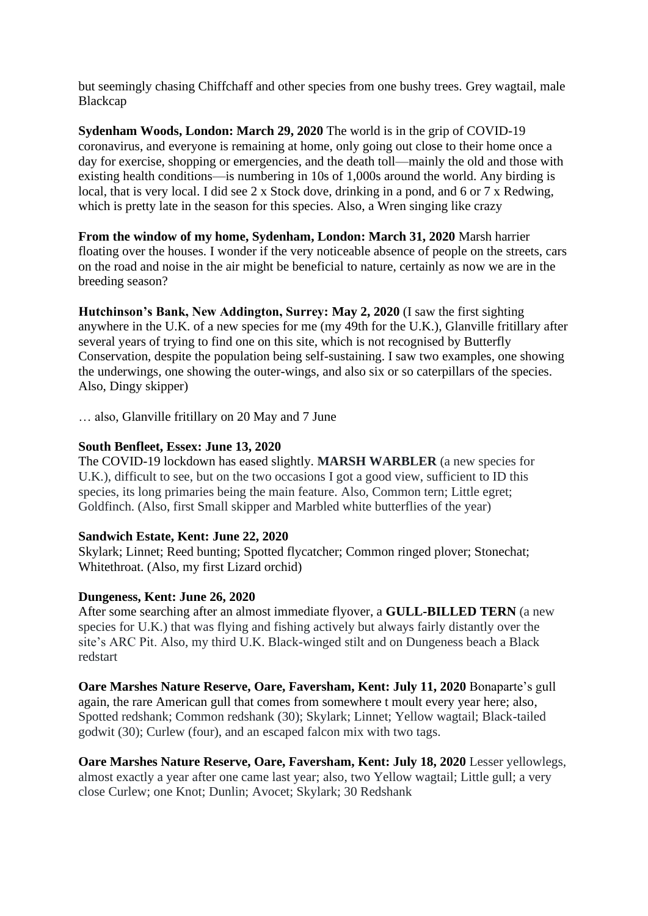but seemingly chasing Chiffchaff and other species from one bushy trees. Grey wagtail, male Blackcap

**Sydenham Woods, London: March 29, 2020** The world is in the grip of COVID-19 coronavirus, and everyone is remaining at home, only going out close to their home once a day for exercise, shopping or emergencies, and the death toll—mainly the old and those with existing health conditions—is numbering in 10s of 1,000s around the world. Any birding is local, that is very local. I did see 2 x Stock dove, drinking in a pond, and 6 or 7 x Redwing, which is pretty late in the season for this species. Also, a Wren singing like crazy

**From the window of my home, Sydenham, London: March 31, 2020** Marsh harrier floating over the houses. I wonder if the very noticeable absence of people on the streets, cars on the road and noise in the air might be beneficial to nature, certainly as now we are in the breeding season?

**Hutchinson's Bank, New Addington, Surrey: May 2, 2020** (I saw the first sighting anywhere in the U.K. of a new species for me (my 49th for the U.K.), Glanville fritillary after several years of trying to find one on this site, which is not recognised by Butterfly Conservation, despite the population being self-sustaining. I saw two examples, one showing the underwings, one showing the outer-wings, and also six or so caterpillars of the species. Also, Dingy skipper)

… also, Glanville fritillary on 20 May and 7 June

**South Benfleet, Essex: June 13, 2020**
The COVID-19 lockdown has eased slightly. **MARSH WARBLER** (a new species for U.K.), difficult to see, but on the two occasions I got a good view, sufficient to ID this species, its long primaries being the main feature. Also, Common tern; Little egret; Goldfinch. (Also, first Small skipper and Marbled white butterflies of the year)

**Sandwich Estate, Kent: June 22, 2020**
Skylark; Linnet; Reed bunting; Spotted flycatcher; Common ringed plover; Stonechat; Whitethroat. (Also, my first Lizard orchid)

**Dungeness, Kent: June 26, 2020**
After some searching after an almost immediate flyover, a **GULL-BILLED TERN** (a new species for U.K.) that was flying and fishing actively but always fairly distantly over the site's ARC Pit. Also, my third U.K. Black-winged stilt and on Dungeness beach a Black redstart

**Oare Marshes Nature Reserve, Oare, Faversham, Kent: July 11, 2020** Bonaparte's gull again, the rare American gull that comes from somewhere t moult every year here; also, Spotted redshank; Common redshank (30); Skylark; Linnet; Yellow wagtail; Black-tailed godwit (30); Curlew (four), and an escaped falcon mix with two tags.

**Oare Marshes Nature Reserve, Oare, Faversham, Kent: July 18, 2020** Lesser yellowlegs, almost exactly a year after one came last year; also, two Yellow wagtail; Little gull; a very close Curlew; one Knot; Dunlin; Avocet; Skylark; 30 Redshank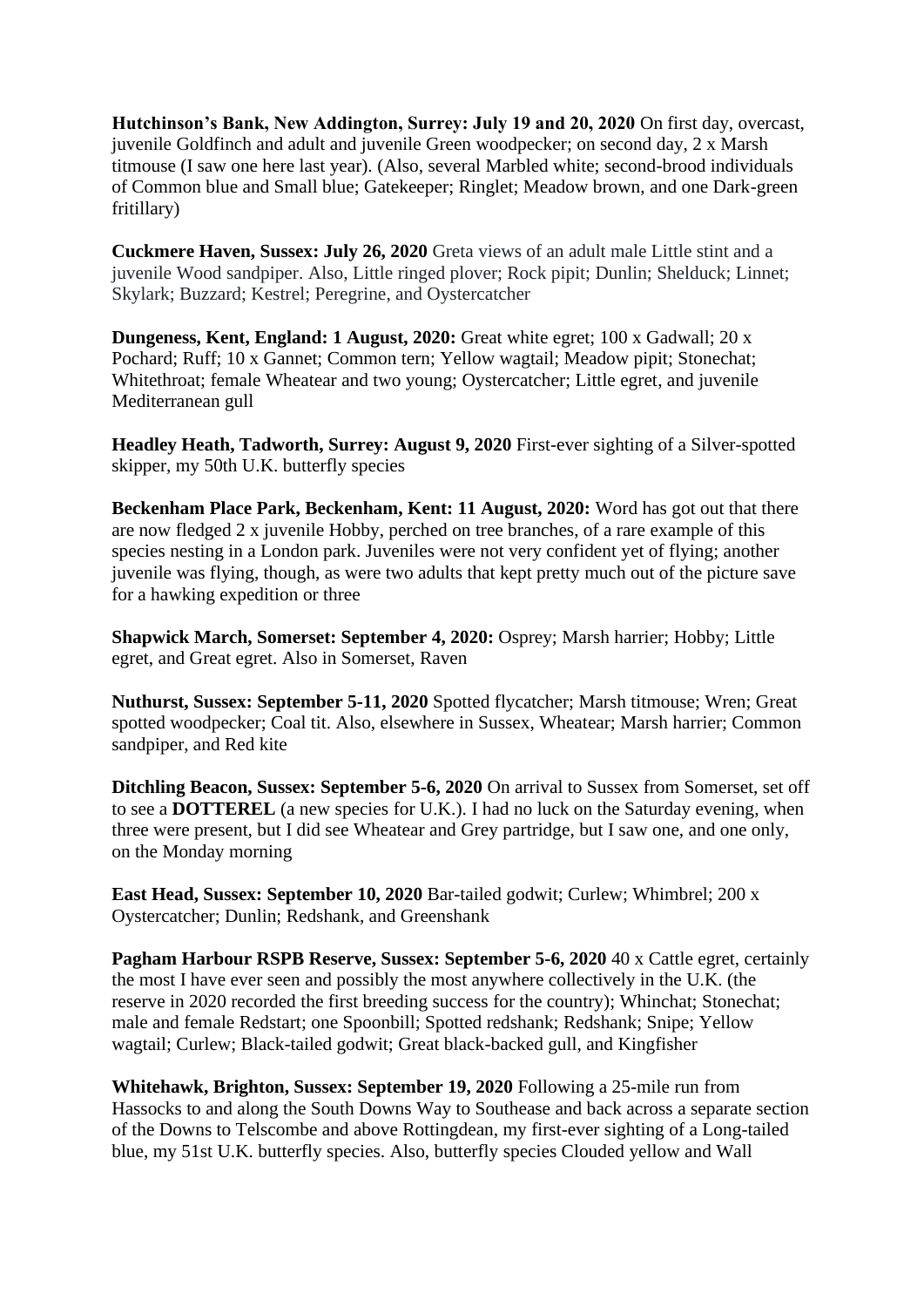**Hutchinson's Bank, New Addington, Surrey: July 19 and 20, 2020** On first day, overcast, juvenile Goldfinch and adult and juvenile Green woodpecker; on second day, 2 x Marsh titmouse (I saw one here last year). (Also, several Marbled white; second-brood individuals of Common blue and Small blue; Gatekeeper; Ringlet; Meadow brown, and one Dark-green fritillary)

**Cuckmere Haven, Sussex: July 26, 2020** Greta views of an adult male Little stint and a juvenile Wood sandpiper. Also, Little ringed plover; Rock pipit; Dunlin; Shelduck; Linnet; Skylark; Buzzard; Kestrel; Peregrine, and Oystercatcher

**Dungeness, Kent, England: 1 August, 2020:** Great white egret; 100 x Gadwall; 20 x Pochard; Ruff; 10 x Gannet; Common tern; Yellow wagtail; Meadow pipit; Stonechat; Whitethroat; female Wheatear and two young; Oystercatcher; Little egret, and juvenile Mediterranean gull

**Headley Heath, Tadworth, Surrey: August 9, 2020** First-ever sighting of a Silver-spotted skipper, my 50th U.K. butterfly species

**Beckenham Place Park, Beckenham, Kent: 11 August, 2020:** Word has got out that there are now fledged 2 x juvenile Hobby, perched on tree branches, of a rare example of this species nesting in a London park. Juveniles were not very confident yet of flying; another juvenile was flying, though, as were two adults that kept pretty much out of the picture save for a hawking expedition or three

**Shapwick March, Somerset: September 4, 2020:** Osprey; Marsh harrier; Hobby; Little egret, and Great egret. Also in Somerset, Raven

**Nuthurst, Sussex: September 5-11, 2020** Spotted flycatcher; Marsh titmouse; Wren; Great spotted woodpecker; Coal tit. Also, elsewhere in Sussex, Wheatear; Marsh harrier; Common sandpiper, and Red kite

**Ditchling Beacon, Sussex: September 5-6, 2020** On arrival to Sussex from Somerset, set off to see a **DOTTEREL** (a new species for U.K.). I had no luck on the Saturday evening, when three were present, but I did see Wheatear and Grey partridge, but I saw one, and one only, on the Monday morning

**East Head, Sussex: September 10, 2020** Bar-tailed godwit; Curlew; Whimbrel; 200 x Oystercatcher; Dunlin; Redshank, and Greenshank

**Pagham Harbour RSPB Reserve, Sussex: September 5-6, 2020** 40 x Cattle egret, certainly the most I have ever seen and possibly the most anywhere collectively in the U.K. (the reserve in 2020 recorded the first breeding success for the country); Whinchat; Stonechat; male and female Redstart; one Spoonbill; Spotted redshank; Redshank; Snipe; Yellow wagtail; Curlew; Black-tailed godwit; Great black-backed gull, and Kingfisher

**Whitehawk, Brighton, Sussex: September 19, 2020** Following a 25-mile run from Hassocks to and along the South Downs Way to Southease and back across a separate section of the Downs to Telscombe and above Rottingdean, my first-ever sighting of a Long-tailed blue, my 51st U.K. butterfly species. Also, butterfly species Clouded yellow and Wall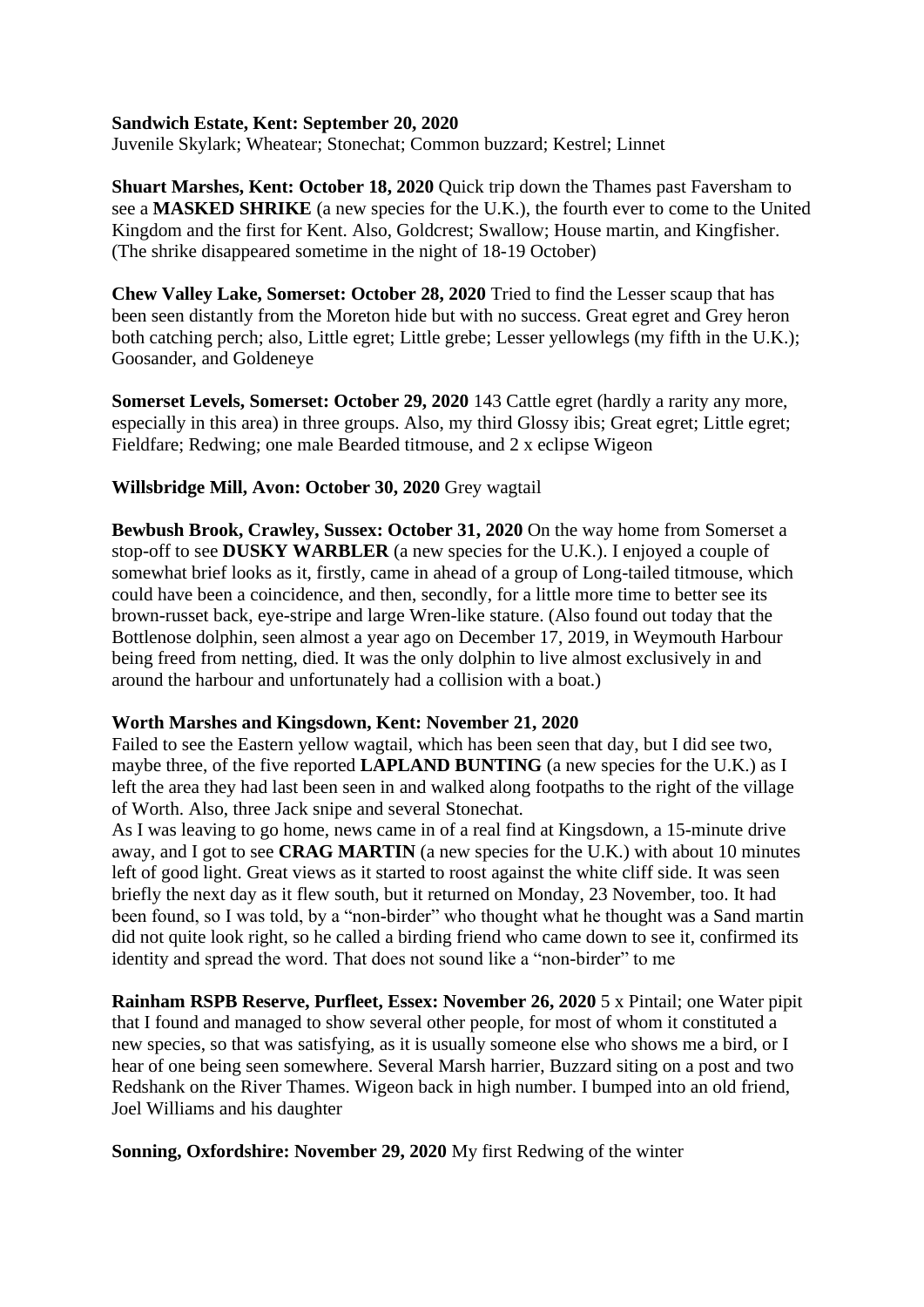**Sandwich Estate, Kent: September 20, 2020**
Juvenile Skylark; Wheatear; Stonechat; Common buzzard; Kestrel; Linnet

**Shuart Marshes, Kent: October 18, 2020** Quick trip down the Thames past Faversham to see a **MASKED SHRIKE** (a new species for the U.K.), the fourth ever to come to the United Kingdom and the first for Kent. Also, Goldcrest; Swallow; House martin, and Kingfisher. (The shrike disappeared sometime in the night of 18-19 October)

**Chew Valley Lake, Somerset: October 28, 2020** Tried to find the Lesser scaup that has been seen distantly from the Moreton hide but with no success. Great egret and Grey heron both catching perch; also, Little egret; Little grebe; Lesser yellowlegs (my fifth in the U.K.); Goosander, and Goldeneye

**Somerset Levels, Somerset: October 29, 2020** 143 Cattle egret (hardly a rarity any more, especially in this area) in three groups. Also, my third Glossy ibis; Great egret; Little egret; Fieldfare; Redwing; one male Bearded titmouse, and 2 x eclipse Wigeon

**Willsbridge Mill, Avon: October 30, 2020** Grey wagtail

**Bewbush Brook, Crawley, Sussex: October 31, 2020** On the way home from Somerset a stop-off to see **DUSKY WARBLER** (a new species for the U.K.). I enjoyed a couple of somewhat brief looks as it, firstly, came in ahead of a group of Long-tailed titmouse, which could have been a coincidence, and then, secondly, for a little more time to better see its brown-russet back, eye-stripe and large Wren-like stature. (Also found out today that the Bottlenose dolphin, seen almost a year ago on December 17, 2019, in Weymouth Harbour being freed from netting, died. It was the only dolphin to live almost exclusively in and around the harbour and unfortunately had a collision with a boat.)

**Worth Marshes and Kingsdown, Kent: November 21, 2020**
Failed to see the Eastern yellow wagtail, which has been seen that day, but I did see two, maybe three, of the five reported **LAPLAND BUNTING** (a new species for the U.K.) as I left the area they had last been seen in and walked along footpaths to the right of the village of Worth. Also, three Jack snipe and several Stonechat.
As I was leaving to go home, news came in of a real find at Kingsdown, a 15-minute drive away, and I got to see **CRAG MARTIN** (a new species for the U.K.) with about 10 minutes left of good light. Great views as it started to roost against the white cliff side. It was seen briefly the next day as it flew south, but it returned on Monday, 23 November, too. It had been found, so I was told, by a "non-birder" who thought what he thought was a Sand martin did not quite look right, so he called a birding friend who came down to see it, confirmed its identity and spread the word. That does not sound like a "non-birder" to me

**Rainham RSPB Reserve, Purfleet, Essex: November 26, 2020** 5 x Pintail; one Water pipit that I found and managed to show several other people, for most of whom it constituted a new species, so that was satisfying, as it is usually someone else who shows me a bird, or I hear of one being seen somewhere. Several Marsh harrier, Buzzard siting on a post and two Redshank on the River Thames. Wigeon back in high number. I bumped into an old friend, Joel Williams and his daughter

**Sonning, Oxfordshire: November 29, 2020** My first Redwing of the winter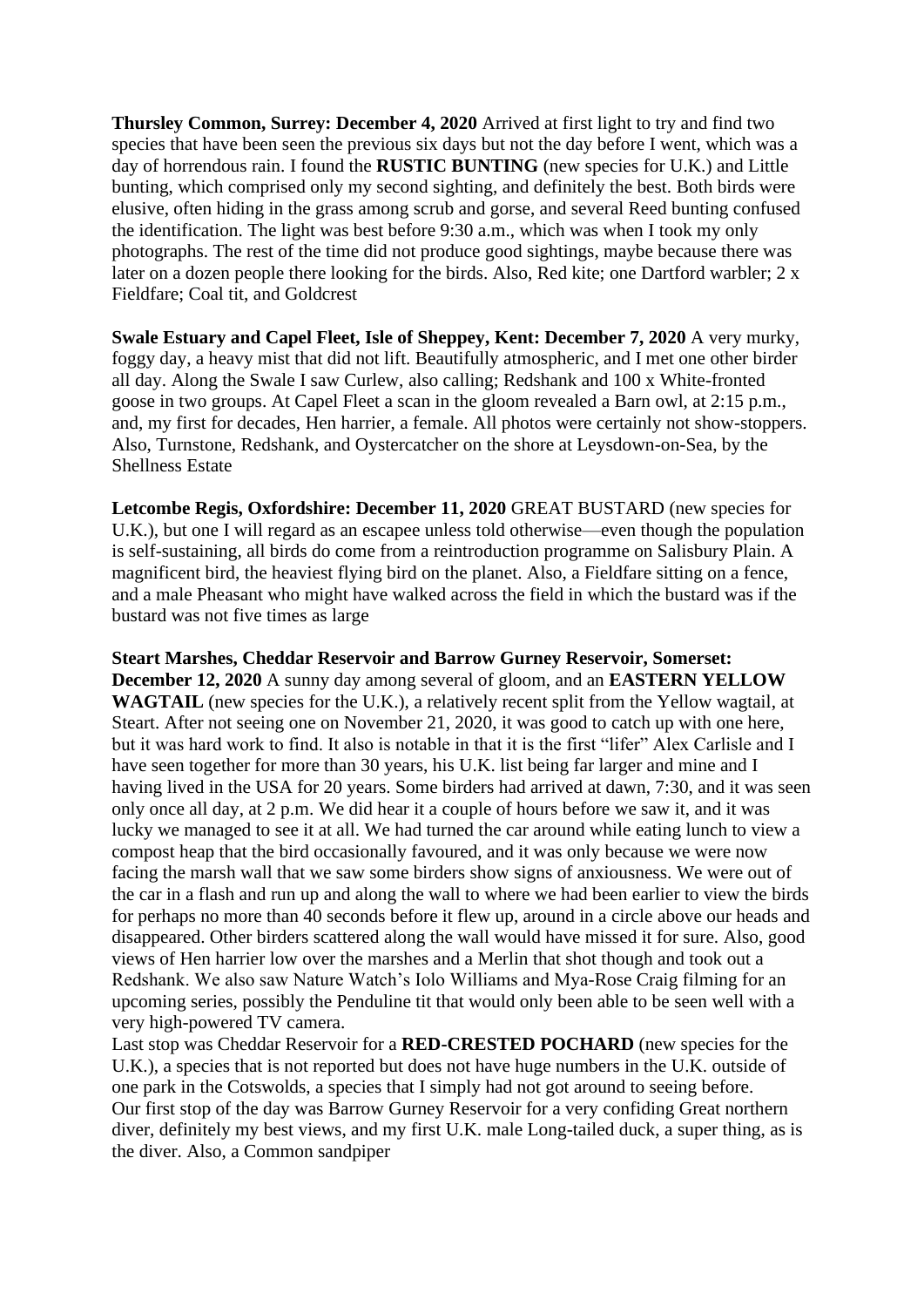**Thursley Common, Surrey: December 4, 2020** Arrived at first light to try and find two species that have been seen the previous six days but not the day before I went, which was a day of horrendous rain. I found the **RUSTIC BUNTING** (new species for U.K.) and Little bunting, which comprised only my second sighting, and definitely the best. Both birds were elusive, often hiding in the grass among scrub and gorse, and several Reed bunting confused the identification. The light was best before 9:30 a.m., which was when I took my only photographs. The rest of the time did not produce good sightings, maybe because there was later on a dozen people there looking for the birds. Also, Red kite; one Dartford warbler; 2 x Fieldfare; Coal tit, and Goldcrest

**Swale Estuary and Capel Fleet, Isle of Sheppey, Kent: December 7, 2020** A very murky, foggy day, a heavy mist that did not lift. Beautifully atmospheric, and I met one other birder all day. Along the Swale I saw Curlew, also calling; Redshank and 100 x White-fronted goose in two groups. At Capel Fleet a scan in the gloom revealed a Barn owl, at 2:15 p.m., and, my first for decades, Hen harrier, a female. All photos were certainly not show-stoppers. Also, Turnstone, Redshank, and Oystercatcher on the shore at Leysdown-on-Sea, by the Shellness Estate

**Letcombe Regis, Oxfordshire: December 11, 2020** GREAT BUSTARD (new species for U.K.), but one I will regard as an escapee unless told otherwise—even though the population is self-sustaining, all birds do come from a reintroduction programme on Salisbury Plain. A magnificent bird, the heaviest flying bird on the planet. Also, a Fieldfare sitting on a fence, and a male Pheasant who might have walked across the field in which the bustard was if the bustard was not five times as large

**Steart Marshes, Cheddar Reservoir and Barrow Gurney Reservoir, Somerset: December 12, 2020** A sunny day among several of gloom, and an **EASTERN YELLOW WAGTAIL** (new species for the U.K.), a relatively recent split from the Yellow wagtail, at Steart. After not seeing one on November 21, 2020, it was good to catch up with one here, but it was hard work to find. It also is notable in that it is the first "lifer" Alex Carlisle and I have seen together for more than 30 years, his U.K. list being far larger and mine and I having lived in the USA for 20 years. Some birders had arrived at dawn, 7:30, and it was seen only once all day, at 2 p.m. We did hear it a couple of hours before we saw it, and it was lucky we managed to see it at all. We had turned the car around while eating lunch to view a compost heap that the bird occasionally favoured, and it was only because we were now facing the marsh wall that we saw some birders show signs of anxiousness. We were out of the car in a flash and run up and along the wall to where we had been earlier to view the birds for perhaps no more than 40 seconds before it flew up, around in a circle above our heads and disappeared. Other birders scattered along the wall would have missed it for sure. Also, good views of Hen harrier low over the marshes and a Merlin that shot though and took out a Redshank. We also saw Nature Watch's Iolo Williams and Mya-Rose Craig filming for an upcoming series, possibly the Penduline tit that would only been able to be seen well with a very high-powered TV camera.
Last stop was Cheddar Reservoir for a **RED-CRESTED POCHARD** (new species for the U.K.), a species that is not reported but does not have huge numbers in the U.K. outside of one park in the Cotswolds, a species that I simply had not got around to seeing before.
Our first stop of the day was Barrow Gurney Reservoir for a very confiding Great northern diver, definitely my best views, and my first U.K. male Long-tailed duck, a super thing, as is the diver. Also, a Common sandpiper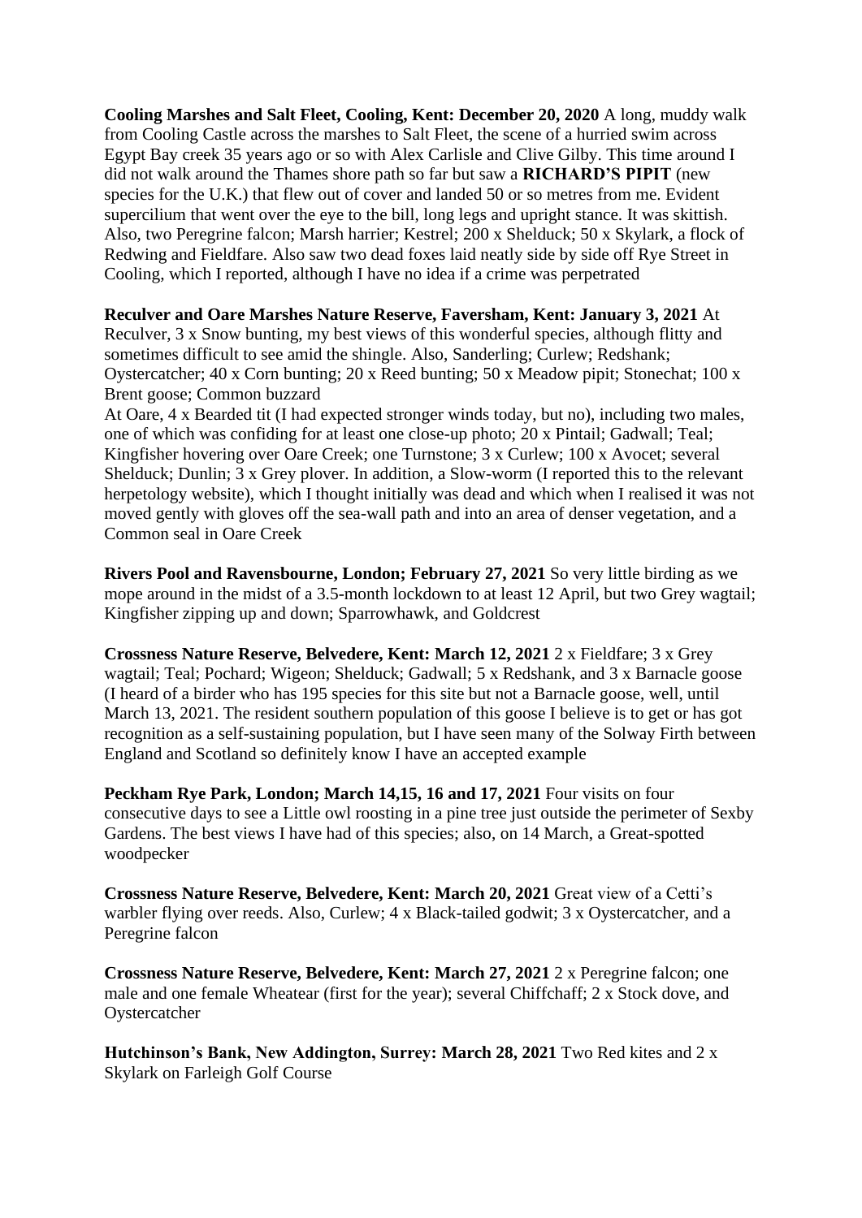**Cooling Marshes and Salt Fleet, Cooling, Kent: December 20, 2020** A long, muddy walk from Cooling Castle across the marshes to Salt Fleet, the scene of a hurried swim across Egypt Bay creek 35 years ago or so with Alex Carlisle and Clive Gilby. This time around I did not walk around the Thames shore path so far but saw a **RICHARD'S PIPIT** (new species for the U.K.) that flew out of cover and landed 50 or so metres from me. Evident supercilium that went over the eye to the bill, long legs and upright stance. It was skittish. Also, two Peregrine falcon; Marsh harrier; Kestrel; 200 x Shelduck; 50 x Skylark, a flock of Redwing and Fieldfare. Also saw two dead foxes laid neatly side by side off Rye Street in Cooling, which I reported, although I have no idea if a crime was perpetrated

**Reculver and Oare Marshes Nature Reserve, Faversham, Kent: January 3, 2021** At Reculver, 3 x Snow bunting, my best views of this wonderful species, although flitty and sometimes difficult to see amid the shingle. Also, Sanderling; Curlew; Redshank; Oystercatcher; 40 x Corn bunting; 20 x Reed bunting; 50 x Meadow pipit; Stonechat; 100 x Brent goose; Common buzzard

At Oare, 4 x Bearded tit (I had expected stronger winds today, but no), including two males, one of which was confiding for at least one close-up photo; 20 x Pintail; Gadwall; Teal; Kingfisher hovering over Oare Creek; one Turnstone; 3 x Curlew; 100 x Avocet; several Shelduck; Dunlin; 3 x Grey plover. In addition, a Slow-worm (I reported this to the relevant herpetology website), which I thought initially was dead and which when I realised it was not moved gently with gloves off the sea-wall path and into an area of denser vegetation, and a Common seal in Oare Creek

**Rivers Pool and Ravensbourne, London; February 27, 2021** So very little birding as we mope around in the midst of a 3.5-month lockdown to at least 12 April, but two Grey wagtail; Kingfisher zipping up and down; Sparrowhawk, and Goldcrest

**Crossness Nature Reserve, Belvedere, Kent: March 12, 2021** 2 x Fieldfare; 3 x Grey wagtail; Teal; Pochard; Wigeon; Shelduck; Gadwall; 5 x Redshank, and 3 x Barnacle goose (I heard of a birder who has 195 species for this site but not a Barnacle goose, well, until March 13, 2021. The resident southern population of this goose I believe is to get or has got recognition as a self-sustaining population, but I have seen many of the Solway Firth between England and Scotland so definitely know I have an accepted example

**Peckham Rye Park, London; March 14,15, 16 and 17, 2021** Four visits on four consecutive days to see a Little owl roosting in a pine tree just outside the perimeter of Sexby Gardens. The best views I have had of this species; also, on 14 March, a Great-spotted woodpecker

**Crossness Nature Reserve, Belvedere, Kent: March 20, 2021** Great view of a Cetti's warbler flying over reeds. Also, Curlew; 4 x Black-tailed godwit; 3 x Oystercatcher, and a Peregrine falcon

**Crossness Nature Reserve, Belvedere, Kent: March 27, 2021** 2 x Peregrine falcon; one male and one female Wheatear (first for the year); several Chiffchaff; 2 x Stock dove, and Oystercatcher

**Hutchinson's Bank, New Addington, Surrey: March 28, 2021** Two Red kites and 2 x Skylark on Farleigh Golf Course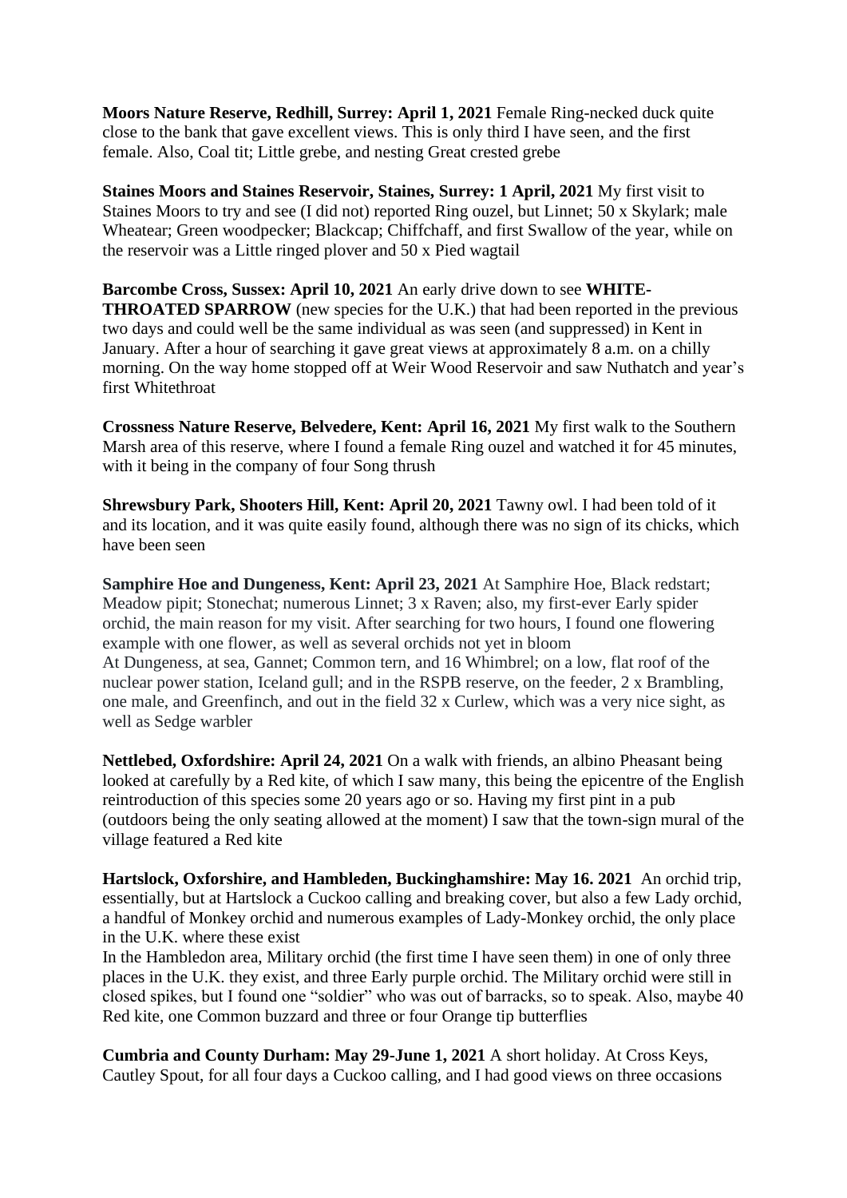**Moors Nature Reserve, Redhill, Surrey: April 1, 2021** Female Ring-necked duck quite close to the bank that gave excellent views. This is only third I have seen, and the first female. Also, Coal tit; Little grebe, and nesting Great crested grebe

**Staines Moors and Staines Reservoir, Staines, Surrey: 1 April, 2021** My first visit to Staines Moors to try and see (I did not) reported Ring ouzel, but Linnet; 50 x Skylark; male Wheatear; Green woodpecker; Blackcap; Chiffchaff, and first Swallow of the year, while on the reservoir was a Little ringed plover and 50 x Pied wagtail

**Barcombe Cross, Sussex: April 10, 2021** An early drive down to see **WHITE-THROATED SPARROW** (new species for the U.K.) that had been reported in the previous two days and could well be the same individual as was seen (and suppressed) in Kent in January. After a hour of searching it gave great views at approximately 8 a.m. on a chilly morning. On the way home stopped off at Weir Wood Reservoir and saw Nuthatch and year's first Whitethroat

**Crossness Nature Reserve, Belvedere, Kent: April 16, 2021** My first walk to the Southern Marsh area of this reserve, where I found a female Ring ouzel and watched it for 45 minutes, with it being in the company of four Song thrush

**Shrewsbury Park, Shooters Hill, Kent: April 20, 2021** Tawny owl. I had been told of it and its location, and it was quite easily found, although there was no sign of its chicks, which have been seen

**Samphire Hoe and Dungeness, Kent: April 23, 2021** At Samphire Hoe, Black redstart; Meadow pipit; Stonechat; numerous Linnet; 3 x Raven; also, my first-ever Early spider orchid, the main reason for my visit. After searching for two hours, I found one flowering example with one flower, as well as several orchids not yet in bloom

At Dungeness, at sea, Gannet; Common tern, and 16 Whimbrel; on a low, flat roof of the nuclear power station, Iceland gull; and in the RSPB reserve, on the feeder, 2 x Brambling, one male, and Greenfinch, and out in the field 32 x Curlew, which was a very nice sight, as well as Sedge warbler

**Nettlebed, Oxfordshire: April 24, 2021** On a walk with friends, an albino Pheasant being looked at carefully by a Red kite, of which I saw many, this being the epicentre of the English reintroduction of this species some 20 years ago or so. Having my first pint in a pub (outdoors being the only seating allowed at the moment) I saw that the town-sign mural of the village featured a Red kite

**Hartslock, Oxforshire, and Hambleden, Buckinghamshire: May 16. 2021** An orchid trip, essentially, but at Hartslock a Cuckoo calling and breaking cover, but also a few Lady orchid, a handful of Monkey orchid and numerous examples of Lady-Monkey orchid, the only place in the U.K. where these exist

In the Hambledon area, Military orchid (the first time I have seen them) in one of only three places in the U.K. they exist, and three Early purple orchid. The Military orchid were still in closed spikes, but I found one "soldier" who was out of barracks, so to speak. Also, maybe 40 Red kite, one Common buzzard and three or four Orange tip butterflies

**Cumbria and County Durham: May 29-June 1, 2021** A short holiday. At Cross Keys, Cautley Spout, for all four days a Cuckoo calling, and I had good views on three occasions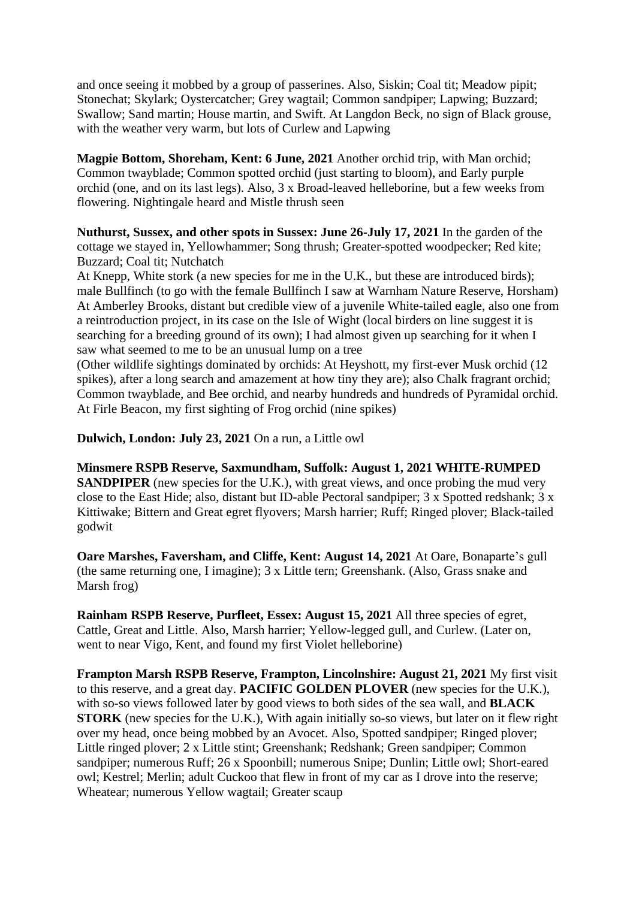and once seeing it mobbed by a group of passerines. Also, Siskin; Coal tit; Meadow pipit; Stonechat; Skylark; Oystercatcher; Grey wagtail; Common sandpiper; Lapwing; Buzzard; Swallow; Sand martin; House martin, and Swift. At Langdon Beck, no sign of Black grouse, with the weather very warm, but lots of Curlew and Lapwing

**Magpie Bottom, Shoreham, Kent: 6 June, 2021** Another orchid trip, with Man orchid; Common twayblade; Common spotted orchid (just starting to bloom), and Early purple orchid (one, and on its last legs). Also, 3 x Broad-leaved helleborine, but a few weeks from flowering. Nightingale heard and Mistle thrush seen

**Nuthurst, Sussex, and other spots in Sussex: June 26-July 17, 2021** In the garden of the cottage we stayed in, Yellowhammer; Song thrush; Greater-spotted woodpecker; Red kite; Buzzard; Coal tit; Nutchatch

At Knepp, White stork (a new species for me in the U.K., but these are introduced birds); male Bullfinch (to go with the female Bullfinch I saw at Warnham Nature Reserve, Horsham) At Amberley Brooks, distant but credible view of a juvenile White-tailed eagle, also one from a reintroduction project, in its case on the Isle of Wight (local birders on line suggest it is searching for a breeding ground of its own); I had almost given up searching for it when I saw what seemed to me to be an unusual lump on a tree

(Other wildlife sightings dominated by orchids: At Heyshott, my first-ever Musk orchid (12 spikes), after a long search and amazement at how tiny they are); also Chalk fragrant orchid; Common twayblade, and Bee orchid, and nearby hundreds and hundreds of Pyramidal orchid. At Firle Beacon, my first sighting of Frog orchid (nine spikes)

**Dulwich, London: July 23, 2021** On a run, a Little owl

**Minsmere RSPB Reserve, Saxmundham, Suffolk: August 1, 2021 WHITE-RUMPED SANDPIPER** (new species for the U.K.), with great views, and once probing the mud very close to the East Hide; also, distant but ID-able Pectoral sandpiper; 3 x Spotted redshank; 3 x Kittiwake; Bittern and Great egret flyovers; Marsh harrier; Ruff; Ringed plover; Black-tailed godwit

**Oare Marshes, Faversham, and Cliffe, Kent: August 14, 2021** At Oare, Bonaparte's gull (the same returning one, I imagine); 3 x Little tern; Greenshank. (Also, Grass snake and Marsh frog)

**Rainham RSPB Reserve, Purfleet, Essex: August 15, 2021** All three species of egret, Cattle, Great and Little. Also, Marsh harrier; Yellow-legged gull, and Curlew. (Later on, went to near Vigo, Kent, and found my first Violet helleborine)

**Frampton Marsh RSPB Reserve, Frampton, Lincolnshire: August 21, 2021** My first visit to this reserve, and a great day. **PACIFIC GOLDEN PLOVER** (new species for the U.K.), with so-so views followed later by good views to both sides of the sea wall, and **BLACK STORK** (new species for the U.K.), With again initially so-so views, but later on it flew right over my head, once being mobbed by an Avocet. Also, Spotted sandpiper; Ringed plover; Little ringed plover; 2 x Little stint; Greenshank; Redshank; Green sandpiper; Common sandpiper; numerous Ruff; 26 x Spoonbill; numerous Snipe; Dunlin; Little owl; Short-eared owl; Kestrel; Merlin; adult Cuckoo that flew in front of my car as I drove into the reserve; Wheatear; numerous Yellow wagtail; Greater scaup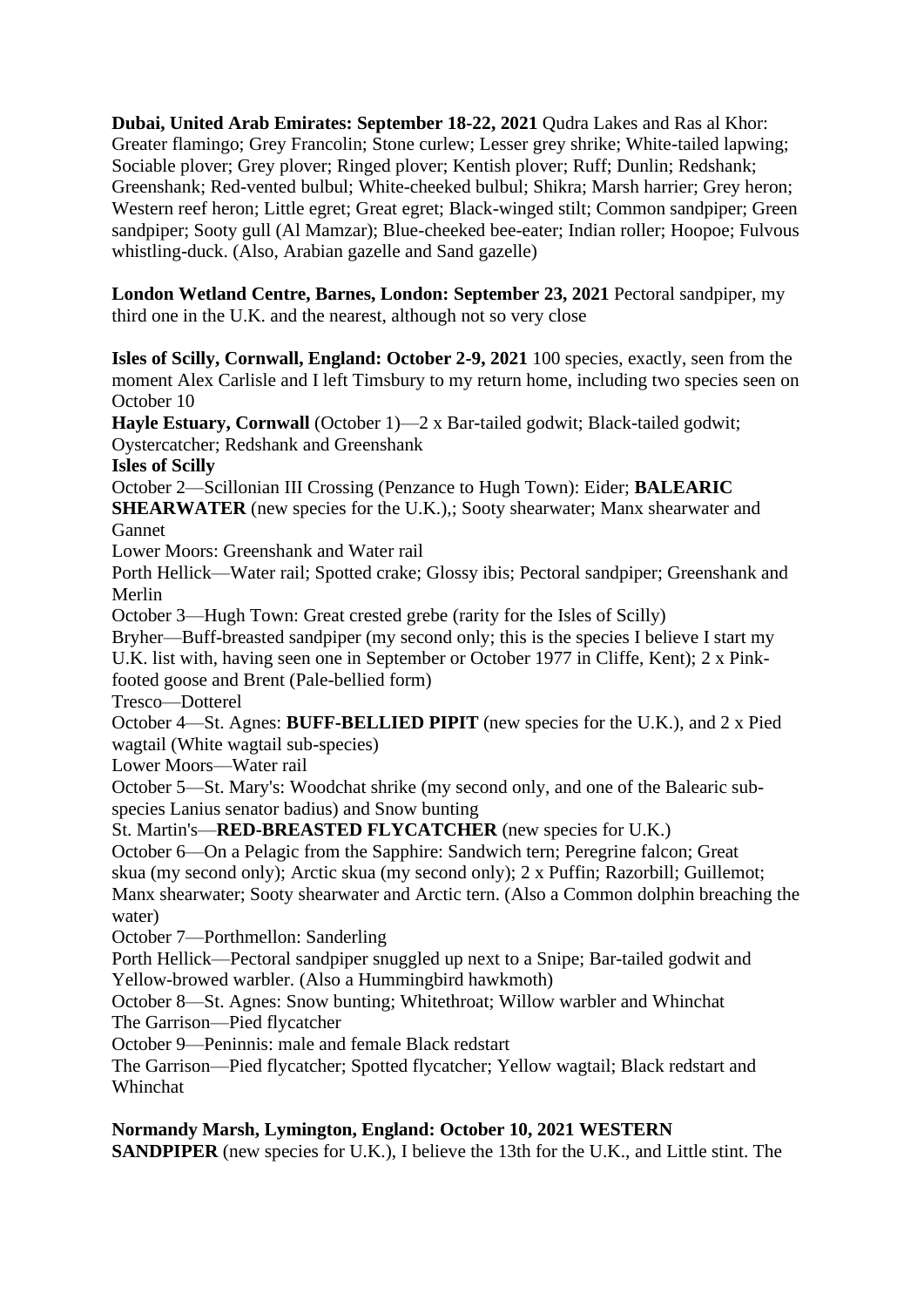**Dubai, United Arab Emirates: September 18-22, 2021** Qudra Lakes and Ras al Khor: Greater flamingo; Grey Francolin; Stone curlew; Lesser grey shrike; White-tailed lapwing; Sociable plover; Grey plover; Ringed plover; Kentish plover; Ruff; Dunlin; Redshank; Greenshank; Red-vented bulbul; White-cheeked bulbul; Shikra; Marsh harrier; Grey heron; Western reef heron; Little egret; Great egret; Black-winged stilt; Common sandpiper; Green sandpiper; Sooty gull (Al Mamzar); Blue-cheeked bee-eater; Indian roller; Hoopoe; Fulvous whistling-duck. (Also, Arabian gazelle and Sand gazelle)

**London Wetland Centre, Barnes, London: September 23, 2021** Pectoral sandpiper, my third one in the U.K. and the nearest, although not so very close

**Isles of Scilly, Cornwall, England: October 2-9, 2021** 100 species, exactly, seen from the moment Alex Carlisle and I left Timsbury to my return home, including two species seen on October 10

**Hayle Estuary, Cornwall** (October 1)—2 x Bar-tailed godwit; Black-tailed godwit; Oystercatcher; Redshank and Greenshank

**Isles of Scilly**

October 2—Scillonian III Crossing (Penzance to Hugh Town): Eider; **BALEARIC SHEARWATER** (new species for the U.K.),; Sooty shearwater; Manx shearwater and Gannet

Lower Moors: Greenshank and Water rail

Porth Hellick—Water rail; Spotted crake; Glossy ibis; Pectoral sandpiper; Greenshank and Merlin

October 3—Hugh Town: Great crested grebe (rarity for the Isles of Scilly)

Bryher—Buff-breasted sandpiper (my second only; this is the species I believe I start my U.K. list with, having seen one in September or October 1977 in Cliffe, Kent); 2 x Pink-footed goose and Brent (Pale-bellied form)

Tresco—Dotterel

October 4—St. Agnes: **BUFF-BELLIED PIPIT** (new species for the U.K.), and 2 x Pied wagtail (White wagtail sub-species)

Lower Moors—Water rail

October 5—St. Mary's: Woodchat shrike (my second only, and one of the Balearic sub-species Lanius senator badius) and Snow bunting

St. Martin's—**RED-BREASTED FLYCATCHER** (new species for U.K.)

October 6—On a Pelagic from the Sapphire: Sandwich tern; Peregrine falcon; Great skua (my second only); Arctic skua (my second only); 2 x Puffin; Razorbill; Guillemot; Manx shearwater; Sooty shearwater and Arctic tern. (Also a Common dolphin breaching the water)

October 7—Porthmellon: Sanderling

Porth Hellick—Pectoral sandpiper snuggled up next to a Snipe; Bar-tailed godwit and Yellow-browed warbler. (Also a Hummingbird hawkmoth)

October 8—St. Agnes: Snow bunting; Whitethroat; Willow warbler and Whinchat

The Garrison—Pied flycatcher

October 9—Peninnis: male and female Black redstart

The Garrison—Pied flycatcher; Spotted flycatcher; Yellow wagtail; Black redstart and Whinchat

**Normandy Marsh, Lymington, England: October 10, 2021 WESTERN SANDPIPER** (new species for U.K.), I believe the 13th for the U.K., and Little stint. The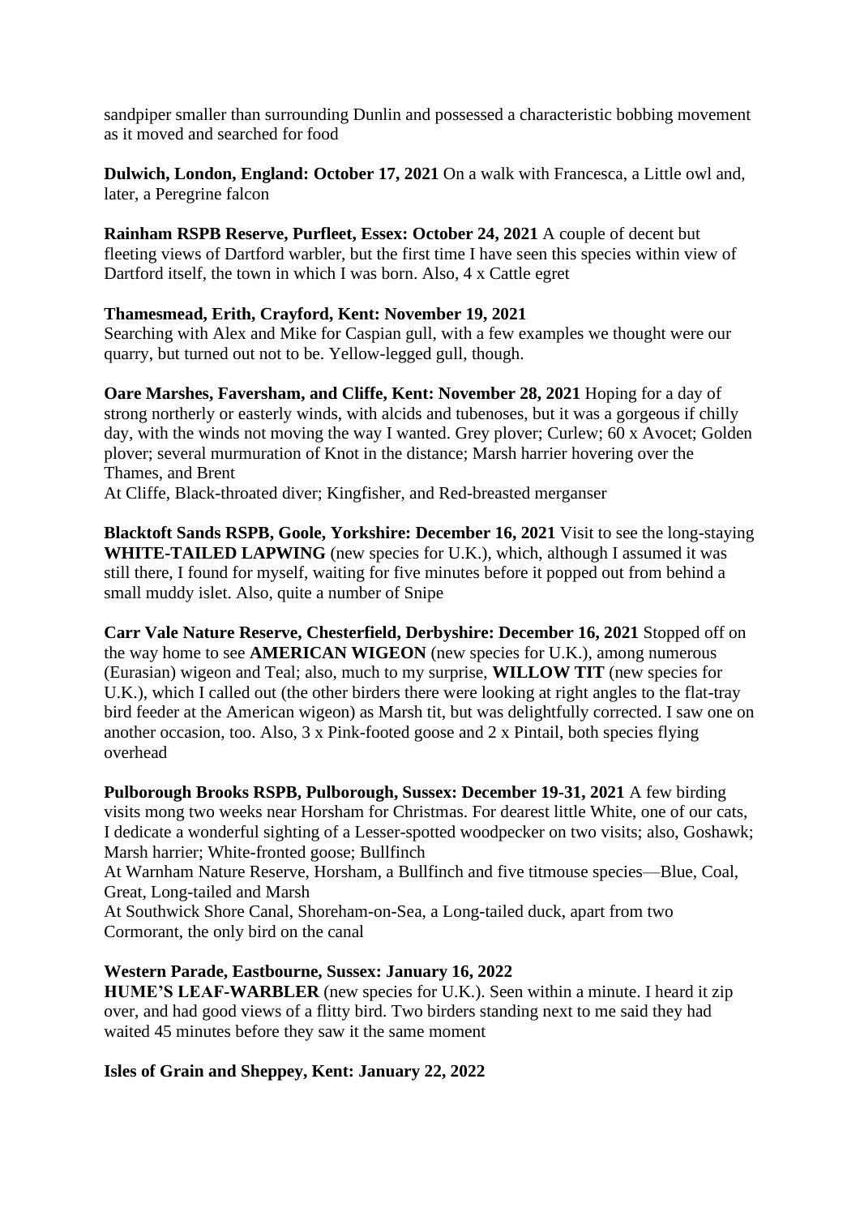sandpiper smaller than surrounding Dunlin and possessed a characteristic bobbing movement as it moved and searched for food

**Dulwich, London, England: October 17, 2021** On a walk with Francesca, a Little owl and, later, a Peregrine falcon

**Rainham RSPB Reserve, Purfleet, Essex: October 24, 2021** A couple of decent but fleeting views of Dartford warbler, but the first time I have seen this species within view of Dartford itself, the town in which I was born. Also, 4 x Cattle egret

**Thamesmead, Erith, Crayford, Kent: November 19, 2021**
Searching with Alex and Mike for Caspian gull, with a few examples we thought were our quarry, but turned out not to be. Yellow-legged gull, though.

**Oare Marshes, Faversham, and Cliffe, Kent: November 28, 2021** Hoping for a day of strong northerly or easterly winds, with alcids and tubenoses, but it was a gorgeous if chilly day, with the winds not moving the way I wanted. Grey plover; Curlew; 60 x Avocet; Golden plover; several murmuration of Knot in the distance; Marsh harrier hovering over the Thames, and Brent
At Cliffe, Black-throated diver; Kingfisher, and Red-breasted merganser

**Blacktoft Sands RSPB, Goole, Yorkshire: December 16, 2021** Visit to see the long-staying **WHITE-TAILED LAPWING** (new species for U.K.), which, although I assumed it was still there, I found for myself, waiting for five minutes before it popped out from behind a small muddy islet. Also, quite a number of Snipe

**Carr Vale Nature Reserve, Chesterfield, Derbyshire: December 16, 2021** Stopped off on the way home to see **AMERICAN WIGEON** (new species for U.K.), among numerous (Eurasian) wigeon and Teal; also, much to my surprise, **WILLOW TIT** (new species for U.K.), which I called out (the other birders there were looking at right angles to the flat-tray bird feeder at the American wigeon) as Marsh tit, but was delightfully corrected. I saw one on another occasion, too. Also, 3 x Pink-footed goose and 2 x Pintail, both species flying overhead

**Pulborough Brooks RSPB, Pulborough, Sussex: December 19-31, 2021** A few birding visits mong two weeks near Horsham for Christmas. For dearest little White, one of our cats, I dedicate a wonderful sighting of a Lesser-spotted woodpecker on two visits; also, Goshawk; Marsh harrier; White-fronted goose; Bullfinch
At Warnham Nature Reserve, Horsham, a Bullfinch and five titmouse species—Blue, Coal, Great, Long-tailed and Marsh
At Southwick Shore Canal, Shoreham-on-Sea, a Long-tailed duck, apart from two Cormorant, the only bird on the canal

**Western Parade, Eastbourne, Sussex: January 16, 2022**
**HUME'S LEAF-WARBLER** (new species for U.K.). Seen within a minute. I heard it zip over, and had good views of a flitty bird. Two birders standing next to me said they had waited 45 minutes before they saw it the same moment

**Isles of Grain and Sheppey, Kent: January 22, 2022**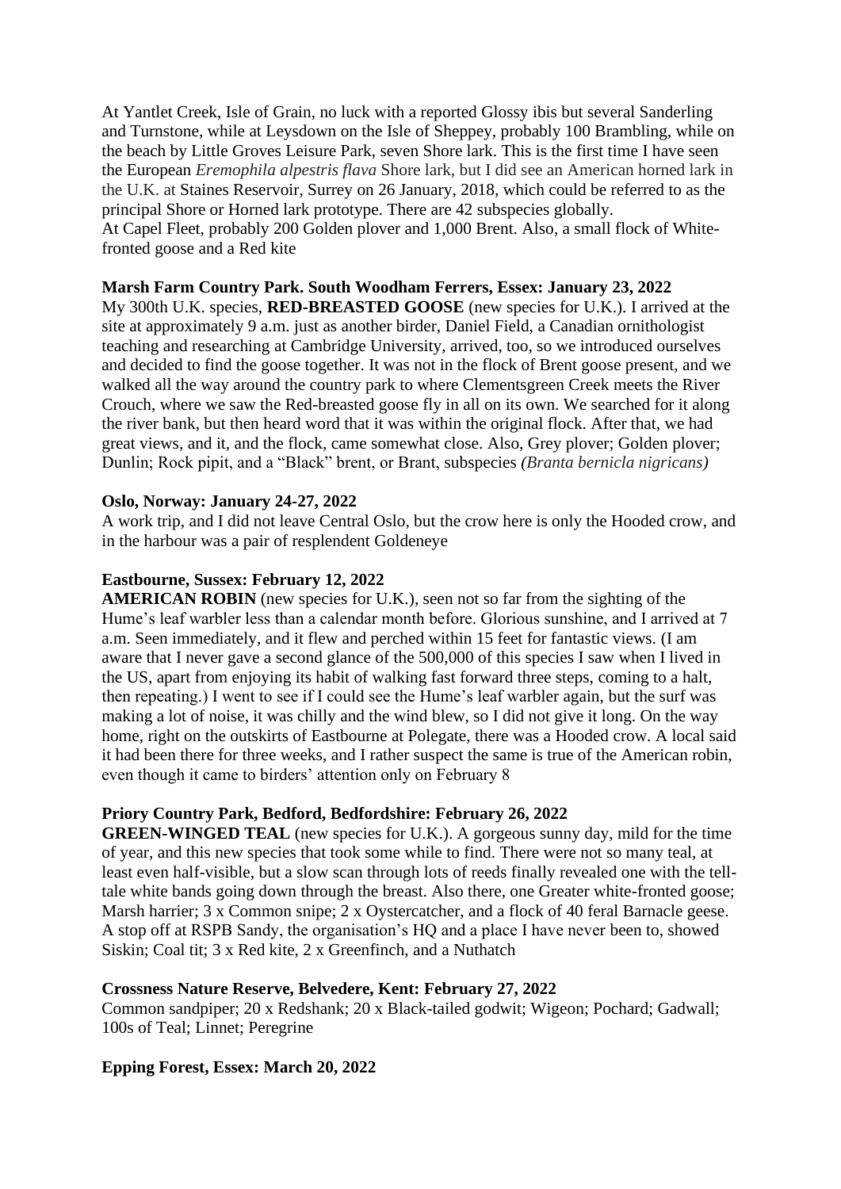At Yantlet Creek, Isle of Grain, no luck with a reported Glossy ibis but several Sanderling and Turnstone, while at Leysdown on the Isle of Sheppey, probably 100 Brambling, while on the beach by Little Groves Leisure Park, seven Shore lark. This is the first time I have seen the European *Eremophila alpestris flava* Shore lark, but I did see an American horned lark in the U.K. at Staines Reservoir, Surrey on 26 January, 2018, which could be referred to as the principal Shore or Horned lark prototype. There are 42 subspecies globally.
At Capel Fleet, probably 200 Golden plover and 1,000 Brent. Also, a small flock of White-fronted goose and a Red kite

**Marsh Farm Country Park. South Woodham Ferrers, Essex: January 23, 2022**
My 300th U.K. species, **RED-BREASTED GOOSE** (new species for U.K.). I arrived at the site at approximately 9 a.m. just as another birder, Daniel Field, a Canadian ornithologist teaching and researching at Cambridge University, arrived, too, so we introduced ourselves and decided to find the goose together. It was not in the flock of Brent goose present, and we walked all the way around the country park to where Clementsgreen Creek meets the River Crouch, where we saw the Red-breasted goose fly in all on its own. We searched for it along the river bank, but then heard word that it was within the original flock. After that, we had great views, and it, and the flock, came somewhat close. Also, Grey plover; Golden plover; Dunlin; Rock pipit, and a "Black" brent, or Brant, subspecies *(Branta bernicla nigricans)*

**Oslo, Norway: January 24-27, 2022**
A work trip, and I did not leave Central Oslo, but the crow here is only the Hooded crow, and in the harbour was a pair of resplendent Goldeneye

**Eastbourne, Sussex: February 12, 2022**
**AMERICAN ROBIN** (new species for U.K.), seen not so far from the sighting of the Hume's leaf warbler less than a calendar month before. Glorious sunshine, and I arrived at 7 a.m. Seen immediately, and it flew and perched within 15 feet for fantastic views. (I am aware that I never gave a second glance of the 500,000 of this species I saw when I lived in the US, apart from enjoying its habit of walking fast forward three steps, coming to a halt, then repeating.) I went to see if I could see the Hume's leaf warbler again, but the surf was making a lot of noise, it was chilly and the wind blew, so I did not give it long. On the way home, right on the outskirts of Eastbourne at Polegate, there was a Hooded crow. A local said it had been there for three weeks, and I rather suspect the same is true of the American robin, even though it came to birders' attention only on February 8

**Priory Country Park, Bedford, Bedfordshire: February 26, 2022**
**GREEN-WINGED TEAL** (new species for U.K.). A gorgeous sunny day, mild for the time of year, and this new species that took some while to find. There were not so many teal, at least even half-visible, but a slow scan through lots of reeds finally revealed one with the tell-tale white bands going down through the breast. Also there, one Greater white-fronted goose; Marsh harrier; 3 x Common snipe; 2 x Oystercatcher, and a flock of 40 feral Barnacle geese. A stop off at RSPB Sandy, the organisation's HQ and a place I have never been to, showed Siskin; Coal tit; 3 x Red kite, 2 x Greenfinch, and a Nuthatch

**Crossness Nature Reserve, Belvedere, Kent: February 27, 2022**
Common sandpiper; 20 x Redshank; 20 x Black-tailed godwit; Wigeon; Pochard; Gadwall; 100s of Teal; Linnet; Peregrine

**Epping Forest, Essex: March 20, 2022**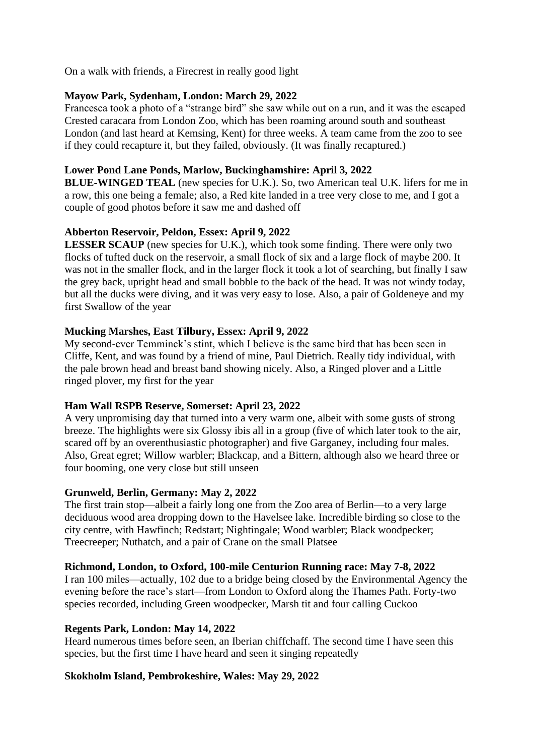On a walk with friends, a Firecrest in really good light

**Mayow Park, Sydenham, London: March 29, 2022**
Francesca took a photo of a "strange bird" she saw while out on a run, and it was the escaped Crested caracara from London Zoo, which has been roaming around south and southeast London (and last heard at Kemsing, Kent) for three weeks. A team came from the zoo to see if they could recapture it, but they failed, obviously. (It was finally recaptured.)

**Lower Pond Lane Ponds, Marlow, Buckinghamshire: April 3, 2022**
**BLUE-WINGED TEAL** (new species for U.K.). So, two American teal U.K. lifers for me in a row, this one being a female; also, a Red kite landed in a tree very close to me, and I got a couple of good photos before it saw me and dashed off

**Abberton Reservoir, Peldon, Essex: April 9, 2022**
**LESSER SCAUP** (new species for U.K.), which took some finding. There were only two flocks of tufted duck on the reservoir, a small flock of six and a large flock of maybe 200. It was not in the smaller flock, and in the larger flock it took a lot of searching, but finally I saw the grey back, upright head and small bobble to the back of the head. It was not windy today, but all the ducks were diving, and it was very easy to lose. Also, a pair of Goldeneye and my first Swallow of the year

**Mucking Marshes, East Tilbury, Essex: April 9, 2022**
My second-ever Temminck's stint, which I believe is the same bird that has been seen in Cliffe, Kent, and was found by a friend of mine, Paul Dietrich. Really tidy individual, with the pale brown head and breast band showing nicely. Also, a Ringed plover and a Little ringed plover, my first for the year

**Ham Wall RSPB Reserve, Somerset: April 23, 2022**
A very unpromising day that turned into a very warm one, albeit with some gusts of strong breeze. The highlights were six Glossy ibis all in a group (five of which later took to the air, scared off by an overenthusiastic photographer) and five Garganey, including four males. Also, Great egret; Willow warbler; Blackcap, and a Bittern, although also we heard three or four booming, one very close but still unseen

**Grunweld, Berlin, Germany: May 2, 2022**
The first train stop—albeit a fairly long one from the Zoo area of Berlin—to a very large deciduous wood area dropping down to the Havelsee lake. Incredible birding so close to the city centre, with Hawfinch; Redstart; Nightingale; Wood warbler; Black woodpecker; Treecreeper; Nuthatch, and a pair of Crane on the small Platsee

**Richmond, London, to Oxford, 100-mile Centurion Running race: May 7-8, 2022**
I ran 100 miles—actually, 102 due to a bridge being closed by the Environmental Agency the evening before the race's start—from London to Oxford along the Thames Path. Forty-two species recorded, including Green woodpecker, Marsh tit and four calling Cuckoo

**Regents Park, London: May 14, 2022**
Heard numerous times before seen, an Iberian chiffchaff. The second time I have seen this species, but the first time I have heard and seen it singing repeatedly

**Skokholm Island, Pembrokeshire, Wales: May 29, 2022**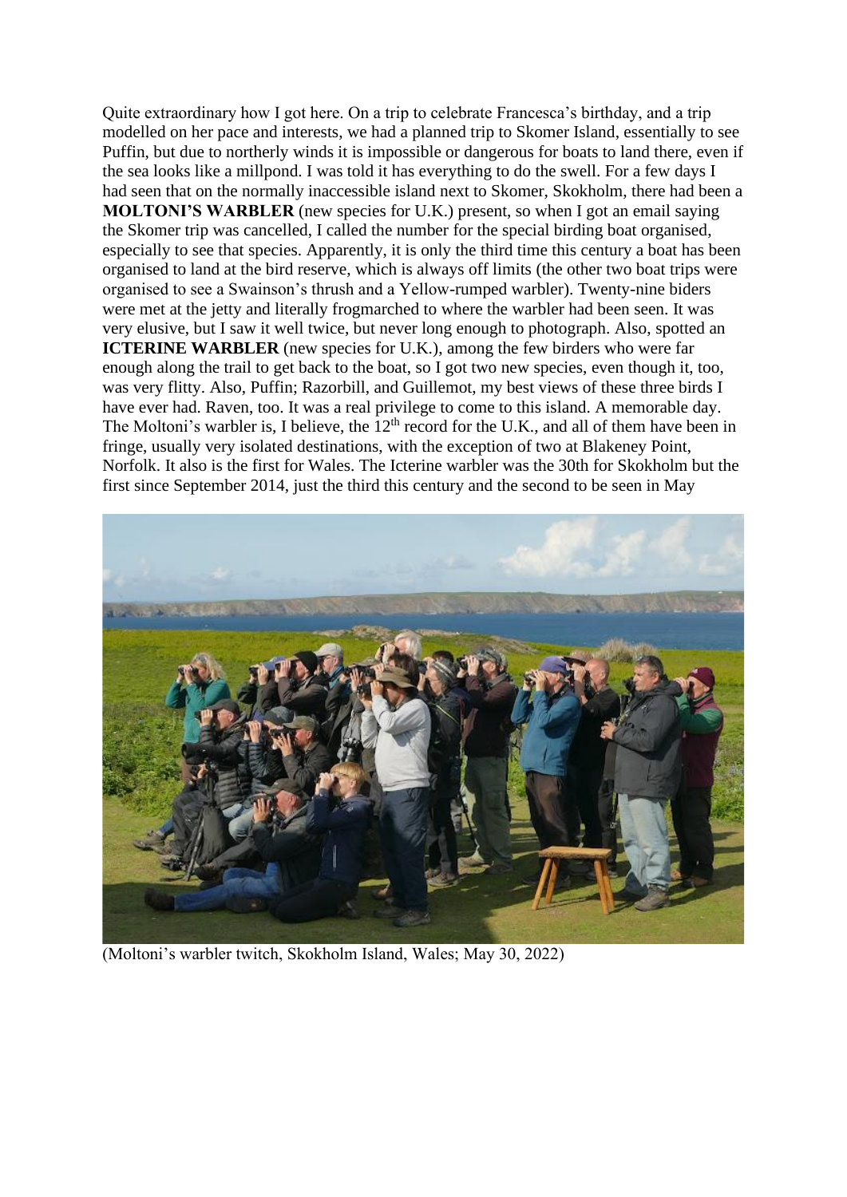Quite extraordinary how I got here. On a trip to celebrate Francesca's birthday, and a trip modelled on her pace and interests, we had a planned trip to Skomer Island, essentially to see Puffin, but due to northerly winds it is impossible or dangerous for boats to land there, even if the sea looks like a millpond. I was told it has everything to do the swell. For a few days I had seen that on the normally inaccessible island next to Skomer, Skokholm, there had been a **MOLTONI'S WARBLER** (new species for U.K.) present, so when I got an email saying the Skomer trip was cancelled, I called the number for the special birding boat organised, especially to see that species. Apparently, it is only the third time this century a boat has been organised to land at the bird reserve, which is always off limits (the other two boat trips were organised to see a Swainson's thrush and a Yellow-rumped warbler). Twenty-nine biders were met at the jetty and literally frogmarched to where the warbler had been seen. It was very elusive, but I saw it well twice, but never long enough to photograph. Also, spotted an **ICTERINE WARBLER** (new species for U.K.), among the few birders who were far enough along the trail to get back to the boat, so I got two new species, even though it, too, was very flitty. Also, Puffin; Razorbill, and Guillemot, my best views of these three birds I have ever had. Raven, too. It was a real privilege to come to this island. A memorable day. The Moltoni's warbler is, I believe, the 12th record for the U.K., and all of them have been in fringe, usually very isolated destinations, with the exception of two at Blakeney Point, Norfolk. It also is the first for Wales. The Icterine warbler was the 30th for Skokholm but the first since September 2014, just the third this century and the second to be seen in May

(Moltoni's warbler twitch, Skokholm Island, Wales; May 30, 2022)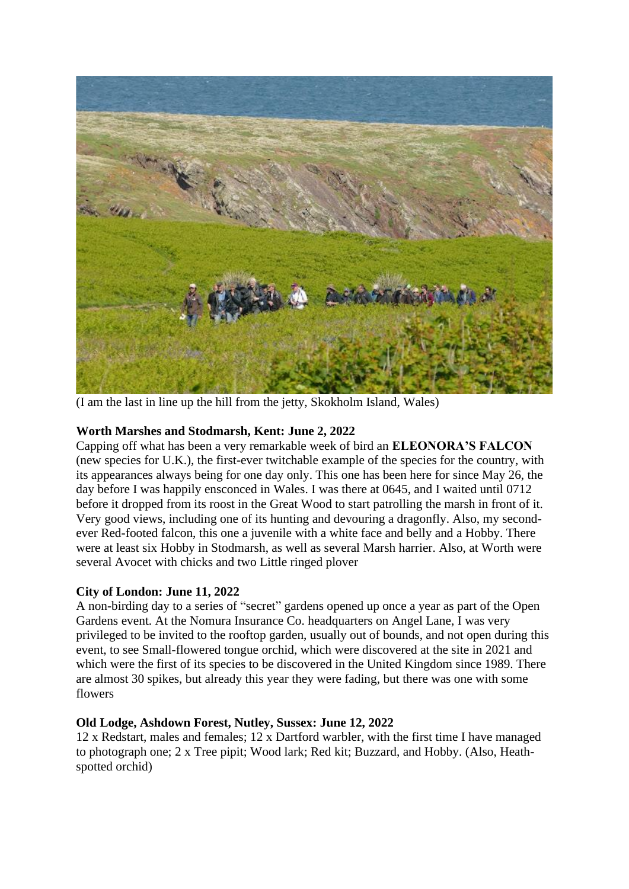(I am the last in line up the hill from the jetty, Skokholm Island, Wales)

**Worth Marshes and Stodmarsh, Kent: June 2, 2022**

Capping off what has been a very remarkable week of bird an **ELEONORA'S FALCON** (new species for U.K.), the first-ever twitchable example of the species for the country, with its appearances always being for one day only. This one has been here for since May 26, the day before I was happily ensconced in Wales. I was there at 0645, and I waited until 0712 before it dropped from its roost in the Great Wood to start patrolling the marsh in front of it. Very good views, including one of its hunting and devouring a dragonfly. Also, my second-ever Red-footed falcon, this one a juvenile with a white face and belly and a Hobby. There were at least six Hobby in Stodmarsh, as well as several Marsh harrier. Also, at Worth were several Avocet with chicks and two Little ringed plover

**City of London: June 11, 2022**

A non-birding day to a series of "secret" gardens opened up once a year as part of the Open Gardens event. At the Nomura Insurance Co. headquarters on Angel Lane, I was very privileged to be invited to the rooftop garden, usually out of bounds, and not open during this event, to see Small-flowered tongue orchid, which were discovered at the site in 2021 and which were the first of its species to be discovered in the United Kingdom since 1989. There are almost 30 spikes, but already this year they were fading, but there was one with some flowers

**Old Lodge, Ashdown Forest, Nutley, Sussex: June 12, 2022**

12 x Redstart, males and females; 12 x Dartford warbler, with the first time I have managed to photograph one; 2 x Tree pipit; Wood lark; Red kit; Buzzard, and Hobby. (Also, Heath-spotted orchid)